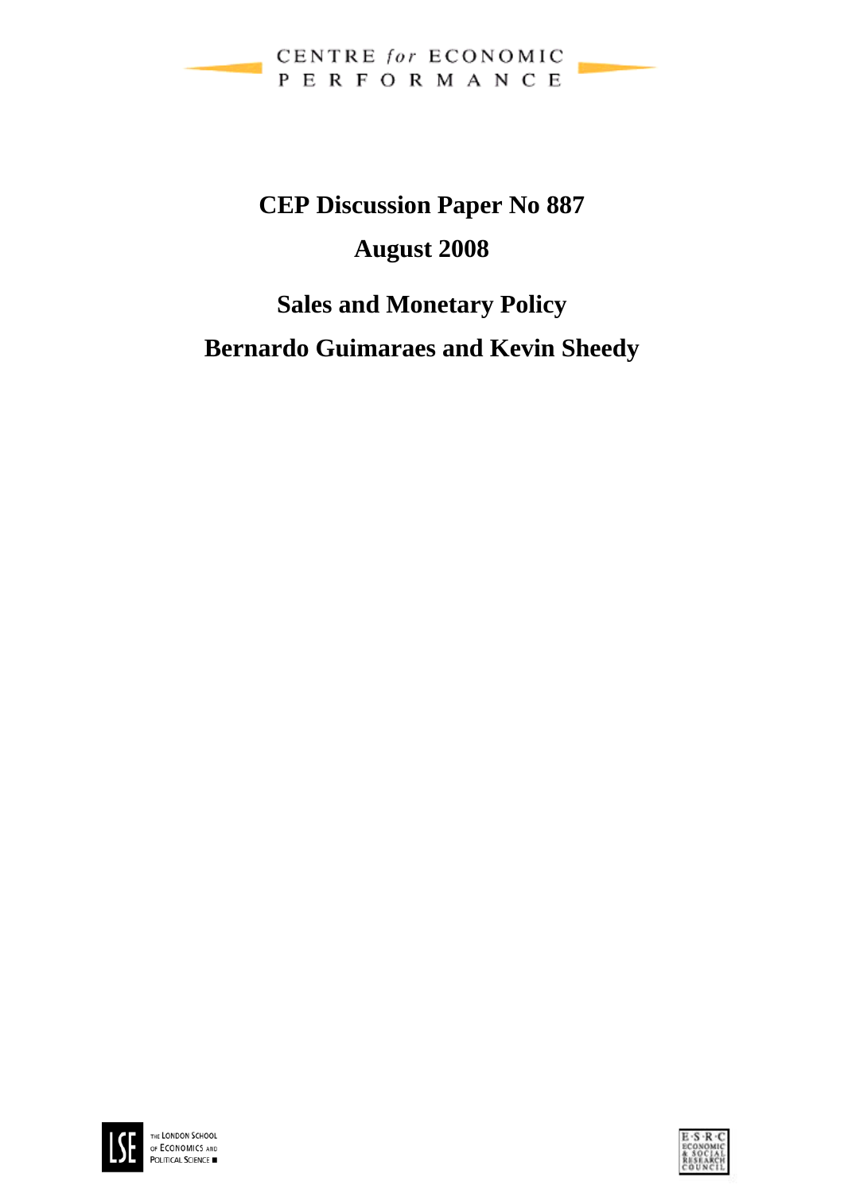CENTRE *for* ECONOMIC PERFORMANCE

**CEP Discussion Paper No 887**

**August 2008**

# Sales and Monetary Policy

**Bernardo Guimaraes and Kevin Sheedy**

THE LONDON SCHOOL OF ECONOMICS AND POLITICAL SCIENCE

E·S·R·C ECONOMIC & SOCIAL RESEARCH COUNCIL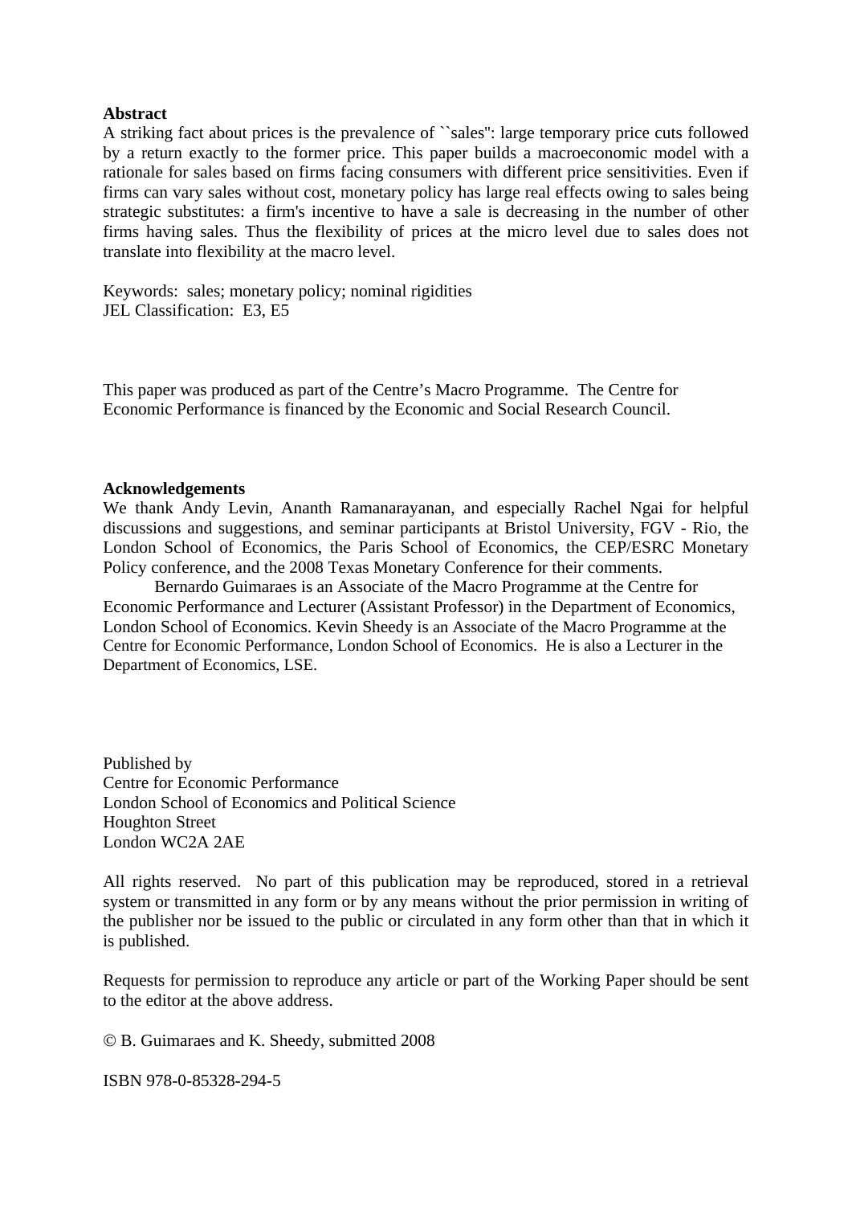**Abstract**

A striking fact about prices is the prevalence of ``sales'': large temporary price cuts followed by a return exactly to the former price. This paper builds a macroeconomic model with a rationale for sales based on firms facing consumers with different price sensitivities. Even if firms can vary sales without cost, monetary policy has large real effects owing to sales being strategic substitutes: a firm's incentive to have a sale is decreasing in the number of other firms having sales. Thus the flexibility of prices at the micro level due to sales does not translate into flexibility at the macro level.

Keywords: sales; monetary policy; nominal rigidities
JEL Classification: E3, E5

This paper was produced as part of the Centre's Macro Programme. The Centre for Economic Performance is financed by the Economic and Social Research Council.

**Acknowledgements**

We thank Andy Levin, Ananth Ramanarayanan, and especially Rachel Ngai for helpful discussions and suggestions, and seminar participants at Bristol University, FGV - Rio, the London School of Economics, the Paris School of Economics, the CEP/ESRC Monetary Policy conference, and the 2008 Texas Monetary Conference for their comments.

Bernardo Guimaraes is an Associate of the Macro Programme at the Centre for Economic Performance and Lecturer (Assistant Professor) in the Department of Economics, London School of Economics. Kevin Sheedy is an Associate of the Macro Programme at the Centre for Economic Performance, London School of Economics. He is also a Lecturer in the Department of Economics, LSE.

Published by
Centre for Economic Performance
London School of Economics and Political Science
Houghton Street
London WC2A 2AE

All rights reserved. No part of this publication may be reproduced, stored in a retrieval system or transmitted in any form or by any means without the prior permission in writing of the publisher nor be issued to the public or circulated in any form other than that in which it is published.

Requests for permission to reproduce any article or part of the Working Paper should be sent to the editor at the above address.

© B. Guimaraes and K. Sheedy, submitted 2008

ISBN 978-0-85328-294-5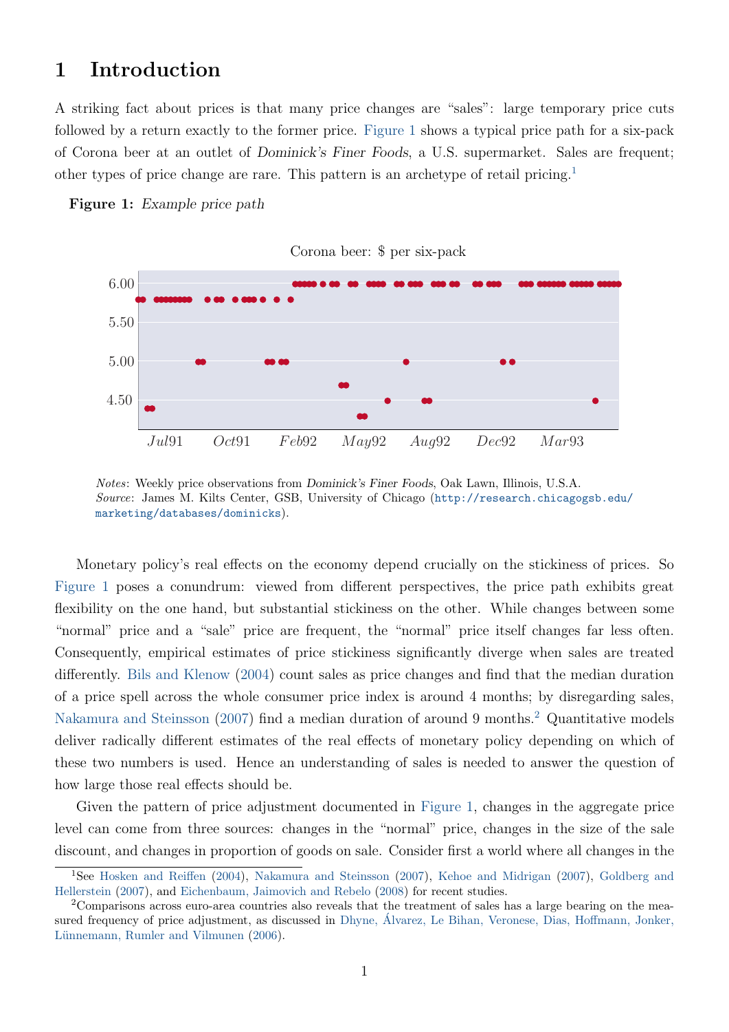# 1 Introduction

A striking fact about prices is that many price changes are "sales": large temporary price cuts followed by a return exactly to the former price. Figure 1 shows a typical price path for a six-pack of Corona beer at an outlet of *Dominick's Finer Foods*, a U.S. supermarket. Sales are frequent; other types of price change are rare. This pattern is an archetype of retail pricing.[1]

**Figure 1:** *Example price path*

*Notes*: Weekly price observations from *Dominick's Finer Foods*, Oak Lawn, Illinois, U.S.A.
*Source*: James M. Kilts Center, GSB, University of Chicago (http://research.chicagogsb.edu/marketing/databases/dominicks).

Monetary policy's real effects on the economy depend crucially on the stickiness of prices. So Figure 1 poses a conundrum: viewed from different perspectives, the price path exhibits great flexibility on the one hand, but substantial stickiness on the other. While changes between some "normal" price and a "sale" price are frequent, the "normal" price itself changes far less often. Consequently, empirical estimates of price stickiness significantly diverge when sales are treated differently. Bils and Klenow (2004) count sales as price changes and find that the median duration of a price spell across the whole consumer price index is around 4 months; by disregarding sales, Nakamura and Steinsson (2007) find a median duration of around 9 months.[2] Quantitative models deliver radically different estimates of the real effects of monetary policy depending on which of these two numbers is used. Hence an understanding of sales is needed to answer the question of how large those real effects should be.

Given the pattern of price adjustment documented in Figure 1, changes in the aggregate price level can come from three sources: changes in the "normal" price, changes in the size of the sale discount, and changes in proportion of goods on sale. Consider first a world where all changes in the

[1] See Hosken and Reiffen (2004), Nakamura and Steinsson (2007), Kehoe and Midrigan (2007), Goldberg and Hellerstein (2007), and Eichenbaum, Jaimovich and Rebelo (2008) for recent studies.

[2] Comparisons across euro-area countries also reveals that the treatment of sales has a large bearing on the measured frequency of price adjustment, as discussed in Dhyne, Álvarez, Le Bihan, Veronese, Dias, Hoffmann, Jonker, Lünnemann, Rumler and Vilmunen (2006).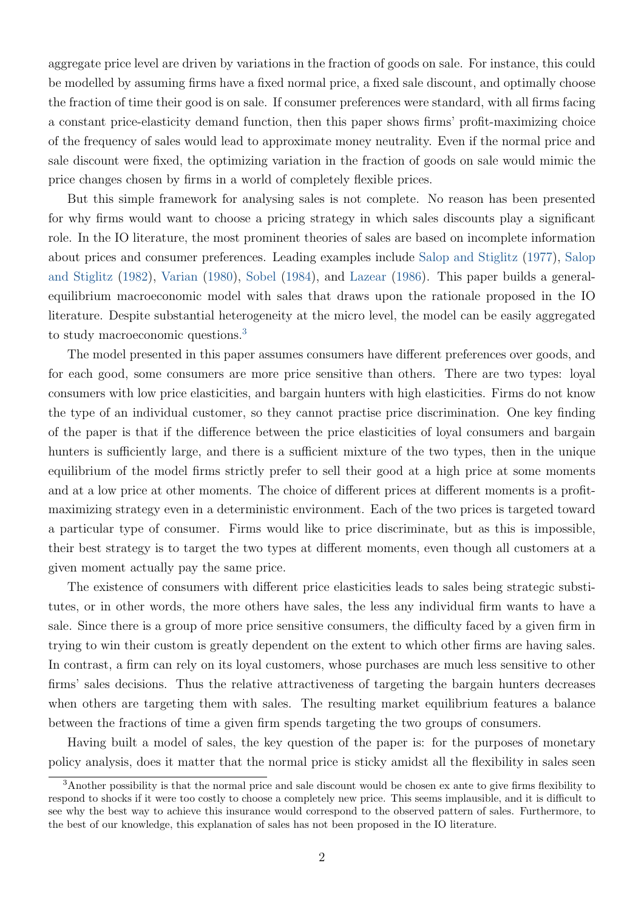aggregate price level are driven by variations in the fraction of goods on sale. For instance, this could be modelled by assuming firms have a fixed normal price, a fixed sale discount, and optimally choose the fraction of time their good is on sale. If consumer preferences were standard, with all firms facing a constant price-elasticity demand function, then this paper shows firms' profit-maximizing choice of the frequency of sales would lead to approximate money neutrality. Even if the normal price and sale discount were fixed, the optimizing variation in the fraction of goods on sale would mimic the price changes chosen by firms in a world of completely flexible prices.

But this simple framework for analysing sales is not complete. No reason has been presented for why firms would want to choose a pricing strategy in which sales discounts play a significant role. In the IO literature, the most prominent theories of sales are based on incomplete information about prices and consumer preferences. Leading examples include Salop and Stiglitz (1977), Salop and Stiglitz (1982), Varian (1980), Sobel (1984), and Lazear (1986). This paper builds a general-equilibrium macroeconomic model with sales that draws upon the rationale proposed in the IO literature. Despite substantial heterogeneity at the micro level, the model can be easily aggregated to study macroeconomic questions.[3]

The model presented in this paper assumes consumers have different preferences over goods, and for each good, some consumers are more price sensitive than others. There are two types: loyal consumers with low price elasticities, and bargain hunters with high elasticities. Firms do not know the type of an individual customer, so they cannot practise price discrimination. One key finding of the paper is that if the difference between the price elasticities of loyal consumers and bargain hunters is sufficiently large, and there is a sufficient mixture of the two types, then in the unique equilibrium of the model firms strictly prefer to sell their good at a high price at some moments and at a low price at other moments. The choice of different prices at different moments is a profit-maximizing strategy even in a deterministic environment. Each of the two prices is targeted toward a particular type of consumer. Firms would like to price discriminate, but as this is impossible, their best strategy is to target the two types at different moments, even though all customers at a given moment actually pay the same price.

The existence of consumers with different price elasticities leads to sales being strategic substitutes, or in other words, the more others have sales, the less any individual firm wants to have a sale. Since there is a group of more price sensitive consumers, the difficulty faced by a given firm in trying to win their custom is greatly dependent on the extent to which other firms are having sales. In contrast, a firm can rely on its loyal customers, whose purchases are much less sensitive to other firms' sales decisions. Thus the relative attractiveness of targeting the bargain hunters decreases when others are targeting them with sales. The resulting market equilibrium features a balance between the fractions of time a given firm spends targeting the two groups of consumers.

Having built a model of sales, the key question of the paper is: for the purposes of monetary policy analysis, does it matter that the normal price is sticky amidst all the flexibility in sales seen

[3]Another possibility is that the normal price and sale discount would be chosen ex ante to give firms flexibility to respond to shocks if it were too costly to choose a completely new price. This seems implausible, and it is difficult to see why the best way to achieve this insurance would correspond to the observed pattern of sales. Furthermore, to the best of our knowledge, this explanation of sales has not been proposed in the IO literature.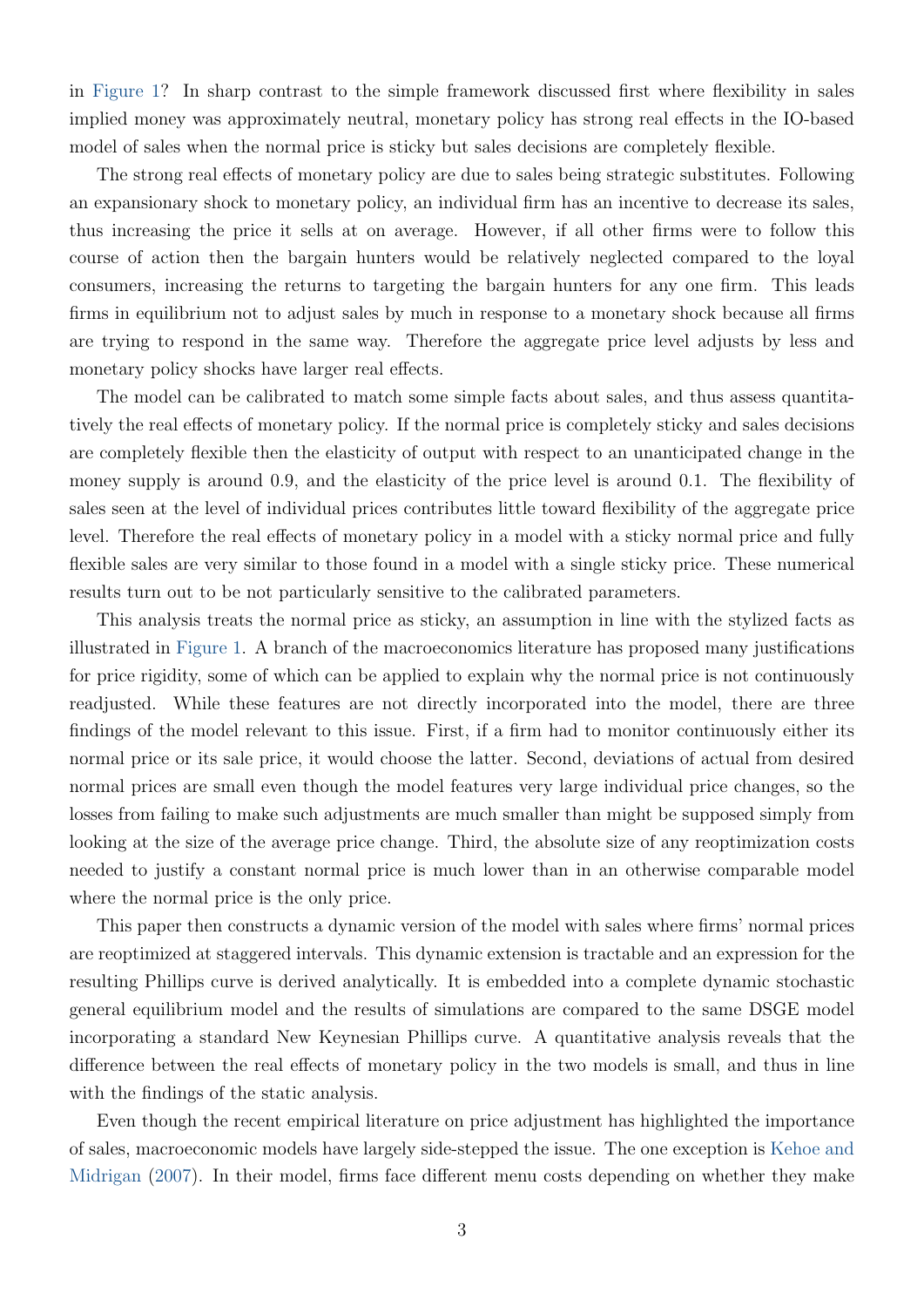in Figure 1? In sharp contrast to the simple framework discussed first where flexibility in sales implied money was approximately neutral, monetary policy has strong real effects in the IO-based model of sales when the normal price is sticky but sales decisions are completely flexible.

The strong real effects of monetary policy are due to sales being strategic substitutes. Following an expansionary shock to monetary policy, an individual firm has an incentive to decrease its sales, thus increasing the price it sells at on average. However, if all other firms were to follow this course of action then the bargain hunters would be relatively neglected compared to the loyal consumers, increasing the returns to targeting the bargain hunters for any one firm. This leads firms in equilibrium not to adjust sales by much in response to a monetary shock because all firms are trying to respond in the same way. Therefore the aggregate price level adjusts by less and monetary policy shocks have larger real effects.

The model can be calibrated to match some simple facts about sales, and thus assess quantitatively the real effects of monetary policy. If the normal price is completely sticky and sales decisions are completely flexible then the elasticity of output with respect to an unanticipated change in the money supply is around 0.9, and the elasticity of the price level is around 0.1. The flexibility of sales seen at the level of individual prices contributes little toward flexibility of the aggregate price level. Therefore the real effects of monetary policy in a model with a sticky normal price and fully flexible sales are very similar to those found in a model with a single sticky price. These numerical results turn out to be not particularly sensitive to the calibrated parameters.

This analysis treats the normal price as sticky, an assumption in line with the stylized facts as illustrated in Figure 1. A branch of the macroeconomics literature has proposed many justifications for price rigidity, some of which can be applied to explain why the normal price is not continuously readjusted. While these features are not directly incorporated into the model, there are three findings of the model relevant to this issue. First, if a firm had to monitor continuously either its normal price or its sale price, it would choose the latter. Second, deviations of actual from desired normal prices are small even though the model features very large individual price changes, so the losses from failing to make such adjustments are much smaller than might be supposed simply from looking at the size of the average price change. Third, the absolute size of any reoptimization costs needed to justify a constant normal price is much lower than in an otherwise comparable model where the normal price is the only price.

This paper then constructs a dynamic version of the model with sales where firms' normal prices are reoptimized at staggered intervals. This dynamic extension is tractable and an expression for the resulting Phillips curve is derived analytically. It is embedded into a complete dynamic stochastic general equilibrium model and the results of simulations are compared to the same DSGE model incorporating a standard New Keynesian Phillips curve. A quantitative analysis reveals that the difference between the real effects of monetary policy in the two models is small, and thus in line with the findings of the static analysis.

Even though the recent empirical literature on price adjustment has highlighted the importance of sales, macroeconomic models have largely side-stepped the issue. The one exception is Kehoe and Midrigan (2007). In their model, firms face different menu costs depending on whether they make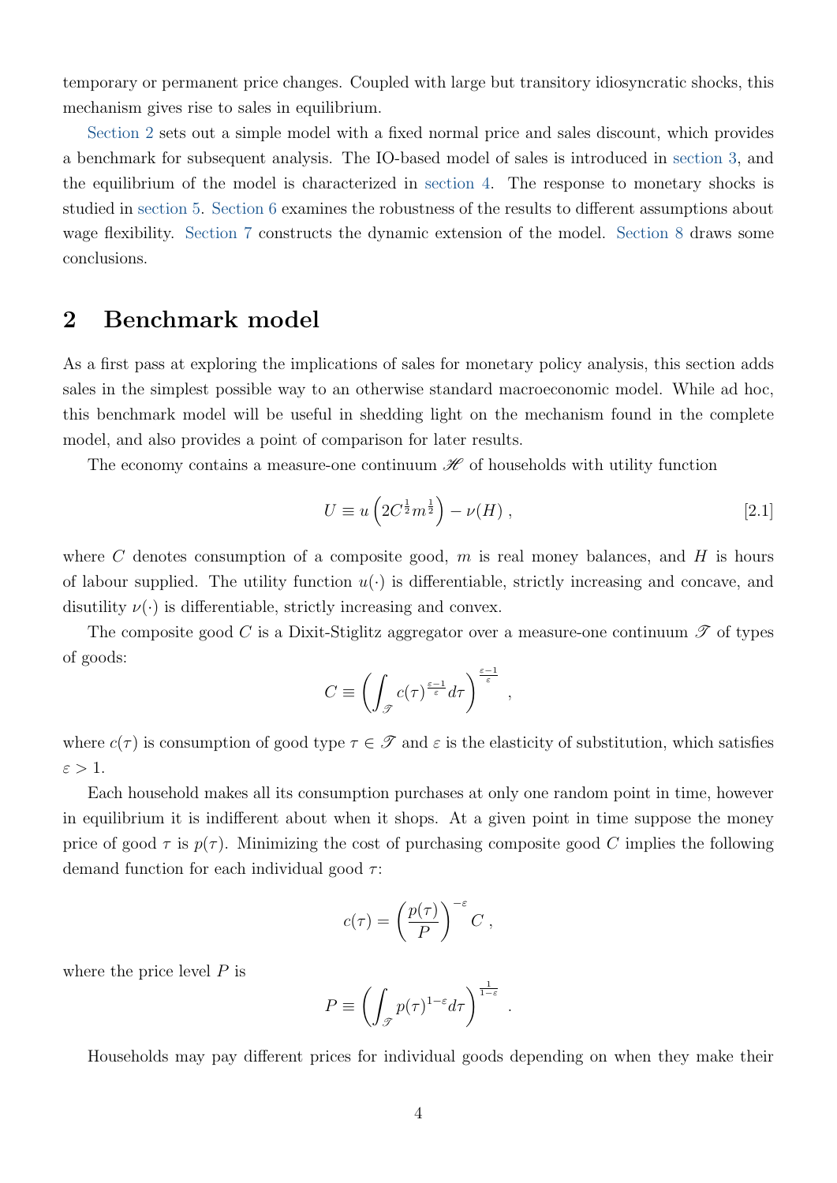temporary or permanent price changes. Coupled with large but transitory idiosyncratic shocks, this mechanism gives rise to sales in equilibrium.

Section 2 sets out a simple model with a fixed normal price and sales discount, which provides a benchmark for subsequent analysis. The IO-based model of sales is introduced in section 3, and the equilibrium of the model is characterized in section 4. The response to monetary shocks is studied in section 5. Section 6 examines the robustness of the results to different assumptions about wage flexibility. Section 7 constructs the dynamic extension of the model. Section 8 draws some conclusions.

## 2 Benchmark model

As a first pass at exploring the implications of sales for monetary policy analysis, this section adds sales in the simplest possible way to an otherwise standard macroeconomic model. While ad hoc, this benchmark model will be useful in shedding light on the mechanism found in the complete model, and also provides a point of comparison for later results.

The economy contains a measure-one continuum $\mathscr{H}$ of households with utility function

$$U \equiv u\left(2C^{\frac{1}{2}}m^{\frac{1}{2}}\right) - \nu(H) \, , \tag{2.1}$$

where $C$ denotes consumption of a composite good, $m$ is real money balances, and $H$ is hours of labour supplied. The utility function $u(\cdot)$ is differentiable, strictly increasing and concave, and disutility $\nu(\cdot)$ is differentiable, strictly increasing and convex.

The composite good $C$ is a Dixit-Stiglitz aggregator over a measure-one continuum $\mathscr{T}$ of types of goods:

$$C \equiv \left(\int_{\mathscr{T}} c(\tau)^{\frac{\varepsilon-1}{\varepsilon}} d\tau\right)^{\frac{\varepsilon-1}{\varepsilon}} \, ,$$

where $c(\tau)$ is consumption of good type $\tau \in \mathscr{T}$ and $\varepsilon$ is the elasticity of substitution, which satisfies $\varepsilon > 1$.

Each household makes all its consumption purchases at only one random point in time, however in equilibrium it is indifferent about when it shops. At a given point in time suppose the money price of good $\tau$ is $p(\tau)$. Minimizing the cost of purchasing composite good $C$ implies the following demand function for each individual good $\tau$:

$$c(\tau) = \left(\frac{p(\tau)}{P}\right)^{-\varepsilon} C \, ,$$

where the price level $P$ is

$$P \equiv \left(\int_{\mathscr{T}} p(\tau)^{1-\varepsilon} d\tau\right)^{\frac{1}{1-\varepsilon}} \, .$$

Households may pay different prices for individual goods depending on when they make their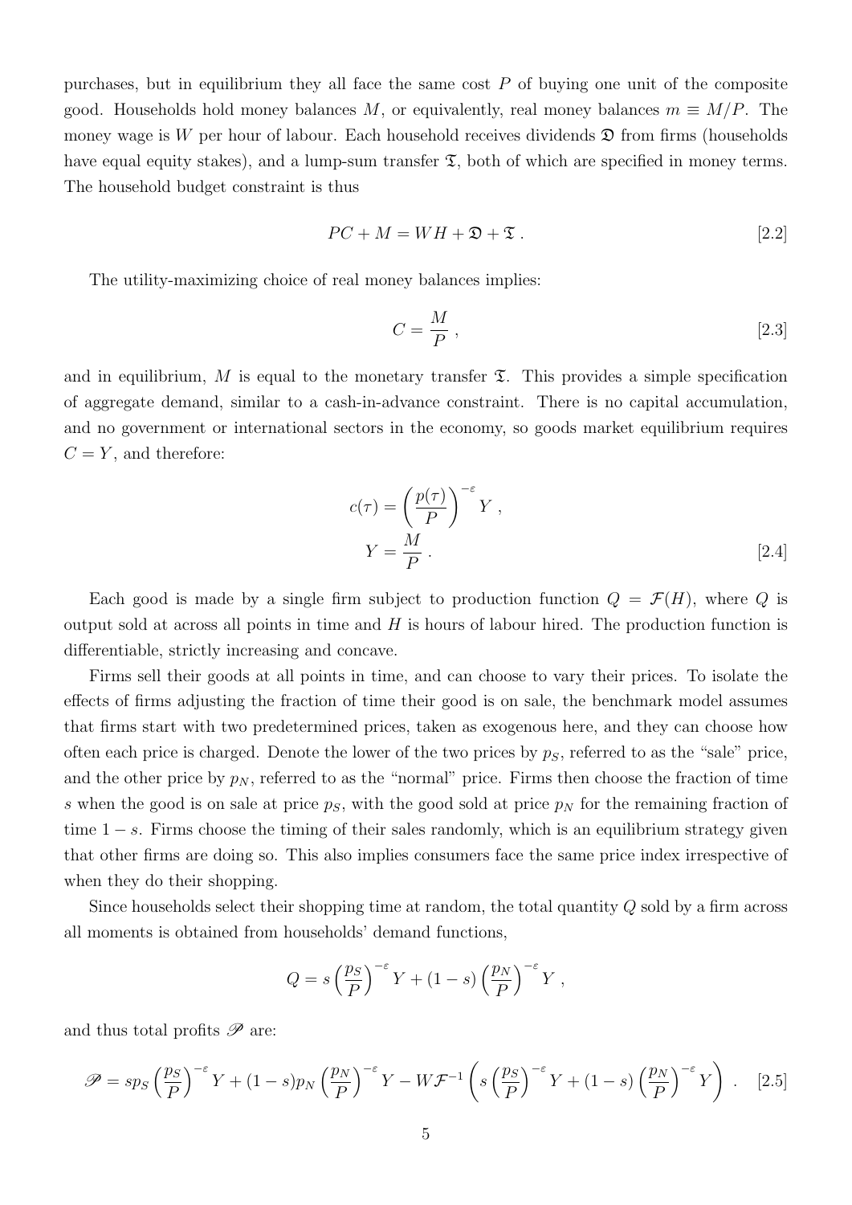purchases, but in equilibrium they all face the same cost $P$ of buying one unit of the composite good. Households hold money balances $M$, or equivalently, real money balances $m \equiv M/P$. The money wage is $W$ per hour of labour. Each household receives dividends $\mathfrak{D}$ from firms (households have equal equity stakes), and a lump-sum transfer $\mathfrak{T}$, both of which are specified in money terms. The household budget constraint is thus

$$PC + M = WH + \mathfrak{D} + \mathfrak{T} . \tag{2.2}$$

The utility-maximizing choice of real money balances implies:

$$C = \frac{M}{P} , \tag{2.3}$$

and in equilibrium, $M$ is equal to the monetary transfer $\mathfrak{T}$. This provides a simple specification of aggregate demand, similar to a cash-in-advance constraint. There is no capital accumulation, and no government or international sectors in the economy, so goods market equilibrium requires $C = Y$, and therefore:

$$c(\tau) = \left(\frac{p(\tau)}{P}\right)^{-\varepsilon} Y ,$$
$$Y = \frac{M}{P} . \tag{2.4}$$

Each good is made by a single firm subject to production function $Q = \mathcal{F}(H)$, where $Q$ is output sold at across all points in time and $H$ is hours of labour hired. The production function is differentiable, strictly increasing and concave.

Firms sell their goods at all points in time, and can choose to vary their prices. To isolate the effects of firms adjusting the fraction of time their good is on sale, the benchmark model assumes that firms start with two predetermined prices, taken as exogenous here, and they can choose how often each price is charged. Denote the lower of the two prices by $p_S$, referred to as the "sale" price, and the other price by $p_N$, referred to as the "normal" price. Firms then choose the fraction of time $s$ when the good is on sale at price $p_S$, with the good sold at price $p_N$ for the remaining fraction of time $1 - s$. Firms choose the timing of their sales randomly, which is an equilibrium strategy given that other firms are doing so. This also implies consumers face the same price index irrespective of when they do their shopping.

Since households select their shopping time at random, the total quantity $Q$ sold by a firm across all moments is obtained from households' demand functions,

$$Q = s\left(\frac{p_S}{P}\right)^{-\varepsilon} Y + (1-s)\left(\frac{p_N}{P}\right)^{-\varepsilon} Y ,$$

and thus total profits $\mathscr{P}$ are:

$$\mathscr{P} = sp_S\left(\frac{p_S}{P}\right)^{-\varepsilon} Y + (1-s)p_N\left(\frac{p_N}{P}\right)^{-\varepsilon} Y - W\mathcal{F}^{-1}\left(s\left(\frac{p_S}{P}\right)^{-\varepsilon} Y + (1-s)\left(\frac{p_N}{P}\right)^{-\varepsilon} Y\right) . \tag{2.5}$$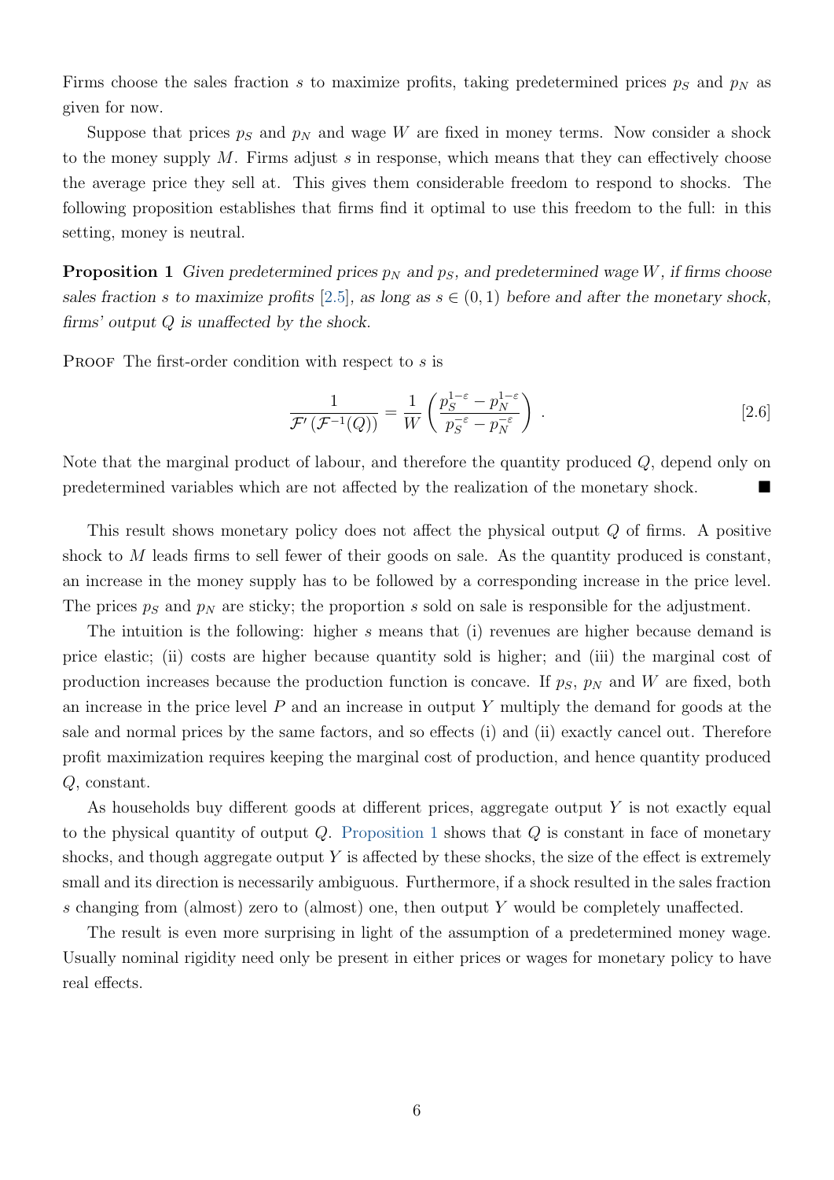Firms choose the sales fraction $s$ to maximize profits, taking predetermined prices $p_S$ and $p_N$ as given for now.

Suppose that prices $p_S$ and $p_N$ and wage $W$ are fixed in money terms. Now consider a shock to the money supply $M$. Firms adjust $s$ in response, which means that they can effectively choose the average price they sell at. This gives them considerable freedom to respond to shocks. The following proposition establishes that firms find it optimal to use this freedom to the full: in this setting, money is neutral.

**Proposition 1** *Given predetermined prices $p_N$ and $p_S$, and predetermined wage $W$, if firms choose sales fraction $s$ to maximize profits* [2.5]*, as long as $s \in (0, 1)$ before and after the monetary shock, firms' output $Q$ is unaffected by the shock.*

Proof The first-order condition with respect to $s$ is

$$\frac{1}{\mathcal{F}'\left(\mathcal{F}^{-1}(Q)\right)} = \frac{1}{W}\left(\frac{p_S^{1-\varepsilon} - p_N^{1-\varepsilon}}{p_S^{-\varepsilon} - p_N^{-\varepsilon}}\right) . \tag{2.6}$$

Note that the marginal product of labour, and therefore the quantity produced $Q$, depend only on predetermined variables which are not affected by the realization of the monetary shock. ■

This result shows monetary policy does not affect the physical output $Q$ of firms. A positive shock to $M$ leads firms to sell fewer of their goods on sale. As the quantity produced is constant, an increase in the money supply has to be followed by a corresponding increase in the price level. The prices $p_S$ and $p_N$ are sticky; the proportion $s$ sold on sale is responsible for the adjustment.

The intuition is the following: higher $s$ means that (i) revenues are higher because demand is price elastic; (ii) costs are higher because quantity sold is higher; and (iii) the marginal cost of production increases because the production function is concave. If $p_S$, $p_N$ and $W$ are fixed, both an increase in the price level $P$ and an increase in output $Y$ multiply the demand for goods at the sale and normal prices by the same factors, and so effects (i) and (ii) exactly cancel out. Therefore profit maximization requires keeping the marginal cost of production, and hence quantity produced $Q$, constant.

As households buy different goods at different prices, aggregate output $Y$ is not exactly equal to the physical quantity of output $Q$. Proposition 1 shows that $Q$ is constant in face of monetary shocks, and though aggregate output $Y$ is affected by these shocks, the size of the effect is extremely small and its direction is necessarily ambiguous. Furthermore, if a shock resulted in the sales fraction $s$ changing from (almost) zero to (almost) one, then output $Y$ would be completely unaffected.

The result is even more surprising in light of the assumption of a predetermined money wage. Usually nominal rigidity need only be present in either prices or wages for monetary policy to have real effects.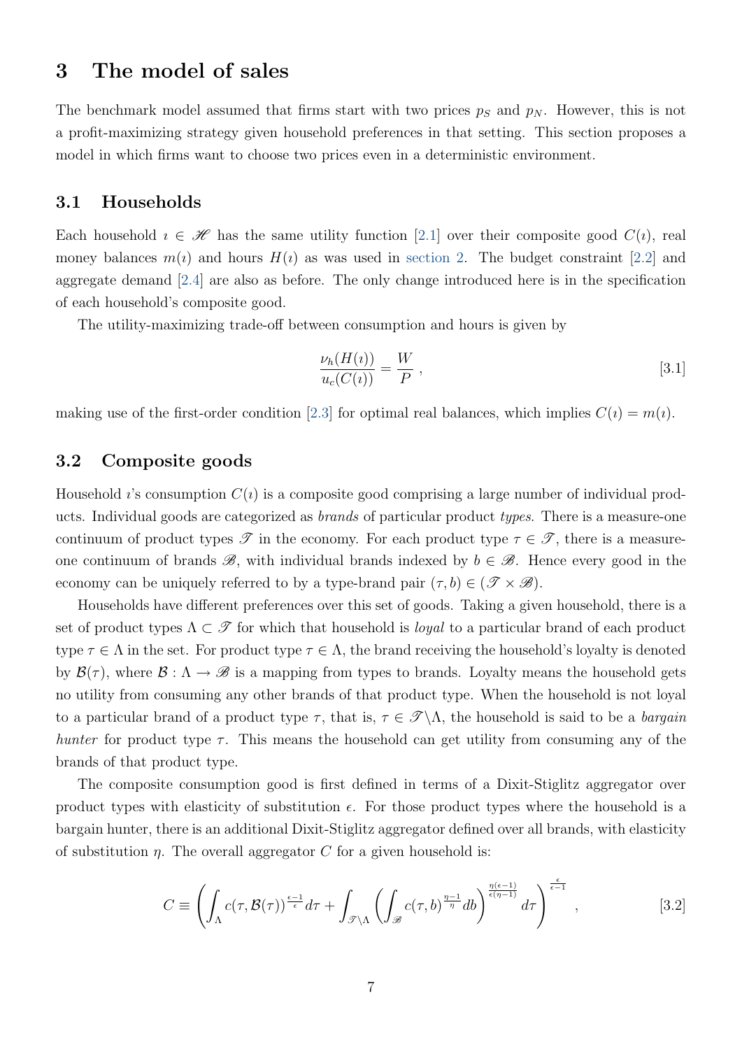# 3 The model of sales

The benchmark model assumed that firms start with two prices $p_S$ and $p_N$. However, this is not a profit-maximizing strategy given household preferences in that setting. This section proposes a model in which firms want to choose two prices even in a deterministic environment.

## 3.1 Households

Each household $\imath \in \mathscr{H}$ has the same utility function [2.1] over their composite good $C(\imath)$, real money balances $m(\imath)$ and hours $H(\imath)$ as was used in section 2. The budget constraint [2.2] and aggregate demand [2.4] are also as before. The only change introduced here is in the specification of each household's composite good.

The utility-maximizing trade-off between consumption and hours is given by

$$\frac{\nu_h(H(\imath))}{u_c(C(\imath))} = \frac{W}{P} \,, \tag{3.1}$$

making use of the first-order condition [2.3] for optimal real balances, which implies $C(\imath) = m(\imath)$.

## 3.2 Composite goods

Household $\imath$'s consumption $C(\imath)$ is a composite good comprising a large number of individual products. Individual goods are categorized as *brands* of particular product *types*. There is a measure-one continuum of product types $\mathscr{T}$ in the economy. For each product type $\tau \in \mathscr{T}$, there is a measure-one continuum of brands $\mathscr{B}$, with individual brands indexed by $b \in \mathscr{B}$. Hence every good in the economy can be uniquely referred to by a type-brand pair $(\tau, b) \in (\mathscr{T} \times \mathscr{B})$.

Households have different preferences over this set of goods. Taking a given household, there is a set of product types $\Lambda \subset \mathscr{T}$ for which that household is *loyal* to a particular brand of each product type $\tau \in \Lambda$ in the set. For product type $\tau \in \Lambda$, the brand receiving the household's loyalty is denoted by $\mathcal{B}(\tau)$, where $\mathcal{B} : \Lambda \to \mathscr{B}$ is a mapping from types to brands. Loyalty means the household gets no utility from consuming any other brands of that product type. When the household is not loyal to a particular brand of a product type $\tau$, that is, $\tau \in \mathscr{T} \backslash \Lambda$, the household is said to be a *bargain hunter* for product type $\tau$. This means the household can get utility from consuming any of the brands of that product type.

The composite consumption good is first defined in terms of a Dixit-Stiglitz aggregator over product types with elasticity of substitution $\epsilon$. For those product types where the household is a bargain hunter, there is an additional Dixit-Stiglitz aggregator defined over all brands, with elasticity of substitution $\eta$. The overall aggregator $C$ for a given household is:

$$C \equiv \left( \int_{\Lambda} c(\tau, \mathcal{B}(\tau))^{\frac{\epsilon-1}{\epsilon}} d\tau + \int_{\mathscr{T} \backslash \Lambda} \left( \int_{\mathscr{B}} c(\tau, b)^{\frac{\eta-1}{\eta}} db \right)^{\frac{\eta(\epsilon-1)}{\epsilon(\eta-1)}} d\tau \right)^{\frac{\epsilon}{\epsilon-1}} , \tag{3.2}$$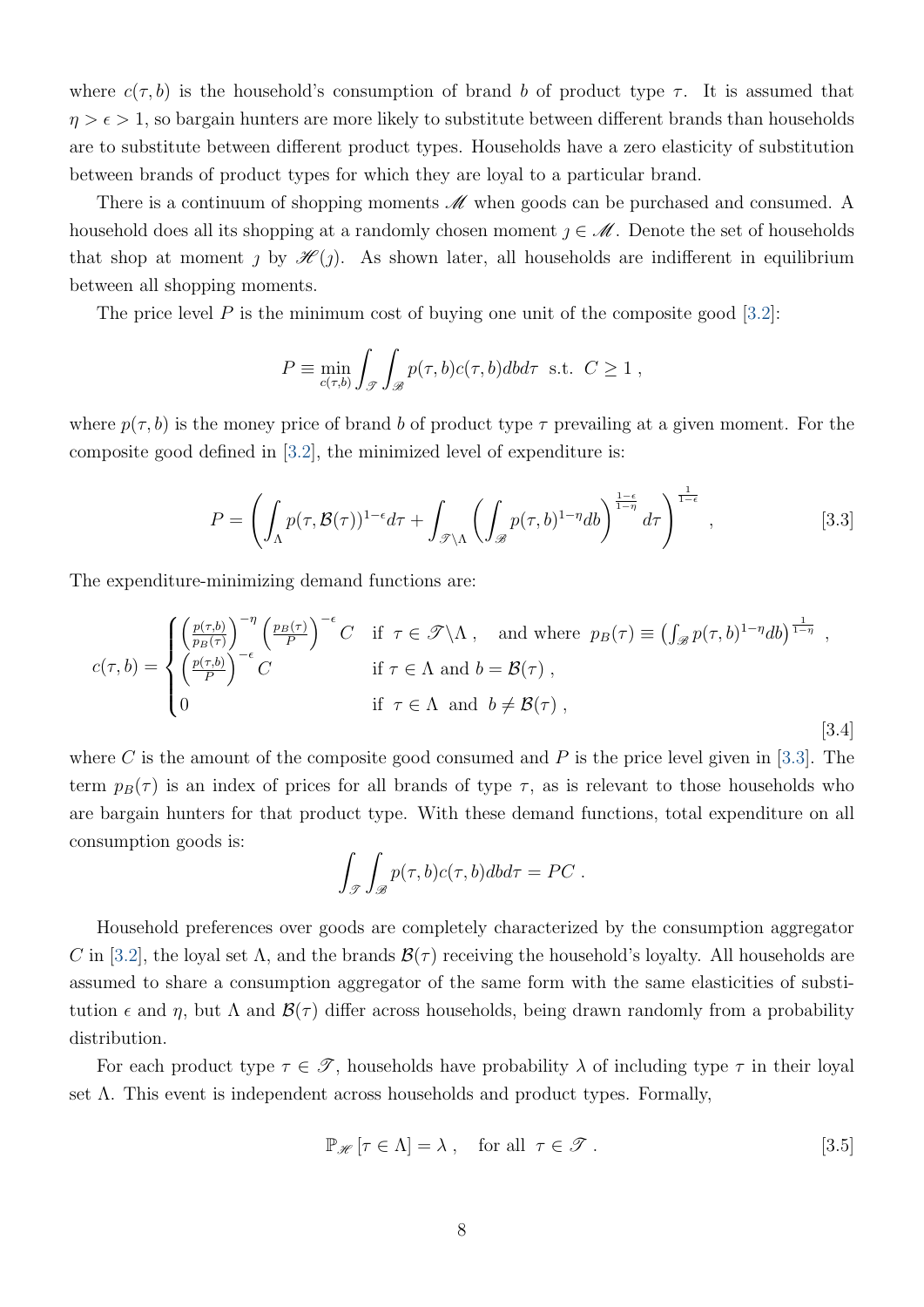where $c(\tau, b)$ is the household's consumption of brand $b$ of product type $\tau$. It is assumed that $\eta > \epsilon > 1$, so bargain hunters are more likely to substitute between different brands than households are to substitute between different product types. Households have a zero elasticity of substitution between brands of product types for which they are loyal to a particular brand.

There is a continuum of shopping moments $\mathscr{M}$ when goods can be purchased and consumed. A household does all its shopping at a randomly chosen moment $\jmath \in \mathscr{M}$. Denote the set of households that shop at moment $\jmath$ by $\mathscr{H}(\jmath)$. As shown later, all households are indifferent in equilibrium between all shopping moments.

The price level $P$ is the minimum cost of buying one unit of the composite good [3.2]:

$$
P \equiv \min_{c(\tau,b)} \int_{\mathscr{T}} \int_{\mathscr{B}} p(\tau, b) c(\tau, b) \, db \, d\tau \;\; \text{s.t.} \;\; C \geq 1 \, ,
$$

where $p(\tau, b)$ is the money price of brand $b$ of product type $\tau$ prevailing at a given moment. For the composite good defined in [3.2], the minimized level of expenditure is:

$$
P = \left( \int_{\Lambda} p(\tau, \mathcal{B}(\tau))^{1-\epsilon} d\tau + \int_{\mathscr{T} \setminus \Lambda} \left( \int_{\mathscr{B}} p(\tau, b)^{1-\eta} db \right)^{\frac{1-\epsilon}{1-\eta}} d\tau \right)^{\frac{1}{1-\epsilon}} \, , \tag{3.3}
$$

The expenditure-minimizing demand functions are:

$$
c(\tau, b) = \begin{cases} \left( \frac{p(\tau,b)}{p_B(\tau)} \right)^{-\eta} \left( \frac{p_B(\tau)}{P} \right)^{-\epsilon} C & \text{if } \tau \in \mathscr{T} \setminus \Lambda \, , \quad \text{and where } \; p_B(\tau) \equiv \left( \int_{\mathscr{B}} p(\tau, b)^{1-\eta} db \right)^{\frac{1}{1-\eta}} \, , \\ \left( \frac{p(\tau,b)}{P} \right)^{-\epsilon} C & \text{if } \tau \in \Lambda \text{ and } b = \mathcal{B}(\tau) \, , \\ 0 & \text{if } \; \tau \in \Lambda \; \text{ and } \; b \neq \mathcal{B}(\tau) \, , \end{cases} \tag{3.4}
$$

where $C$ is the amount of the composite good consumed and $P$ is the price level given in [3.3]. The term $p_B(\tau)$ is an index of prices for all brands of type $\tau$, as is relevant to those households who are bargain hunters for that product type. With these demand functions, total expenditure on all consumption goods is:

$$
\int_{\mathscr{T}} \int_{\mathscr{B}} p(\tau, b) c(\tau, b) \, db \, d\tau = PC \, .
$$

Household preferences over goods are completely characterized by the consumption aggregator $C$ in [3.2], the loyal set $\Lambda$, and the brands $\mathcal{B}(\tau)$ receiving the household's loyalty. All households are assumed to share a consumption aggregator of the same form with the same elasticities of substitution $\epsilon$ and $\eta$, but $\Lambda$ and $\mathcal{B}(\tau)$ differ across households, being drawn randomly from a probability distribution.

For each product type $\tau \in \mathscr{T}$, households have probability $\lambda$ of including type $\tau$ in their loyal set $\Lambda$. This event is independent across households and product types. Formally,

$$
\mathbb{P}_{\mathscr{H}} \left[ \tau \in \Lambda \right] = \lambda \, , \quad \text{for all } \; \tau \in \mathscr{T} \, . \tag{3.5}
$$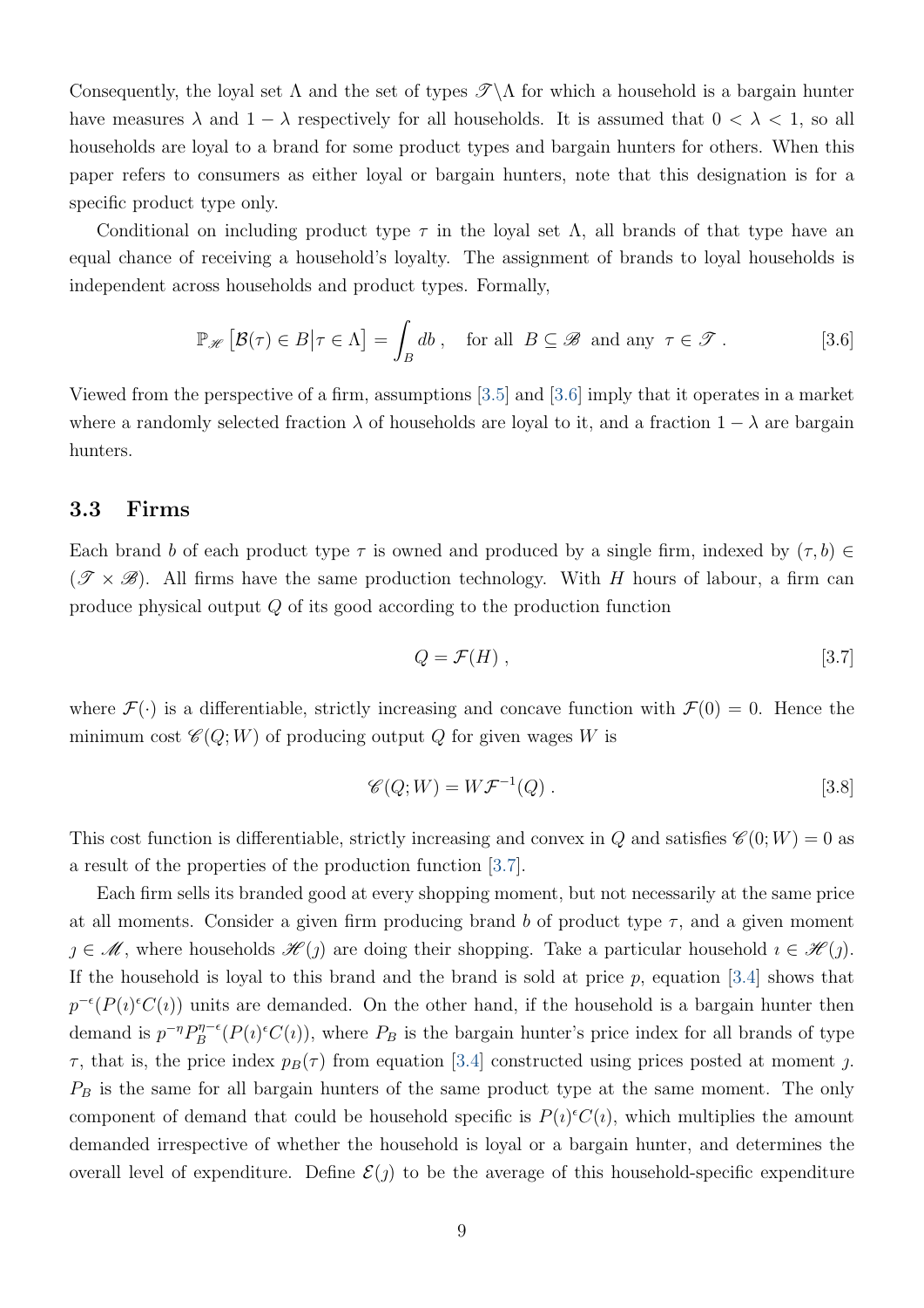Consequently, the loyal set $\Lambda$ and the set of types $\mathscr{T}\backslash\Lambda$ for which a household is a bargain hunter have measures $\lambda$ and $1-\lambda$ respectively for all households. It is assumed that $0 < \lambda < 1$, so all households are loyal to a brand for some product types and bargain hunters for others. When this paper refers to consumers as either loyal or bargain hunters, note that this designation is for a specific product type only.

Conditional on including product type $\tau$ in the loyal set $\Lambda$, all brands of that type have an equal chance of receiving a household's loyalty. The assignment of brands to loyal households is independent across households and product types. Formally,

$$\mathbb{P}_{\mathscr{H}}\left[\mathcal{B}(\tau) \in B \middle| \tau \in \Lambda\right] = \int_B db\,, \quad \text{for all } B \subseteq \mathscr{B} \text{ and any } \tau \in \mathscr{T}\,. \tag{3.6}$$

Viewed from the perspective of a firm, assumptions [3.5] and [3.6] imply that it operates in a market where a randomly selected fraction $\lambda$ of households are loyal to it, and a fraction $1-\lambda$ are bargain hunters.

### 3.3 Firms

Each brand $b$ of each product type $\tau$ is owned and produced by a single firm, indexed by $(\tau, b) \in (\mathscr{T} \times \mathscr{B})$. All firms have the same production technology. With $H$ hours of labour, a firm can produce physical output $Q$ of its good according to the production function

$$Q = \mathcal{F}(H)\,, \tag{3.7}$$

where $\mathcal{F}(\cdot)$ is a differentiable, strictly increasing and concave function with $\mathcal{F}(0) = 0$. Hence the minimum cost $\mathscr{C}(Q;W)$ of producing output $Q$ for given wages $W$ is

$$\mathscr{C}(Q;W) = W\mathcal{F}^{-1}(Q)\,. \tag{3.8}$$

This cost function is differentiable, strictly increasing and convex in $Q$ and satisfies $\mathscr{C}(0;W) = 0$ as a result of the properties of the production function [3.7].

Each firm sells its branded good at every shopping moment, but not necessarily at the same price at all moments. Consider a given firm producing brand $b$ of product type $\tau$, and a given moment $\jmath \in \mathscr{M}$, where households $\mathscr{H}(\jmath)$ are doing their shopping. Take a particular household $\imath \in \mathscr{H}(\jmath)$. If the household is loyal to this brand and the brand is sold at price $p$, equation [3.4] shows that $p^{-\epsilon}(P(\imath)^{\epsilon}C(\imath))$ units are demanded. On the other hand, if the household is a bargain hunter then demand is $p^{-\eta}P_B^{\eta-\epsilon}(P(\imath)^{\epsilon}C(\imath))$, where $P_B$ is the bargain hunter's price index for all brands of type $\tau$, that is, the price index $p_B(\tau)$ from equation [3.4] constructed using prices posted at moment $\jmath$. $P_B$ is the same for all bargain hunters of the same product type at the same moment. The only component of demand that could be household specific is $P(\imath)^{\epsilon}C(\imath)$, which multiplies the amount demanded irrespective of whether the household is loyal or a bargain hunter, and determines the overall level of expenditure. Define $\mathcal{E}(\jmath)$ to be the average of this household-specific expenditure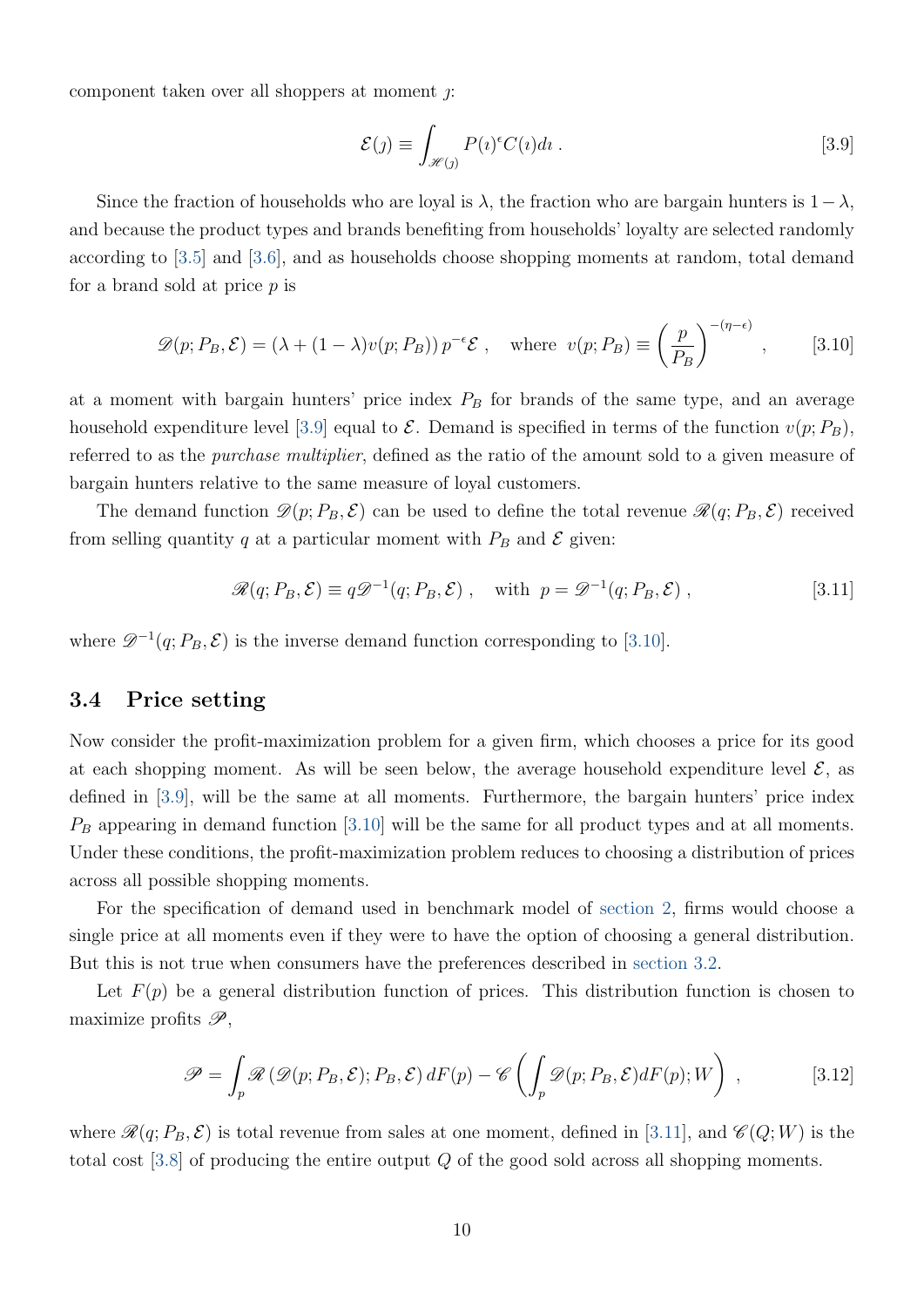component taken over all shoppers at moment $\jmath$:

$$\mathcal{E}(\jmath) \equiv \int_{\mathscr{H}(\jmath)} P(\imath)^{\epsilon} C(\imath) d\imath \,. \tag{3.9}$$

Since the fraction of households who are loyal is $\lambda$, the fraction who are bargain hunters is $1-\lambda$, and because the product types and brands benefiting from households' loyalty are selected randomly according to [3.5] and [3.6], and as households choose shopping moments at random, total demand for a brand sold at price $p$ is

$$\mathscr{D}(p; P_B, \mathcal{E}) = (\lambda + (1-\lambda)v(p; P_B))\, p^{-\epsilon}\mathcal{E} \,, \quad \text{where } \; v(p; P_B) \equiv \left(\frac{p}{P_B}\right)^{-(\eta-\epsilon)} \,, \tag{3.10}$$

at a moment with bargain hunters' price index $P_B$ for brands of the same type, and an average household expenditure level [3.9] equal to $\mathcal{E}$. Demand is specified in terms of the function $v(p; P_B)$, referred to as the *purchase multiplier*, defined as the ratio of the amount sold to a given measure of bargain hunters relative to the same measure of loyal customers.

The demand function $\mathscr{D}(p; P_B, \mathcal{E})$ can be used to define the total revenue $\mathscr{R}(q; P_B, \mathcal{E})$ received from selling quantity $q$ at a particular moment with $P_B$ and $\mathcal{E}$ given:

$$\mathscr{R}(q; P_B, \mathcal{E}) \equiv q\mathscr{D}^{-1}(q; P_B, \mathcal{E}) \,, \quad \text{with } \; p = \mathscr{D}^{-1}(q; P_B, \mathcal{E}) \,, \tag{3.11}$$

where $\mathscr{D}^{-1}(q; P_B, \mathcal{E})$ is the inverse demand function corresponding to [3.10].

## 3.4 Price setting

Now consider the profit-maximization problem for a given firm, which chooses a price for its good at each shopping moment. As will be seen below, the average household expenditure level $\mathcal{E}$, as defined in [3.9], will be the same at all moments. Furthermore, the bargain hunters' price index $P_B$ appearing in demand function [3.10] will be the same for all product types and at all moments. Under these conditions, the profit-maximization problem reduces to choosing a distribution of prices across all possible shopping moments.

For the specification of demand used in benchmark model of section 2, firms would choose a single price at all moments even if they were to have the option of choosing a general distribution. But this is not true when consumers have the preferences described in section 3.2.

Let $F(p)$ be a general distribution function of prices. This distribution function is chosen to maximize profits $\mathscr{P}$,

$$\mathscr{P} = \int_p \mathscr{R}\left(\mathscr{D}(p; P_B, \mathcal{E}); P_B, \mathcal{E}\right) dF(p) - \mathscr{C}\left(\int_p \mathscr{D}(p; P_B, \mathcal{E}) dF(p); W\right) \,, \tag{3.12}$$

where $\mathscr{R}(q; P_B, \mathcal{E})$ is total revenue from sales at one moment, defined in [3.11], and $\mathscr{C}(Q; W)$ is the total cost [3.8] of producing the entire output $Q$ of the good sold across all shopping moments.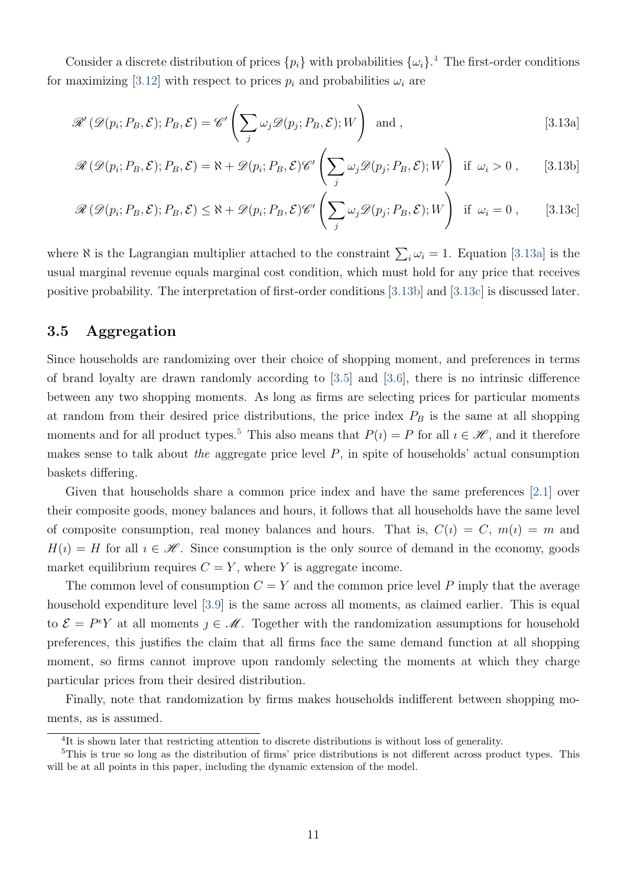Consider a discrete distribution of prices $\{p_i\}$ with probabilities $\{\omega_i\}$.[4] The first-order conditions for maximizing [3.12] with respect to prices $p_i$ and probabilities $\omega_i$ are

$$\mathscr{R}'\left(\mathscr{D}(p_i; P_B, \mathcal{E}); P_B, \mathcal{E}\right) = \mathscr{C}'\left(\sum_j \omega_j \mathscr{D}(p_j; P_B, \mathcal{E}); W\right) \quad \text{and} \, , \tag{3.13a}$$

$$\mathscr{R}\left(\mathscr{D}(p_i; P_B, \mathcal{E}); P_B, \mathcal{E}\right) = \aleph + \mathscr{D}(p_i; P_B, \mathcal{E})\mathscr{C}'\left(\sum_j \omega_j \mathscr{D}(p_j; P_B, \mathcal{E}); W\right) \quad \text{if } \omega_i > 0 \, , \tag{3.13b}$$

$$\mathscr{R}\left(\mathscr{D}(p_i; P_B, \mathcal{E}); P_B, \mathcal{E}\right) \leq \aleph + \mathscr{D}(p_i; P_B, \mathcal{E})\mathscr{C}'\left(\sum_j \omega_j \mathscr{D}(p_j; P_B, \mathcal{E}); W\right) \quad \text{if } \omega_i = 0 \, , \tag{3.13c}$$

where $\aleph$ is the Lagrangian multiplier attached to the constraint $\sum_i \omega_i = 1$. Equation [3.13a] is the usual marginal revenue equals marginal cost condition, which must hold for any price that receives positive probability. The interpretation of first-order conditions [3.13b] and [3.13c] is discussed later.

## 3.5 Aggregation

Since households are randomizing over their choice of shopping moment, and preferences in terms of brand loyalty are drawn randomly according to [3.5] and [3.6], there is no intrinsic difference between any two shopping moments. As long as firms are selecting prices for particular moments at random from their desired price distributions, the price index $P_B$ is the same at all shopping moments and for all product types.[5] This also means that $P(\imath) = P$ for all $\imath \in \mathscr{H}$, and it therefore makes sense to talk about *the* aggregate price level $P$, in spite of households' actual consumption baskets differing.

Given that households share a common price index and have the same preferences [2.1] over their composite goods, money balances and hours, it follows that all households have the same level of composite consumption, real money balances and hours. That is, $C(\imath) = C$, $m(\imath) = m$ and $H(\imath) = H$ for all $\imath \in \mathscr{H}$. Since consumption is the only source of demand in the economy, goods market equilibrium requires $C = Y$, where $Y$ is aggregate income.

The common level of consumption $C = Y$ and the common price level $P$ imply that the average household expenditure level [3.9] is the same across all moments, as claimed earlier. This is equal to $\mathcal{E} = P^{\epsilon}Y$ at all moments $\jmath \in \mathscr{M}$. Together with the randomization assumptions for household preferences, this justifies the claim that all firms face the same demand function at all shopping moment, so firms cannot improve upon randomly selecting the moments at which they charge particular prices from their desired distribution.

Finally, note that randomization by firms makes households indifferent between shopping moments, as is assumed.

[4] It is shown later that restricting attention to discrete distributions is without loss of generality.

[5] This is true so long as the distribution of firms' price distributions is not different across product types. This will be at all points in this paper, including the dynamic extension of the model.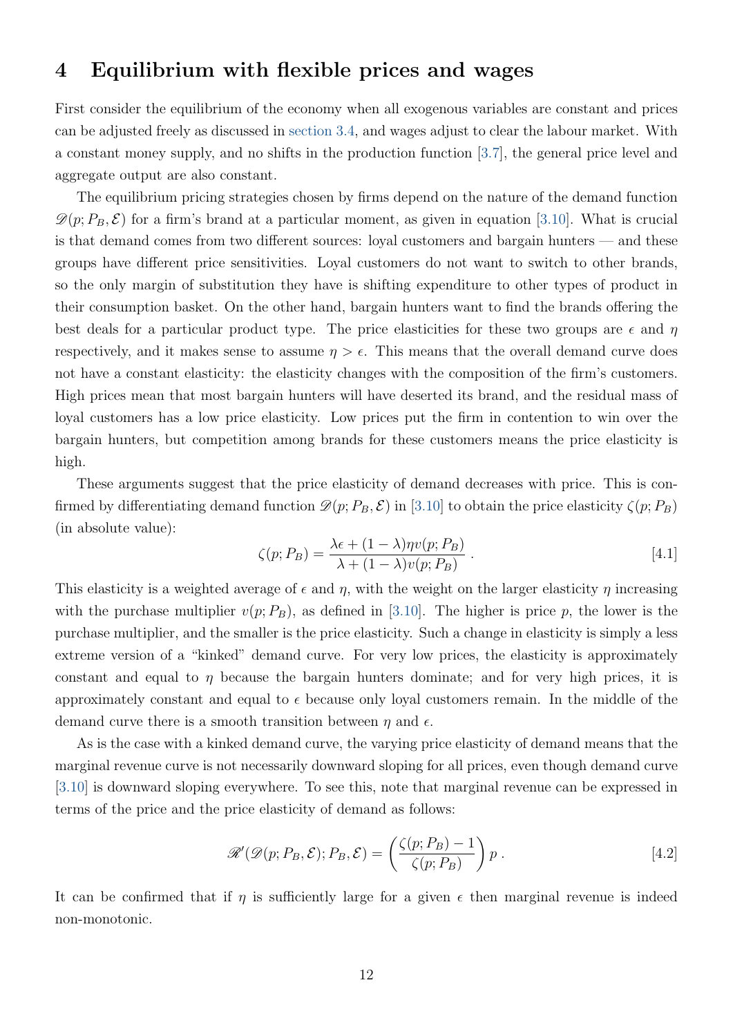# 4 Equilibrium with flexible prices and wages

First consider the equilibrium of the economy when all exogenous variables are constant and prices can be adjusted freely as discussed in section 3.4, and wages adjust to clear the labour market. With a constant money supply, and no shifts in the production function [3.7], the general price level and aggregate output are also constant.

The equilibrium pricing strategies chosen by firms depend on the nature of the demand function $\mathscr{D}(p; P_B, \mathcal{E})$ for a firm's brand at a particular moment, as given in equation [3.10]. What is crucial is that demand comes from two different sources: loyal customers and bargain hunters — and these groups have different price sensitivities. Loyal customers do not want to switch to other brands, so the only margin of substitution they have is shifting expenditure to other types of product in their consumption basket. On the other hand, bargain hunters want to find the brands offering the best deals for a particular product type. The price elasticities for these two groups are $\epsilon$ and $\eta$ respectively, and it makes sense to assume $\eta > \epsilon$. This means that the overall demand curve does not have a constant elasticity: the elasticity changes with the composition of the firm's customers. High prices mean that most bargain hunters will have deserted its brand, and the residual mass of loyal customers has a low price elasticity. Low prices put the firm in contention to win over the bargain hunters, but competition among brands for these customers means the price elasticity is high.

These arguments suggest that the price elasticity of demand decreases with price. This is confirmed by differentiating demand function $\mathscr{D}(p; P_B, \mathcal{E})$ in [3.10] to obtain the price elasticity $\zeta(p; P_B)$ (in absolute value):

$$\zeta(p; P_B) = \frac{\lambda\epsilon + (1-\lambda)\eta v(p; P_B)}{\lambda + (1-\lambda)v(p; P_B)} \, . \tag{4.1}$$

This elasticity is a weighted average of $\epsilon$ and $\eta$, with the weight on the larger elasticity $\eta$ increasing with the purchase multiplier $v(p; P_B)$, as defined in [3.10]. The higher is price $p$, the lower is the purchase multiplier, and the smaller is the price elasticity. Such a change in elasticity is simply a less extreme version of a "kinked" demand curve. For very low prices, the elasticity is approximately constant and equal to $\eta$ because the bargain hunters dominate; and for very high prices, it is approximately constant and equal to $\epsilon$ because only loyal customers remain. In the middle of the demand curve there is a smooth transition between $\eta$ and $\epsilon$.

As is the case with a kinked demand curve, the varying price elasticity of demand means that the marginal revenue curve is not necessarily downward sloping for all prices, even though demand curve [3.10] is downward sloping everywhere. To see this, note that marginal revenue can be expressed in terms of the price and the price elasticity of demand as follows:

$$\mathscr{R}'(\mathscr{D}(p; P_B, \mathcal{E}); P_B, \mathcal{E}) = \left(\frac{\zeta(p; P_B) - 1}{\zeta(p; P_B)}\right) p \, . \tag{4.2}$$

It can be confirmed that if $\eta$ is sufficiently large for a given $\epsilon$ then marginal revenue is indeed non-monotonic.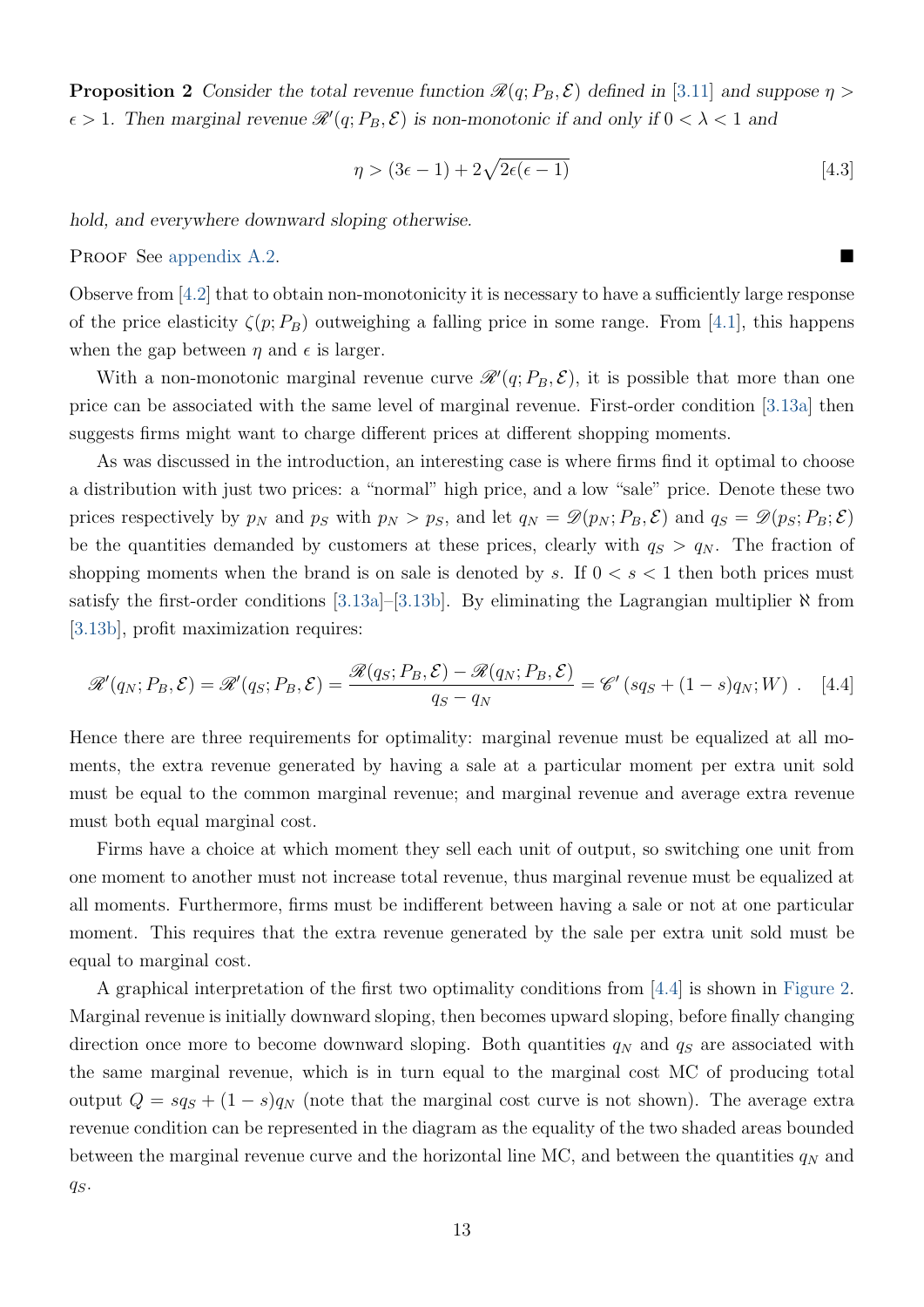**Proposition 2** *Consider the total revenue function $\mathscr{R}(q; P_B, \mathcal{E})$ defined in [3.11] and suppose $\eta > \epsilon > 1$. Then marginal revenue $\mathscr{R}'(q; P_B, \mathcal{E})$ is non-monotonic if and only if $0 < \lambda < 1$ and*

$$\eta > (3\epsilon - 1) + 2\sqrt{2\epsilon(\epsilon - 1)} \qquad [4.3]$$

*hold, and everywhere downward sloping otherwise.*

PROOF See appendix A.2. ■

Observe from [4.2] that to obtain non-monotonicity it is necessary to have a sufficiently large response of the price elasticity $\zeta(p; P_B)$ outweighing a falling price in some range. From [4.1], this happens when the gap between $\eta$ and $\epsilon$ is larger.

With a non-monotonic marginal revenue curve $\mathscr{R}'(q; P_B, \mathcal{E})$, it is possible that more than one price can be associated with the same level of marginal revenue. First-order condition [3.13a] then suggests firms might want to charge different prices at different shopping moments.

As was discussed in the introduction, an interesting case is where firms find it optimal to choose a distribution with just two prices: a "normal" high price, and a low "sale" price. Denote these two prices respectively by $p_N$ and $p_S$ with $p_N > p_S$, and let $q_N = \mathscr{D}(p_N; P_B, \mathcal{E})$ and $q_S = \mathscr{D}(p_S; P_B; \mathcal{E})$ be the quantities demanded by customers at these prices, clearly with $q_S > q_N$. The fraction of shopping moments when the brand is on sale is denoted by $s$. If $0 < s < 1$ then both prices must satisfy the first-order conditions [3.13a]–[3.13b]. By eliminating the Lagrangian multiplier $\aleph$ from [3.13b], profit maximization requires:

$$\mathscr{R}'(q_N; P_B, \mathcal{E}) = \mathscr{R}'(q_S; P_B, \mathcal{E}) = \frac{\mathscr{R}(q_S; P_B, \mathcal{E}) - \mathscr{R}(q_N; P_B, \mathcal{E})}{q_S - q_N} = \mathscr{C}'\left(sq_S + (1 - s)q_N; W\right) . \qquad [4.4]$$

Hence there are three requirements for optimality: marginal revenue must be equalized at all moments, the extra revenue generated by having a sale at a particular moment per extra unit sold must be equal to the common marginal revenue; and marginal revenue and average extra revenue must both equal marginal cost.

Firms have a choice at which moment they sell each unit of output, so switching one unit from one moment to another must not increase total revenue, thus marginal revenue must be equalized at all moments. Furthermore, firms must be indifferent between having a sale or not at one particular moment. This requires that the extra revenue generated by the sale per extra unit sold must be equal to marginal cost.

A graphical interpretation of the first two optimality conditions from [4.4] is shown in Figure 2. Marginal revenue is initially downward sloping, then becomes upward sloping, before finally changing direction once more to become downward sloping. Both quantities $q_N$ and $q_S$ are associated with the same marginal revenue, which is in turn equal to the marginal cost MC of producing total output $Q = sq_S + (1 - s)q_N$ (note that the marginal cost curve is not shown). The average extra revenue condition can be represented in the diagram as the equality of the two shaded areas bounded between the marginal revenue curve and the horizontal line MC, and between the quantities $q_N$ and $q_S$.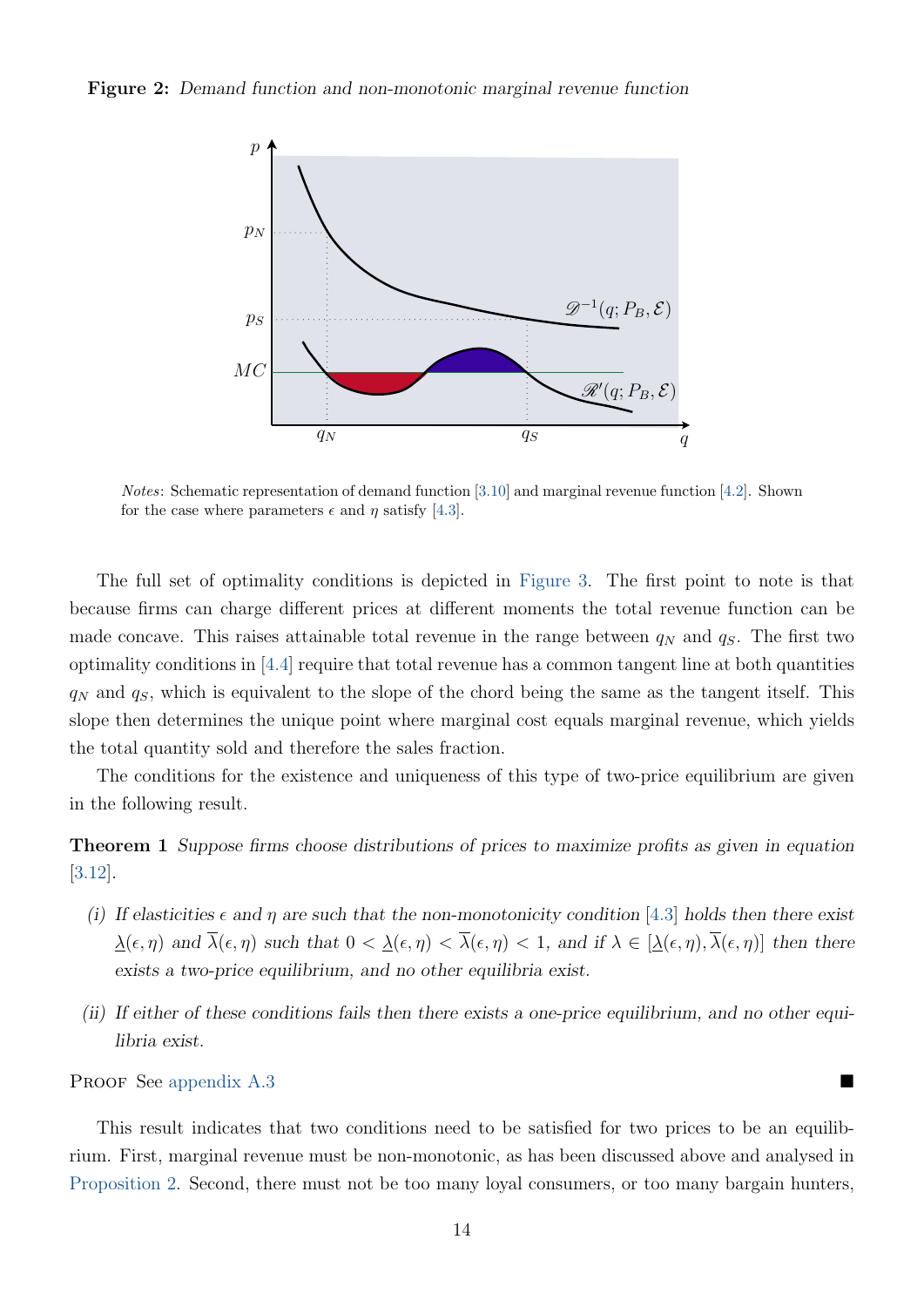**Figure 2:** *Demand function and non-monotonic marginal revenue function*

*Notes*: Schematic representation of demand function [3.10] and marginal revenue function [4.2]. Shown for the case where parameters $\epsilon$ and $\eta$ satisfy [4.3].

The full set of optimality conditions is depicted in Figure 3. The first point to note is that because firms can charge different prices at different moments the total revenue function can be made concave. This raises attainable total revenue in the range between $q_N$ and $q_S$. The first two optimality conditions in [4.4] require that total revenue has a common tangent line at both quantities $q_N$ and $q_S$, which is equivalent to the slope of the chord being the same as the tangent itself. This slope then determines the unique point where marginal cost equals marginal revenue, which yields the total quantity sold and therefore the sales fraction.

The conditions for the existence and uniqueness of this type of two-price equilibrium are given in the following result.

**Theorem 1** *Suppose firms choose distributions of prices to maximize profits as given in equation* [3.12].

*(i) If elasticities $\epsilon$ and $\eta$ are such that the non-monotonicity condition* [4.3] *holds then there exist $\underline{\lambda}(\epsilon, \eta)$ and $\overline{\lambda}(\epsilon, \eta)$ such that $0 < \underline{\lambda}(\epsilon, \eta) < \overline{\lambda}(\epsilon, \eta) < 1$, and if $\lambda \in [\underline{\lambda}(\epsilon, \eta), \overline{\lambda}(\epsilon, \eta)]$ then there exists a two-price equilibrium, and no other equilibria exist.*

*(ii) If either of these conditions fails then there exists a one-price equilibrium, and no other equilibria exist.*

PROOF See appendix A.3 ■

This result indicates that two conditions need to be satisfied for two prices to be an equilibrium. First, marginal revenue must be non-monotonic, as has been discussed above and analysed in Proposition 2. Second, there must not be too many loyal consumers, or too many bargain hunters,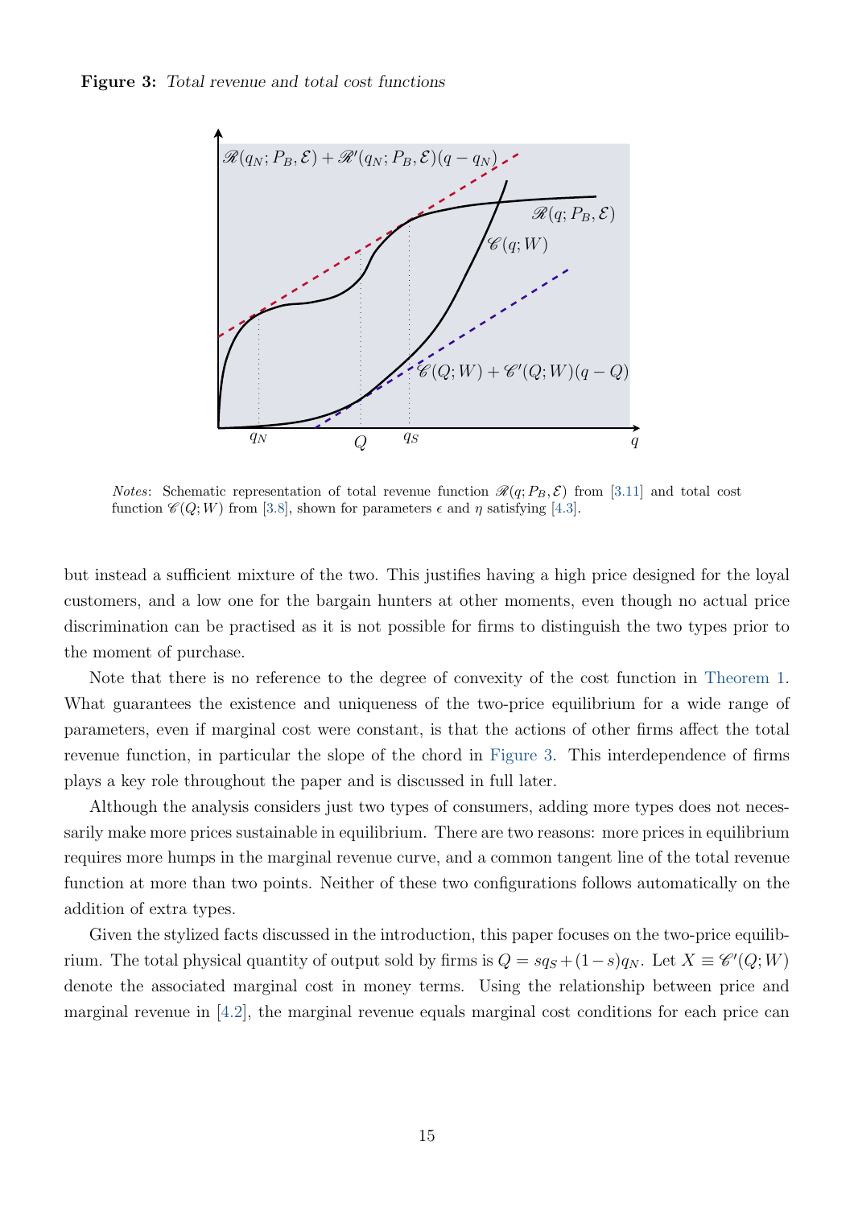**Figure 3:** *Total revenue and total cost functions*

*Notes*: Schematic representation of total revenue function $\mathscr{R}(q; P_B, \mathcal{E})$ from [3.11] and total cost function $\mathscr{C}(Q; W)$ from [3.8], shown for parameters $\epsilon$ and $\eta$ satisfying [4.3].

but instead a sufficient mixture of the two. This justifies having a high price designed for the loyal customers, and a low one for the bargain hunters at other moments, even though no actual price discrimination can be practised as it is not possible for firms to distinguish the two types prior to the moment of purchase.

Note that there is no reference to the degree of convexity of the cost function in Theorem 1. What guarantees the existence and uniqueness of the two-price equilibrium for a wide range of parameters, even if marginal cost were constant, is that the actions of other firms affect the total revenue function, in particular the slope of the chord in Figure 3. This interdependence of firms plays a key role throughout the paper and is discussed in full later.

Although the analysis considers just two types of consumers, adding more types does not necessarily make more prices sustainable in equilibrium. There are two reasons: more prices in equilibrium requires more humps in the marginal revenue curve, and a common tangent line of the total revenue function at more than two points. Neither of these two configurations follows automatically on the addition of extra types.

Given the stylized facts discussed in the introduction, this paper focuses on the two-price equilibrium. The total physical quantity of output sold by firms is $Q = sq_S + (1-s)q_N$. Let $X \equiv \mathscr{C}'(Q; W)$ denote the associated marginal cost in money terms. Using the relationship between price and marginal revenue in [4.2], the marginal revenue equals marginal cost conditions for each price can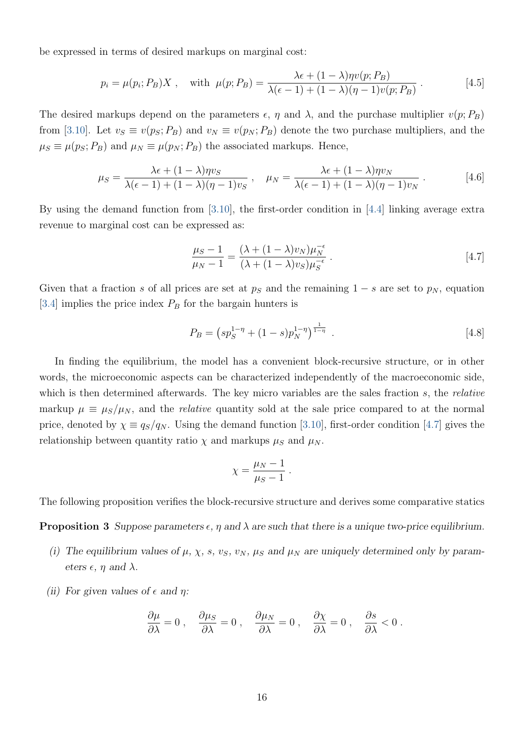be expressed in terms of desired markups on marginal cost:

$$p_i = \mu(p_i; P_B)X \ , \quad \text{with} \ \ \mu(p; P_B) = \frac{\lambda\epsilon + (1-\lambda)\eta v(p; P_B)}{\lambda(\epsilon - 1) + (1-\lambda)(\eta - 1)v(p; P_B)} \ . \tag{4.5}$$

The desired markups depend on the parameters $\epsilon$, $\eta$ and $\lambda$, and the purchase multiplier $v(p; P_B)$ from [3.10]. Let $v_S \equiv v(p_S; P_B)$ and $v_N \equiv v(p_N; P_B)$ denote the two purchase multipliers, and the $\mu_S \equiv \mu(p_S; P_B)$ and $\mu_N \equiv \mu(p_N; P_B)$ the associated markups. Hence,

$$\mu_S = \frac{\lambda\epsilon + (1-\lambda)\eta v_S}{\lambda(\epsilon-1) + (1-\lambda)(\eta-1)v_S} \ , \quad \mu_N = \frac{\lambda\epsilon + (1-\lambda)\eta v_N}{\lambda(\epsilon-1) + (1-\lambda)(\eta-1)v_N} \ . \tag{4.6}$$

By using the demand function from [3.10], the first-order condition in [4.4] linking average extra revenue to marginal cost can be expressed as:

$$\frac{\mu_S - 1}{\mu_N - 1} = \frac{(\lambda + (1-\lambda)v_N)\mu_N^{-\epsilon}}{(\lambda + (1-\lambda)v_S)\mu_S^{-\epsilon}} \ . \tag{4.7}$$

Given that a fraction $s$ of all prices are set at $p_S$ and the remaining $1-s$ are set to $p_N$, equation [3.4] implies the price index $P_B$ for the bargain hunters is

$$P_B = \left(s p_S^{1-\eta} + (1-s)p_N^{1-\eta}\right)^{\frac{1}{1-\eta}} \ . \tag{4.8}$$

In finding the equilibrium, the model has a convenient block-recursive structure, or in other words, the microeconomic aspects can be characterized independently of the macroeconomic side, which is then determined afterwards. The key micro variables are the sales fraction $s$, the *relative* markup $\mu \equiv \mu_S/\mu_N$, and the *relative* quantity sold at the sale price compared to at the normal price, denoted by $\chi \equiv q_S/q_N$. Using the demand function [3.10], first-order condition [4.7] gives the relationship between quantity ratio $\chi$ and markups $\mu_S$ and $\mu_N$.

$$\chi = \frac{\mu_N - 1}{\mu_S - 1} \ .$$

The following proposition verifies the block-recursive structure and derives some comparative statics

**Proposition 3** *Suppose parameters $\epsilon$, $\eta$ and $\lambda$ are such that there is a unique two-price equilibrium.*

*(i) The equilibrium values of $\mu$, $\chi$, $s$, $v_S$, $v_N$, $\mu_S$ and $\mu_N$ are uniquely determined only by parameters $\epsilon$, $\eta$ and $\lambda$.*

*(ii) For given values of $\epsilon$ and $\eta$:*

$$\frac{\partial \mu}{\partial \lambda} = 0 \ , \quad \frac{\partial \mu_S}{\partial \lambda} = 0 \ , \quad \frac{\partial \mu_N}{\partial \lambda} = 0 \ , \quad \frac{\partial \chi}{\partial \lambda} = 0 \ , \quad \frac{\partial s}{\partial \lambda} < 0 \ .$$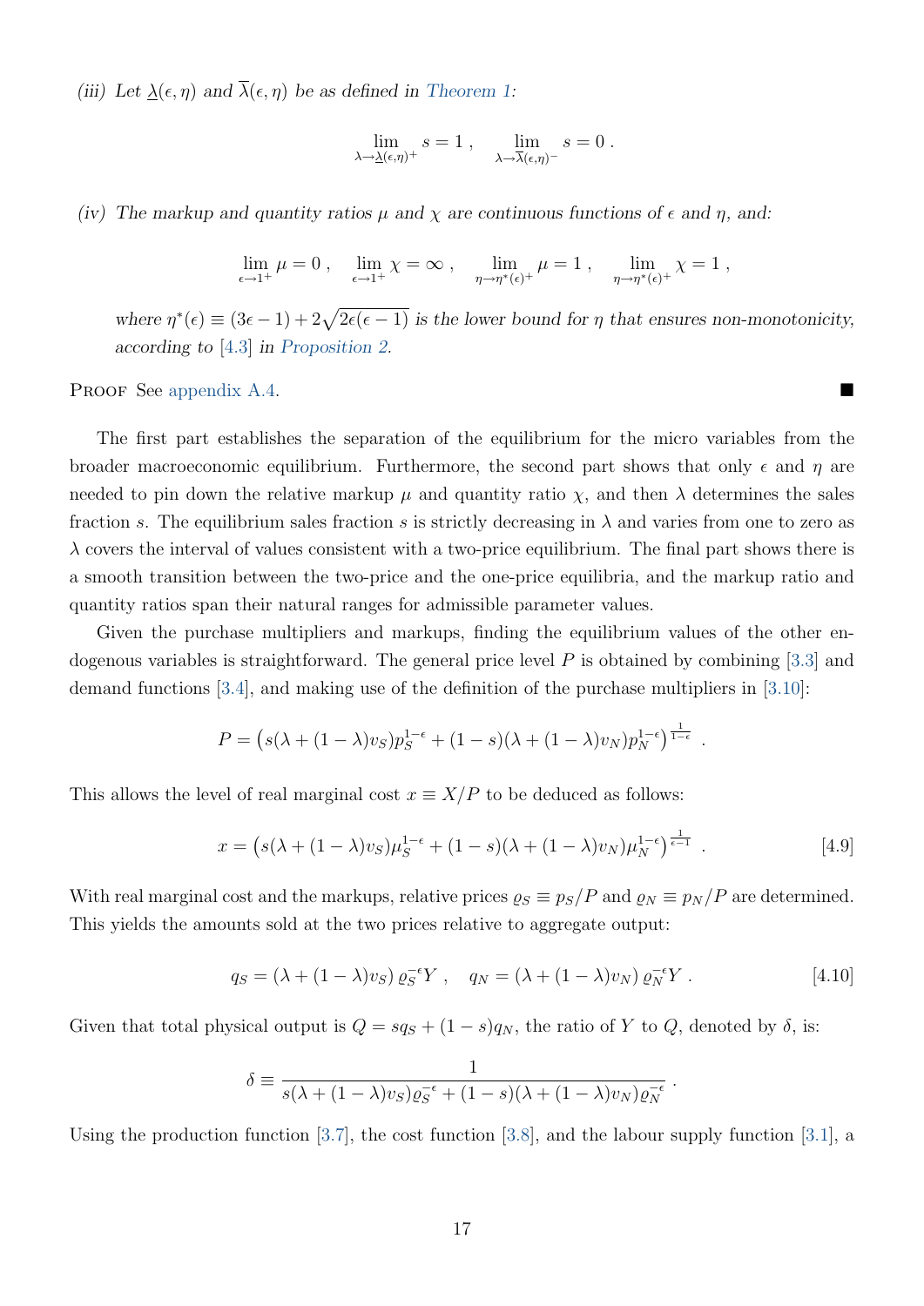*(iii) Let $\underline{\lambda}(\epsilon, \eta)$ and $\overline{\lambda}(\epsilon, \eta)$ be as defined in Theorem 1:*

$$\lim_{\lambda \to \underline{\lambda}(\epsilon,\eta)^{+}} s = 1 \ , \quad \lim_{\lambda \to \overline{\lambda}(\epsilon,\eta)^{-}} s = 0 \ .$$

*(iv) The markup and quantity ratios $\mu$ and $\chi$ are continuous functions of $\epsilon$ and $\eta$, and:*

$$\lim_{\epsilon \to 1^{+}} \mu = 0 \ , \quad \lim_{\epsilon \to 1^{+}} \chi = \infty \ , \quad \lim_{\eta \to \eta^{*}(\epsilon)^{+}} \mu = 1 \ , \quad \lim_{\eta \to \eta^{*}(\epsilon)^{+}} \chi = 1 \ ,$$

*where $\eta^{*}(\epsilon) \equiv (3\epsilon - 1) + 2\sqrt{2\epsilon(\epsilon - 1)}$ is the lower bound for $\eta$ that ensures non-monotonicity, according to [4.3] in Proposition 2.*

Proof See appendix A.4. ■

The first part establishes the separation of the equilibrium for the micro variables from the broader macroeconomic equilibrium. Furthermore, the second part shows that only $\epsilon$ and $\eta$ are needed to pin down the relative markup $\mu$ and quantity ratio $\chi$, and then $\lambda$ determines the sales fraction $s$. The equilibrium sales fraction $s$ is strictly decreasing in $\lambda$ and varies from one to zero as $\lambda$ covers the interval of values consistent with a two-price equilibrium. The final part shows there is a smooth transition between the two-price and the one-price equilibria, and the markup ratio and quantity ratios span their natural ranges for admissible parameter values.

Given the purchase multipliers and markups, finding the equilibrium values of the other endogenous variables is straightforward. The general price level $P$ is obtained by combining [3.3] and demand functions [3.4], and making use of the definition of the purchase multipliers in [3.10]:

$$P = \left( s(\lambda + (1-\lambda)v_S)p_S^{1-\epsilon} + (1-s)(\lambda + (1-\lambda)v_N)p_N^{1-\epsilon} \right)^{\frac{1}{1-\epsilon}} \ .$$

This allows the level of real marginal cost $x \equiv X/P$ to be deduced as follows:

$$x = \left( s(\lambda + (1-\lambda)v_S)\mu_S^{1-\epsilon} + (1-s)(\lambda + (1-\lambda)v_N)\mu_N^{1-\epsilon} \right)^{\frac{1}{\epsilon-1}} \ . \tag{4.9}$$

With real marginal cost and the markups, relative prices $\varrho_S \equiv p_S/P$ and $\varrho_N \equiv p_N/P$ are determined. This yields the amounts sold at the two prices relative to aggregate output:

$$q_S = (\lambda + (1-\lambda)v_S)\,\varrho_S^{-\epsilon} Y \ , \quad q_N = (\lambda + (1-\lambda)v_N)\,\varrho_N^{-\epsilon} Y \ . \tag{4.10}$$

Given that total physical output is $Q = sq_S + (1-s)q_N$, the ratio of $Y$ to $Q$, denoted by $\delta$, is:

$$\delta \equiv \frac{1}{s(\lambda + (1-\lambda)v_S)\varrho_S^{-\epsilon} + (1-s)(\lambda + (1-\lambda)v_N)\varrho_N^{-\epsilon}} \ .$$

Using the production function [3.7], the cost function [3.8], and the labour supply function [3.1], a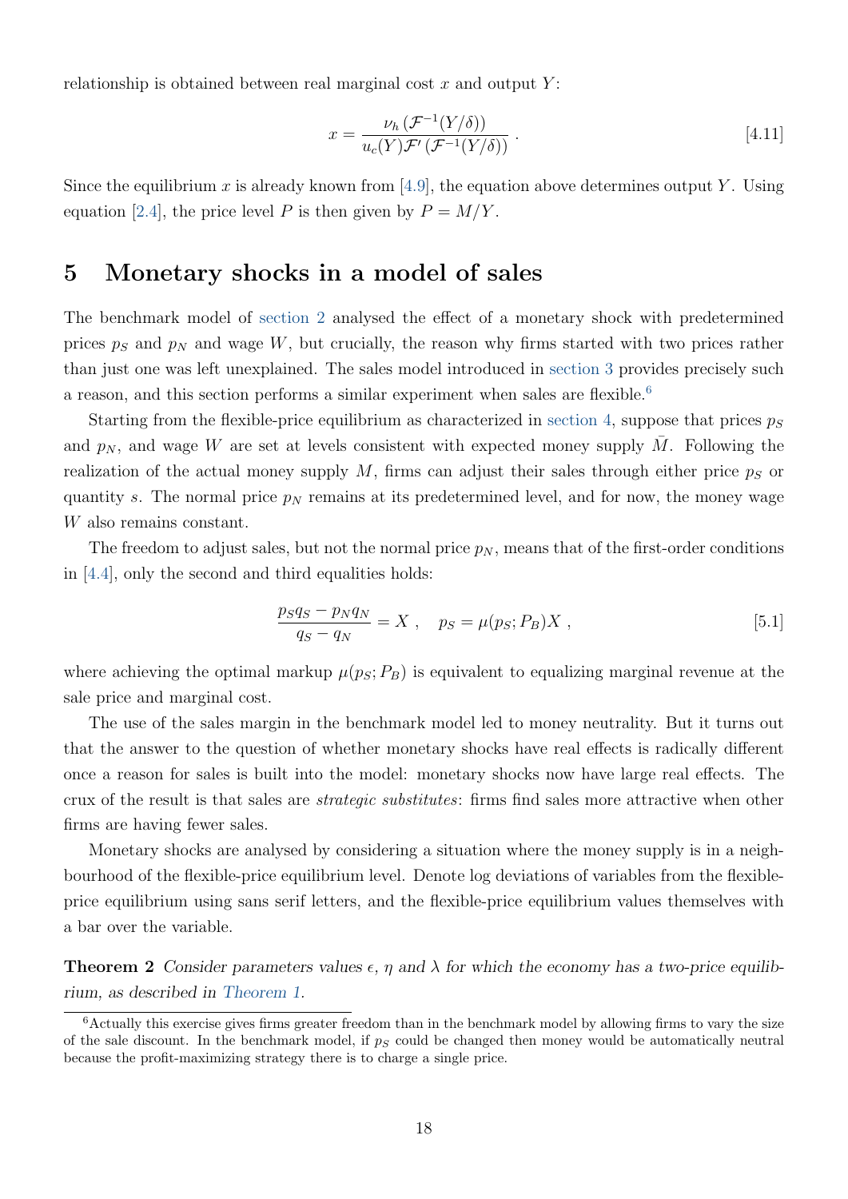relationship is obtained between real marginal cost $x$ and output $Y$:

$$x = \frac{\nu_h \left(\mathcal{F}^{-1}(Y/\delta)\right)}{u_c(Y)\mathcal{F}'\left(\mathcal{F}^{-1}(Y/\delta)\right)} \ . \tag{4.11}$$

Since the equilibrium $x$ is already known from [4.9], the equation above determines output $Y$. Using equation [2.4], the price level $P$ is then given by $P = M/Y$.

# 5 Monetary shocks in a model of sales

The benchmark model of section 2 analysed the effect of a monetary shock with predetermined prices $p_S$ and $p_N$ and wage $W$, but crucially, the reason why firms started with two prices rather than just one was left unexplained. The sales model introduced in section 3 provides precisely such a reason, and this section performs a similar experiment when sales are flexible.[6]

Starting from the flexible-price equilibrium as characterized in section 4, suppose that prices $p_S$ and $p_N$, and wage $W$ are set at levels consistent with expected money supply $\bar{M}$. Following the realization of the actual money supply $M$, firms can adjust their sales through either price $p_S$ or quantity $s$. The normal price $p_N$ remains at its predetermined level, and for now, the money wage $W$ also remains constant.

The freedom to adjust sales, but not the normal price $p_N$, means that of the first-order conditions in [4.4], only the second and third equalities holds:

$$\frac{p_S q_S - p_N q_N}{q_S - q_N} = X \ , \quad p_S = \mu(p_S; P_B) X \ , \tag{5.1}$$

where achieving the optimal markup $\mu(p_S; P_B)$ is equivalent to equalizing marginal revenue at the sale price and marginal cost.

The use of the sales margin in the benchmark model led to money neutrality. But it turns out that the answer to the question of whether monetary shocks have real effects is radically different once a reason for sales is built into the model: monetary shocks now have large real effects. The crux of the result is that sales are *strategic substitutes*: firms find sales more attractive when other firms are having fewer sales.

Monetary shocks are analysed by considering a situation where the money supply is in a neighbourhood of the flexible-price equilibrium level. Denote log deviations of variables from the flexible-price equilibrium using sans serif letters, and the flexible-price equilibrium values themselves with a bar over the variable.

**Theorem 2** *Consider parameters values $\epsilon$, $\eta$ and $\lambda$ for which the economy has a two-price equilibrium, as described in Theorem 1.*

[6] Actually this exercise gives firms greater freedom than in the benchmark model by allowing firms to vary the size of the sale discount. In the benchmark model, if $p_S$ could be changed then money would be automatically neutral because the profit-maximizing strategy there is to charge a single price.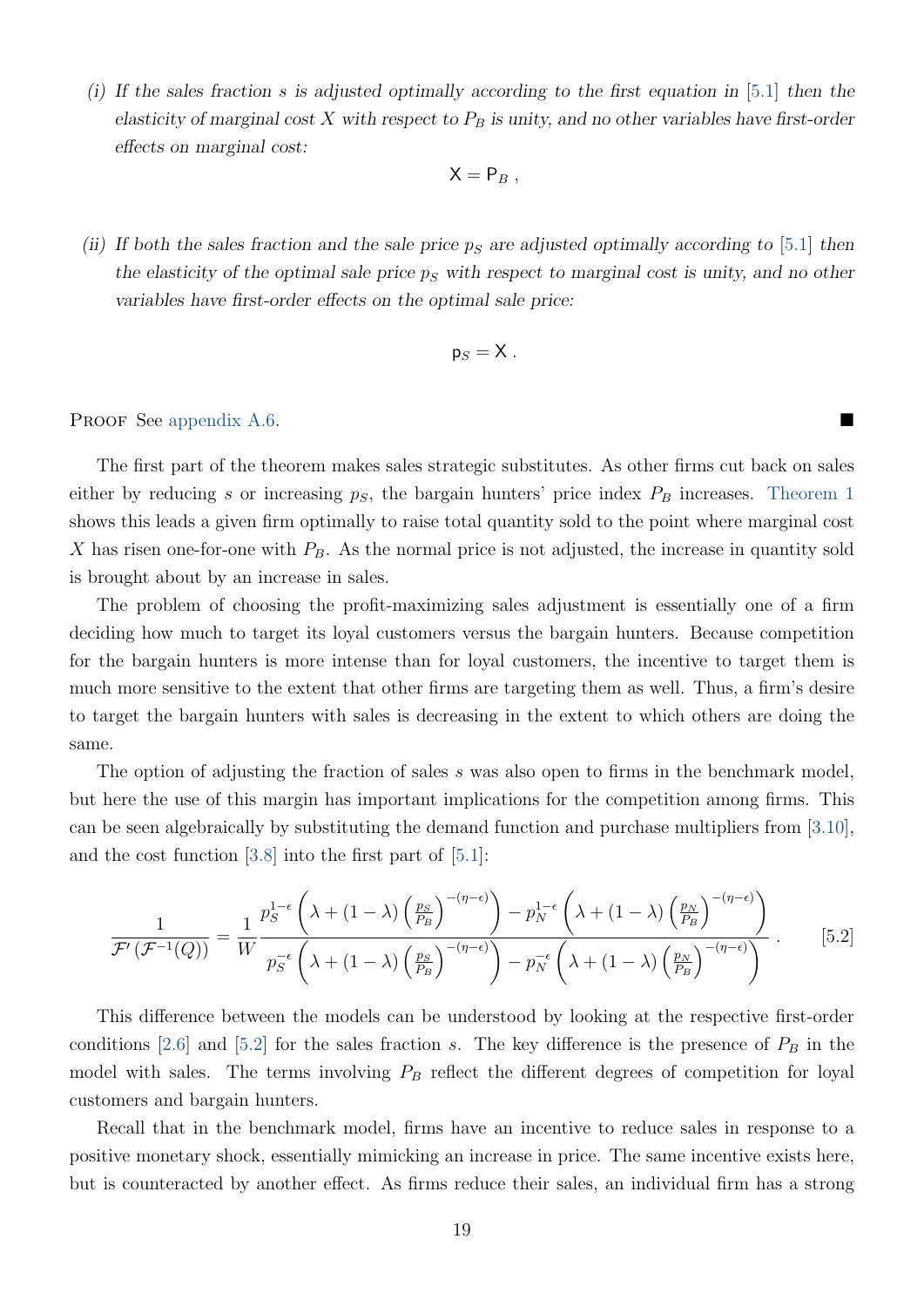*(i) If the sales fraction $s$ is adjusted optimally according to the first equation in [5.1] then the elasticity of marginal cost $X$ with respect to $P_B$ is unity, and no other variables have first-order effects on marginal cost:*

$$\mathsf{X} = \mathsf{P}_B \, ,$$

*(ii) If both the sales fraction and the sale price $p_S$ are adjusted optimally according to [5.1] then the elasticity of the optimal sale price $p_S$ with respect to marginal cost is unity, and no other variables have first-order effects on the optimal sale price:*

$$\mathsf{p}_S = \mathsf{X} \, .$$

Proof See appendix A.6. ■

The first part of the theorem makes sales strategic substitutes. As other firms cut back on sales either by reducing $s$ or increasing $p_S$, the bargain hunters' price index $P_B$ increases. Theorem 1 shows this leads a given firm optimally to raise total quantity sold to the point where marginal cost $X$ has risen one-for-one with $P_B$. As the normal price is not adjusted, the increase in quantity sold is brought about by an increase in sales.

The problem of choosing the profit-maximizing sales adjustment is essentially one of a firm deciding how much to target its loyal customers versus the bargain hunters. Because competition for the bargain hunters is more intense than for loyal customers, the incentive to target them is much more sensitive to the extent that other firms are targeting them as well. Thus, a firm's desire to target the bargain hunters with sales is decreasing in the extent to which others are doing the same.

The option of adjusting the fraction of sales $s$ was also open to firms in the benchmark model, but here the use of this margin has important implications for the competition among firms. This can be seen algebraically by substituting the demand function and purchase multipliers from [3.10], and the cost function [3.8] into the first part of [5.1]:

$$\frac{1}{\mathcal{F}'\left(\mathcal{F}^{-1}(Q)\right)} = \frac{1}{W} \frac{p_S^{1-\epsilon}\left(\lambda + (1-\lambda)\left(\frac{p_S}{P_B}\right)^{-(\eta-\epsilon)}\right) - p_N^{1-\epsilon}\left(\lambda + (1-\lambda)\left(\frac{p_N}{P_B}\right)^{-(\eta-\epsilon)}\right)}{p_S^{-\epsilon}\left(\lambda + (1-\lambda)\left(\frac{p_S}{P_B}\right)^{-(\eta-\epsilon)}\right) - p_N^{-\epsilon}\left(\lambda + (1-\lambda)\left(\frac{p_N}{P_B}\right)^{-(\eta-\epsilon)}\right)} \, . \qquad [5.2]$$

This difference between the models can be understood by looking at the respective first-order conditions [2.6] and [5.2] for the sales fraction $s$. The key difference is the presence of $P_B$ in the model with sales. The terms involving $P_B$ reflect the different degrees of competition for loyal customers and bargain hunters.

Recall that in the benchmark model, firms have an incentive to reduce sales in response to a positive monetary shock, essentially mimicking an increase in price. The same incentive exists here, but is counteracted by another effect. As firms reduce their sales, an individual firm has a strong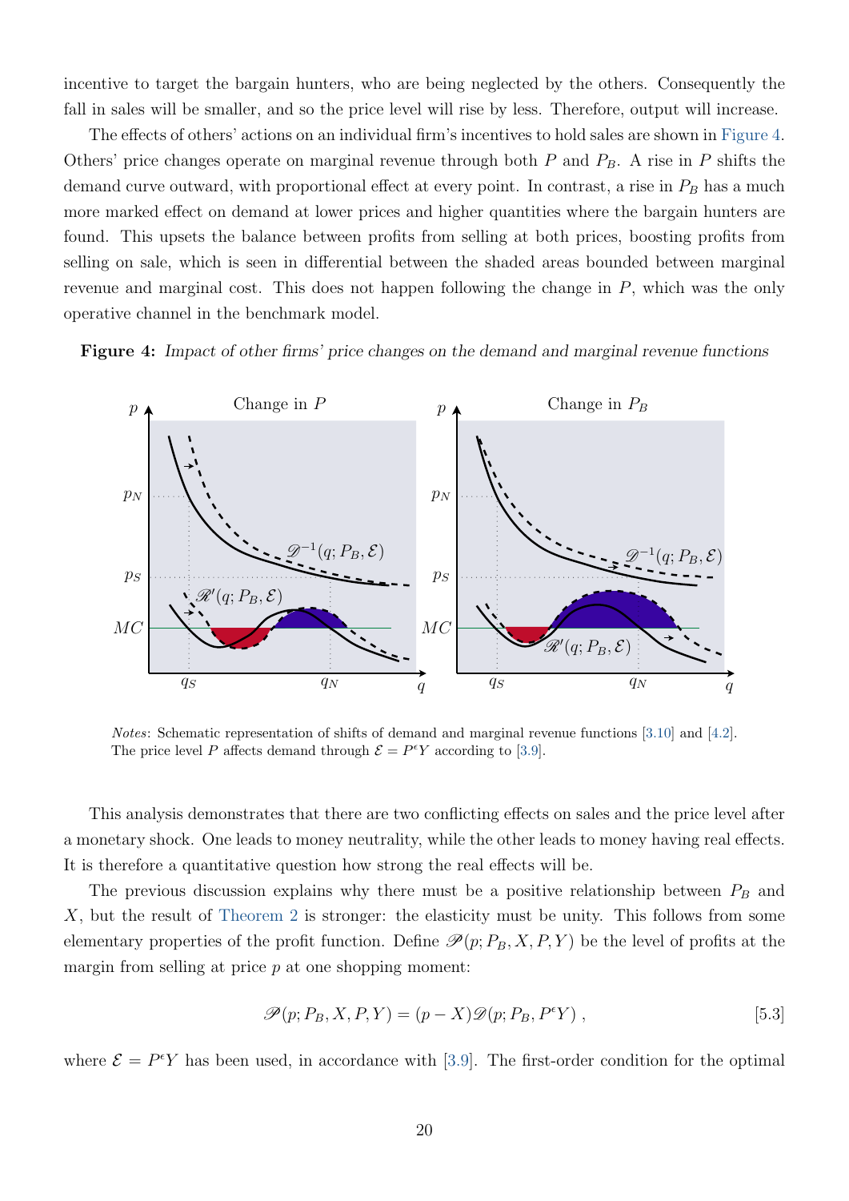incentive to target the bargain hunters, who are being neglected by the others. Consequently the fall in sales will be smaller, and so the price level will rise by less. Therefore, output will increase.

The effects of others' actions on an individual firm's incentives to hold sales are shown in Figure 4. Others' price changes operate on marginal revenue through both $P$ and $P_B$. A rise in $P$ shifts the demand curve outward, with proportional effect at every point. In contrast, a rise in $P_B$ has a much more marked effect on demand at lower prices and higher quantities where the bargain hunters are found. This upsets the balance between profits from selling at both prices, boosting profits from selling on sale, which is seen in differential between the shaded areas bounded between marginal revenue and marginal cost. This does not happen following the change in $P$, which was the only operative channel in the benchmark model.

**Figure 4:** *Impact of other firms' price changes on the demand and marginal revenue functions*

*Notes*: Schematic representation of shifts of demand and marginal revenue functions [3.10] and [4.2]. The price level $P$ affects demand through $\mathcal{E} = P^{\epsilon}Y$ according to [3.9].

This analysis demonstrates that there are two conflicting effects on sales and the price level after a monetary shock. One leads to money neutrality, while the other leads to money having real effects. It is therefore a quantitative question how strong the real effects will be.

The previous discussion explains why there must be a positive relationship between $P_B$ and $X$, but the result of Theorem 2 is stronger: the elasticity must be unity. This follows from some elementary properties of the profit function. Define $\mathscr{P}(p; P_B, X, P, Y)$ be the level of profits at the margin from selling at price $p$ at one shopping moment:

$$\mathscr{P}(p; P_B, X, P, Y) = (p - X)\mathscr{D}(p; P_B, P^{\epsilon}Y) \,, \tag{5.3}$$

where $\mathcal{E} = P^{\epsilon}Y$ has been used, in accordance with [3.9]. The first-order condition for the optimal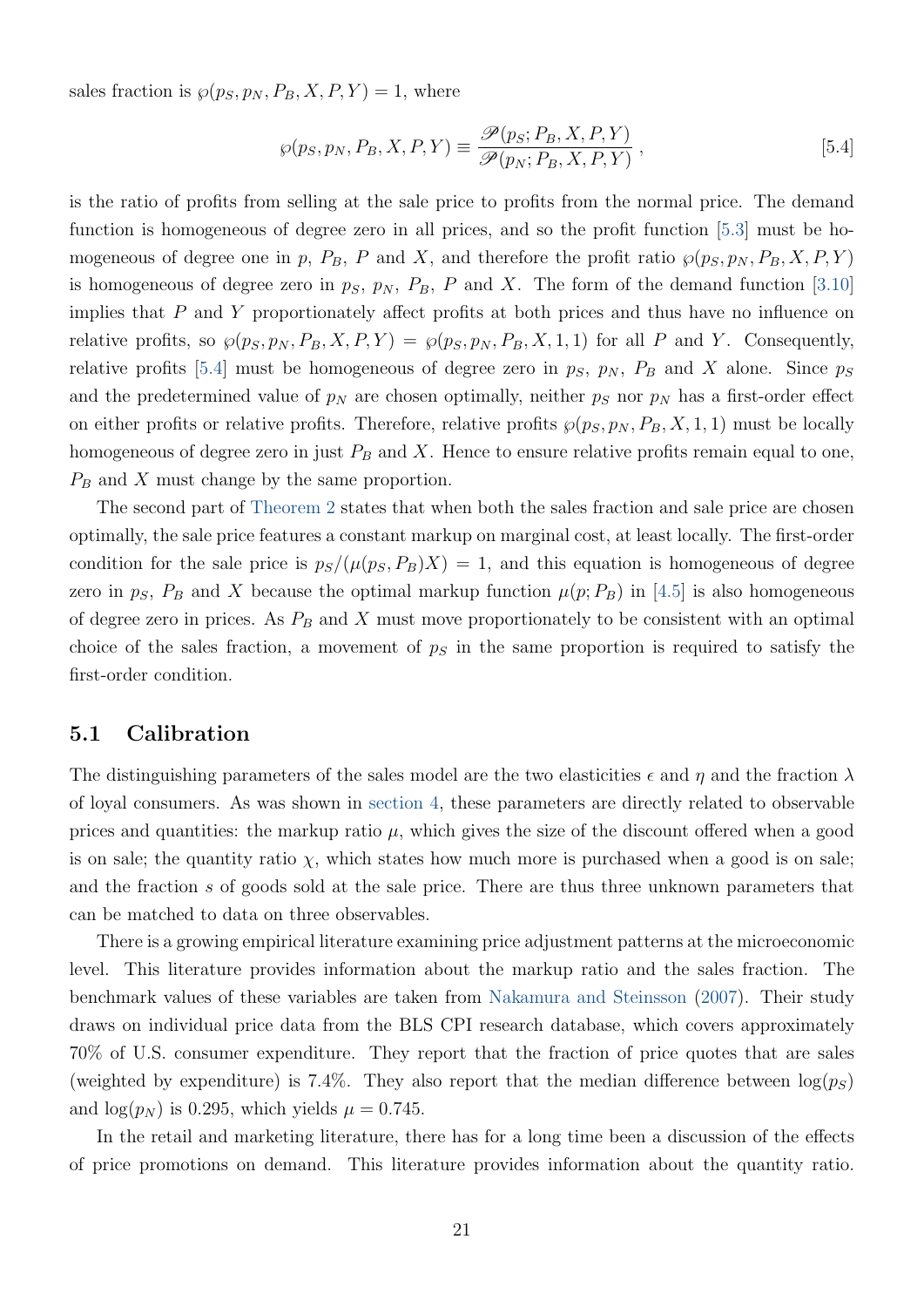sales fraction is $\wp(p_S, p_N, P_B, X, P, Y) = 1$, where

$$\wp(p_S, p_N, P_B, X, P, Y) \equiv \frac{\mathscr{P}(p_S; P_B, X, P, Y)}{\mathscr{P}(p_N; P_B, X, P, Y)}\,, \tag{5.4}$$

is the ratio of profits from selling at the sale price to profits from the normal price. The demand function is homogeneous of degree zero in all prices, and so the profit function [5.3] must be homogeneous of degree one in $p$, $P_B$, $P$ and $X$, and therefore the profit ratio $\wp(p_S, p_N, P_B, X, P, Y)$ is homogeneous of degree zero in $p_S$, $p_N$, $P_B$, $P$ and $X$. The form of the demand function [3.10] implies that $P$ and $Y$ proportionately affect profits at both prices and thus have no influence on relative profits, so $\wp(p_S, p_N, P_B, X, P, Y) = \wp(p_S, p_N, P_B, X, 1, 1)$ for all $P$ and $Y$. Consequently, relative profits [5.4] must be homogeneous of degree zero in $p_S$, $p_N$, $P_B$ and $X$ alone. Since $p_S$ and the predetermined value of $p_N$ are chosen optimally, neither $p_S$ nor $p_N$ has a first-order effect on either profits or relative profits. Therefore, relative profits $\wp(p_S, p_N, P_B, X, 1, 1)$ must be locally homogeneous of degree zero in just $P_B$ and $X$. Hence to ensure relative profits remain equal to one, $P_B$ and $X$ must change by the same proportion.

The second part of Theorem 2 states that when both the sales fraction and sale price are chosen optimally, the sale price features a constant markup on marginal cost, at least locally. The first-order condition for the sale price is $p_S/(\mu(p_S, P_B)X) = 1$, and this equation is homogeneous of degree zero in $p_S$, $P_B$ and $X$ because the optimal markup function $\mu(p; P_B)$ in [4.5] is also homogeneous of degree zero in prices. As $P_B$ and $X$ must move proportionately to be consistent with an optimal choice of the sales fraction, a movement of $p_S$ in the same proportion is required to satisfy the first-order condition.

## 5.1 Calibration

The distinguishing parameters of the sales model are the two elasticities $\epsilon$ and $\eta$ and the fraction $\lambda$ of loyal consumers. As was shown in section 4, these parameters are directly related to observable prices and quantities: the markup ratio $\mu$, which gives the size of the discount offered when a good is on sale; the quantity ratio $\chi$, which states how much more is purchased when a good is on sale; and the fraction $s$ of goods sold at the sale price. There are thus three unknown parameters that can be matched to data on three observables.

There is a growing empirical literature examining price adjustment patterns at the microeconomic level. This literature provides information about the markup ratio and the sales fraction. The benchmark values of these variables are taken from Nakamura and Steinsson (2007). Their study draws on individual price data from the BLS CPI research database, which covers approximately 70% of U.S. consumer expenditure. They report that the fraction of price quotes that are sales (weighted by expenditure) is 7.4%. They also report that the median difference between $\log(p_S)$ and $\log(p_N)$ is 0.295, which yields $\mu = 0.745$.

In the retail and marketing literature, there has for a long time been a discussion of the effects of price promotions on demand. This literature provides information about the quantity ratio.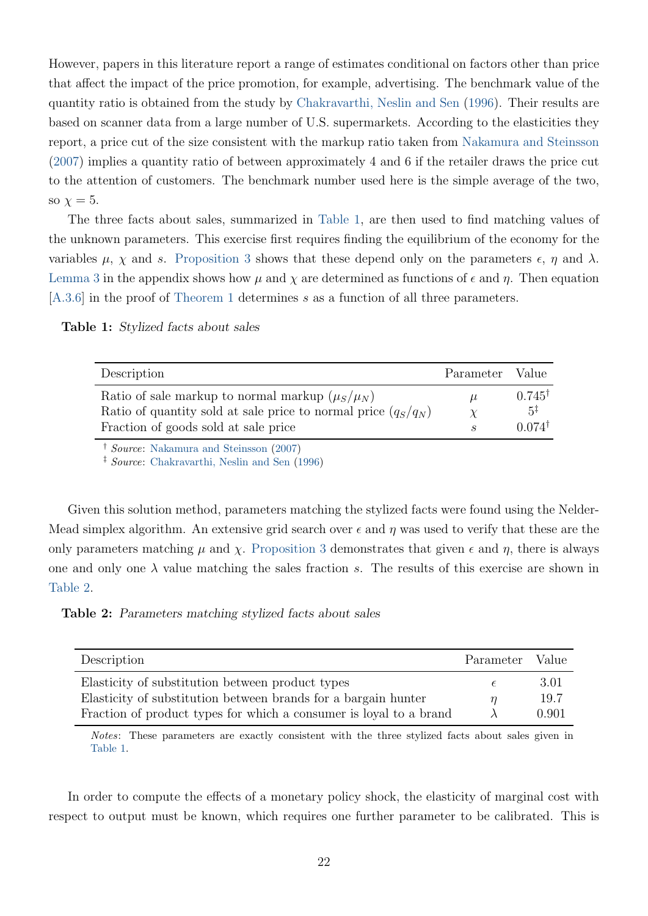However, papers in this literature report a range of estimates conditional on factors other than price that affect the impact of the price promotion, for example, advertising. The benchmark value of the quantity ratio is obtained from the study by Chakravarthi, Neslin and Sen (1996). Their results are based on scanner data from a large number of U.S. supermarkets. According to the elasticities they report, a price cut of the size consistent with the markup ratio taken from Nakamura and Steinsson (2007) implies a quantity ratio of between approximately 4 and 6 if the retailer draws the price cut to the attention of customers. The benchmark number used here is the simple average of the two, so $\chi = 5$.

The three facts about sales, summarized in Table 1, are then used to find matching values of the unknown parameters. This exercise first requires finding the equilibrium of the economy for the variables $\mu$, $\chi$ and $s$. Proposition 3 shows that these depend only on the parameters $\epsilon$, $\eta$ and $\lambda$. Lemma 3 in the appendix shows how $\mu$ and $\chi$ are determined as functions of $\epsilon$ and $\eta$. Then equation [A.3.6] in the proof of Theorem 1 determines $s$ as a function of all three parameters.

**Table 1:** *Stylized facts about sales*

| Description | Parameter | Value |
|---|---|---|
| Ratio of sale markup to normal markup ($\mu_S/\mu_N$) | $\mu$ | 0.745[†] |
| Ratio of quantity sold at sale price to normal price ($q_S/q_N$) | $\chi$ | 5[‡] |
| Fraction of goods sold at sale price | $s$ | 0.074[†] |

[†] *Source*: Nakamura and Steinsson (2007)
[‡] *Source*: Chakravarthi, Neslin and Sen (1996)

Given this solution method, parameters matching the stylized facts were found using the Nelder-Mead simplex algorithm. An extensive grid search over $\epsilon$ and $\eta$ was used to verify that these are the only parameters matching $\mu$ and $\chi$. Proposition 3 demonstrates that given $\epsilon$ and $\eta$, there is always one and only one $\lambda$ value matching the sales fraction $s$. The results of this exercise are shown in Table 2.

**Table 2:** *Parameters matching stylized facts about sales*

| Description | Parameter | Value |
|---|---|---|
| Elasticity of substitution between product types | $\epsilon$ | 3.01 |
| Elasticity of substitution between brands for a bargain hunter | $\eta$ | 19.7 |
| Fraction of product types for which a consumer is loyal to a brand | $\lambda$ | 0.901 |

*Notes*: These parameters are exactly consistent with the three stylized facts about sales given in Table 1.

In order to compute the effects of a monetary policy shock, the elasticity of marginal cost with respect to output must be known, which requires one further parameter to be calibrated. This is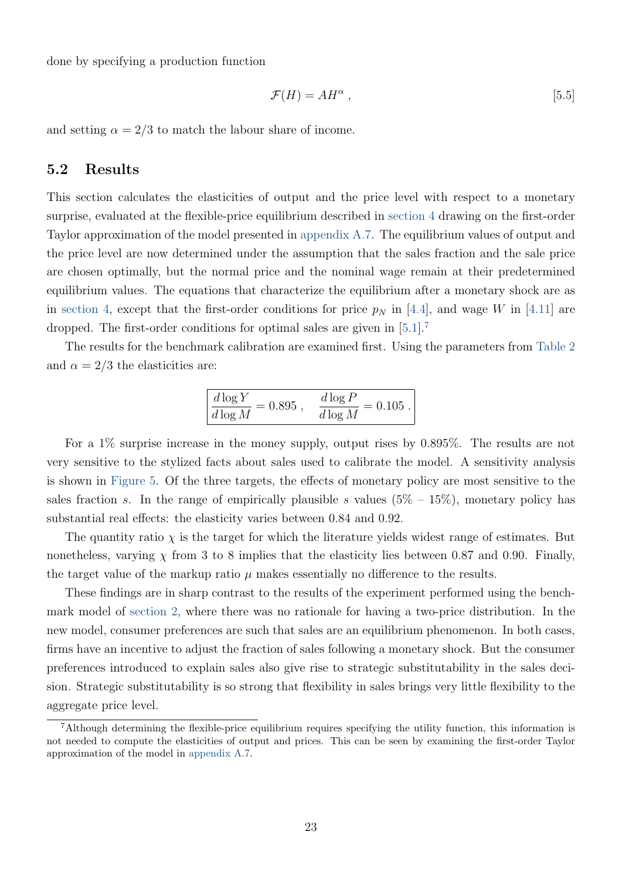done by specifying a production function

$$\mathcal{F}(H) = AH^{\alpha} , \tag{5.5}$$

and setting $\alpha = 2/3$ to match the labour share of income.

## 5.2 Results

This section calculates the elasticities of output and the price level with respect to a monetary surprise, evaluated at the flexible-price equilibrium described in section 4 drawing on the first-order Taylor approximation of the model presented in appendix A.7. The equilibrium values of output and the price level are now determined under the assumption that the sales fraction and the sale price are chosen optimally, but the normal price and the nominal wage remain at their predetermined equilibrium values. The equations that characterize the equilibrium after a monetary shock are as in section 4, except that the first-order conditions for price $p_N$ in [4.4], and wage $W$ in [4.11] are dropped. The first-order conditions for optimal sales are given in [5.1].[7]

The results for the benchmark calibration are examined first. Using the parameters from Table 2 and $\alpha = 2/3$ the elasticities are:

$$\boxed{\frac{d\log Y}{d\log M} = 0.895 \, , \quad \frac{d\log P}{d\log M} = 0.105 \, .}$$

For a 1% surprise increase in the money supply, output rises by 0.895%. The results are not very sensitive to the stylized facts about sales used to calibrate the model. A sensitivity analysis is shown in Figure 5. Of the three targets, the effects of monetary policy are most sensitive to the sales fraction $s$. In the range of empirically plausible $s$ values (5% – 15%), monetary policy has substantial real effects: the elasticity varies between 0.84 and 0.92.

The quantity ratio $\chi$ is the target for which the literature yields widest range of estimates. But nonetheless, varying $\chi$ from 3 to 8 implies that the elasticity lies between 0.87 and 0.90. Finally, the target value of the markup ratio $\mu$ makes essentially no difference to the results.

These findings are in sharp contrast to the results of the experiment performed using the benchmark model of section 2, where there was no rationale for having a two-price distribution. In the new model, consumer preferences are such that sales are an equilibrium phenomenon. In both cases, firms have an incentive to adjust the fraction of sales following a monetary shock. But the consumer preferences introduced to explain sales also give rise to strategic substitutability in the sales decision. Strategic substitutability is so strong that flexibility in sales brings very little flexibility to the aggregate price level.

[7] Although determining the flexible-price equilibrium requires specifying the utility function, this information is not needed to compute the elasticities of output and prices. This can be seen by examining the first-order Taylor approximation of the model in appendix A.7.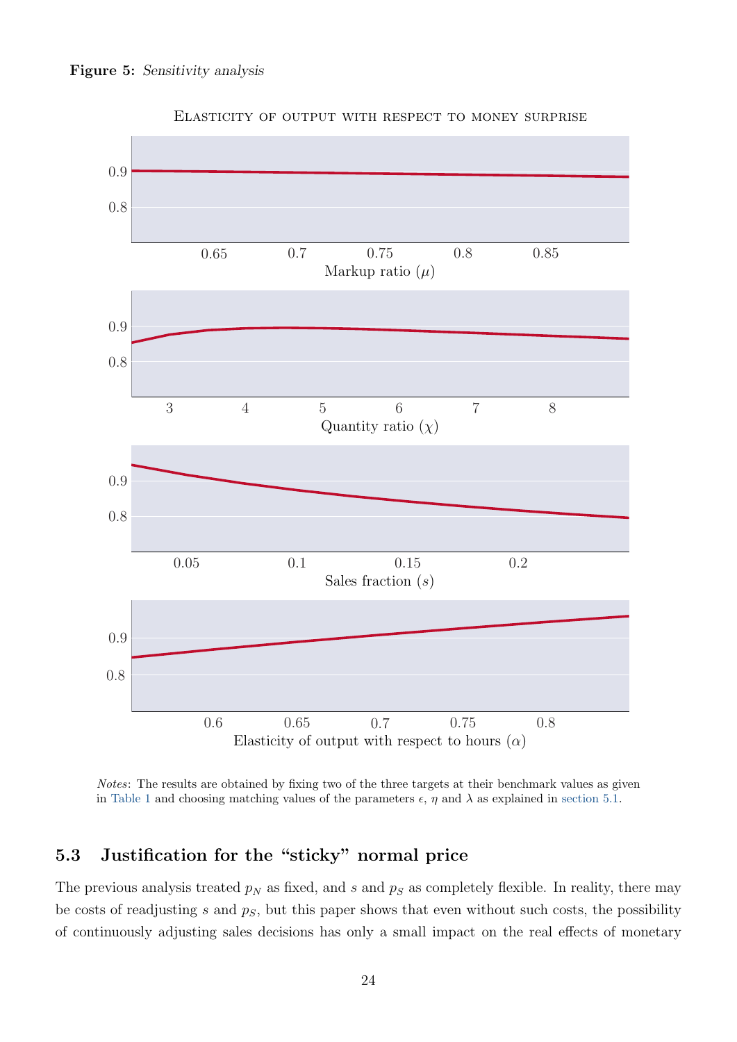**Figure 5:** *Sensitivity analysis*

*Notes*: The results are obtained by fixing two of the three targets at their benchmark values as given in Table 1 and choosing matching values of the parameters $\epsilon$, $\eta$ and $\lambda$ as explained in section 5.1.

## 5.3 Justification for the "sticky" normal price

The previous analysis treated $p_N$ as fixed, and $s$ and $p_S$ as completely flexible. In reality, there may be costs of readjusting $s$ and $p_S$, but this paper shows that even without such costs, the possibility of continuously adjusting sales decisions has only a small impact on the real effects of monetary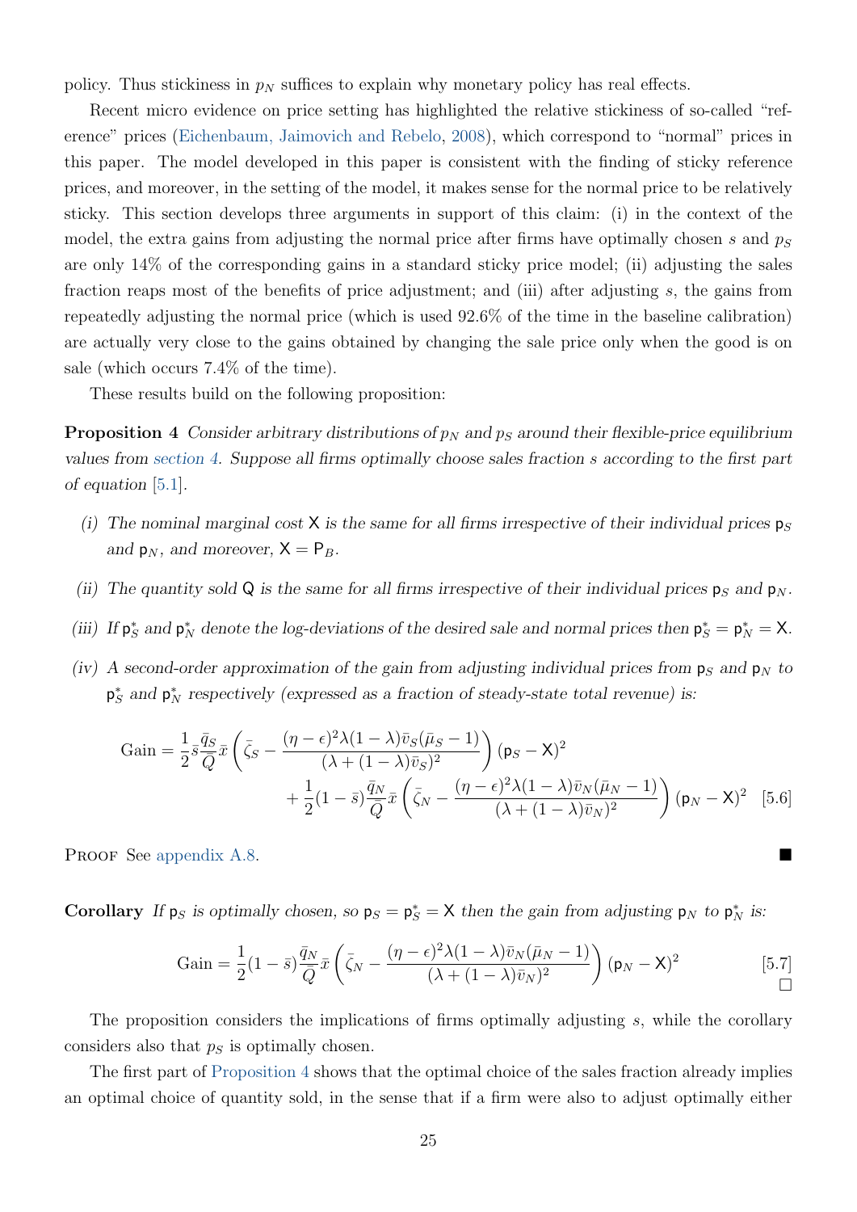policy. Thus stickiness in $p_N$ suffices to explain why monetary policy has real effects.

Recent micro evidence on price setting has highlighted the relative stickiness of so-called "reference" prices (Eichenbaum, Jaimovich and Rebelo, 2008), which correspond to "normal" prices in this paper. The model developed in this paper is consistent with the finding of sticky reference prices, and moreover, in the setting of the model, it makes sense for the normal price to be relatively sticky. This section develops three arguments in support of this claim: (i) in the context of the model, the extra gains from adjusting the normal price after firms have optimally chosen $s$ and $p_S$ are only 14% of the corresponding gains in a standard sticky price model; (ii) adjusting the sales fraction reaps most of the benefits of price adjustment; and (iii) after adjusting $s$, the gains from repeatedly adjusting the normal price (which is used 92.6% of the time in the baseline calibration) are actually very close to the gains obtained by changing the sale price only when the good is on sale (which occurs 7.4% of the time).

These results build on the following proposition:

**Proposition 4** *Consider arbitrary distributions of $p_N$ and $p_S$ around their flexible-price equilibrium values from section 4. Suppose all firms optimally choose sales fraction $s$ according to the first part of equation [5.1].*

*(i) The nominal marginal cost $\mathsf{X}$ is the same for all firms irrespective of their individual prices $\mathsf{p}_S$ and $\mathsf{p}_N$, and moreover, $\mathsf{X} = \mathsf{P}_B$.*

*(ii) The quantity sold $\mathsf{Q}$ is the same for all firms irrespective of their individual prices $\mathsf{p}_S$ and $\mathsf{p}_N$.*

*(iii) If $\mathsf{p}_S^*$ and $\mathsf{p}_N^*$ denote the log-deviations of the desired sale and normal prices then $\mathsf{p}_S^* = \mathsf{p}_N^* = \mathsf{X}$.*

*(iv) A second-order approximation of the gain from adjusting individual prices from $\mathsf{p}_S$ and $\mathsf{p}_N$ to $\mathsf{p}_S^*$ and $\mathsf{p}_N^*$ respectively (expressed as a fraction of steady-state total revenue) is:*

$$\text{Gain} = \frac{1}{2}\bar{s}\frac{\bar{q}_S}{\bar{Q}}\bar{x}\left(\bar{\zeta}_S - \frac{(\eta-\epsilon)^2\lambda(1-\lambda)\bar{v}_S(\bar{\mu}_S-1)}{(\lambda+(1-\lambda)\bar{v}_S)^2}\right)(\mathsf{p}_S-\mathsf{X})^2 + \frac{1}{2}(1-\bar{s})\frac{\bar{q}_N}{\bar{Q}}\bar{x}\left(\bar{\zeta}_N - \frac{(\eta-\epsilon)^2\lambda(1-\lambda)\bar{v}_N(\bar{\mu}_N-1)}{(\lambda+(1-\lambda)\bar{v}_N)^2}\right)(\mathsf{p}_N-\mathsf{X})^2 \quad [5.6]$$

Proof See appendix A.8. ■

**Corollary** *If $\mathsf{p}_S$ is optimally chosen, so $\mathsf{p}_S = \mathsf{p}_S^* = \mathsf{X}$ then the gain from adjusting $\mathsf{p}_N$ to $\mathsf{p}_N^*$ is:*

$$\text{Gain} = \frac{1}{2}(1-\bar{s})\frac{\bar{q}_N}{\bar{Q}}\bar{x}\left(\bar{\zeta}_N - \frac{(\eta-\epsilon)^2\lambda(1-\lambda)\bar{v}_N(\bar{\mu}_N-1)}{(\lambda+(1-\lambda)\bar{v}_N)^2}\right)(\mathsf{p}_N-\mathsf{X})^2 \quad [5.7]$$

□

The proposition considers the implications of firms optimally adjusting $s$, while the corollary considers also that $p_S$ is optimally chosen.

The first part of Proposition 4 shows that the optimal choice of the sales fraction already implies an optimal choice of quantity sold, in the sense that if a firm were also to adjust optimally either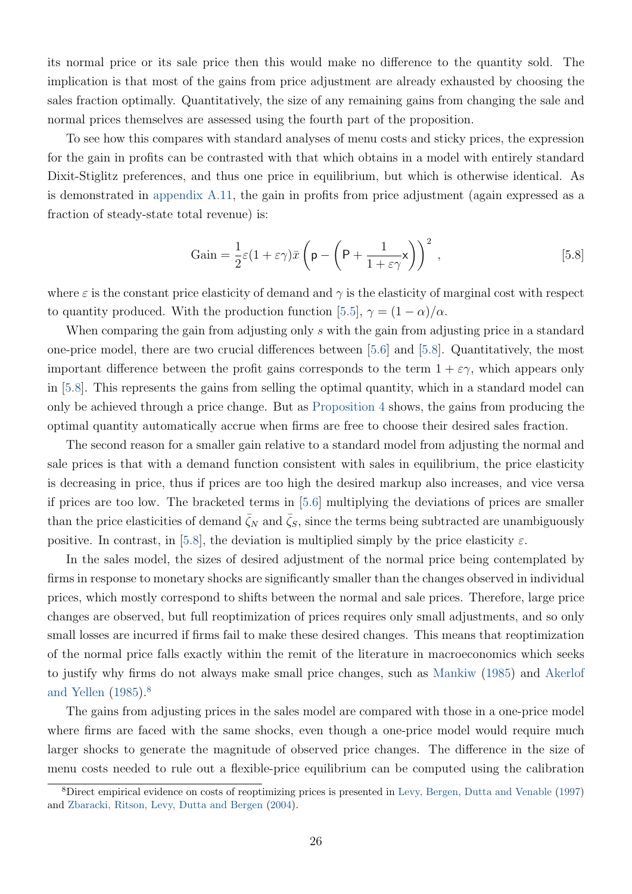its normal price or its sale price then this would make no difference to the quantity sold. The implication is that most of the gains from price adjustment are already exhausted by choosing the sales fraction optimally. Quantitatively, the size of any remaining gains from changing the sale and normal prices themselves are assessed using the fourth part of the proposition.

To see how this compares with standard analyses of menu costs and sticky prices, the expression for the gain in profits can be contrasted with that which obtains in a model with entirely standard Dixit-Stiglitz preferences, and thus one price in equilibrium, but which is otherwise identical. As is demonstrated in appendix A.11, the gain in profits from price adjustment (again expressed as a fraction of steady-state total revenue) is:

$$\text{Gain} = \frac{1}{2}\varepsilon(1+\varepsilon\gamma)\bar{x}\left(\mathsf{p} - \left(\mathsf{P} + \frac{1}{1+\varepsilon\gamma}\mathsf{x}\right)\right)^2 , \qquad [5.8]$$

where $\varepsilon$ is the constant price elasticity of demand and $\gamma$ is the elasticity of marginal cost with respect to quantity produced. With the production function [5.5], $\gamma = (1-\alpha)/\alpha$.

When comparing the gain from adjusting only $s$ with the gain from adjusting price in a standard one-price model, there are two crucial differences between [5.6] and [5.8]. Quantitatively, the most important difference between the profit gains corresponds to the term $1+\varepsilon\gamma$, which appears only in [5.8]. This represents the gains from selling the optimal quantity, which in a standard model can only be achieved through a price change. But as Proposition 4 shows, the gains from producing the optimal quantity automatically accrue when firms are free to choose their desired sales fraction.

The second reason for a smaller gain relative to a standard model from adjusting the normal and sale prices is that with a demand function consistent with sales in equilibrium, the price elasticity is decreasing in price, thus if prices are too high the desired markup also increases, and vice versa if prices are too low. The bracketed terms in [5.6] multiplying the deviations of prices are smaller than the price elasticities of demand $\bar{\zeta}_N$ and $\bar{\zeta}_S$, since the terms being subtracted are unambiguously positive. In contrast, in [5.8], the deviation is multiplied simply by the price elasticity $\varepsilon$.

In the sales model, the sizes of desired adjustment of the normal price being contemplated by firms in response to monetary shocks are significantly smaller than the changes observed in individual prices, which mostly correspond to shifts between the normal and sale prices. Therefore, large price changes are observed, but full reoptimization of prices requires only small adjustments, and so only small losses are incurred if firms fail to make these desired changes. This means that reoptimization of the normal price falls exactly within the remit of the literature in macroeconomics which seeks to justify why firms do not always make small price changes, such as Mankiw (1985) and Akerlof and Yellen (1985).[8]

The gains from adjusting prices in the sales model are compared with those in a one-price model where firms are faced with the same shocks, even though a one-price model would require much larger shocks to generate the magnitude of observed price changes. The difference in the size of menu costs needed to rule out a flexible-price equilibrium can be computed using the calibration

[8] Direct empirical evidence on costs of reoptimizing prices is presented in Levy, Bergen, Dutta and Venable (1997) and Zbaracki, Ritson, Levy, Dutta and Bergen (2004).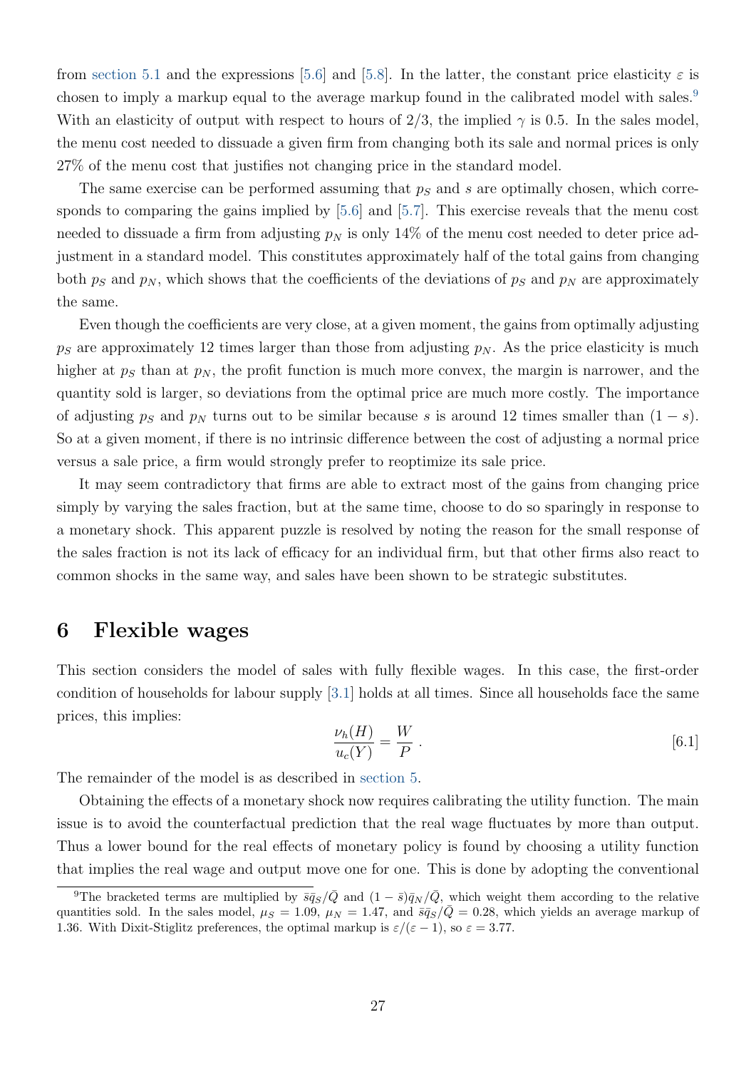from section 5.1 and the expressions [5.6] and [5.8]. In the latter, the constant price elasticity $\varepsilon$ is chosen to imply a markup equal to the average markup found in the calibrated model with sales.[9] With an elasticity of output with respect to hours of 2/3, the implied $\gamma$ is 0.5. In the sales model, the menu cost needed to dissuade a given firm from changing both its sale and normal prices is only 27% of the menu cost that justifies not changing price in the standard model.

The same exercise can be performed assuming that $p_S$ and $s$ are optimally chosen, which corresponds to comparing the gains implied by [5.6] and [5.7]. This exercise reveals that the menu cost needed to dissuade a firm from adjusting $p_N$ is only 14% of the menu cost needed to deter price adjustment in a standard model. This constitutes approximately half of the total gains from changing both $p_S$ and $p_N$, which shows that the coefficients of the deviations of $p_S$ and $p_N$ are approximately the same.

Even though the coefficients are very close, at a given moment, the gains from optimally adjusting $p_S$ are approximately 12 times larger than those from adjusting $p_N$. As the price elasticity is much higher at $p_S$ than at $p_N$, the profit function is much more convex, the margin is narrower, and the quantity sold is larger, so deviations from the optimal price are much more costly. The importance of adjusting $p_S$ and $p_N$ turns out to be similar because $s$ is around 12 times smaller than $(1-s)$. So at a given moment, if there is no intrinsic difference between the cost of adjusting a normal price versus a sale price, a firm would strongly prefer to reoptimize its sale price.

It may seem contradictory that firms are able to extract most of the gains from changing price simply by varying the sales fraction, but at the same time, choose to do so sparingly in response to a monetary shock. This apparent puzzle is resolved by noting the reason for the small response of the sales fraction is not its lack of efficacy for an individual firm, but that other firms also react to common shocks in the same way, and sales have been shown to be strategic substitutes.

# 6 Flexible wages

This section considers the model of sales with fully flexible wages. In this case, the first-order condition of households for labour supply [3.1] holds at all times. Since all households face the same prices, this implies:

$$\frac{\nu_h(H)}{u_c(Y)} = \frac{W}{P} \,. \qquad [6.1]$$

The remainder of the model is as described in section 5.

Obtaining the effects of a monetary shock now requires calibrating the utility function. The main issue is to avoid the counterfactual prediction that the real wage fluctuates by more than output. Thus a lower bound for the real effects of monetary policy is found by choosing a utility function that implies the real wage and output move one for one. This is done by adopting the conventional

[9] The bracketed terms are multiplied by $\bar{s}\bar{q}_S/\bar{Q}$ and $(1-\bar{s})\bar{q}_N/\bar{Q}$, which weight them according to the relative quantities sold. In the sales model, $\mu_S = 1.09$, $\mu_N = 1.47$, and $\bar{s}\bar{q}_S/\bar{Q} = 0.28$, which yields an average markup of 1.36. With Dixit-Stiglitz preferences, the optimal markup is $\varepsilon/(\varepsilon-1)$, so $\varepsilon = 3.77$.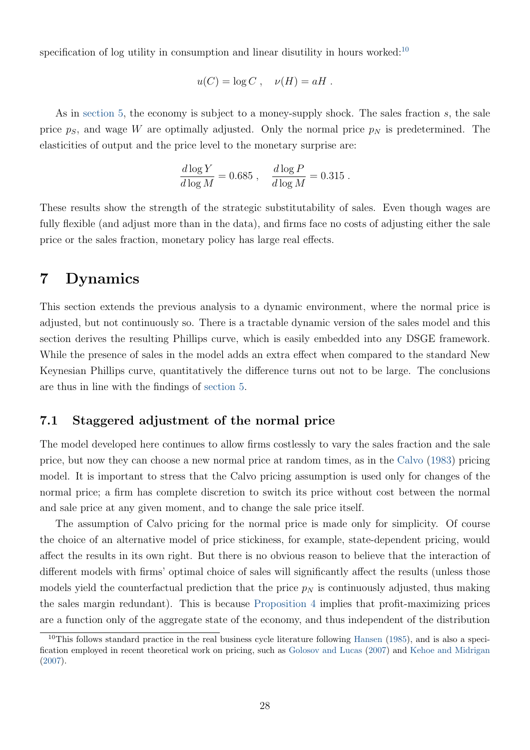specification of log utility in consumption and linear disutility in hours worked:[10]

$$u(C) = \log C \ , \quad \nu(H) = aH \ .$$

As in section 5, the economy is subject to a money-supply shock. The sales fraction $s$, the sale price $p_S$, and wage $W$ are optimally adjusted. Only the normal price $p_N$ is predetermined. The elasticities of output and the price level to the monetary surprise are:

$$\frac{d \log Y}{d \log M} = 0.685 \ , \quad \frac{d \log P}{d \log M} = 0.315 \ .$$

These results show the strength of the strategic substitutability of sales. Even though wages are fully flexible (and adjust more than in the data), and firms face no costs of adjusting either the sale price or the sales fraction, monetary policy has large real effects.

# 7 Dynamics

This section extends the previous analysis to a dynamic environment, where the normal price is adjusted, but not continuously so. There is a tractable dynamic version of the sales model and this section derives the resulting Phillips curve, which is easily embedded into any DSGE framework. While the presence of sales in the model adds an extra effect when compared to the standard New Keynesian Phillips curve, quantitatively the difference turns out not to be large. The conclusions are thus in line with the findings of section 5.

## 7.1 Staggered adjustment of the normal price

The model developed here continues to allow firms costlessly to vary the sales fraction and the sale price, but now they can choose a new normal price at random times, as in the Calvo (1983) pricing model. It is important to stress that the Calvo pricing assumption is used only for changes of the normal price; a firm has complete discretion to switch its price without cost between the normal and sale price at any given moment, and to change the sale price itself.

The assumption of Calvo pricing for the normal price is made only for simplicity. Of course the choice of an alternative model of price stickiness, for example, state-dependent pricing, would affect the results in its own right. But there is no obvious reason to believe that the interaction of different models with firms' optimal choice of sales will significantly affect the results (unless those models yield the counterfactual prediction that the price $p_N$ is continuously adjusted, thus making the sales margin redundant). This is because Proposition 4 implies that profit-maximizing prices are a function only of the aggregate state of the economy, and thus independent of the distribution

[10] This follows standard practice in the real business cycle literature following Hansen (1985), and is also a specification employed in recent theoretical work on pricing, such as Golosov and Lucas (2007) and Kehoe and Midrigan (2007).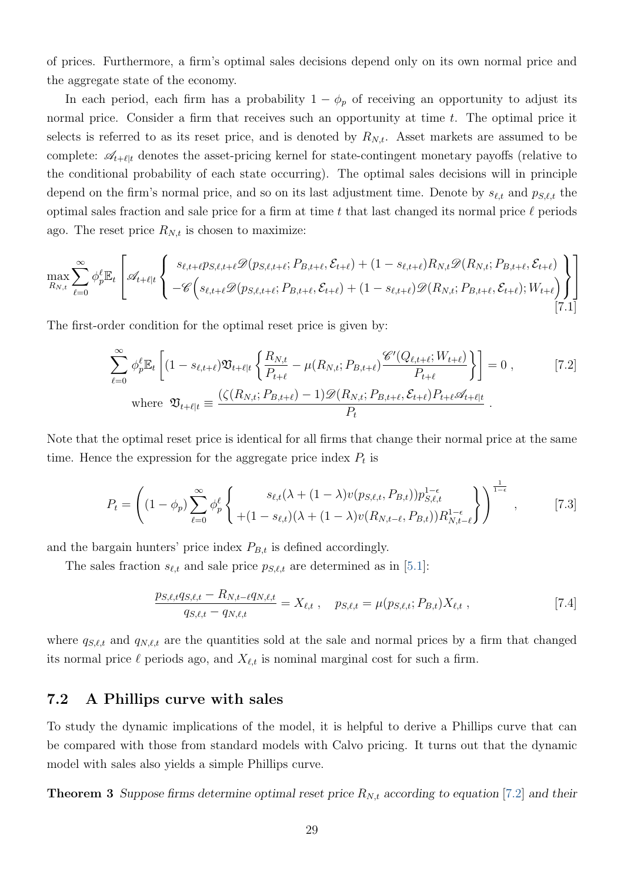of prices. Furthermore, a firm's optimal sales decisions depend only on its own normal price and the aggregate state of the economy.

In each period, each firm has a probability $1 - \phi_p$ of receiving an opportunity to adjust its normal price. Consider a firm that receives such an opportunity at time $t$. The optimal price it selects is referred to as its reset price, and is denoted by $R_{N,t}$. Asset markets are assumed to be complete: $\mathscr{A}_{t+\ell|t}$ denotes the asset-pricing kernel for state-contingent monetary payoffs (relative to the conditional probability of each state occurring). The optimal sales decisions will in principle depend on the firm's normal price, and so on its last adjustment time. Denote by $s_{\ell,t}$ and $p_{S,\ell,t}$ the optimal sales fraction and sale price for a firm at time $t$ that last changed its normal price $\ell$ periods ago. The reset price $R_{N,t}$ is chosen to maximize:

$$\max_{R_{N,t}} \sum_{\ell=0}^{\infty} \phi_p^\ell \mathbb{E}_t \left[ \mathscr{A}_{t+\ell|t} \left\{ \begin{array}{c} s_{\ell,t+\ell} p_{S,\ell,t+\ell} \mathscr{D}(p_{S,\ell,t+\ell}; P_{B,t+\ell}, \mathcal{E}_{t+\ell}) + (1 - s_{\ell,t+\ell}) R_{N,t} \mathscr{D}(R_{N,t}; P_{B,t+\ell}, \mathcal{E}_{t+\ell}) \\ -\mathscr{C}\Big( s_{\ell,t+\ell} \mathscr{D}(p_{S,\ell,t+\ell}; P_{B,t+\ell}, \mathcal{E}_{t+\ell}) + (1 - s_{\ell,t+\ell}) \mathscr{D}(R_{N,t}; P_{B,t+\ell}, \mathcal{E}_{t+\ell}); W_{t+\ell} \Big) \end{array} \right\} \right] \quad [7.1]$$

The first-order condition for the optimal reset price is given by:

$$\sum_{\ell=0}^{\infty} \phi_p^\ell \mathbb{E}_t \left[ (1 - s_{\ell,t+\ell}) \mathfrak{V}_{t+\ell|t} \left\{ \frac{R_{N,t}}{P_{t+\ell}} - \mu(R_{N,t}; P_{B,t+\ell}) \frac{\mathscr{C}'(Q_{\ell,t+\ell}; W_{t+\ell})}{P_{t+\ell}} \right\} \right] = 0 \,, \quad [7.2]$$

$$\text{where } \mathfrak{V}_{t+\ell|t} \equiv \frac{(\zeta(R_{N,t}; P_{B,t+\ell}) - 1) \mathscr{D}(R_{N,t}; P_{B,t+\ell}, \mathcal{E}_{t+\ell}) P_{t+\ell} \mathscr{A}_{t+\ell|t}}{P_t} \,.$$

Note that the optimal reset price is identical for all firms that change their normal price at the same time. Hence the expression for the aggregate price index $P_t$ is

$$P_t = \left( (1 - \phi_p) \sum_{\ell=0}^{\infty} \phi_p^\ell \left\{ \begin{array}{c} s_{\ell,t} (\lambda + (1 - \lambda) v(p_{S,\ell,t}, P_{B,t})) p_{S,\ell,t}^{1-\epsilon} \\ +(1 - s_{\ell,t}) (\lambda + (1 - \lambda) v(R_{N,t-\ell}, P_{B,t})) R_{N,t-\ell}^{1-\epsilon} \end{array} \right\} \right)^{\frac{1}{1-\epsilon}} \,, \quad [7.3]$$

and the bargain hunters' price index $P_{B,t}$ is defined accordingly.

The sales fraction $s_{\ell,t}$ and sale price $p_{S,\ell,t}$ are determined as in [5.1]:

$$\frac{p_{S,\ell,t} q_{S,\ell,t} - R_{N,t-\ell} q_{N,\ell,t}}{q_{S,\ell,t} - q_{N,\ell,t}} = X_{\ell,t} \,, \quad p_{S,\ell,t} = \mu(p_{S,\ell,t}; P_{B,t}) X_{\ell,t} \,, \quad [7.4]$$

where $q_{S,\ell,t}$ and $q_{N,\ell,t}$ are the quantities sold at the sale and normal prices by a firm that changed its normal price $\ell$ periods ago, and $X_{\ell,t}$ is nominal marginal cost for such a firm.

## 7.2 A Phillips curve with sales

To study the dynamic implications of the model, it is helpful to derive a Phillips curve that can be compared with those from standard models with Calvo pricing. It turns out that the dynamic model with sales also yields a simple Phillips curve.

**Theorem 3** *Suppose firms determine optimal reset price $R_{N,t}$ according to equation [7.2] and their*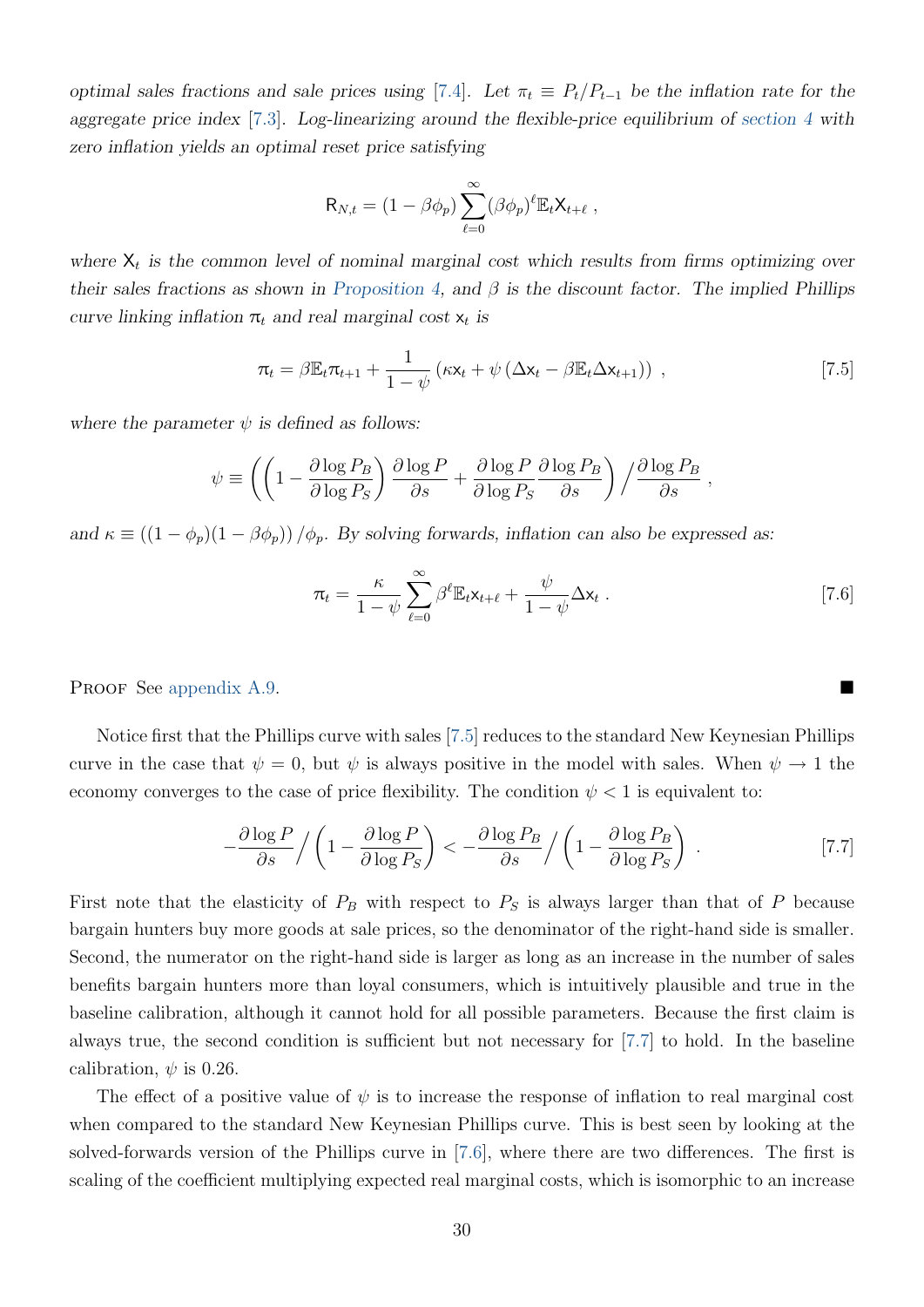*optimal sales fractions and sale prices using* [7.4]*. Let* $\pi_t \equiv P_t/P_{t-1}$ *be the inflation rate for the aggregate price index* [7.3]*. Log-linearizing around the flexible-price equilibrium of section 4 with zero inflation yields an optimal reset price satisfying*

$$\mathsf{R}_{N,t} = (1-\beta\phi_p)\sum_{\ell=0}^{\infty}(\beta\phi_p)^{\ell}\mathbb{E}_t\mathsf{X}_{t+\ell}\ ,$$

*where* $\mathsf{X}_t$ *is the common level of nominal marginal cost which results from firms optimizing over their sales fractions as shown in Proposition 4, and* $\beta$ *is the discount factor. The implied Phillips curve linking inflation* $\pi_t$ *and real marginal cost* $\mathsf{x}_t$ *is*

$$\pi_t = \beta\mathbb{E}_t\pi_{t+1} + \frac{1}{1-\psi}\left(\kappa\mathsf{x}_t + \psi\left(\Delta\mathsf{x}_t - \beta\mathbb{E}_t\Delta\mathsf{x}_{t+1}\right)\right)\ , \qquad [7.5]$$

*where the parameter* $\psi$ *is defined as follows:*

$$\psi \equiv \left(\left(1-\frac{\partial\log P_B}{\partial\log P_S}\right)\frac{\partial\log P}{\partial s} + \frac{\partial\log P}{\partial\log P_S}\frac{\partial\log P_B}{\partial s}\right)\bigg/\frac{\partial\log P_B}{\partial s}\ ,$$

*and* $\kappa \equiv ((1-\phi_p)(1-\beta\phi_p))/\phi_p$*. By solving forwards, inflation can also be expressed as:*

$$\pi_t = \frac{\kappa}{1-\psi}\sum_{\ell=0}^{\infty}\beta^{\ell}\mathbb{E}_t\mathsf{x}_{t+\ell} + \frac{\psi}{1-\psi}\Delta\mathsf{x}_t\ . \qquad [7.6]$$

Proof See appendix A.9. ■

Notice first that the Phillips curve with sales [7.5] reduces to the standard New Keynesian Phillips curve in the case that $\psi = 0$, but $\psi$ is always positive in the model with sales. When $\psi \to 1$ the economy converges to the case of price flexibility. The condition $\psi < 1$ is equivalent to:

$$-\frac{\partial\log P}{\partial s}\bigg/\left(1-\frac{\partial\log P}{\partial\log P_S}\right) < -\frac{\partial\log P_B}{\partial s}\bigg/\left(1-\frac{\partial\log P_B}{\partial\log P_S}\right)\ . \qquad [7.7]$$

First note that the elasticity of $P_B$ with respect to $P_S$ is always larger than that of $P$ because bargain hunters buy more goods at sale prices, so the denominator of the right-hand side is smaller. Second, the numerator on the right-hand side is larger as long as an increase in the number of sales benefits bargain hunters more than loyal consumers, which is intuitively plausible and true in the baseline calibration, although it cannot hold for all possible parameters. Because the first claim is always true, the second condition is sufficient but not necessary for [7.7] to hold. In the baseline calibration, $\psi$ is 0.26.

The effect of a positive value of $\psi$ is to increase the response of inflation to real marginal cost when compared to the standard New Keynesian Phillips curve. This is best seen by looking at the solved-forwards version of the Phillips curve in [7.6], where there are two differences. The first is scaling of the coefficient multiplying expected real marginal costs, which is isomorphic to an increase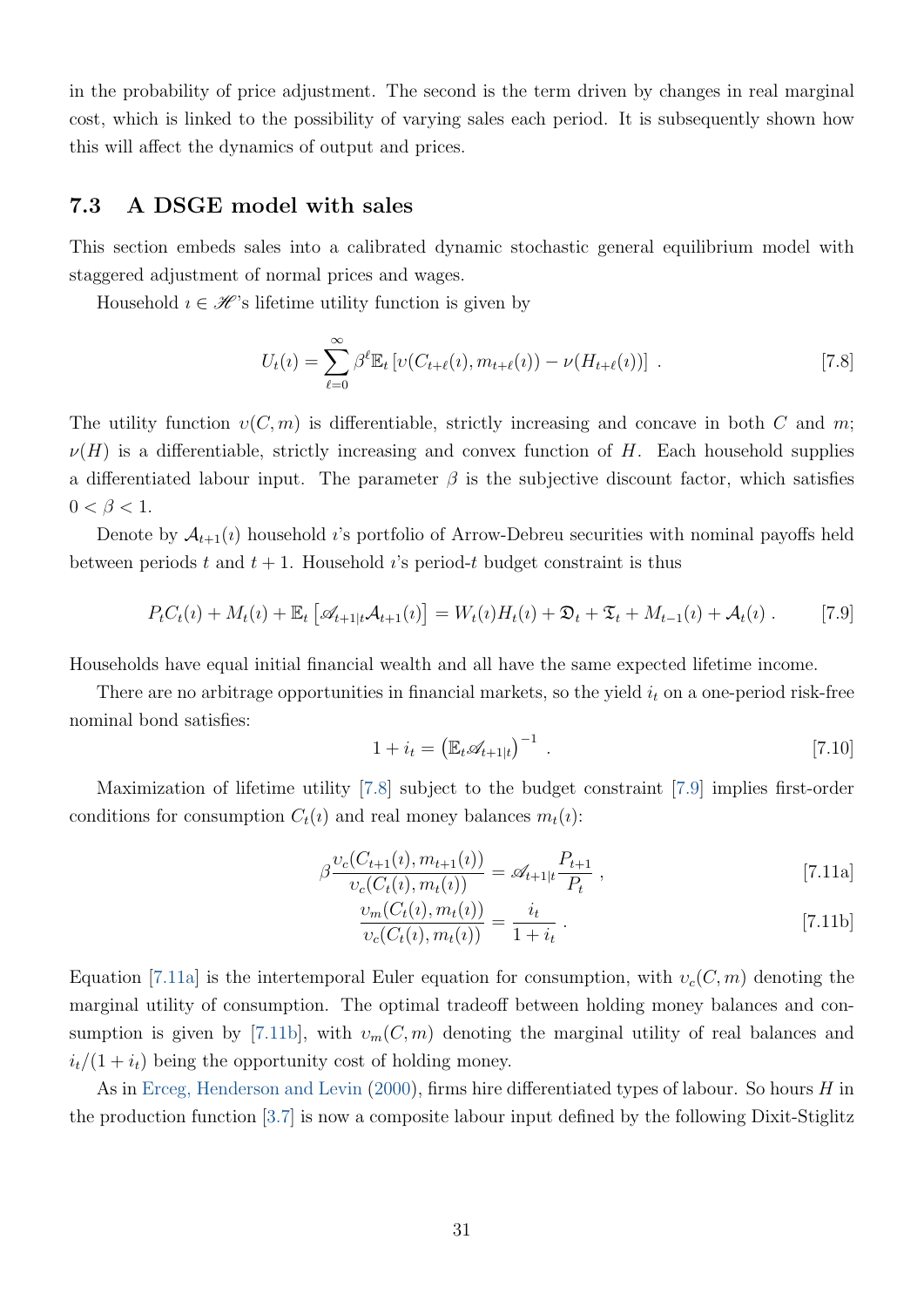in the probability of price adjustment. The second is the term driven by changes in real marginal cost, which is linked to the possibility of varying sales each period. It is subsequently shown how this will affect the dynamics of output and prices.

### 7.3 A DSGE model with sales

This section embeds sales into a calibrated dynamic stochastic general equilibrium model with staggered adjustment of normal prices and wages.

Household $\imath \in \mathscr{H}$'s lifetime utility function is given by

$$U_t(\imath) = \sum_{\ell=0}^{\infty} \beta^{\ell} \mathbb{E}_t \left[ \upsilon(C_{t+\ell}(\imath), m_{t+\ell}(\imath)) - \nu(H_{t+\ell}(\imath)) \right] \, . \tag{7.8}$$

The utility function $\upsilon(C, m)$ is differentiable, strictly increasing and concave in both $C$ and $m$; $\nu(H)$ is a differentiable, strictly increasing and convex function of $H$. Each household supplies a differentiated labour input. The parameter $\beta$ is the subjective discount factor, which satisfies $0 < \beta < 1$.

Denote by $\mathcal{A}_{t+1}(\imath)$ household $\imath$'s portfolio of Arrow-Debreu securities with nominal payoffs held between periods $t$ and $t+1$. Household $\imath$'s period-$t$ budget constraint is thus

$$P_t C_t(\imath) + M_t(\imath) + \mathbb{E}_t \left[ \mathscr{A}_{t+1|t} \mathcal{A}_{t+1}(\imath) \right] = W_t(\imath) H_t(\imath) + \mathfrak{D}_t + \mathfrak{T}_t + M_{t-1}(\imath) + \mathcal{A}_t(\imath) \, . \tag{7.9}$$

Households have equal initial financial wealth and all have the same expected lifetime income.

There are no arbitrage opportunities in financial markets, so the yield $i_t$ on a one-period risk-free nominal bond satisfies:

$$1 + i_t = \left( \mathbb{E}_t \mathscr{A}_{t+1|t} \right)^{-1} \, . \tag{7.10}$$

Maximization of lifetime utility [7.8] subject to the budget constraint [7.9] implies first-order conditions for consumption $C_t(\imath)$ and real money balances $m_t(\imath)$:

$$\beta \frac{\upsilon_c(C_{t+1}(\imath), m_{t+1}(\imath))}{\upsilon_c(C_t(\imath), m_t(\imath))} = \mathscr{A}_{t+1|t} \frac{P_{t+1}}{P_t} \, , \tag{7.11a}$$

$$\frac{\upsilon_m(C_t(\imath), m_t(\imath))}{\upsilon_c(C_t(\imath), m_t(\imath))} = \frac{i_t}{1 + i_t} \, . \tag{7.11b}$$

Equation [7.11a] is the intertemporal Euler equation for consumption, with $\upsilon_c(C, m)$ denoting the marginal utility of consumption. The optimal tradeoff between holding money balances and consumption is given by [7.11b], with $\upsilon_m(C, m)$ denoting the marginal utility of real balances and $i_t/(1 + i_t)$ being the opportunity cost of holding money.

As in Erceg, Henderson and Levin (2000), firms hire differentiated types of labour. So hours $H$ in the production function [3.7] is now a composite labour input defined by the following Dixit-Stiglitz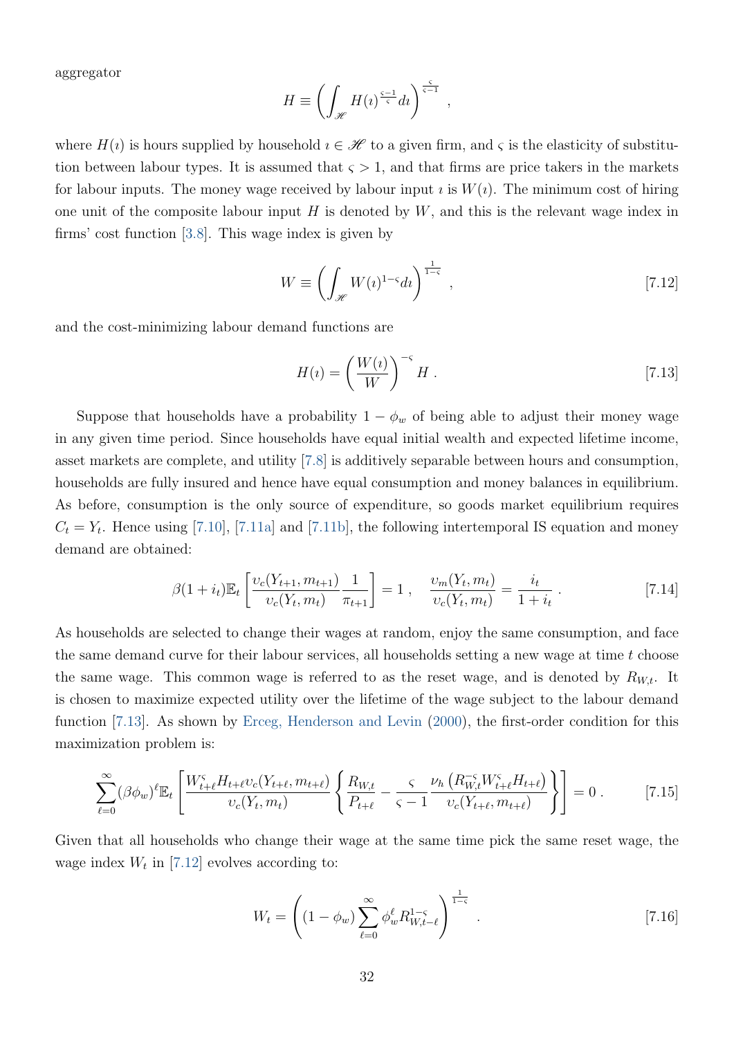aggregator

$$H \equiv \left( \int_{\mathscr{H}} H(\imath)^{\frac{\varsigma-1}{\varsigma}} d\imath \right)^{\frac{\varsigma}{\varsigma-1}} ,$$

where $H(\imath)$ is hours supplied by household $\imath \in \mathscr{H}$ to a given firm, and $\varsigma$ is the elasticity of substitution between labour types. It is assumed that $\varsigma > 1$, and that firms are price takers in the markets for labour inputs. The money wage received by labour input $\imath$ is $W(\imath)$. The minimum cost of hiring one unit of the composite labour input $H$ is denoted by $W$, and this is the relevant wage index in firms' cost function [3.8]. This wage index is given by

$$W \equiv \left( \int_{\mathscr{H}} W(\imath)^{1-\varsigma} d\imath \right)^{\frac{1}{1-\varsigma}} , \quad [7.12]$$

and the cost-minimizing labour demand functions are

$$H(\imath) = \left( \frac{W(\imath)}{W} \right)^{-\varsigma} H . \quad [7.13]$$

Suppose that households have a probability $1 - \phi_w$ of being able to adjust their money wage in any given time period. Since households have equal initial wealth and expected lifetime income, asset markets are complete, and utility [7.8] is additively separable between hours and consumption, households are fully insured and hence have equal consumption and money balances in equilibrium. As before, consumption is the only source of expenditure, so goods market equilibrium requires $C_t = Y_t$. Hence using [7.10], [7.11a] and [7.11b], the following intertemporal IS equation and money demand are obtained:

$$\beta(1+i_t)\mathbb{E}_t \left[ \frac{\upsilon_c(Y_{t+1}, m_{t+1})}{\upsilon_c(Y_t, m_t)} \frac{1}{\pi_{t+1}} \right] = 1 , \quad \frac{\upsilon_m(Y_t, m_t)}{\upsilon_c(Y_t, m_t)} = \frac{i_t}{1+i_t} . \quad [7.14]$$

As households are selected to change their wages at random, enjoy the same consumption, and face the same demand curve for their labour services, all households setting a new wage at time $t$ choose the same wage. This common wage is referred to as the reset wage, and is denoted by $R_{W,t}$. It is chosen to maximize expected utility over the lifetime of the wage subject to the labour demand function [7.13]. As shown by Erceg, Henderson and Levin (2000), the first-order condition for this maximization problem is:

$$\sum_{\ell=0}^{\infty} (\beta\phi_w)^\ell \mathbb{E}_t \left[ \frac{W_{t+\ell}^{\varsigma} H_{t+\ell} \upsilon_c(Y_{t+\ell}, m_{t+\ell})}{\upsilon_c(Y_t, m_t)} \left\{ \frac{R_{W,t}}{P_{t+\ell}} - \frac{\varsigma}{\varsigma - 1} \frac{\nu_h \left( R_{W,t}^{-\varsigma} W_{t+\ell}^{\varsigma} H_{t+\ell} \right)}{\upsilon_c(Y_{t+\ell}, m_{t+\ell})} \right\} \right] = 0 . \quad [7.15]$$

Given that all households who change their wage at the same time pick the same reset wage, the wage index $W_t$ in [7.12] evolves according to:

$$W_t = \left( (1-\phi_w) \sum_{\ell=0}^{\infty} \phi_w^\ell R_{W,t-\ell}^{1-\varsigma} \right)^{\frac{1}{1-\varsigma}} . \quad [7.16]$$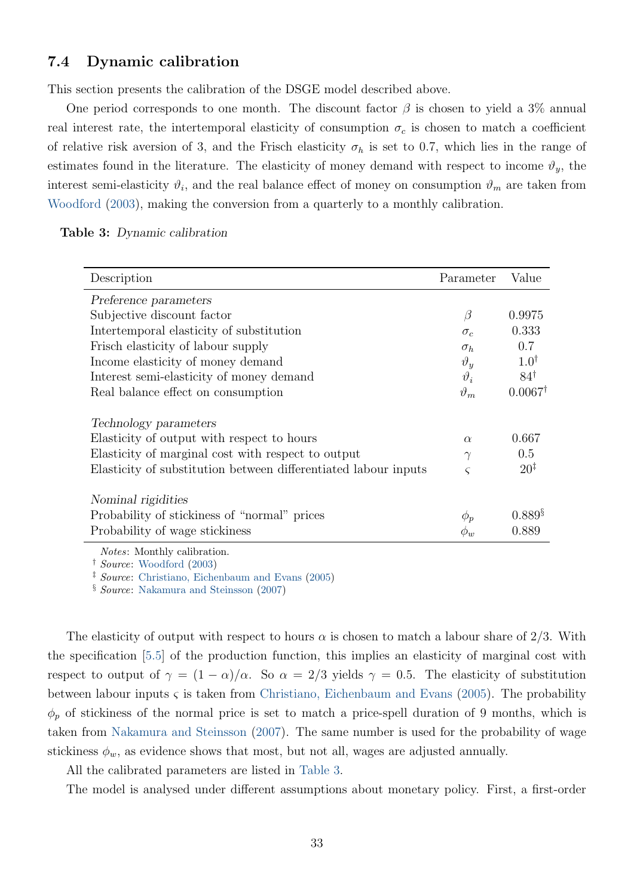### 7.4 Dynamic calibration

This section presents the calibration of the DSGE model described above.

One period corresponds to one month. The discount factor $\beta$ is chosen to yield a 3% annual real interest rate, the intertemporal elasticity of consumption $\sigma_c$ is chosen to match a coefficient of relative risk aversion of 3, and the Frisch elasticity $\sigma_h$ is set to 0.7, which lies in the range of estimates found in the literature. The elasticity of money demand with respect to income $\vartheta_y$, the interest semi-elasticity $\vartheta_i$, and the real balance effect of money on consumption $\vartheta_m$ are taken from Woodford (2003), making the conversion from a quarterly to a monthly calibration.

**Table 3:** *Dynamic calibration*

| Description | Parameter | Value |
|---|---|---|
| *Preference parameters* | | |
| Subjective discount factor | $\beta$ | 0.9975 |
| Intertemporal elasticity of substitution | $\sigma_c$ | 0.333 |
| Frisch elasticity of labour supply | $\sigma_h$ | 0.7 |
| Income elasticity of money demand | $\vartheta_y$ | 1.0[†] |
| Interest semi-elasticity of money demand | $\vartheta_i$ | 84[†] |
| Real balance effect on consumption | $\vartheta_m$ | 0.0067[†] |
| *Technology parameters* | | |
| Elasticity of output with respect to hours | $\alpha$ | 0.667 |
| Elasticity of marginal cost with respect to output | $\gamma$ | 0.5 |
| Elasticity of substitution between differentiated labour inputs | $\varsigma$ | 20[‡] |
| *Nominal rigidities* | | |
| Probability of stickiness of "normal" prices | $\phi_p$ | 0.889[§] |
| Probability of wage stickiness | $\phi_w$ | 0.889 |

*Notes*: Monthly calibration.
[†] *Source*: Woodford (2003)
[‡] *Source*: Christiano, Eichenbaum and Evans (2005)
[§] *Source*: Nakamura and Steinsson (2007)

The elasticity of output with respect to hours $\alpha$ is chosen to match a labour share of 2/3. With the specification [5.5] of the production function, this implies an elasticity of marginal cost with respect to output of $\gamma = (1 - \alpha)/\alpha$. So $\alpha = 2/3$ yields $\gamma = 0.5$. The elasticity of substitution between labour inputs $\varsigma$ is taken from Christiano, Eichenbaum and Evans (2005). The probability $\phi_p$ of stickiness of the normal price is set to match a price-spell duration of 9 months, which is taken from Nakamura and Steinsson (2007). The same number is used for the probability of wage stickiness $\phi_w$, as evidence shows that most, but not all, wages are adjusted annually.

All the calibrated parameters are listed in Table 3.

The model is analysed under different assumptions about monetary policy. First, a first-order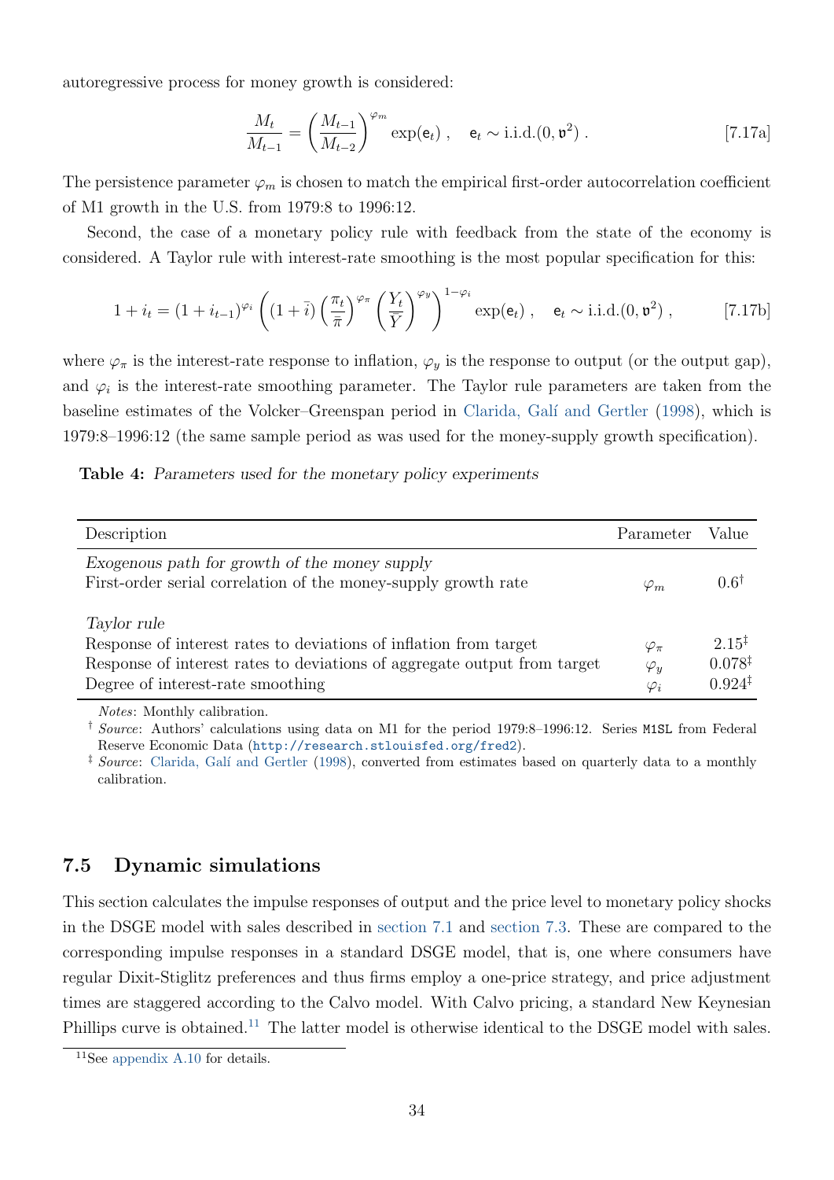autoregressive process for money growth is considered:

$$\frac{M_t}{M_{t-1}} = \left(\frac{M_{t-1}}{M_{t-2}}\right)^{\varphi_m} \exp(\mathsf{e}_t) , \quad \mathsf{e}_t \sim \text{i.i.d.}(0, \mathfrak{v}^2) . \tag{7.17a}$$

The persistence parameter $\varphi_m$ is chosen to match the empirical first-order autocorrelation coefficient of M1 growth in the U.S. from 1979:8 to 1996:12.

Second, the case of a monetary policy rule with feedback from the state of the economy is considered. A Taylor rule with interest-rate smoothing is the most popular specification for this:

$$1 + i_t = (1 + i_{t-1})^{\varphi_i} \left( (1 + \bar{i}) \left(\frac{\pi_t}{\bar{\pi}}\right)^{\varphi_\pi} \left(\frac{Y_t}{\bar{Y}}\right)^{\varphi_y} \right)^{1-\varphi_i} \exp(\mathsf{e}_t) , \quad \mathsf{e}_t \sim \text{i.i.d.}(0, \mathfrak{v}^2) , \tag{7.17b}$$

where $\varphi_\pi$ is the interest-rate response to inflation, $\varphi_y$ is the response to output (or the output gap), and $\varphi_i$ is the interest-rate smoothing parameter. The Taylor rule parameters are taken from the baseline estimates of the Volcker–Greenspan period in Clarida, Galí and Gertler (1998), which is 1979:8–1996:12 (the same sample period as was used for the money-supply growth specification).

**Table 4:** *Parameters used for the monetary policy experiments*

| Description | Parameter | Value |
|---|---|---|
| *Exogenous path for growth of the money supply* | | |
| First-order serial correlation of the money-supply growth rate | $\varphi_m$ | 0.6[†] |
| *Taylor rule* | | |
| Response of interest rates to deviations of inflation from target | $\varphi_\pi$ | 2.15[‡] |
| Response of interest rates to deviations of aggregate output from target | $\varphi_y$ | 0.078[‡] |
| Degree of interest-rate smoothing | $\varphi_i$ | 0.924[‡] |

*Notes*: Monthly calibration.

[†] *Source*: Authors' calculations using data on M1 for the period 1979:8–1996:12. Series M1SL from Federal Reserve Economic Data (http://research.stlouisfed.org/fred2).

[‡] *Source*: Clarida, Galí and Gertler (1998), converted from estimates based on quarterly data to a monthly calibration.

### 7.5 Dynamic simulations

This section calculates the impulse responses of output and the price level to monetary policy shocks in the DSGE model with sales described in section 7.1 and section 7.3. These are compared to the corresponding impulse responses in a standard DSGE model, that is, one where consumers have regular Dixit-Stiglitz preferences and thus firms employ a one-price strategy, and price adjustment times are staggered according to the Calvo model. With Calvo pricing, a standard New Keynesian Phillips curve is obtained.[11] The latter model is otherwise identical to the DSGE model with sales.

[11] See appendix A.10 for details.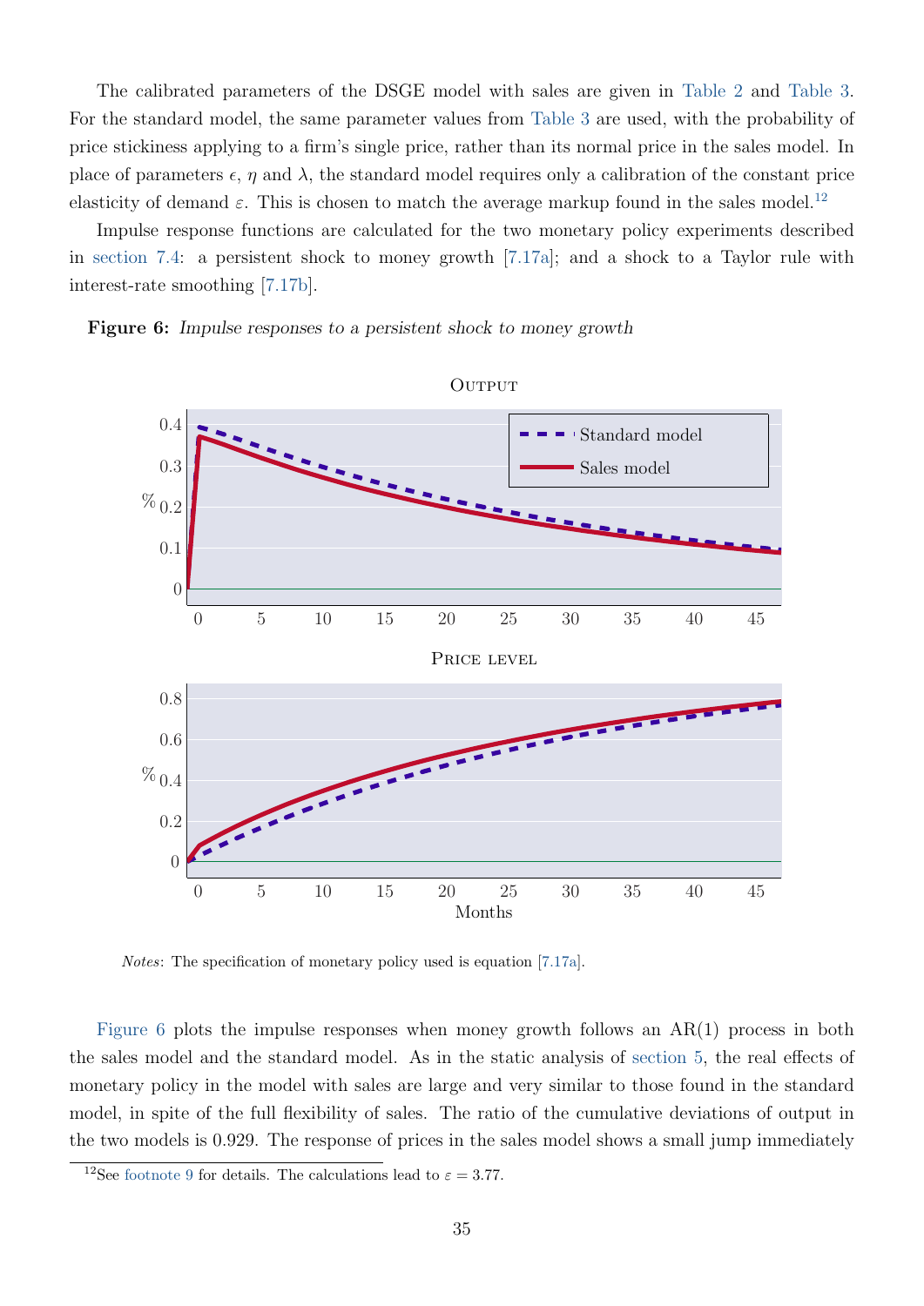The calibrated parameters of the DSGE model with sales are given in Table 2 and Table 3. For the standard model, the same parameter values from Table 3 are used, with the probability of price stickiness applying to a firm's single price, rather than its normal price in the sales model. In place of parameters $\epsilon$, $\eta$ and $\lambda$, the standard model requires only a calibration of the constant price elasticity of demand $\varepsilon$. This is chosen to match the average markup found in the sales model.[12]

Impulse response functions are calculated for the two monetary policy experiments described in section 7.4: a persistent shock to money growth [7.17a]; and a shock to a Taylor rule with interest-rate smoothing [7.17b].

**Figure 6:** *Impulse responses to a persistent shock to money growth*

*Notes*: The specification of monetary policy used is equation [7.17a].

Figure 6 plots the impulse responses when money growth follows an AR(1) process in both the sales model and the standard model. As in the static analysis of section 5, the real effects of monetary policy in the model with sales are large and very similar to those found in the standard model, in spite of the full flexibility of sales. The ratio of the cumulative deviations of output in the two models is 0.929. The response of prices in the sales model shows a small jump immediately

[12] See footnote 9 for details. The calculations lead to $\varepsilon = 3.77$.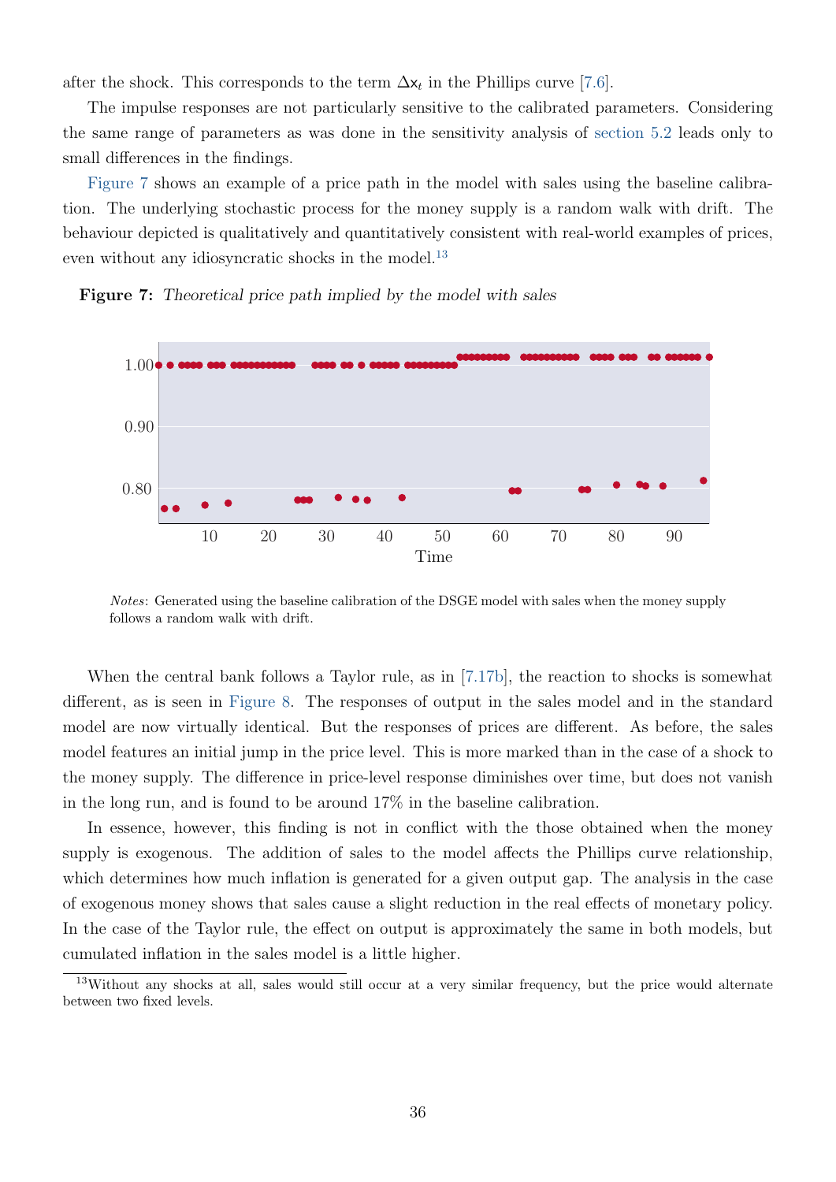after the shock. This corresponds to the term $\Delta x_t$ in the Phillips curve [7.6].

The impulse responses are not particularly sensitive to the calibrated parameters. Considering the same range of parameters as was done in the sensitivity analysis of section 5.2 leads only to small differences in the findings.

Figure 7 shows an example of a price path in the model with sales using the baseline calibration. The underlying stochastic process for the money supply is a random walk with drift. The behaviour depicted is qualitatively and quantitatively consistent with real-world examples of prices, even without any idiosyncratic shocks in the model.[13]

**Figure 7:** *Theoretical price path implied by the model with sales*

*Notes*: Generated using the baseline calibration of the DSGE model with sales when the money supply follows a random walk with drift.

When the central bank follows a Taylor rule, as in [7.17b], the reaction to shocks is somewhat different, as is seen in Figure 8. The responses of output in the sales model and in the standard model are now virtually identical. But the responses of prices are different. As before, the sales model features an initial jump in the price level. This is more marked than in the case of a shock to the money supply. The difference in price-level response diminishes over time, but does not vanish in the long run, and is found to be around 17% in the baseline calibration.

In essence, however, this finding is not in conflict with the those obtained when the money supply is exogenous. The addition of sales to the model affects the Phillips curve relationship, which determines how much inflation is generated for a given output gap. The analysis in the case of exogenous money shows that sales cause a slight reduction in the real effects of monetary policy. In the case of the Taylor rule, the effect on output is approximately the same in both models, but cumulated inflation in the sales model is a little higher.

[13] Without any shocks at all, sales would still occur at a very similar frequency, but the price would alternate between two fixed levels.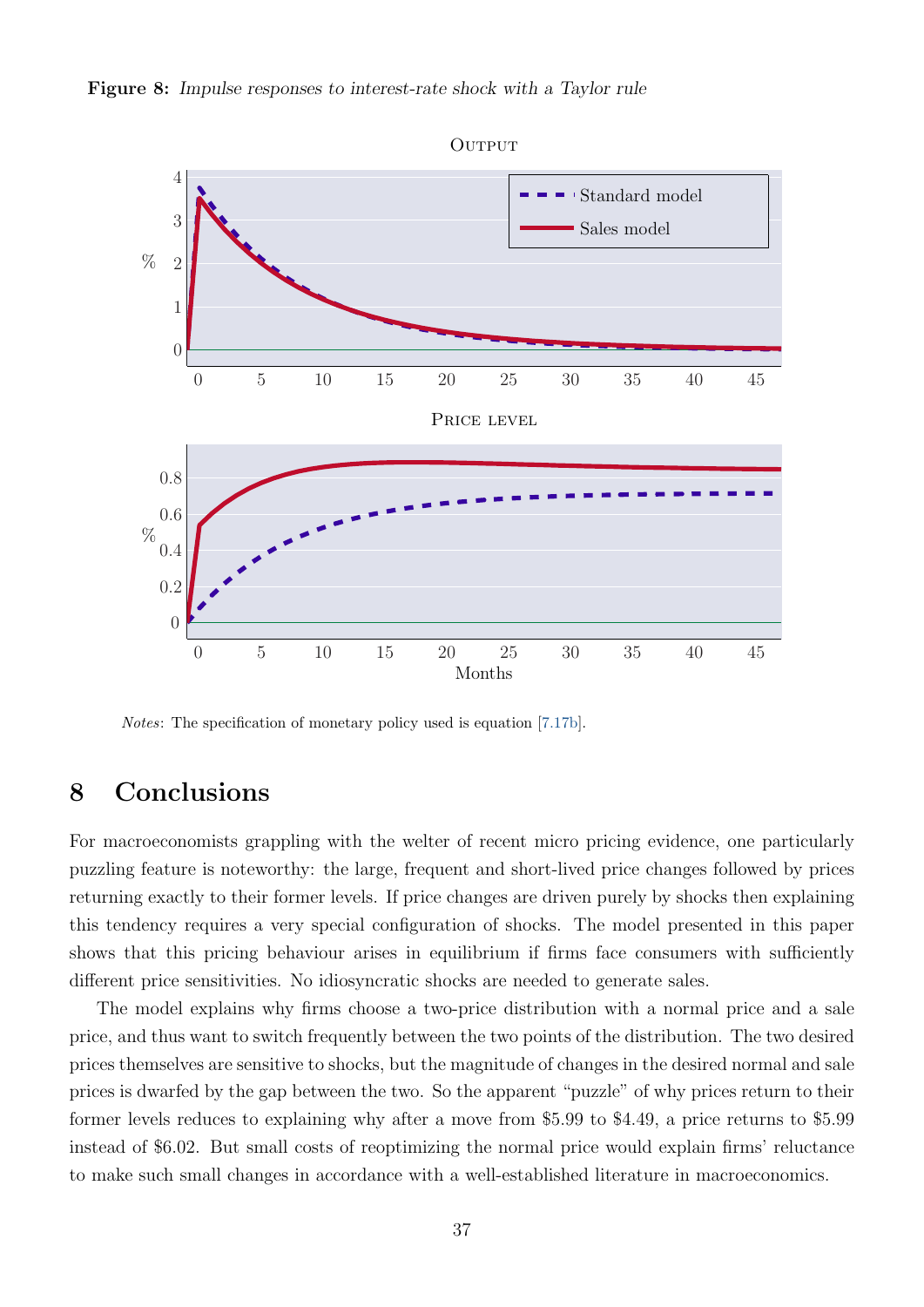**Figure 8:** *Impulse responses to interest-rate shock with a Taylor rule*

*Notes*: The specification of monetary policy used is equation [7.17b].

# 8 Conclusions

For macroeconomists grappling with the welter of recent micro pricing evidence, one particularly puzzling feature is noteworthy: the large, frequent and short-lived price changes followed by prices returning exactly to their former levels. If price changes are driven purely by shocks then explaining this tendency requires a very special configuration of shocks. The model presented in this paper shows that this pricing behaviour arises in equilibrium if firms face consumers with sufficiently different price sensitivities. No idiosyncratic shocks are needed to generate sales.

The model explains why firms choose a two-price distribution with a normal price and a sale price, and thus want to switch frequently between the two points of the distribution. The two desired prices themselves are sensitive to shocks, but the magnitude of changes in the desired normal and sale prices is dwarfed by the gap between the two. So the apparent "puzzle" of why prices return to their former levels reduces to explaining why after a move from $5.99 to $4.49, a price returns to $5.99 instead of $6.02. But small costs of reoptimizing the normal price would explain firms' reluctance to make such small changes in accordance with a well-established literature in macroeconomics.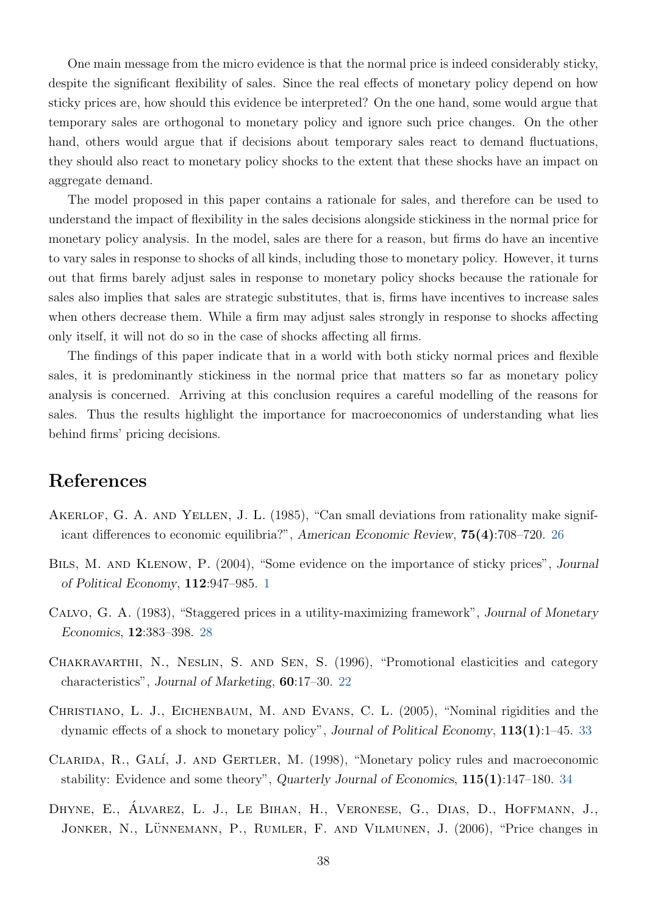One main message from the micro evidence is that the normal price is indeed considerably sticky, despite the significant flexibility of sales. Since the real effects of monetary policy depend on how sticky prices are, how should this evidence be interpreted? On the one hand, some would argue that temporary sales are orthogonal to monetary policy and ignore such price changes. On the other hand, others would argue that if decisions about temporary sales react to demand fluctuations, they should also react to monetary policy shocks to the extent that these shocks have an impact on aggregate demand.

The model proposed in this paper contains a rationale for sales, and therefore can be used to understand the impact of flexibility in the sales decisions alongside stickiness in the normal price for monetary policy analysis. In the model, sales are there for a reason, but firms do have an incentive to vary sales in response to shocks of all kinds, including those to monetary policy. However, it turns out that firms barely adjust sales in response to monetary policy shocks because the rationale for sales also implies that sales are strategic substitutes, that is, firms have incentives to increase sales when others decrease them. While a firm may adjust sales strongly in response to shocks affecting only itself, it will not do so in the case of shocks affecting all firms.

The findings of this paper indicate that in a world with both sticky normal prices and flexible sales, it is predominantly stickiness in the normal price that matters so far as monetary policy analysis is concerned. Arriving at this conclusion requires a careful modelling of the reasons for sales. Thus the results highlight the importance for macroeconomics of understanding what lies behind firms' pricing decisions.

# References

Akerlof, G. A. and Yellen, J. L. (1985), "Can small deviations from rationality make significant differences to economic equilibria?", *American Economic Review*, **75(4)**:708–720. 26

Bils, M. and Klenow, P. (2004), "Some evidence on the importance of sticky prices", *Journal of Political Economy*, **112**:947–985. 1

Calvo, G. A. (1983), "Staggered prices in a utility-maximizing framework", *Journal of Monetary Economics*, **12**:383–398. 28

Chakravarthi, N., Neslin, S. and Sen, S. (1996), "Promotional elasticities and category characteristics", *Journal of Marketing*, **60**:17–30. 22

Christiano, L. J., Eichenbaum, M. and Evans, C. L. (2005), "Nominal rigidities and the dynamic effects of a shock to monetary policy", *Journal of Political Economy*, **113(1)**:1–45. 33

Clarida, R., Galí, J. and Gertler, M. (1998), "Monetary policy rules and macroeconomic stability: Evidence and some theory", *Quarterly Journal of Economics*, **115(1)**:147–180. 34

Dhyne, E., Álvarez, L. J., Le Bihan, H., Veronese, G., Dias, D., Hoffmann, J., Jonker, N., Lünnemann, P., Rumler, F. and Vilmunen, J. (2006), "Price changes in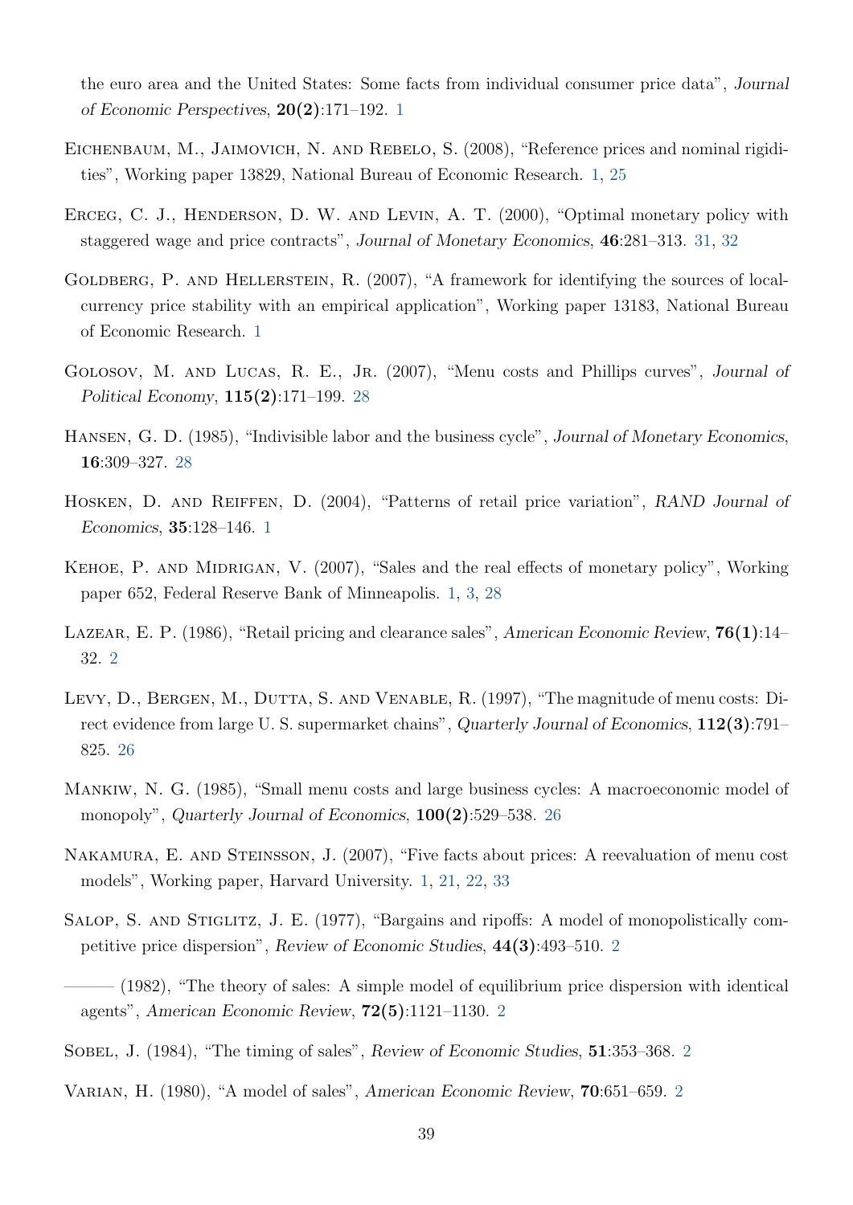the euro area and the United States: Some facts from individual consumer price data", *Journal of Economic Perspectives*, **20(2)**:171–192. 1

Eichenbaum, M., Jaimovich, N. and Rebelo, S. (2008), "Reference prices and nominal rigidities", Working paper 13829, National Bureau of Economic Research. 1, 25

Erceg, C. J., Henderson, D. W. and Levin, A. T. (2000), "Optimal monetary policy with staggered wage and price contracts", *Journal of Monetary Economics*, **46**:281–313. 31, 32

Goldberg, P. and Hellerstein, R. (2007), "A framework for identifying the sources of local-currency price stability with an empirical application", Working paper 13183, National Bureau of Economic Research. 1

Golosov, M. and Lucas, R. E., Jr. (2007), "Menu costs and Phillips curves", *Journal of Political Economy*, **115(2)**:171–199. 28

Hansen, G. D. (1985), "Indivisible labor and the business cycle", *Journal of Monetary Economics*, **16**:309–327. 28

Hosken, D. and Reiffen, D. (2004), "Patterns of retail price variation", *RAND Journal of Economics*, **35**:128–146. 1

Kehoe, P. and Midrigan, V. (2007), "Sales and the real effects of monetary policy", Working paper 652, Federal Reserve Bank of Minneapolis. 1, 3, 28

Lazear, E. P. (1986), "Retail pricing and clearance sales", *American Economic Review*, **76(1)**:14–32. 2

Levy, D., Bergen, M., Dutta, S. and Venable, R. (1997), "The magnitude of menu costs: Direct evidence from large U. S. supermarket chains", *Quarterly Journal of Economics*, **112(3)**:791–825. 26

Mankiw, N. G. (1985), "Small menu costs and large business cycles: A macroeconomic model of monopoly", *Quarterly Journal of Economics*, **100(2)**:529–538. 26

Nakamura, E. and Steinsson, J. (2007), "Five facts about prices: A reevaluation of menu cost models", Working paper, Harvard University. 1, 21, 22, 33

Salop, S. and Stiglitz, J. E. (1977), "Bargains and ripoffs: A model of monopolistically competitive price dispersion", *Review of Economic Studies*, **44(3)**:493–510. 2

——— (1982), "The theory of sales: A simple model of equilibrium price dispersion with identical agents", *American Economic Review*, **72(5)**:1121–1130. 2

Sobel, J. (1984), "The timing of sales", *Review of Economic Studies*, **51**:353–368. 2

Varian, H. (1980), "A model of sales", *American Economic Review*, **70**:651–659. 2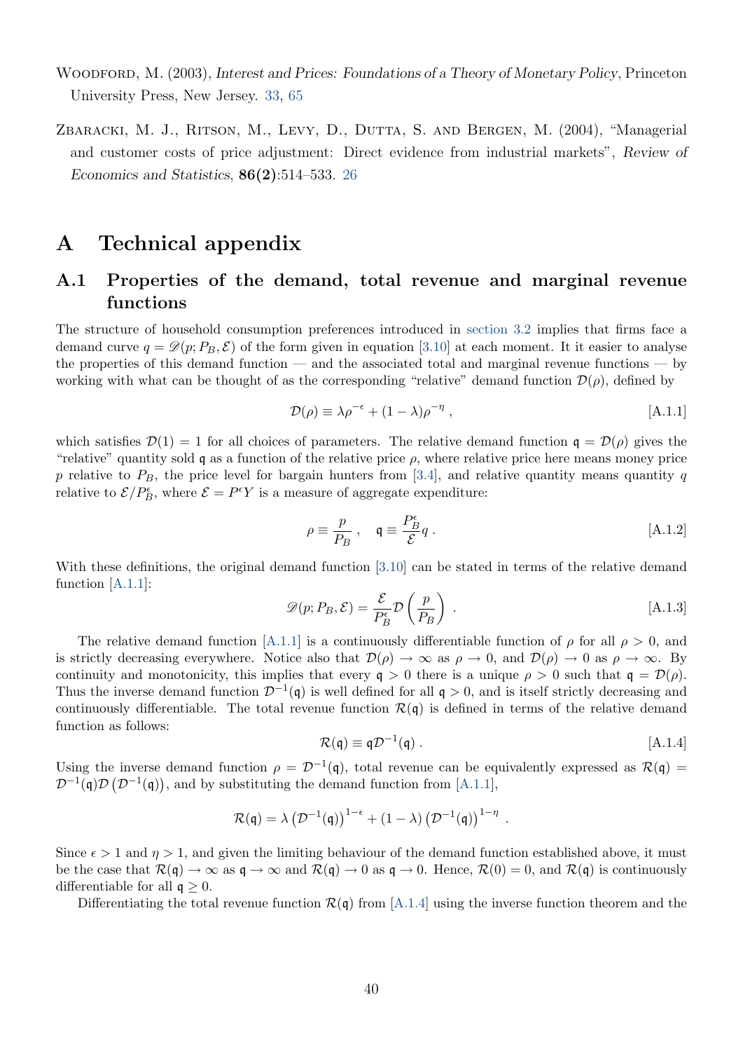Woodford, M. (2003), *Interest and Prices: Foundations of a Theory of Monetary Policy*, Princeton University Press, New Jersey. 33, 65

Zbaracki, M. J., Ritson, M., Levy, D., Dutta, S. and Bergen, M. (2004), "Managerial and customer costs of price adjustment: Direct evidence from industrial markets", *Review of Economics and Statistics*, **86(2)**:514–533. 26

# A Technical appendix

## A.1 Properties of the demand, total revenue and marginal revenue functions

The structure of household consumption preferences introduced in section 3.2 implies that firms face a demand curve $q = \mathscr{D}(p; P_B, \mathcal{E})$ of the form given in equation [3.10] at each moment. It it easier to analyse the properties of this demand function — and the associated total and marginal revenue functions — by working with what can be thought of as the corresponding "relative" demand function $\mathcal{D}(\rho)$, defined by

$$\mathcal{D}(\rho) \equiv \lambda \rho^{-\epsilon} + (1-\lambda)\rho^{-\eta} \,, \tag{A.1.1}$$

which satisfies $\mathcal{D}(1) = 1$ for all choices of parameters. The relative demand function $\mathfrak{q} = \mathcal{D}(\rho)$ gives the "relative" quantity sold $\mathfrak{q}$ as a function of the relative price $\rho$, where relative price here means money price $p$ relative to $P_B$, the price level for bargain hunters from [3.4], and relative quantity means quantity $q$ relative to $\mathcal{E}/P_B^{\epsilon}$, where $\mathcal{E} = P^{\epsilon} Y$ is a measure of aggregate expenditure:

$$\rho \equiv \frac{p}{P_B} \,, \quad \mathfrak{q} \equiv \frac{P_B^{\epsilon}}{\mathcal{E}} q \,. \tag{A.1.2}$$

With these definitions, the original demand function [3.10] can be stated in terms of the relative demand function [A.1.1]:

$$\mathscr{D}(p; P_B, \mathcal{E}) = \frac{\mathcal{E}}{P_B^{\epsilon}} \mathcal{D}\left(\frac{p}{P_B}\right) \,. \tag{A.1.3}$$

The relative demand function [A.1.1] is a continuously differentiable function of $\rho$ for all $\rho > 0$, and is strictly decreasing everywhere. Notice also that $\mathcal{D}(\rho) \to \infty$ as $\rho \to 0$, and $\mathcal{D}(\rho) \to 0$ as $\rho \to \infty$. By continuity and monotonicity, this implies that every $\mathfrak{q} > 0$ there is a unique $\rho > 0$ such that $\mathfrak{q} = \mathcal{D}(\rho)$. Thus the inverse demand function $\mathcal{D}^{-1}(\mathfrak{q})$ is well defined for all $\mathfrak{q} > 0$, and is itself strictly decreasing and continuously differentiable. The total revenue function $\mathcal{R}(\mathfrak{q})$ is defined in terms of the relative demand function as follows:

$$\mathcal{R}(\mathfrak{q}) \equiv \mathfrak{q} \mathcal{D}^{-1}(\mathfrak{q}) \,. \tag{A.1.4}$$

Using the inverse demand function $\rho = \mathcal{D}^{-1}(\mathfrak{q})$, total revenue can be equivalently expressed as $\mathcal{R}(\mathfrak{q}) = \mathcal{D}^{-1}(\mathfrak{q}) \mathcal{D}\left(\mathcal{D}^{-1}(\mathfrak{q})\right)$, and by substituting the demand function from [A.1.1],

$$\mathcal{R}(\mathfrak{q}) = \lambda \left(\mathcal{D}^{-1}(\mathfrak{q})\right)^{1-\epsilon} + (1-\lambda)\left(\mathcal{D}^{-1}(\mathfrak{q})\right)^{1-\eta} \,.$$

Since $\epsilon > 1$ and $\eta > 1$, and given the limiting behaviour of the demand function established above, it must be the case that $\mathcal{R}(\mathfrak{q}) \to \infty$ as $\mathfrak{q} \to \infty$ and $\mathcal{R}(\mathfrak{q}) \to 0$ as $\mathfrak{q} \to 0$. Hence, $\mathcal{R}(0) = 0$, and $\mathcal{R}(\mathfrak{q})$ is continuously differentiable for all $\mathfrak{q} \geq 0$.

Differentiating the total revenue function $\mathcal{R}(\mathfrak{q})$ from [A.1.4] using the inverse function theorem and the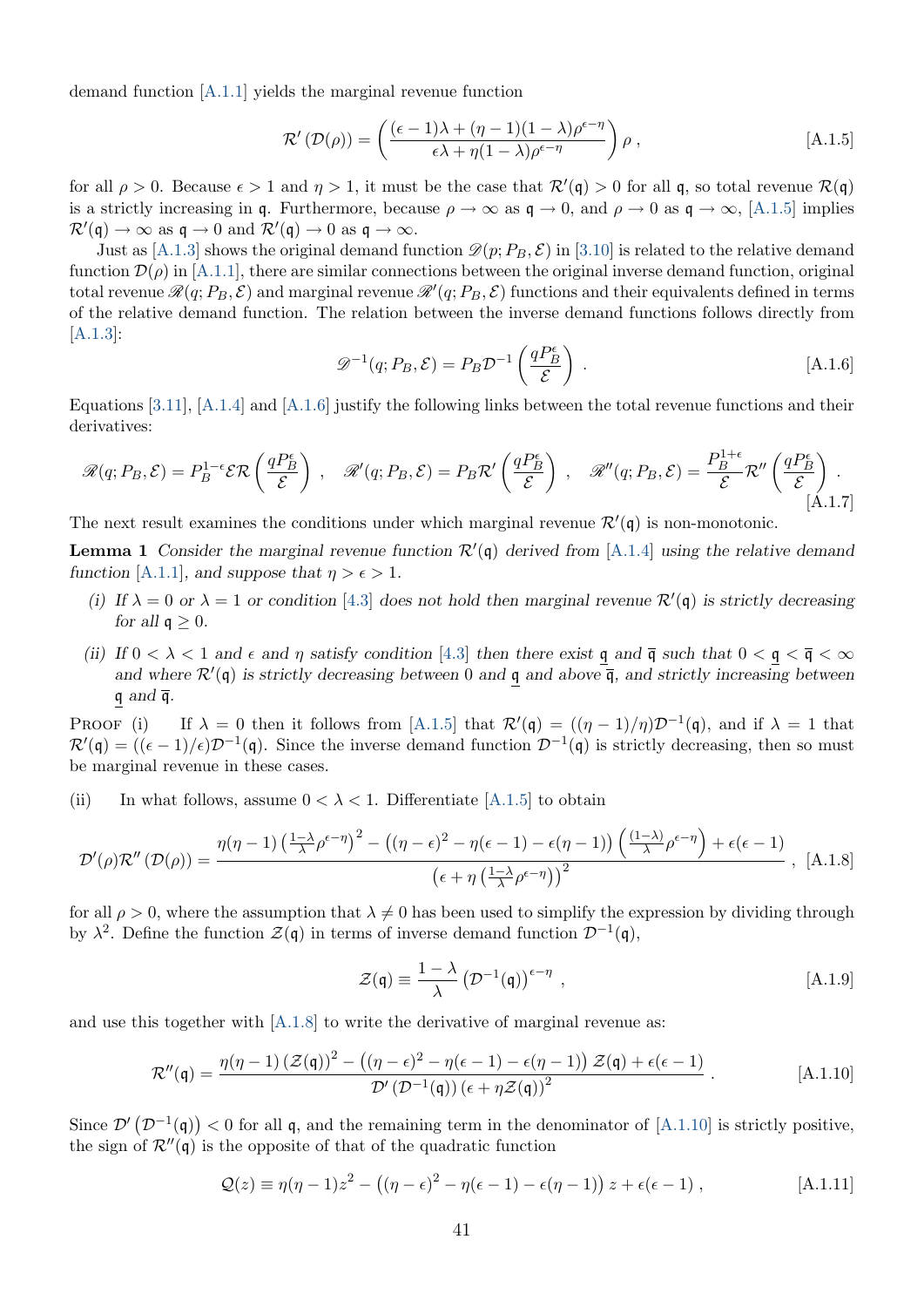demand function [A.1.1] yields the marginal revenue function

$$\mathcal{R}'\left(\mathcal{D}(\rho)\right) = \left(\frac{(\epsilon-1)\lambda + (\eta-1)(1-\lambda)\rho^{\epsilon-\eta}}{\epsilon\lambda + \eta(1-\lambda)\rho^{\epsilon-\eta}}\right)\rho\ , \tag{A.1.5}$$

for all $\rho > 0$. Because $\epsilon > 1$ and $\eta > 1$, it must be the case that $\mathcal{R}'(\mathfrak{q}) > 0$ for all $\mathfrak{q}$, so total revenue $\mathcal{R}(\mathfrak{q})$ is a strictly increasing in $\mathfrak{q}$. Furthermore, because $\rho \to \infty$ as $\mathfrak{q} \to 0$, and $\rho \to 0$ as $\mathfrak{q} \to \infty$, [A.1.5] implies $\mathcal{R}'(\mathfrak{q}) \to \infty$ as $\mathfrak{q} \to 0$ and $\mathcal{R}'(\mathfrak{q}) \to 0$ as $\mathfrak{q} \to \infty$.

Just as [A.1.3] shows the original demand function $\mathscr{D}(p; P_B, \mathcal{E})$ in [3.10] is related to the relative demand function $\mathcal{D}(\rho)$ in [A.1.1], there are similar connections between the original inverse demand function, original total revenue $\mathscr{R}(q; P_B, \mathcal{E})$ and marginal revenue $\mathscr{R}'(q; P_B, \mathcal{E})$ functions and their equivalents defined in terms of the relative demand function. The relation between the inverse demand functions follows directly from [A.1.3]:

$$\mathscr{D}^{-1}(q; P_B, \mathcal{E}) = P_B \mathcal{D}^{-1}\left(\frac{qP_B^{\epsilon}}{\mathcal{E}}\right)\ . \tag{A.1.6}$$

Equations [3.11], [A.1.4] and [A.1.6] justify the following links between the total revenue functions and their derivatives:

$$\mathscr{R}(q; P_B, \mathcal{E}) = P_B^{1-\epsilon}\mathcal{E}\mathcal{R}\left(\frac{qP_B^{\epsilon}}{\mathcal{E}}\right)\ ,\quad \mathscr{R}'(q; P_B, \mathcal{E}) = P_B\mathcal{R}'\left(\frac{qP_B^{\epsilon}}{\mathcal{E}}\right)\ ,\quad \mathscr{R}''(q; P_B, \mathcal{E}) = \frac{P_B^{1+\epsilon}}{\mathcal{E}}\mathcal{R}''\left(\frac{qP_B^{\epsilon}}{\mathcal{E}}\right)\ . \tag{A.1.7}$$

The next result examines the conditions under which marginal revenue $\mathcal{R}'(\mathfrak{q})$ is non-monotonic.

**Lemma 1** *Consider the marginal revenue function $\mathcal{R}'(\mathfrak{q})$ derived from [A.1.4] using the relative demand function [A.1.1], and suppose that $\eta > \epsilon > 1$.*

*(i) If $\lambda = 0$ or $\lambda = 1$ or condition [4.3] does not hold then marginal revenue $\mathcal{R}'(\mathfrak{q})$ is strictly decreasing for all $\mathfrak{q} \geq 0$.*

*(ii) If $0 < \lambda < 1$ and $\epsilon$ and $\eta$ satisfy condition [4.3] then there exist $\underline{\mathfrak{q}}$ and $\overline{\mathfrak{q}}$ such that $0 < \underline{\mathfrak{q}} < \overline{\mathfrak{q}} < \infty$ and where $\mathcal{R}'(\mathfrak{q})$ is strictly decreasing between 0 and $\underline{\mathfrak{q}}$ and above $\overline{\mathfrak{q}}$, and strictly increasing between $\underline{\mathfrak{q}}$ and $\overline{\mathfrak{q}}$.*

Proof (i) If $\lambda = 0$ then it follows from [A.1.5] that $\mathcal{R}'(\mathfrak{q}) = ((\eta-1)/\eta)\mathcal{D}^{-1}(\mathfrak{q})$, and if $\lambda = 1$ that $\mathcal{R}'(\mathfrak{q}) = ((\epsilon-1)/\epsilon)\mathcal{D}^{-1}(\mathfrak{q})$. Since the inverse demand function $\mathcal{D}^{-1}(\mathfrak{q})$ is strictly decreasing, then so must be marginal revenue in these cases.

(ii) In what follows, assume $0 < \lambda < 1$. Differentiate [A.1.5] to obtain

$$\mathcal{D}'(\rho)\mathcal{R}''\left(\mathcal{D}(\rho)\right) = \frac{\eta(\eta-1)\left(\frac{1-\lambda}{\lambda}\rho^{\epsilon-\eta}\right)^2 - \left((\eta-\epsilon)^2 - \eta(\epsilon-1) - \epsilon(\eta-1)\right)\left(\frac{(1-\lambda)}{\lambda}\rho^{\epsilon-\eta}\right) + \epsilon(\epsilon-1)}{\left(\epsilon + \eta\left(\frac{1-\lambda}{\lambda}\rho^{\epsilon-\eta}\right)\right)^2}\ , \tag{A.1.8}$$

for all $\rho > 0$, where the assumption that $\lambda \neq 0$ has been used to simplify the expression by dividing through by $\lambda^2$. Define the function $\mathcal{Z}(\mathfrak{q})$ in terms of inverse demand function $\mathcal{D}^{-1}(\mathfrak{q})$,

$$\mathcal{Z}(\mathfrak{q}) \equiv \frac{1-\lambda}{\lambda}\left(\mathcal{D}^{-1}(\mathfrak{q})\right)^{\epsilon-\eta}\ , \tag{A.1.9}$$

and use this together with [A.1.8] to write the derivative of marginal revenue as:

$$\mathcal{R}''(\mathfrak{q}) = \frac{\eta(\eta-1)\left(\mathcal{Z}(\mathfrak{q})\right)^2 - \left((\eta-\epsilon)^2 - \eta(\epsilon-1) - \epsilon(\eta-1)\right)\mathcal{Z}(\mathfrak{q}) + \epsilon(\epsilon-1)}{\mathcal{D}'\left(\mathcal{D}^{-1}(\mathfrak{q})\right)\left(\epsilon + \eta\mathcal{Z}(\mathfrak{q})\right)^2}\ . \tag{A.1.10}$$

Since $\mathcal{D}'\left(\mathcal{D}^{-1}(\mathfrak{q})\right) < 0$ for all $\mathfrak{q}$, and the remaining term in the denominator of [A.1.10] is strictly positive, the sign of $\mathcal{R}''(\mathfrak{q})$ is the opposite of that of the quadratic function

$$\mathcal{Q}(z) \equiv \eta(\eta-1)z^2 - \left((\eta-\epsilon)^2 - \eta(\epsilon-1) - \epsilon(\eta-1)\right)z + \epsilon(\epsilon-1)\ , \tag{A.1.11}$$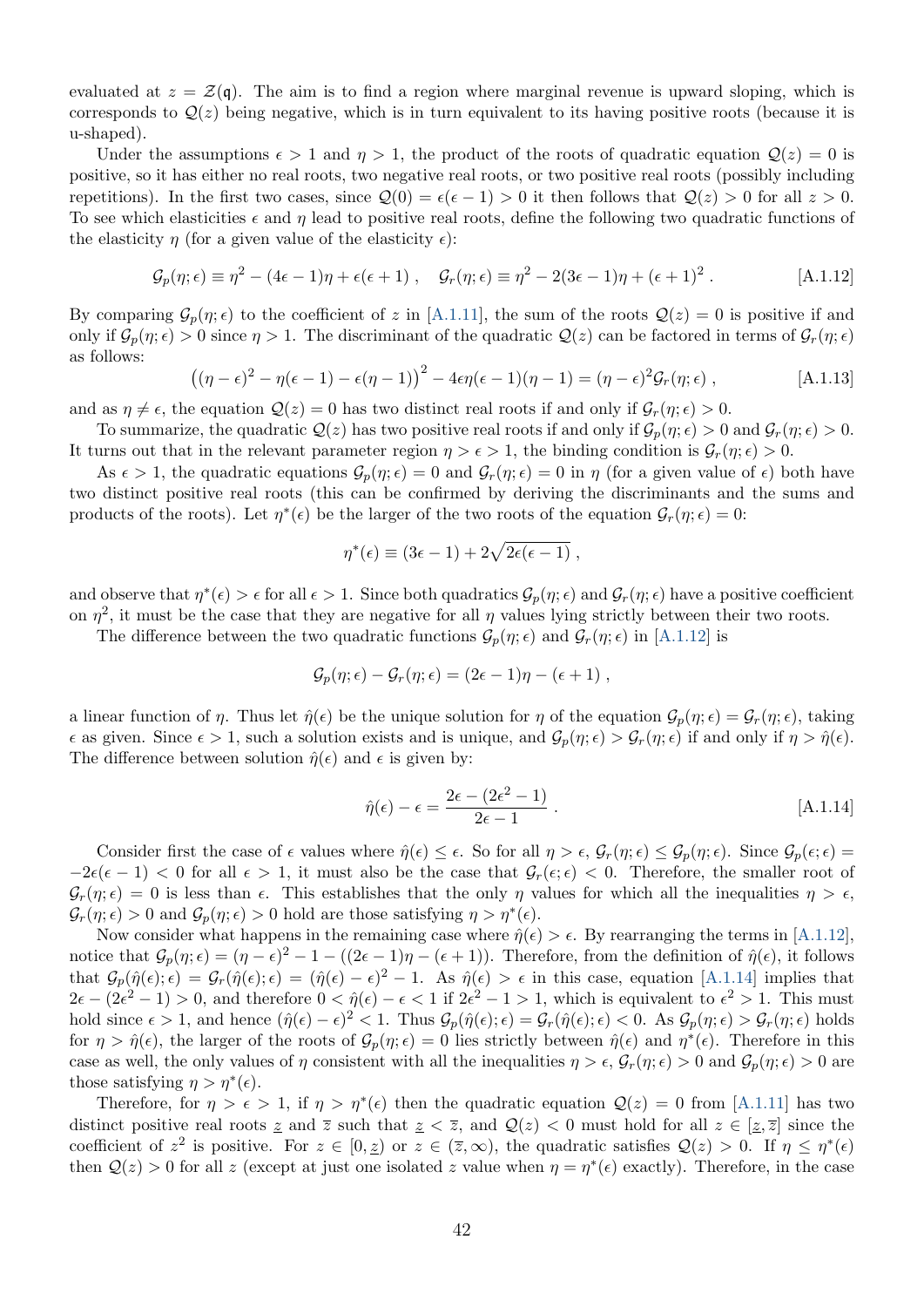evaluated at $z = \mathcal{Z}(\mathfrak{q})$. The aim is to find a region where marginal revenue is upward sloping, which is corresponds to $\mathcal{Q}(z)$ being negative, which is in turn equivalent to its having positive roots (because it is u-shaped).

Under the assumptions $\epsilon > 1$ and $\eta > 1$, the product of the roots of quadratic equation $\mathcal{Q}(z) = 0$ is positive, so it has either no real roots, two negative real roots, or two positive real roots (possibly including repetitions). In the first two cases, since $\mathcal{Q}(0) = \epsilon(\epsilon - 1) > 0$ it then follows that $\mathcal{Q}(z) > 0$ for all $z > 0$. To see which elasticities $\epsilon$ and $\eta$ lead to positive real roots, define the following two quadratic functions of the elasticity $\eta$ (for a given value of the elasticity $\epsilon$):

$$\mathcal{G}_p(\eta; \epsilon) \equiv \eta^2 - (4\epsilon - 1)\eta + \epsilon(\epsilon + 1)\,, \quad \mathcal{G}_r(\eta; \epsilon) \equiv \eta^2 - 2(3\epsilon - 1)\eta + (\epsilon + 1)^2\,. \tag{A.1.12}$$

By comparing $\mathcal{G}_p(\eta; \epsilon)$ to the coefficient of $z$ in [A.1.11], the sum of the roots $\mathcal{Q}(z) = 0$ is positive if and only if $\mathcal{G}_p(\eta; \epsilon) > 0$ since $\eta > 1$. The discriminant of the quadratic $\mathcal{Q}(z)$ can be factored in terms of $\mathcal{G}_r(\eta; \epsilon)$ as follows:

$$\left((\eta - \epsilon)^2 - \eta(\epsilon - 1) - \epsilon(\eta - 1)\right)^2 - 4\epsilon\eta(\epsilon - 1)(\eta - 1) = (\eta - \epsilon)^2 \mathcal{G}_r(\eta; \epsilon)\,, \tag{A.1.13}$$

and as $\eta \neq \epsilon$, the equation $\mathcal{Q}(z) = 0$ has two distinct real roots if and only if $\mathcal{G}_r(\eta; \epsilon) > 0$.

To summarize, the quadratic $\mathcal{Q}(z)$ has two positive real roots if and only if $\mathcal{G}_p(\eta; \epsilon) > 0$ and $\mathcal{G}_r(\eta; \epsilon) > 0$. It turns out that in the relevant parameter region $\eta > \epsilon > 1$, the binding condition is $\mathcal{G}_r(\eta; \epsilon) > 0$.

As $\epsilon > 1$, the quadratic equations $\mathcal{G}_p(\eta; \epsilon) = 0$ and $\mathcal{G}_r(\eta; \epsilon) = 0$ in $\eta$ (for a given value of $\epsilon$) both have two distinct positive real roots (this can be confirmed by deriving the discriminants and the sums and products of the roots). Let $\eta^*(\epsilon)$ be the larger of the two roots of the equation $\mathcal{G}_r(\eta; \epsilon) = 0$:

$$\eta^*(\epsilon) \equiv (3\epsilon - 1) + 2\sqrt{2\epsilon(\epsilon - 1)}\,,$$

and observe that $\eta^*(\epsilon) > \epsilon$ for all $\epsilon > 1$. Since both quadratics $\mathcal{G}_p(\eta; \epsilon)$ and $\mathcal{G}_r(\eta; \epsilon)$ have a positive coefficient on $\eta^2$, it must be the case that they are negative for all $\eta$ values lying strictly between their two roots.

The difference between the two quadratic functions $\mathcal{G}_p(\eta; \epsilon)$ and $\mathcal{G}_r(\eta; \epsilon)$ in [A.1.12] is

$$\mathcal{G}_p(\eta; \epsilon) - \mathcal{G}_r(\eta; \epsilon) = (2\epsilon - 1)\eta - (\epsilon + 1)\,,$$

a linear function of $\eta$. Thus let $\hat{\eta}(\epsilon)$ be the unique solution for $\eta$ of the equation $\mathcal{G}_p(\eta; \epsilon) = \mathcal{G}_r(\eta; \epsilon)$, taking $\epsilon$ as given. Since $\epsilon > 1$, such a solution exists and is unique, and $\mathcal{G}_p(\eta; \epsilon) > \mathcal{G}_r(\eta; \epsilon)$ if and only if $\eta > \hat{\eta}(\epsilon)$. The difference between solution $\hat{\eta}(\epsilon)$ and $\epsilon$ is given by:

$$\hat{\eta}(\epsilon) - \epsilon = \frac{2\epsilon - (2\epsilon^2 - 1)}{2\epsilon - 1}\,. \tag{A.1.14}$$

Consider first the case of $\epsilon$ values where $\hat{\eta}(\epsilon) \leq \epsilon$. So for all $\eta > \epsilon$, $\mathcal{G}_r(\eta; \epsilon) \leq \mathcal{G}_p(\eta; \epsilon)$. Since $\mathcal{G}_p(\epsilon; \epsilon) = -2\epsilon(\epsilon - 1) < 0$ for all $\epsilon > 1$, it must also be the case that $\mathcal{G}_r(\epsilon; \epsilon) < 0$. Therefore, the smaller root of $\mathcal{G}_r(\eta; \epsilon) = 0$ is less than $\epsilon$. This establishes that the only $\eta$ values for which all the inequalities $\eta > \epsilon$, $\mathcal{G}_r(\eta; \epsilon) > 0$ and $\mathcal{G}_p(\eta; \epsilon) > 0$ hold are those satisfying $\eta > \eta^*(\epsilon)$.

Now consider what happens in the remaining case where $\hat{\eta}(\epsilon) > \epsilon$. By rearranging the terms in [A.1.12], notice that $\mathcal{G}_p(\eta; \epsilon) = (\eta - \epsilon)^2 - 1 - ((2\epsilon - 1)\eta - (\epsilon + 1))$. Therefore, from the definition of $\hat{\eta}(\epsilon)$, it follows that $\mathcal{G}_p(\hat{\eta}(\epsilon); \epsilon) = \mathcal{G}_r(\hat{\eta}(\epsilon); \epsilon) = (\hat{\eta}(\epsilon) - \epsilon)^2 - 1$. As $\hat{\eta}(\epsilon) > \epsilon$ in this case, equation [A.1.14] implies that $2\epsilon - (2\epsilon^2 - 1) > 0$, and therefore $0 < \hat{\eta}(\epsilon) - \epsilon < 1$ if $2\epsilon^2 - 1 > 1$, which is equivalent to $\epsilon^2 > 1$. This must hold since $\epsilon > 1$, and hence $(\hat{\eta}(\epsilon) - \epsilon)^2 < 1$. Thus $\mathcal{G}_p(\hat{\eta}(\epsilon); \epsilon) = \mathcal{G}_r(\hat{\eta}(\epsilon); \epsilon) < 0$. As $\mathcal{G}_p(\eta; \epsilon) > \mathcal{G}_r(\eta; \epsilon)$ holds for $\eta > \hat{\eta}(\epsilon)$, the larger of the roots of $\mathcal{G}_p(\eta; \epsilon) = 0$ lies strictly between $\hat{\eta}(\epsilon)$ and $\eta^*(\epsilon)$. Therefore in this case as well, the only values of $\eta$ consistent with all the inequalities $\eta > \epsilon$, $\mathcal{G}_r(\eta; \epsilon) > 0$ and $\mathcal{G}_p(\eta; \epsilon) > 0$ are those satisfying $\eta > \eta^*(\epsilon)$.

Therefore, for $\eta > \epsilon > 1$, if $\eta > \eta^*(\epsilon)$ then the quadratic equation $\mathcal{Q}(z) = 0$ from [A.1.11] has two distinct positive real roots $\underline{z}$ and $\overline{z}$ such that $\underline{z} < \overline{z}$, and $\mathcal{Q}(z) < 0$ must hold for all $z \in [\underline{z}, \overline{z}]$ since the coefficient of $z^2$ is positive. For $z \in [0, \underline{z})$ or $z \in (\overline{z}, \infty)$, the quadratic satisfies $\mathcal{Q}(z) > 0$. If $\eta \leq \eta^*(\epsilon)$ then $\mathcal{Q}(z) > 0$ for all $z$ (except at just one isolated $z$ value when $\eta = \eta^*(\epsilon)$ exactly). Therefore, in the case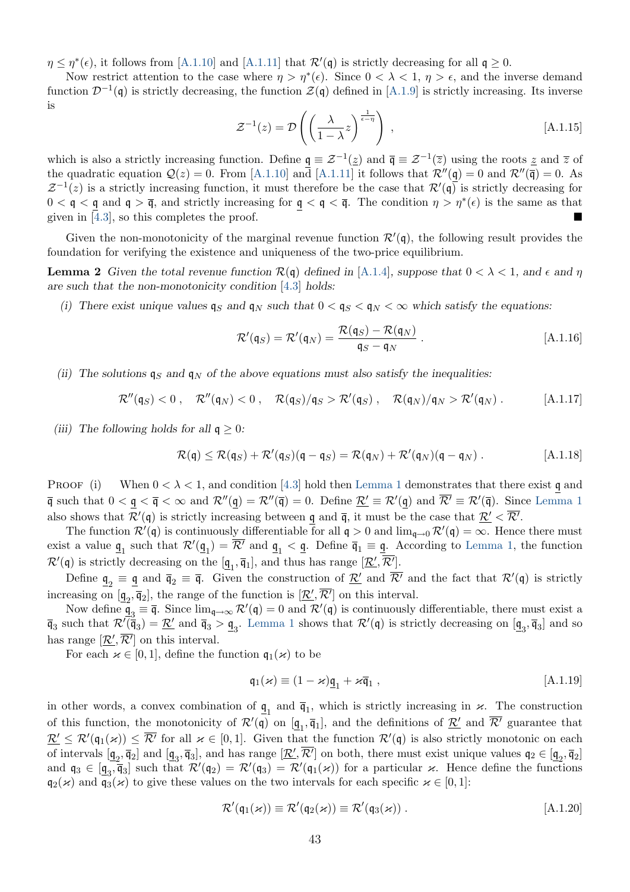$\eta \leq \eta^*(\epsilon)$, it follows from [A.1.10] and [A.1.11] that $\mathcal{R}'(\mathfrak{q})$ is strictly decreasing for all $\mathfrak{q} \geq 0$.

Now restrict attention to the case where $\eta > \eta^*(\epsilon)$. Since $0 < \lambda < 1$, $\eta > \epsilon$, and the inverse demand function $\mathcal{D}^{-1}(\mathfrak{q})$ is strictly decreasing, the function $\mathcal{Z}(\mathfrak{q})$ defined in [A.1.9] is strictly increasing. Its inverse is

$$\mathcal{Z}^{-1}(z) = \mathcal{D}\left(\left(\frac{\lambda}{1-\lambda}z\right)^{\frac{1}{\epsilon-\eta}}\right) , \qquad \text{[A.1.15]}$$

which is also a strictly increasing function. Define $\underline{\mathfrak{q}} \equiv \mathcal{Z}^{-1}(\underline{z})$ and $\overline{\mathfrak{q}} \equiv \mathcal{Z}^{-1}(\overline{z})$ using the roots $\underline{z}$ and $\overline{z}$ of the quadratic equation $\mathcal{Q}(z) = 0$. From [A.1.10] and [A.1.11] it follows that $\mathcal{R}''(\underline{\mathfrak{q}}) = 0$ and $\mathcal{R}''(\overline{\mathfrak{q}}) = 0$. As $\mathcal{Z}^{-1}(z)$ is a strictly increasing function, it must therefore be the case that $\mathcal{R}'(\mathfrak{q})$ is strictly decreasing for $0 < \mathfrak{q} < \underline{\mathfrak{q}}$ and $\mathfrak{q} > \overline{\mathfrak{q}}$, and strictly increasing for $\underline{\mathfrak{q}} < \mathfrak{q} < \overline{\mathfrak{q}}$. The condition $\eta > \eta^*(\epsilon)$ is the same as that given in [4.3], so this completes the proof. ∎

Given the non-monotonicity of the marginal revenue function $\mathcal{R}'(\mathfrak{q})$, the following result provides the foundation for verifying the existence and uniqueness of the two-price equilibrium.

**Lemma 2** *Given the total revenue function $\mathcal{R}(\mathfrak{q})$ defined in [A.1.4], suppose that $0 < \lambda < 1$, and $\epsilon$ and $\eta$ are such that the non-monotonicity condition [4.3] holds:*

*(i) There exist unique values $\mathfrak{q}_S$ and $\mathfrak{q}_N$ such that $0 < \mathfrak{q}_S < \mathfrak{q}_N < \infty$ which satisfy the equations:*

$$\mathcal{R}'(\mathfrak{q}_S) = \mathcal{R}'(\mathfrak{q}_N) = \frac{\mathcal{R}(\mathfrak{q}_S) - \mathcal{R}(\mathfrak{q}_N)}{\mathfrak{q}_S - \mathfrak{q}_N} . \qquad \text{[A.1.16]}$$

*(ii) The solutions $\mathfrak{q}_S$ and $\mathfrak{q}_N$ of the above equations must also satisfy the inequalities:*

$$\mathcal{R}''(\mathfrak{q}_S) < 0 , \quad \mathcal{R}''(\mathfrak{q}_N) < 0 , \quad \mathcal{R}(\mathfrak{q}_S)/\mathfrak{q}_S > \mathcal{R}'(\mathfrak{q}_S) , \quad \mathcal{R}(\mathfrak{q}_N)/\mathfrak{q}_N > \mathcal{R}'(\mathfrak{q}_N) . \qquad \text{[A.1.17]}$$

*(iii) The following holds for all $\mathfrak{q} \geq 0$:*

$$\mathcal{R}(\mathfrak{q}) \leq \mathcal{R}(\mathfrak{q}_S) + \mathcal{R}'(\mathfrak{q}_S)(\mathfrak{q} - \mathfrak{q}_S) = \mathcal{R}(\mathfrak{q}_N) + \mathcal{R}'(\mathfrak{q}_N)(\mathfrak{q} - \mathfrak{q}_N) . \qquad \text{[A.1.18]}$$

Proof (i) When $0 < \lambda < 1$, and condition [4.3] hold then Lemma 1 demonstrates that there exist $\underline{\mathfrak{q}}$ and $\overline{\mathfrak{q}}$ such that $0 < \underline{\mathfrak{q}} < \overline{\mathfrak{q}} < \infty$ and $\mathcal{R}''(\underline{\mathfrak{q}}) = \mathcal{R}''(\overline{\mathfrak{q}}) = 0$. Define $\underline{\mathcal{R}'} \equiv \mathcal{R}'(\underline{\mathfrak{q}})$ and $\overline{\mathcal{R}'} \equiv \mathcal{R}'(\overline{\mathfrak{q}})$. Since Lemma 1 also shows that $\mathcal{R}'(\mathfrak{q})$ is strictly increasing between $\underline{\mathfrak{q}}$ and $\overline{\mathfrak{q}}$, it must be the case that $\underline{\mathcal{R}'} < \overline{\mathcal{R}'}$.

The function $\mathcal{R}'(\mathfrak{q})$ is continuously differentiable for all $\mathfrak{q} > 0$ and $\lim_{\mathfrak{q}\to 0} \mathcal{R}'(\mathfrak{q}) = \infty$. Hence there must exist a value $\underline{\mathfrak{q}}_1$ such that $\mathcal{R}'(\underline{\mathfrak{q}}_1) = \overline{\mathcal{R}'}$ and $\underline{\mathfrak{q}}_1 < \underline{\mathfrak{q}}$. Define $\overline{\mathfrak{q}}_1 \equiv \underline{\mathfrak{q}}$. According to Lemma 1, the function $\mathcal{R}'(\mathfrak{q})$ is strictly decreasing on the $[\underline{\mathfrak{q}}_1, \overline{\mathfrak{q}}_1]$, and thus has range $[\underline{\mathcal{R}'}, \overline{\mathcal{R}'}]$.

Define $\underline{\mathfrak{q}}_2 \equiv \underline{\mathfrak{q}}$ and $\overline{\mathfrak{q}}_2 \equiv \overline{\mathfrak{q}}$. Given the construction of $\underline{\mathcal{R}'}$ and $\overline{\mathcal{R}'}$ and the fact that $\mathcal{R}'(\mathfrak{q})$ is strictly increasing on $[\underline{\mathfrak{q}}_2, \overline{\mathfrak{q}}_2]$, the range of the function is $[\underline{\mathcal{R}'}, \overline{\mathcal{R}'}]$ on this interval.

Now define $\underline{\mathfrak{q}}_3 \equiv \overline{\mathfrak{q}}$. Since $\lim_{\mathfrak{q}\to\infty} \mathcal{R}'(\mathfrak{q}) = 0$ and $\mathcal{R}'(\mathfrak{q})$ is continuously differentiable, there must exist a $\overline{\mathfrak{q}}_3$ such that $\mathcal{R}'(\overline{\mathfrak{q}}_3) = \underline{\mathcal{R}'}$ and $\overline{\mathfrak{q}}_3 > \underline{\mathfrak{q}}_3$. Lemma 1 shows that $\mathcal{R}'(\mathfrak{q})$ is strictly decreasing on $[\underline{\mathfrak{q}}_3, \overline{\mathfrak{q}}_3]$ and so has range $[\underline{\mathcal{R}'}, \overline{\mathcal{R}'}]$ on this interval.

For each $\varkappa \in [0, 1]$, define the function $\mathfrak{q}_1(\varkappa)$ to be

$$\mathfrak{q}_1(\varkappa) \equiv (1 - \varkappa)\underline{\mathfrak{q}}_1 + \varkappa\overline{\mathfrak{q}}_1 , \qquad \text{[A.1.19]}$$

in other words, a convex combination of $\underline{\mathfrak{q}}_1$ and $\overline{\mathfrak{q}}_1$, which is strictly increasing in $\varkappa$. The construction of this function, the monotonicity of $\mathcal{R}'(\mathfrak{q})$ on $[\underline{\mathfrak{q}}_1, \overline{\mathfrak{q}}_1]$, and the definitions of $\underline{\mathcal{R}'}$ and $\overline{\mathcal{R}'}$ guarantee that $\underline{\mathcal{R}'} \leq \mathcal{R}'(\mathfrak{q}_1(\varkappa)) \leq \overline{\mathcal{R}'}$ for all $\varkappa \in [0, 1]$. Given that the function $\mathcal{R}'(\mathfrak{q})$ is also strictly monotonic on each of intervals $[\underline{\mathfrak{q}}_2, \overline{\mathfrak{q}}_2]$ and $[\underline{\mathfrak{q}}_3, \overline{\mathfrak{q}}_3]$, and has range $[\underline{\mathcal{R}'}, \overline{\mathcal{R}'}]$ on both, there must exist unique values $\mathfrak{q}_2 \in [\underline{\mathfrak{q}}_2, \overline{\mathfrak{q}}_2]$ and $\mathfrak{q}_3 \in [\underline{\mathfrak{q}}_3, \overline{\mathfrak{q}}_3]$ such that $\mathcal{R}'(\mathfrak{q}_2) = \mathcal{R}'(\mathfrak{q}_3) = \mathcal{R}'(\mathfrak{q}_1(\varkappa))$ for a particular $\varkappa$. Hence define the functions $\mathfrak{q}_2(\varkappa)$ and $\mathfrak{q}_3(\varkappa)$ to give these values on the two intervals for each specific $\varkappa \in [0, 1]$:

$$\mathcal{R}'(\mathfrak{q}_1(\varkappa)) \equiv \mathcal{R}'(\mathfrak{q}_2(\varkappa)) \equiv \mathcal{R}'(\mathfrak{q}_3(\varkappa)) . \qquad \text{[A.1.20]}$$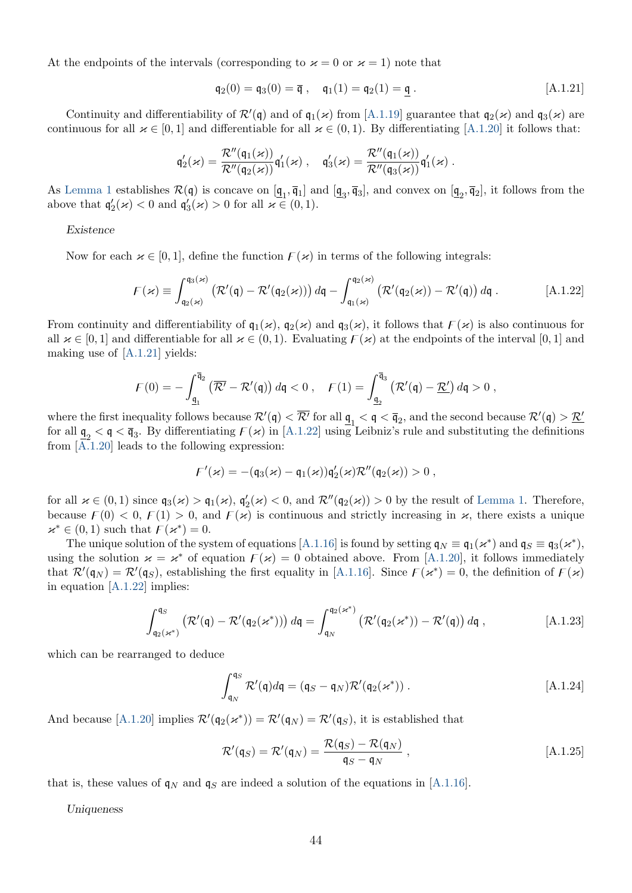At the endpoints of the intervals (corresponding to $\varkappa = 0$ or $\varkappa = 1$) note that

$$\mathfrak{q}_2(0) = \mathfrak{q}_3(0) = \overline{\mathfrak{q}} \ , \quad \mathfrak{q}_1(1) = \mathfrak{q}_2(1) = \underline{\mathfrak{q}} \ . \tag{A.1.21}$$

Continuity and differentiability of $\mathcal{R}'(\mathfrak{q})$ and of $\mathfrak{q}_1(\varkappa)$ from [A.1.19] guarantee that $\mathfrak{q}_2(\varkappa)$ and $\mathfrak{q}_3(\varkappa)$ are continuous for all $\varkappa \in [0, 1]$ and differentiable for all $\varkappa \in (0, 1)$. By differentiating [A.1.20] it follows that:

$$\mathfrak{q}_2'(\varkappa) = \frac{\mathcal{R}''(\mathfrak{q}_1(\varkappa))}{\mathcal{R}''(\mathfrak{q}_2(\varkappa))}\mathfrak{q}_1'(\varkappa) \ , \quad \mathfrak{q}_3'(\varkappa) = \frac{\mathcal{R}''(\mathfrak{q}_1(\varkappa))}{\mathcal{R}''(\mathfrak{q}_3(\varkappa))}\mathfrak{q}_1'(\varkappa) \ .$$

As Lemma 1 establishes $\mathcal{R}(\mathfrak{q})$ is concave on $[\underline{\mathfrak{q}}_1, \overline{\mathfrak{q}}_1]$ and $[\underline{\mathfrak{q}}_3, \overline{\mathfrak{q}}_3]$, and convex on $[\underline{\mathfrak{q}}_2, \overline{\mathfrak{q}}_2]$, it follows from the above that $\mathfrak{q}_2'(\varkappa) < 0$ and $\mathfrak{q}_3'(\varkappa) > 0$ for all $\varkappa \in (0, 1)$.

*Existence*

Now for each $\varkappa \in [0, 1]$, define the function $F(\varkappa)$ in terms of the following integrals:

$$F(\varkappa) \equiv \int_{\mathfrak{q}_2(\varkappa)}^{\mathfrak{q}_3(\varkappa)} \left(\mathcal{R}'(\mathfrak{q}) - \mathcal{R}'(\mathfrak{q}_2(\varkappa))\right) d\mathfrak{q} - \int_{\mathfrak{q}_1(\varkappa)}^{\mathfrak{q}_2(\varkappa)} \left(\mathcal{R}'(\mathfrak{q}_2(\varkappa)) - \mathcal{R}'(\mathfrak{q})\right) d\mathfrak{q} \ . \tag{A.1.22}$$

From continuity and differentiability of $\mathfrak{q}_1(\varkappa)$, $\mathfrak{q}_2(\varkappa)$ and $\mathfrak{q}_3(\varkappa)$, it follows that $F(\varkappa)$ is also continuous for all $\varkappa \in [0, 1]$ and differentiable for all $\varkappa \in (0, 1)$. Evaluating $F(\varkappa)$ at the endpoints of the interval $[0, 1]$ and making use of [A.1.21] yields:

$$F(0) = -\int_{\underline{\mathfrak{q}}_1}^{\overline{\mathfrak{q}}_2} \left(\overline{\mathcal{R}'} - \mathcal{R}'(\mathfrak{q})\right) d\mathfrak{q} < 0 \ , \quad F(1) = \int_{\underline{\mathfrak{q}}_2}^{\overline{\mathfrak{q}}_3} \left(\mathcal{R}'(\mathfrak{q}) - \underline{\mathcal{R}'}\right) d\mathfrak{q} > 0 \ ,$$

where the first inequality follows because $\mathcal{R}'(\mathfrak{q}) < \overline{\mathcal{R}'}$ for all $\underline{\mathfrak{q}}_1 < \mathfrak{q} < \overline{\mathfrak{q}}_2$, and the second because $\mathcal{R}'(\mathfrak{q}) > \underline{\mathcal{R}'}$ for all $\underline{\mathfrak{q}}_2 < \mathfrak{q} < \overline{\mathfrak{q}}_3$. By differentiating $F(\varkappa)$ in [A.1.22] using Leibniz's rule and substituting the definitions from [A.1.20] leads to the following expression:

$$F'(\varkappa) = -(\mathfrak{q}_3(\varkappa) - \mathfrak{q}_1(\varkappa))\mathfrak{q}_2'(\varkappa)\mathcal{R}''(\mathfrak{q}_2(\varkappa)) > 0 \ ,$$

for all $\varkappa \in (0, 1)$ since $\mathfrak{q}_3(\varkappa) > \mathfrak{q}_1(\varkappa)$, $\mathfrak{q}_2'(\varkappa) < 0$, and $\mathcal{R}''(\mathfrak{q}_2(\varkappa)) > 0$ by the result of Lemma 1. Therefore, because $F(0) < 0$, $F(1) > 0$, and $F(\varkappa)$ is continuous and strictly increasing in $\varkappa$, there exists a unique $\varkappa^* \in (0, 1)$ such that $F(\varkappa^*) = 0$.

The unique solution of the system of equations [A.1.16] is found by setting $\mathfrak{q}_N \equiv \mathfrak{q}_1(\varkappa^*)$ and $\mathfrak{q}_S \equiv \mathfrak{q}_3(\varkappa^*)$, using the solution $\varkappa = \varkappa^*$ of equation $F(\varkappa) = 0$ obtained above. From [A.1.20], it follows immediately that $\mathcal{R}'(\mathfrak{q}_N) = \mathcal{R}'(\mathfrak{q}_S)$, establishing the first equality in [A.1.16]. Since $F(\varkappa^*) = 0$, the definition of $F(\varkappa)$ in equation [A.1.22] implies:

$$\int_{\mathfrak{q}_2(\varkappa^*)}^{\mathfrak{q}_S} \left(\mathcal{R}'(\mathfrak{q}) - \mathcal{R}'(\mathfrak{q}_2(\varkappa^*))\right) d\mathfrak{q} = \int_{\mathfrak{q}_N}^{\mathfrak{q}_2(\varkappa^*)} \left(\mathcal{R}'(\mathfrak{q}_2(\varkappa^*)) - \mathcal{R}'(\mathfrak{q})\right) d\mathfrak{q} \ , \tag{A.1.23}$$

which can be rearranged to deduce

$$\int_{\mathfrak{q}_N}^{\mathfrak{q}_S} \mathcal{R}'(\mathfrak{q}) d\mathfrak{q} = (\mathfrak{q}_S - \mathfrak{q}_N)\mathcal{R}'(\mathfrak{q}_2(\varkappa^*)) \ . \tag{A.1.24}$$

And because [A.1.20] implies $\mathcal{R}'(\mathfrak{q}_2(\varkappa^*)) = \mathcal{R}'(\mathfrak{q}_N) = \mathcal{R}'(\mathfrak{q}_S)$, it is established that

$$\mathcal{R}'(\mathfrak{q}_S) = \mathcal{R}'(\mathfrak{q}_N) = \frac{\mathcal{R}(\mathfrak{q}_S) - \mathcal{R}(\mathfrak{q}_N)}{\mathfrak{q}_S - \mathfrak{q}_N} \ , \tag{A.1.25}$$

that is, these values of $\mathfrak{q}_N$ and $\mathfrak{q}_S$ are indeed a solution of the equations in [A.1.16].

*Uniqueness*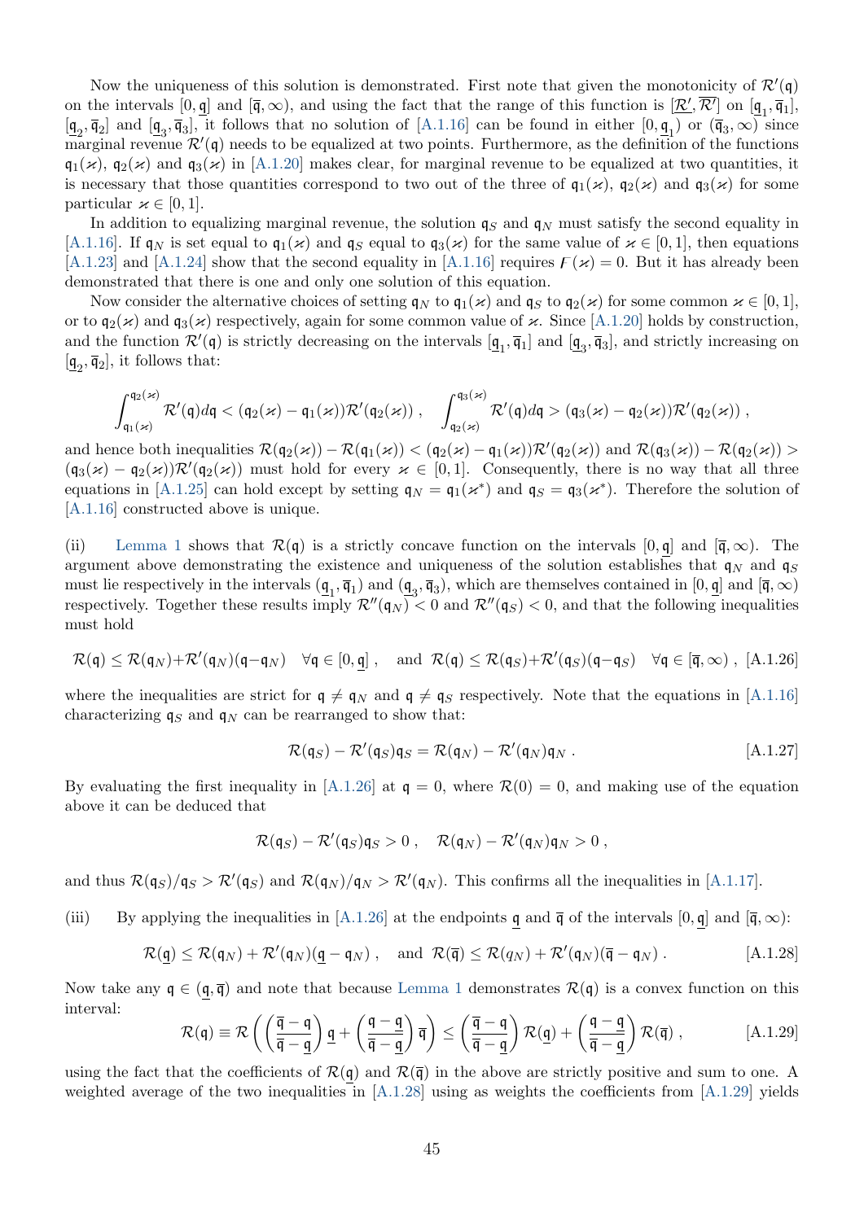Now the uniqueness of this solution is demonstrated. First note that given the monotonicity of $\mathcal{R}'(\mathfrak{q})$ on the intervals $[0, \underline{\mathfrak{q}}]$ and $[\overline{\mathfrak{q}}, \infty)$, and using the fact that the range of this function is $[\underline{\mathcal{R}'}, \overline{\mathcal{R}'}]$ on $[\underline{\mathfrak{q}}_1, \overline{\mathfrak{q}}_1]$, $[\underline{\mathfrak{q}}_2, \overline{\mathfrak{q}}_2]$ and $[\underline{\mathfrak{q}}_3, \overline{\mathfrak{q}}_3]$, it follows that no solution of [A.1.16] can be found in either $[0, \underline{\mathfrak{q}}_1)$ or $(\overline{\mathfrak{q}}_3, \infty)$ since marginal revenue $\mathcal{R}'(\mathfrak{q})$ needs to be equalized at two points. Furthermore, as the definition of the functions $\mathfrak{q}_1(\varkappa)$, $\mathfrak{q}_2(\varkappa)$ and $\mathfrak{q}_3(\varkappa)$ in [A.1.20] makes clear, for marginal revenue to be equalized at two quantities, it is necessary that those quantities correspond to two out of the three of $\mathfrak{q}_1(\varkappa)$, $\mathfrak{q}_2(\varkappa)$ and $\mathfrak{q}_3(\varkappa)$ for some particular $\varkappa \in [0, 1]$.

In addition to equalizing marginal revenue, the solution $\mathfrak{q}_S$ and $\mathfrak{q}_N$ must satisfy the second equality in [A.1.16]. If $\mathfrak{q}_N$ is set equal to $\mathfrak{q}_1(\varkappa)$ and $\mathfrak{q}_S$ equal to $\mathfrak{q}_3(\varkappa)$ for the same value of $\varkappa \in [0, 1]$, then equations [A.1.23] and [A.1.24] show that the second equality in [A.1.16] requires $\digamma(\varkappa) = 0$. But it has already been demonstrated that there is one and only one solution of this equation.

Now consider the alternative choices of setting $\mathfrak{q}_N$ to $\mathfrak{q}_1(\varkappa)$ and $\mathfrak{q}_S$ to $\mathfrak{q}_2(\varkappa)$ for some common $\varkappa \in [0, 1]$, or to $\mathfrak{q}_2(\varkappa)$ and $\mathfrak{q}_3(\varkappa)$ respectively, again for some common value of $\varkappa$. Since [A.1.20] holds by construction, and the function $\mathcal{R}'(\mathfrak{q})$ is strictly decreasing on the intervals $[\underline{\mathfrak{q}}_1, \overline{\mathfrak{q}}_1]$ and $[\underline{\mathfrak{q}}_3, \overline{\mathfrak{q}}_3]$, and strictly increasing on $[\underline{\mathfrak{q}}_2, \overline{\mathfrak{q}}_2]$, it follows that:

$$\int_{\mathfrak{q}_1(\varkappa)}^{\mathfrak{q}_2(\varkappa)} \mathcal{R}'(\mathfrak{q}) d\mathfrak{q} < (\mathfrak{q}_2(\varkappa) - \mathfrak{q}_1(\varkappa))\mathcal{R}'(\mathfrak{q}_2(\varkappa)) , \quad \int_{\mathfrak{q}_2(\varkappa)}^{\mathfrak{q}_3(\varkappa)} \mathcal{R}'(\mathfrak{q}) d\mathfrak{q} > (\mathfrak{q}_3(\varkappa) - \mathfrak{q}_2(\varkappa))\mathcal{R}'(\mathfrak{q}_2(\varkappa)) ,$$

and hence both inequalities $\mathcal{R}(\mathfrak{q}_2(\varkappa)) - \mathcal{R}(\mathfrak{q}_1(\varkappa)) < (\mathfrak{q}_2(\varkappa) - \mathfrak{q}_1(\varkappa))\mathcal{R}'(\mathfrak{q}_2(\varkappa))$ and $\mathcal{R}(\mathfrak{q}_3(\varkappa)) - \mathcal{R}(\mathfrak{q}_2(\varkappa)) > (\mathfrak{q}_3(\varkappa) - \mathfrak{q}_2(\varkappa))\mathcal{R}'(\mathfrak{q}_2(\varkappa))$ must hold for every $\varkappa \in [0, 1]$. Consequently, there is no way that all three equations in [A.1.25] can hold except by setting $\mathfrak{q}_N = \mathfrak{q}_1(\varkappa^*)$ and $\mathfrak{q}_S = \mathfrak{q}_3(\varkappa^*)$. Therefore the solution of [A.1.16] constructed above is unique.

(ii) Lemma 1 shows that $\mathcal{R}(\mathfrak{q})$ is a strictly concave function on the intervals $[0, \underline{\mathfrak{q}}]$ and $[\overline{\mathfrak{q}}, \infty)$. The argument above demonstrating the existence and uniqueness of the solution establishes that $\mathfrak{q}_N$ and $\mathfrak{q}_S$ must lie respectively in the intervals $(\underline{\mathfrak{q}}_1, \overline{\mathfrak{q}}_1)$ and $(\underline{\mathfrak{q}}_3, \overline{\mathfrak{q}}_3)$, which are themselves contained in $[0, \underline{\mathfrak{q}}]$ and $[\overline{\mathfrak{q}}, \infty)$ respectively. Together these results imply $\mathcal{R}''(\mathfrak{q}_N) < 0$ and $\mathcal{R}''(\mathfrak{q}_S) < 0$, and that the following inequalities must hold

$$\mathcal{R}(\mathfrak{q}) \leq \mathcal{R}(\mathfrak{q}_N) + \mathcal{R}'(\mathfrak{q}_N)(\mathfrak{q} - \mathfrak{q}_N) \quad \forall \mathfrak{q} \in [0, \underline{\mathfrak{q}}] , \quad \text{and } \mathcal{R}(\mathfrak{q}) \leq \mathcal{R}(\mathfrak{q}_S) + \mathcal{R}'(\mathfrak{q}_S)(\mathfrak{q} - \mathfrak{q}_S) \quad \forall \mathfrak{q} \in [\overline{\mathfrak{q}}, \infty) , \quad \text{[A.1.26]}$$

where the inequalities are strict for $\mathfrak{q} \neq \mathfrak{q}_N$ and $\mathfrak{q} \neq \mathfrak{q}_S$ respectively. Note that the equations in [A.1.16] characterizing $\mathfrak{q}_S$ and $\mathfrak{q}_N$ can be rearranged to show that:

$$\mathcal{R}(\mathfrak{q}_S) - \mathcal{R}'(\mathfrak{q}_S)\mathfrak{q}_S = \mathcal{R}(\mathfrak{q}_N) - \mathcal{R}'(\mathfrak{q}_N)\mathfrak{q}_N . \quad \text{[A.1.27]}$$

By evaluating the first inequality in [A.1.26] at $\mathfrak{q} = 0$, where $\mathcal{R}(0) = 0$, and making use of the equation above it can be deduced that

$$\mathcal{R}(\mathfrak{q}_S) - \mathcal{R}'(\mathfrak{q}_S)\mathfrak{q}_S > 0 , \quad \mathcal{R}(\mathfrak{q}_N) - \mathcal{R}'(\mathfrak{q}_N)\mathfrak{q}_N > 0 ,$$

and thus $\mathcal{R}(\mathfrak{q}_S)/\mathfrak{q}_S > \mathcal{R}'(\mathfrak{q}_S)$ and $\mathcal{R}(\mathfrak{q}_N)/\mathfrak{q}_N > \mathcal{R}'(\mathfrak{q}_N)$. This confirms all the inequalities in [A.1.17].

(iii) By applying the inequalities in [A.1.26] at the endpoints $\underline{\mathfrak{q}}$ and $\overline{\mathfrak{q}}$ of the intervals $[0, \underline{\mathfrak{q}}]$ and $[\overline{\mathfrak{q}}, \infty)$:

$$\mathcal{R}(\underline{\mathfrak{q}}) \leq \mathcal{R}(\mathfrak{q}_N) + \mathcal{R}'(\mathfrak{q}_N)(\underline{\mathfrak{q}} - \mathfrak{q}_N) , \quad \text{and } \mathcal{R}(\overline{\mathfrak{q}}) \leq \mathcal{R}(q_N) + \mathcal{R}'(\mathfrak{q}_N)(\overline{\mathfrak{q}} - \mathfrak{q}_N) . \quad \text{[A.1.28]}$$

Now take any $\mathfrak{q} \in (\underline{\mathfrak{q}}, \overline{\mathfrak{q}})$ and note that because Lemma 1 demonstrates $\mathcal{R}(\mathfrak{q})$ is a convex function on this interval:

$$\mathcal{R}(\mathfrak{q}) \equiv \mathcal{R}\left( \left( \frac{\overline{\mathfrak{q}} - \mathfrak{q}}{\overline{\mathfrak{q}} - \underline{\mathfrak{q}}} \right) \underline{\mathfrak{q}} + \left( \frac{\mathfrak{q} - \underline{\mathfrak{q}}}{\overline{\mathfrak{q}} - \underline{\mathfrak{q}}} \right) \overline{\mathfrak{q}} \right) \leq \left( \frac{\overline{\mathfrak{q}} - \mathfrak{q}}{\overline{\mathfrak{q}} - \underline{\mathfrak{q}}} \right) \mathcal{R}(\underline{\mathfrak{q}}) + \left( \frac{\mathfrak{q} - \underline{\mathfrak{q}}}{\overline{\mathfrak{q}} - \underline{\mathfrak{q}}} \right) \mathcal{R}(\overline{\mathfrak{q}}) , \quad \text{[A.1.29]}$$

using the fact that the coefficients of $\mathcal{R}(\underline{\mathfrak{q}})$ and $\mathcal{R}(\overline{\mathfrak{q}})$ in the above are strictly positive and sum to one. A weighted average of the two inequalities in [A.1.28] using as weights the coefficients from [A.1.29] yields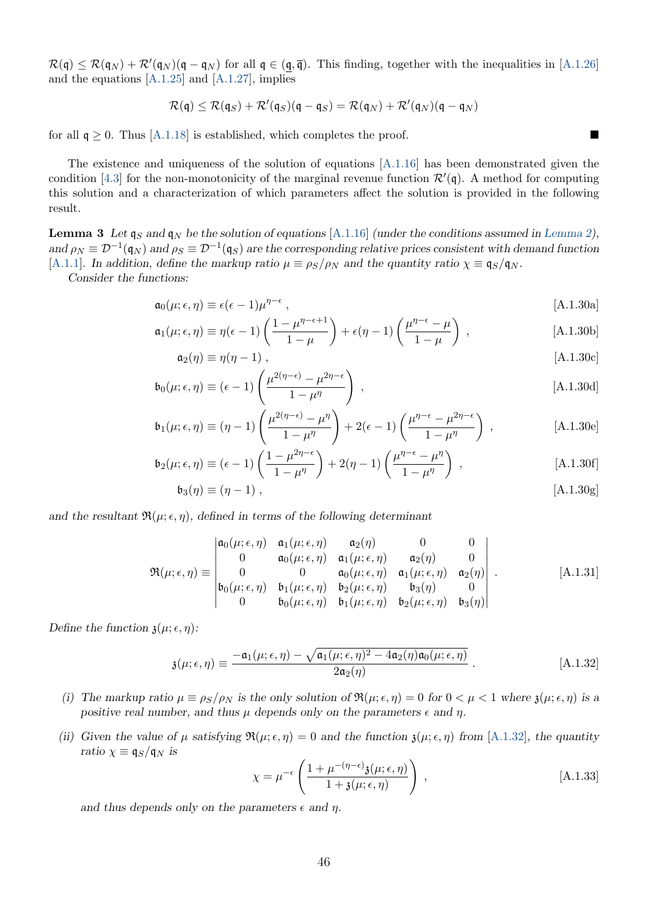$\mathcal{R}(\mathfrak{q}) \leq \mathcal{R}(\mathfrak{q}_N) + \mathcal{R}'(\mathfrak{q}_N)(\mathfrak{q} - \mathfrak{q}_N)$ for all $\mathfrak{q} \in (\underline{\mathfrak{q}}, \overline{\mathfrak{q}})$. This finding, together with the inequalities in [A.1.26] and the equations [A.1.25] and [A.1.27], implies

$$\mathcal{R}(\mathfrak{q}) \leq \mathcal{R}(\mathfrak{q}_S) + \mathcal{R}'(\mathfrak{q}_S)(\mathfrak{q} - \mathfrak{q}_S) = \mathcal{R}(\mathfrak{q}_N) + \mathcal{R}'(\mathfrak{q}_N)(\mathfrak{q} - \mathfrak{q}_N)$$

for all $\mathfrak{q} \geq 0$. Thus [A.1.18] is established, which completes the proof. ■

The existence and uniqueness of the solution of equations [A.1.16] has been demonstrated given the condition [4.3] for the non-monotonicity of the marginal revenue function $\mathcal{R}'(\mathfrak{q})$. A method for computing this solution and a characterization of which parameters affect the solution is provided in the following result.

**Lemma 3** *Let $\mathfrak{q}_S$ and $\mathfrak{q}_N$ be the solution of equations* [A.1.16] *(under the conditions assumed in Lemma 2), and $\rho_N \equiv \mathcal{D}^{-1}(\mathfrak{q}_N)$ and $\rho_S \equiv \mathcal{D}^{-1}(\mathfrak{q}_S)$ are the corresponding relative prices consistent with demand function* [A.1.1]. *In addition, define the markup ratio $\mu \equiv \rho_S/\rho_N$ and the quantity ratio $\chi \equiv \mathfrak{q}_S/\mathfrak{q}_N$.*

*Consider the functions:*

$$\mathfrak{a}_0(\mu;\epsilon,\eta) \equiv \epsilon(\epsilon-1)\mu^{\eta-\epsilon}\,, \tag{A.1.30a}$$

$$\mathfrak{a}_1(\mu;\epsilon,\eta) \equiv \eta(\epsilon-1)\left(\frac{1-\mu^{\eta-\epsilon+1}}{1-\mu}\right) + \epsilon(\eta-1)\left(\frac{\mu^{\eta-\epsilon}-\mu}{1-\mu}\right)\,, \tag{A.1.30b}$$

$$\mathfrak{a}_2(\eta) \equiv \eta(\eta-1)\,, \tag{A.1.30c}$$

$$\mathfrak{b}_0(\mu;\epsilon,\eta) \equiv (\epsilon-1)\left(\frac{\mu^{2(\eta-\epsilon)}-\mu^{2\eta-\epsilon}}{1-\mu^{\eta}}\right)\,, \tag{A.1.30d}$$

$$\mathfrak{b}_1(\mu;\epsilon,\eta) \equiv (\eta-1)\left(\frac{\mu^{2(\eta-\epsilon)}-\mu^{\eta}}{1-\mu^{\eta}}\right) + 2(\epsilon-1)\left(\frac{\mu^{\eta-\epsilon}-\mu^{2\eta-\epsilon}}{1-\mu^{\eta}}\right)\,, \tag{A.1.30e}$$

$$\mathfrak{b}_2(\mu;\epsilon,\eta) \equiv (\epsilon-1)\left(\frac{1-\mu^{2\eta-\epsilon}}{1-\mu^{\eta}}\right) + 2(\eta-1)\left(\frac{\mu^{\eta-\epsilon}-\mu^{\eta}}{1-\mu^{\eta}}\right)\,, \tag{A.1.30f}$$

$$\mathfrak{b}_3(\eta) \equiv (\eta-1)\,, \tag{A.1.30g}$$

*and the resultant $\mathfrak{R}(\mu;\epsilon,\eta)$, defined in terms of the following determinant*

$$\mathfrak{R}(\mu;\epsilon,\eta) \equiv \begin{vmatrix} \mathfrak{a}_0(\mu;\epsilon,\eta) & \mathfrak{a}_1(\mu;\epsilon,\eta) & \mathfrak{a}_2(\eta) & 0 & 0 \\ 0 & \mathfrak{a}_0(\mu;\epsilon,\eta) & \mathfrak{a}_1(\mu;\epsilon,\eta) & \mathfrak{a}_2(\eta) & 0 \\ 0 & 0 & \mathfrak{a}_0(\mu;\epsilon,\eta) & \mathfrak{a}_1(\mu;\epsilon,\eta) & \mathfrak{a}_2(\eta) \\ \mathfrak{b}_0(\mu;\epsilon,\eta) & \mathfrak{b}_1(\mu;\epsilon,\eta) & \mathfrak{b}_2(\mu;\epsilon,\eta) & \mathfrak{b}_3(\eta) & 0 \\ 0 & \mathfrak{b}_0(\mu;\epsilon,\eta) & \mathfrak{b}_1(\mu;\epsilon,\eta) & \mathfrak{b}_2(\mu;\epsilon,\eta) & \mathfrak{b}_3(\eta) \end{vmatrix}\,. \tag{A.1.31}$$

*Define the function $\mathfrak{z}(\mu;\epsilon,\eta)$:*

$$\mathfrak{z}(\mu;\epsilon,\eta) \equiv \frac{-\mathfrak{a}_1(\mu;\epsilon,\eta) - \sqrt{\mathfrak{a}_1(\mu;\epsilon,\eta)^2 - 4\mathfrak{a}_2(\eta)\mathfrak{a}_0(\mu;\epsilon,\eta)}}{2\mathfrak{a}_2(\eta)}\,. \tag{A.1.32}$$

(i) *The markup ratio $\mu \equiv \rho_S/\rho_N$ is the only solution of $\mathfrak{R}(\mu;\epsilon,\eta) = 0$ for $0 < \mu < 1$ where $\mathfrak{z}(\mu;\epsilon,\eta)$ is a positive real number, and thus $\mu$ depends only on the parameters $\epsilon$ and $\eta$.*

(ii) *Given the value of $\mu$ satisfying $\mathfrak{R}(\mu;\epsilon,\eta) = 0$ and the function $\mathfrak{z}(\mu;\epsilon,\eta)$ from* [A.1.32], *the quantity ratio $\chi \equiv \mathfrak{q}_S/\mathfrak{q}_N$ is*

$$\chi = \mu^{-\epsilon}\left(\frac{1+\mu^{-(\eta-\epsilon)}\mathfrak{z}(\mu;\epsilon,\eta)}{1+\mathfrak{z}(\mu;\epsilon,\eta)}\right)\,, \tag{A.1.33}$$

*and thus depends only on the parameters $\epsilon$ and $\eta$.*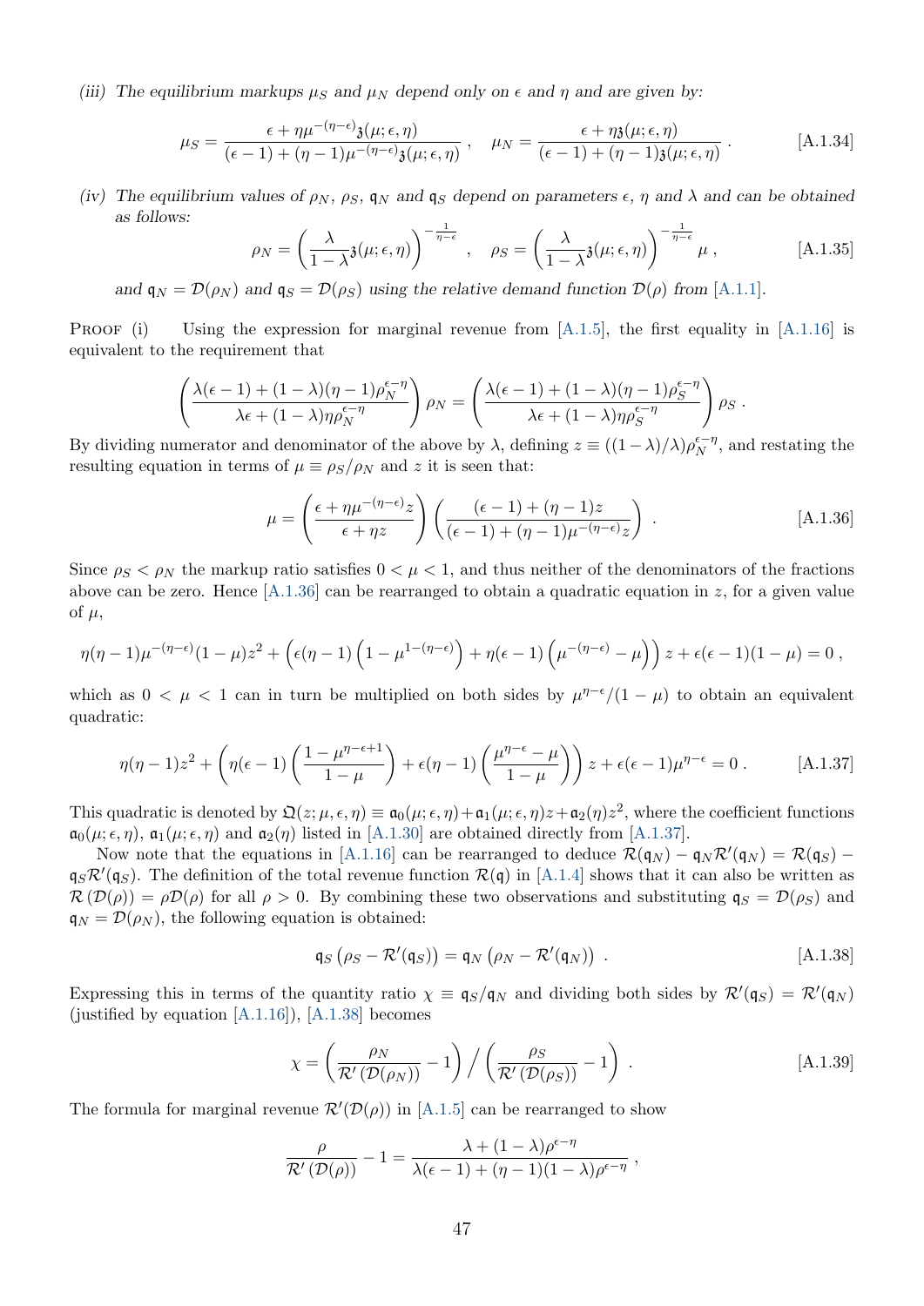*(iii) The equilibrium markups $\mu_S$ and $\mu_N$ depend only on $\epsilon$ and $\eta$ and are given by:*

$$\mu_S = \frac{\epsilon + \eta\mu^{-(\eta-\epsilon)}\mathfrak{z}(\mu;\epsilon,\eta)}{(\epsilon-1)+(\eta-1)\mu^{-(\eta-\epsilon)}\mathfrak{z}(\mu;\epsilon,\eta)}\;, \quad \mu_N = \frac{\epsilon+\eta\mathfrak{z}(\mu;\epsilon,\eta)}{(\epsilon-1)+(\eta-1)\mathfrak{z}(\mu;\epsilon,\eta)}\;. \tag{A.1.34}$$

*(iv) The equilibrium values of $\rho_N$, $\rho_S$, $\mathfrak{q}_N$ and $\mathfrak{q}_S$ depend on parameters $\epsilon$, $\eta$ and $\lambda$ and can be obtained as follows:*

$$\rho_N = \left(\frac{\lambda}{1-\lambda}\mathfrak{z}(\mu;\epsilon,\eta)\right)^{-\frac{1}{\eta-\epsilon}}\;, \quad \rho_S = \left(\frac{\lambda}{1-\lambda}\mathfrak{z}(\mu;\epsilon,\eta)\right)^{-\frac{1}{\eta-\epsilon}}\mu\;, \tag{A.1.35}$$

*and $\mathfrak{q}_N = \mathcal{D}(\rho_N)$ and $\mathfrak{q}_S = \mathcal{D}(\rho_S)$ using the relative demand function $\mathcal{D}(\rho)$ from [A.1.1].*

Proof (i) Using the expression for marginal revenue from [A.1.5], the first equality in [A.1.16] is equivalent to the requirement that

$$\left(\frac{\lambda(\epsilon-1)+(1-\lambda)(\eta-1)\rho_N^{\epsilon-\eta}}{\lambda\epsilon+(1-\lambda)\eta\rho_N^{\epsilon-\eta}}\right)\rho_N = \left(\frac{\lambda(\epsilon-1)+(1-\lambda)(\eta-1)\rho_S^{\epsilon-\eta}}{\lambda\epsilon+(1-\lambda)\eta\rho_S^{\epsilon-\eta}}\right)\rho_S\;.$$

By dividing numerator and denominator of the above by $\lambda$, defining $z \equiv ((1-\lambda)/\lambda)\rho_N^{\epsilon-\eta}$, and restating the resulting equation in terms of $\mu \equiv \rho_S/\rho_N$ and $z$ it is seen that:

$$\mu = \left(\frac{\epsilon+\eta\mu^{-(\eta-\epsilon)}z}{\epsilon+\eta z}\right)\left(\frac{(\epsilon-1)+(\eta-1)z}{(\epsilon-1)+(\eta-1)\mu^{-(\eta-\epsilon)}z}\right)\;. \tag{A.1.36}$$

Since $\rho_S < \rho_N$ the markup ratio satisfies $0<\mu<1$, and thus neither of the denominators of the fractions above can be zero. Hence [A.1.36] can be rearranged to obtain a quadratic equation in $z$, for a given value of $\mu$,

$$\eta(\eta-1)\mu^{-(\eta-\epsilon)}(1-\mu)z^2 + \left(\epsilon(\eta-1)\left(1-\mu^{1-(\eta-\epsilon)}\right)+\eta(\epsilon-1)\left(\mu^{-(\eta-\epsilon)}-\mu\right)\right)z + \epsilon(\epsilon-1)(1-\mu) = 0\;,$$

which as $0<\mu<1$ can in turn be multiplied on both sides by $\mu^{\eta-\epsilon}/(1-\mu)$ to obtain an equivalent quadratic:

$$\eta(\eta-1)z^2 + \left(\eta(\epsilon-1)\left(\frac{1-\mu^{\eta-\epsilon+1}}{1-\mu}\right)+\epsilon(\eta-1)\left(\frac{\mu^{\eta-\epsilon}-\mu}{1-\mu}\right)\right)z + \epsilon(\epsilon-1)\mu^{\eta-\epsilon} = 0\;. \tag{A.1.37}$$

This quadratic is denoted by $\mathfrak{Q}(z;\mu,\epsilon,\eta) \equiv \mathfrak{a}_0(\mu;\epsilon,\eta)+\mathfrak{a}_1(\mu;\epsilon,\eta)z+\mathfrak{a}_2(\eta)z^2$, where the coefficient functions $\mathfrak{a}_0(\mu;\epsilon,\eta)$, $\mathfrak{a}_1(\mu;\epsilon,\eta)$ and $\mathfrak{a}_2(\eta)$ listed in [A.1.30] are obtained directly from [A.1.37].

Now note that the equations in [A.1.16] can be rearranged to deduce $\mathcal{R}(\mathfrak{q}_N) - \mathfrak{q}_N\mathcal{R}'(\mathfrak{q}_N) = \mathcal{R}(\mathfrak{q}_S) - \mathfrak{q}_S\mathcal{R}'(\mathfrak{q}_S)$. The definition of the total revenue function $\mathcal{R}(\mathfrak{q})$ in [A.1.4] shows that it can also be written as $\mathcal{R}(\mathcal{D}(\rho)) = \rho\mathcal{D}(\rho)$ for all $\rho>0$. By combining these two observations and substituting $\mathfrak{q}_S = \mathcal{D}(\rho_S)$ and $\mathfrak{q}_N = \mathcal{D}(\rho_N)$, the following equation is obtained:

$$\mathfrak{q}_S\left(\rho_S - \mathcal{R}'(\mathfrak{q}_S)\right) = \mathfrak{q}_N\left(\rho_N - \mathcal{R}'(\mathfrak{q}_N)\right)\;. \tag{A.1.38}$$

Expressing this in terms of the quantity ratio $\chi \equiv \mathfrak{q}_S/\mathfrak{q}_N$ and dividing both sides by $\mathcal{R}'(\mathfrak{q}_S) = \mathcal{R}'(\mathfrak{q}_N)$ (justified by equation [A.1.16]), [A.1.38] becomes

$$\chi = \left(\frac{\rho_N}{\mathcal{R}'(\mathcal{D}(\rho_N))}-1\right)\Big/\left(\frac{\rho_S}{\mathcal{R}'(\mathcal{D}(\rho_S))}-1\right)\;. \tag{A.1.39}$$

The formula for marginal revenue $\mathcal{R}'(\mathcal{D}(\rho))$ in [A.1.5] can be rearranged to show

$$\frac{\rho}{\mathcal{R}'(\mathcal{D}(\rho))}-1 = \frac{\lambda+(1-\lambda)\rho^{\epsilon-\eta}}{\lambda(\epsilon-1)+(\eta-1)(1-\lambda)\rho^{\epsilon-\eta}}\;,$$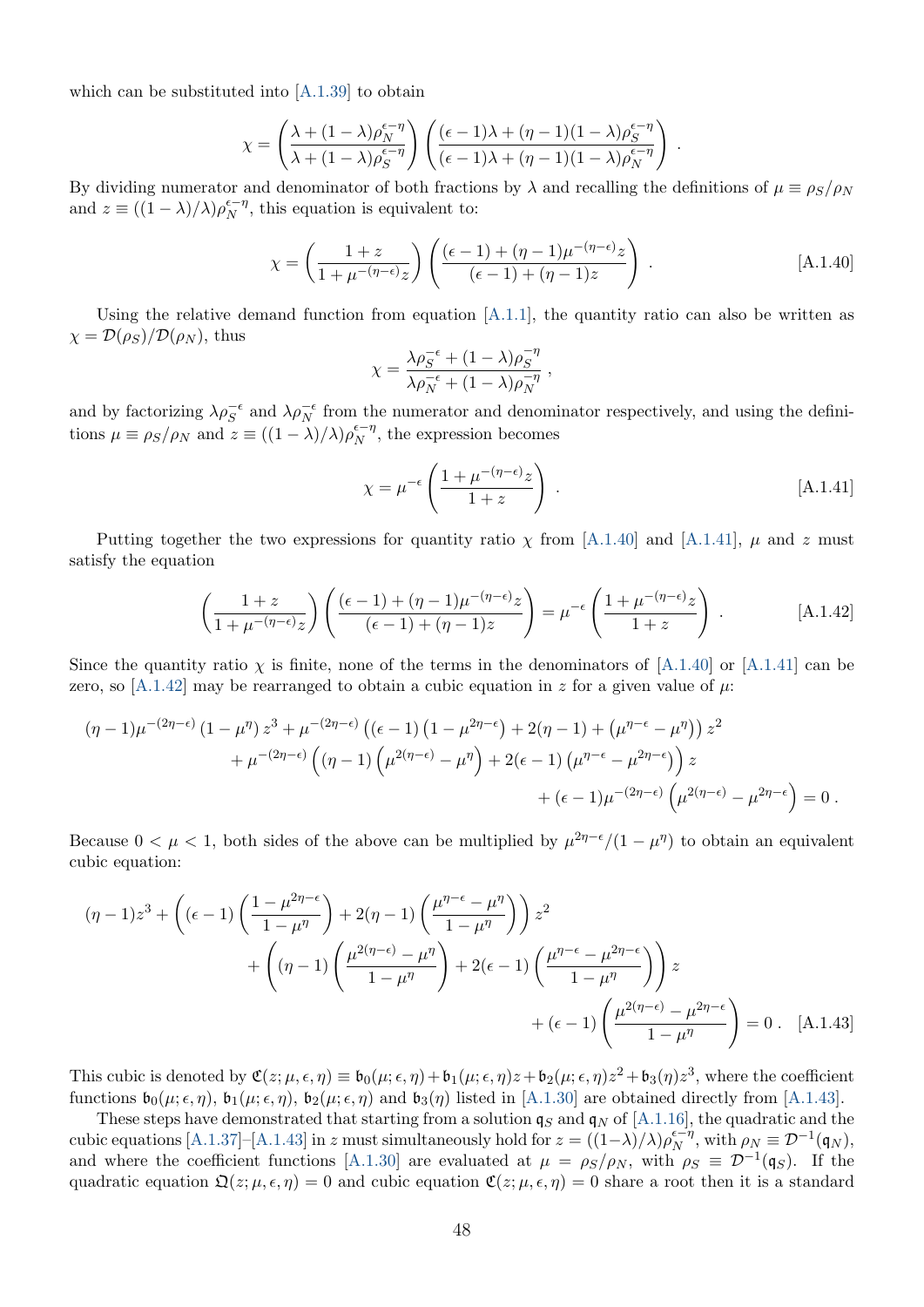which can be substituted into [A.1.39] to obtain

$$\chi = \left(\frac{\lambda + (1-\lambda)\rho_N^{\epsilon-\eta}}{\lambda + (1-\lambda)\rho_S^{\epsilon-\eta}}\right)\left(\frac{(\epsilon-1)\lambda + (\eta-1)(1-\lambda)\rho_S^{\epsilon-\eta}}{(\epsilon-1)\lambda + (\eta-1)(1-\lambda)\rho_N^{\epsilon-\eta}}\right) .$$

By dividing numerator and denominator of both fractions by $\lambda$ and recalling the definitions of $\mu \equiv \rho_S/\rho_N$ and $z \equiv ((1-\lambda)/\lambda)\rho_N^{\epsilon-\eta}$, this equation is equivalent to:

$$\chi = \left(\frac{1+z}{1+\mu^{-(\eta-\epsilon)}z}\right)\left(\frac{(\epsilon-1) + (\eta-1)\mu^{-(\eta-\epsilon)}z}{(\epsilon-1) + (\eta-1)z}\right) . \qquad \text{[A.1.40]}$$

Using the relative demand function from equation [A.1.1], the quantity ratio can also be written as $\chi = \mathcal{D}(\rho_S)/\mathcal{D}(\rho_N)$, thus

$$\chi = \frac{\lambda\rho_S^{-\epsilon} + (1-\lambda)\rho_S^{-\eta}}{\lambda\rho_N^{-\epsilon} + (1-\lambda)\rho_N^{-\eta}} ,$$

and by factorizing $\lambda\rho_S^{-\epsilon}$ and $\lambda\rho_N^{-\epsilon}$ from the numerator and denominator respectively, and using the definitions $\mu \equiv \rho_S/\rho_N$ and $z \equiv ((1-\lambda)/\lambda)\rho_N^{\epsilon-\eta}$, the expression becomes

$$\chi = \mu^{-\epsilon}\left(\frac{1+\mu^{-(\eta-\epsilon)}z}{1+z}\right) . \qquad \text{[A.1.41]}$$

Putting together the two expressions for quantity ratio $\chi$ from [A.1.40] and [A.1.41], $\mu$ and $z$ must satisfy the equation

$$\left(\frac{1+z}{1+\mu^{-(\eta-\epsilon)}z}\right)\left(\frac{(\epsilon-1) + (\eta-1)\mu^{-(\eta-\epsilon)}z}{(\epsilon-1) + (\eta-1)z}\right) = \mu^{-\epsilon}\left(\frac{1+\mu^{-(\eta-\epsilon)}z}{1+z}\right) . \qquad \text{[A.1.42]}$$

Since the quantity ratio $\chi$ is finite, none of the terms in the denominators of [A.1.40] or [A.1.41] can be zero, so [A.1.42] may be rearranged to obtain a cubic equation in $z$ for a given value of $\mu$:

$$(\eta-1)\mu^{-(2\eta-\epsilon)}\left(1-\mu^{\eta}\right)z^3 + \mu^{-(2\eta-\epsilon)}\left((\epsilon-1)\left(1-\mu^{2\eta-\epsilon}\right) + 2(\eta-1) + \left(\mu^{\eta-\epsilon} - \mu^{\eta}\right)\right)z^2$$
$$+ \mu^{-(2\eta-\epsilon)}\left((\eta-1)\left(\mu^{2(\eta-\epsilon)} - \mu^{\eta}\right) + 2(\epsilon-1)\left(\mu^{\eta-\epsilon} - \mu^{2\eta-\epsilon}\right)\right)z$$
$$+ (\epsilon-1)\mu^{-(2\eta-\epsilon)}\left(\mu^{2(\eta-\epsilon)} - \mu^{2\eta-\epsilon}\right) = 0 .$$

Because $0 < \mu < 1$, both sides of the above can be multiplied by $\mu^{2\eta-\epsilon}/(1-\mu^{\eta})$ to obtain an equivalent cubic equation:

$$(\eta-1)z^3 + \left((\epsilon-1)\left(\frac{1-\mu^{2\eta-\epsilon}}{1-\mu^{\eta}}\right) + 2(\eta-1)\left(\frac{\mu^{\eta-\epsilon} - \mu^{\eta}}{1-\mu^{\eta}}\right)\right)z^2$$
$$+ \left((\eta-1)\left(\frac{\mu^{2(\eta-\epsilon)} - \mu^{\eta}}{1-\mu^{\eta}}\right) + 2(\epsilon-1)\left(\frac{\mu^{\eta-\epsilon} - \mu^{2\eta-\epsilon}}{1-\mu^{\eta}}\right)\right)z$$
$$+ (\epsilon-1)\left(\frac{\mu^{2(\eta-\epsilon)} - \mu^{2\eta-\epsilon}}{1-\mu^{\eta}}\right) = 0 . \qquad \text{[A.1.43]}$$

This cubic is denoted by $\mathfrak{C}(z;\mu,\epsilon,\eta) \equiv \mathfrak{b}_0(\mu;\epsilon,\eta) + \mathfrak{b}_1(\mu;\epsilon,\eta)z + \mathfrak{b}_2(\mu;\epsilon,\eta)z^2 + \mathfrak{b}_3(\eta)z^3$, where the coefficient functions $\mathfrak{b}_0(\mu;\epsilon,\eta)$, $\mathfrak{b}_1(\mu;\epsilon,\eta)$, $\mathfrak{b}_2(\mu;\epsilon,\eta)$ and $\mathfrak{b}_3(\eta)$ listed in [A.1.30] are obtained directly from [A.1.43].

These steps have demonstrated that starting from a solution $\mathfrak{q}_S$ and $\mathfrak{q}_N$ of [A.1.16], the quadratic and the cubic equations [A.1.37]–[A.1.43] in $z$ must simultaneously hold for $z = ((1-\lambda)/\lambda)\rho_N^{\epsilon-\eta}$, with $\rho_N \equiv \mathcal{D}^{-1}(\mathfrak{q}_N)$, and where the coefficient functions [A.1.30] are evaluated at $\mu = \rho_S/\rho_N$, with $\rho_S \equiv \mathcal{D}^{-1}(\mathfrak{q}_S)$. If the quadratic equation $\mathfrak{Q}(z;\mu,\epsilon,\eta) = 0$ and cubic equation $\mathfrak{C}(z;\mu,\epsilon,\eta) = 0$ share a root then it is a standard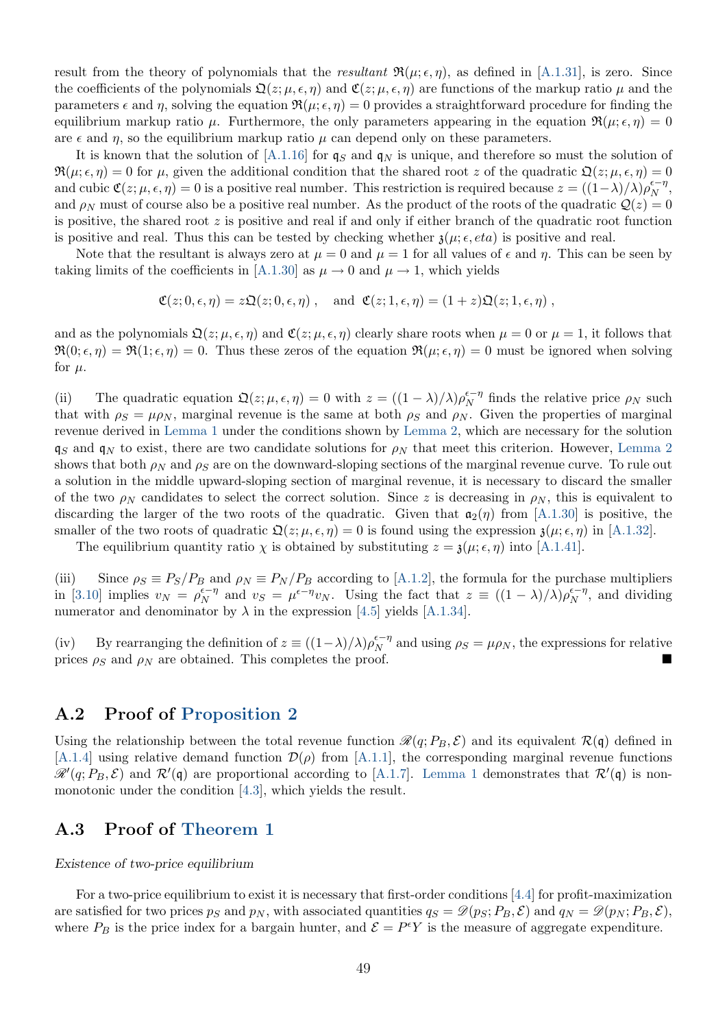result from the theory of polynomials that the *resultant* $\mathfrak{R}(\mu;\epsilon,\eta)$, as defined in [A.1.31], is zero. Since the coefficients of the polynomials $\mathfrak{Q}(z;\mu,\epsilon,\eta)$ and $\mathfrak{C}(z;\mu,\epsilon,\eta)$ are functions of the markup ratio $\mu$ and the parameters $\epsilon$ and $\eta$, solving the equation $\mathfrak{R}(\mu;\epsilon,\eta)=0$ provides a straightforward procedure for finding the equilibrium markup ratio $\mu$. Furthermore, the only parameters appearing in the equation $\mathfrak{R}(\mu;\epsilon,\eta)=0$ are $\epsilon$ and $\eta$, so the equilibrium markup ratio $\mu$ can depend only on these parameters.

It is known that the solution of [A.1.16] for $\mathfrak{q}_S$ and $\mathfrak{q}_N$ is unique, and therefore so must the solution of $\mathfrak{R}(\mu;\epsilon,\eta)=0$ for $\mu$, given the additional condition that the shared root $z$ of the quadratic $\mathfrak{Q}(z;\mu,\epsilon,\eta)=0$ and cubic $\mathfrak{C}(z;\mu,\epsilon,\eta)=0$ is a positive real number. This restriction is required because $z=((1-\lambda)/\lambda)\rho_N^{\epsilon-\eta}$, and $\rho_N$ must of course also be a positive real number. As the product of the roots of the quadratic $\mathcal{Q}(z)=0$ is positive, the shared root $z$ is positive and real if and only if either branch of the quadratic root function is positive and real. Thus this can be tested by checking whether $\mathfrak{z}(\mu;\epsilon,eta)$ is positive and real.

Note that the resultant is always zero at $\mu=0$ and $\mu=1$ for all values of $\epsilon$ and $\eta$. This can be seen by taking limits of the coefficients in [A.1.30] as $\mu\to 0$ and $\mu\to 1$, which yields

$$\mathfrak{C}(z;0,\epsilon,\eta)=z\mathfrak{Q}(z;0,\epsilon,\eta)\,,\quad \text{and}\ \ \mathfrak{C}(z;1,\epsilon,\eta)=(1+z)\mathfrak{Q}(z;1,\epsilon,\eta)\,,$$

and as the polynomials $\mathfrak{Q}(z;\mu,\epsilon,\eta)$ and $\mathfrak{C}(z;\mu,\epsilon,\eta)$ clearly share roots when $\mu=0$ or $\mu=1$, it follows that $\mathfrak{R}(0;\epsilon,\eta)=\mathfrak{R}(1;\epsilon,\eta)=0$. Thus these zeros of the equation $\mathfrak{R}(\mu;\epsilon,\eta)=0$ must be ignored when solving for $\mu$.

(ii) The quadratic equation $\mathfrak{Q}(z;\mu,\epsilon,\eta)=0$ with $z=((1-\lambda)/\lambda)\rho_N^{\epsilon-\eta}$ finds the relative price $\rho_N$ such that with $\rho_S=\mu\rho_N$, marginal revenue is the same at both $\rho_S$ and $\rho_N$. Given the properties of marginal revenue derived in Lemma 1 under the conditions shown by Lemma 2, which are necessary for the solution $\mathfrak{q}_S$ and $\mathfrak{q}_N$ to exist, there are two candidate solutions for $\rho_N$ that meet this criterion. However, Lemma 2 shows that both $\rho_N$ and $\rho_S$ are on the downward-sloping sections of the marginal revenue curve. To rule out a solution in the middle upward-sloping section of marginal revenue, it is necessary to discard the smaller of the two $\rho_N$ candidates to select the correct solution. Since $z$ is decreasing in $\rho_N$, this is equivalent to discarding the larger of the two roots of the quadratic. Given that $\mathfrak{a}_2(\eta)$ from [A.1.30] is positive, the smaller of the two roots of quadratic $\mathfrak{Q}(z;\mu,\epsilon,\eta)=0$ is found using the expression $\mathfrak{z}(\mu;\epsilon,\eta)$ in [A.1.32].

The equilibrium quantity ratio $\chi$ is obtained by substituting $z=\mathfrak{z}(\mu;\epsilon,\eta)$ into [A.1.41].

(iii) Since $\rho_S\equiv P_S/P_B$ and $\rho_N\equiv P_N/P_B$ according to [A.1.2], the formula for the purchase multipliers in [3.10] implies $\upsilon_N=\rho_N^{\epsilon-\eta}$ and $\upsilon_S=\mu^{\epsilon-\eta}\upsilon_N$. Using the fact that $z\equiv((1-\lambda)/\lambda)\rho_N^{\epsilon-\eta}$, and dividing numerator and denominator by $\lambda$ in the expression [4.5] yields [A.1.34].

(iv) By rearranging the definition of $z\equiv((1-\lambda)/\lambda)\rho_N^{\epsilon-\eta}$ and using $\rho_S=\mu\rho_N$, the expressions for relative prices $\rho_S$ and $\rho_N$ are obtained. This completes the proof. ∎

## A.2 Proof of Proposition 2

Using the relationship between the total revenue function $\mathscr{R}(q;P_B,\mathcal{E})$ and its equivalent $\mathcal{R}(\mathfrak{q})$ defined in [A.1.4] using relative demand function $\mathcal{D}(\rho)$ from [A.1.1], the corresponding marginal revenue functions $\mathscr{R}'(q;P_B,\mathcal{E})$ and $\mathcal{R}'(\mathfrak{q})$ are proportional according to [A.1.7]. Lemma 1 demonstrates that $\mathcal{R}'(\mathfrak{q})$ is non-monotonic under the condition [4.3], which yields the result.

## A.3 Proof of Theorem 1

*Existence of two-price equilibrium*

For a two-price equilibrium to exist it is necessary that first-order conditions [4.4] for profit-maximization are satisfied for two prices $p_S$ and $p_N$, with associated quantities $q_S=\mathscr{D}(p_S;P_B,\mathcal{E})$ and $q_N=\mathscr{D}(p_N;P_B,\mathcal{E})$, where $P_B$ is the price index for a bargain hunter, and $\mathcal{E}=P^{\epsilon}Y$ is the measure of aggregate expenditure.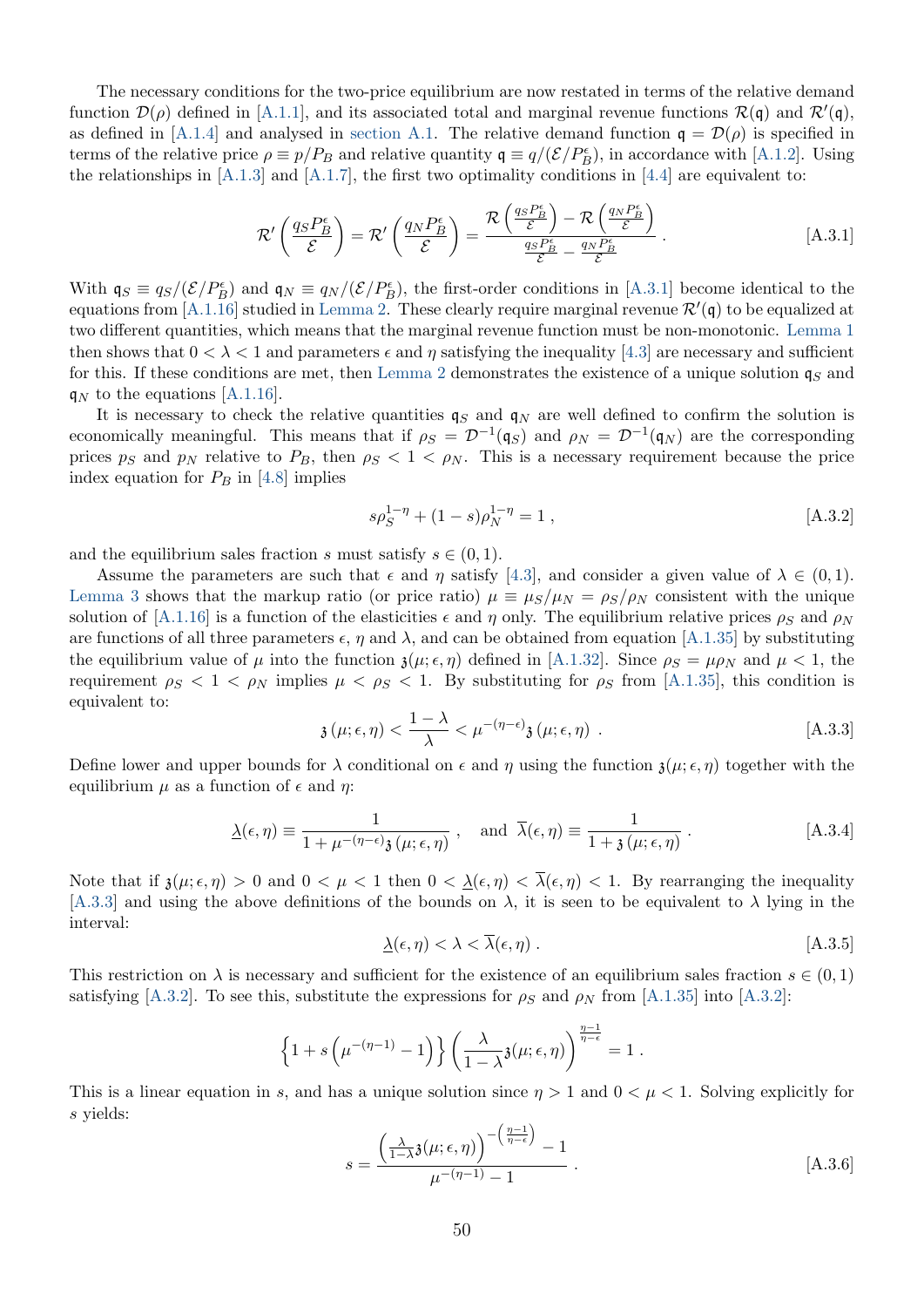The necessary conditions for the two-price equilibrium are now restated in terms of the relative demand function $\mathcal{D}(\rho)$ defined in [A.1.1], and its associated total and marginal revenue functions $\mathcal{R}(\mathfrak{q})$ and $\mathcal{R}'(\mathfrak{q})$, as defined in [A.1.4] and analysed in section A.1. The relative demand function $\mathfrak{q} = \mathcal{D}(\rho)$ is specified in terms of the relative price $\rho \equiv p/P_B$ and relative quantity $\mathfrak{q} \equiv q/(\mathcal{E}/P_B^\epsilon)$, in accordance with [A.1.2]. Using the relationships in [A.1.3] and [A.1.7], the first two optimality conditions in [4.4] are equivalent to:

$$\mathcal{R}'\left(\frac{q_S P_B^\epsilon}{\mathcal{E}}\right) = \mathcal{R}'\left(\frac{q_N P_B^\epsilon}{\mathcal{E}}\right) = \frac{\mathcal{R}\left(\frac{q_S P_B^\epsilon}{\mathcal{E}}\right) - \mathcal{R}\left(\frac{q_N P_B^\epsilon}{\mathcal{E}}\right)}{\frac{q_S P_B^\epsilon}{\mathcal{E}} - \frac{q_N P_B^\epsilon}{\mathcal{E}}} . \tag{A.3.1}$$

With $\mathfrak{q}_S \equiv q_S/(\mathcal{E}/P_B^\epsilon)$ and $\mathfrak{q}_N \equiv q_N/(\mathcal{E}/P_B^\epsilon)$, the first-order conditions in [A.3.1] become identical to the equations from [A.1.16] studied in Lemma 2. These clearly require marginal revenue $\mathcal{R}'(\mathfrak{q})$ to be equalized at two different quantities, which means that the marginal revenue function must be non-monotonic. Lemma 1 then shows that $0 < \lambda < 1$ and parameters $\epsilon$ and $\eta$ satisfying the inequality [4.3] are necessary and sufficient for this. If these conditions are met, then Lemma 2 demonstrates the existence of a unique solution $\mathfrak{q}_S$ and $\mathfrak{q}_N$ to the equations [A.1.16].

It is necessary to check the relative quantities $\mathfrak{q}_S$ and $\mathfrak{q}_N$ are well defined to confirm the solution is economically meaningful. This means that if $\rho_S = \mathcal{D}^{-1}(\mathfrak{q}_S)$ and $\rho_N = \mathcal{D}^{-1}(\mathfrak{q}_N)$ are the corresponding prices $p_S$ and $p_N$ relative to $P_B$, then $\rho_S < 1 < \rho_N$. This is a necessary requirement because the price index equation for $P_B$ in [4.8] implies

$$s\rho_S^{1-\eta} + (1-s)\rho_N^{1-\eta} = 1 , \tag{A.3.2}$$

and the equilibrium sales fraction $s$ must satisfy $s \in (0,1)$.

Assume the parameters are such that $\epsilon$ and $\eta$ satisfy [4.3], and consider a given value of $\lambda \in (0,1)$. Lemma 3 shows that the markup ratio (or price ratio) $\mu \equiv \mu_S/\mu_N = \rho_S/\rho_N$ consistent with the unique solution of [A.1.16] is a function of the elasticities $\epsilon$ and $\eta$ only. The equilibrium relative prices $\rho_S$ and $\rho_N$ are functions of all three parameters $\epsilon$, $\eta$ and $\lambda$, and can be obtained from equation [A.1.35] by substituting the equilibrium value of $\mu$ into the function $\mathfrak{z}(\mu;\epsilon,\eta)$ defined in [A.1.32]. Since $\rho_S = \mu\rho_N$ and $\mu < 1$, the requirement $\rho_S < 1 < \rho_N$ implies $\mu < \rho_S < 1$. By substituting for $\rho_S$ from [A.1.35], this condition is equivalent to:

$$\mathfrak{z}(\mu;\epsilon,\eta) < \frac{1-\lambda}{\lambda} < \mu^{-(\eta-\epsilon)}\mathfrak{z}(\mu;\epsilon,\eta) . \tag{A.3.3}$$

Define lower and upper bounds for $\lambda$ conditional on $\epsilon$ and $\eta$ using the function $\mathfrak{z}(\mu;\epsilon,\eta)$ together with the equilibrium $\mu$ as a function of $\epsilon$ and $\eta$:

$$\underline{\lambda}(\epsilon,\eta) \equiv \frac{1}{1+\mu^{-(\eta-\epsilon)}\mathfrak{z}(\mu;\epsilon,\eta)} , \quad \text{and } \overline{\lambda}(\epsilon,\eta) \equiv \frac{1}{1+\mathfrak{z}(\mu;\epsilon,\eta)} . \tag{A.3.4}$$

Note that if $\mathfrak{z}(\mu;\epsilon,\eta) > 0$ and $0 < \mu < 1$ then $0 < \underline{\lambda}(\epsilon,\eta) < \overline{\lambda}(\epsilon,\eta) < 1$. By rearranging the inequality [A.3.3] and using the above definitions of the bounds on $\lambda$, it is seen to be equivalent to $\lambda$ lying in the interval:

$$\underline{\lambda}(\epsilon,\eta) < \lambda < \overline{\lambda}(\epsilon,\eta) . \tag{A.3.5}$$

This restriction on $\lambda$ is necessary and sufficient for the existence of an equilibrium sales fraction $s \in (0,1)$ satisfying [A.3.2]. To see this, substitute the expressions for $\rho_S$ and $\rho_N$ from [A.1.35] into [A.3.2]:

$$\left\{1 + s\left(\mu^{-(\eta-1)} - 1\right)\right\}\left(\frac{\lambda}{1-\lambda}\mathfrak{z}(\mu;\epsilon,\eta)\right)^{\frac{\eta-1}{\eta-\epsilon}} = 1 .$$

This is a linear equation in $s$, and has a unique solution since $\eta > 1$ and $0 < \mu < 1$. Solving explicitly for $s$ yields:

$$s = \frac{\left(\frac{\lambda}{1-\lambda}\mathfrak{z}(\mu;\epsilon,\eta)\right)^{-\left(\frac{\eta-1}{\eta-\epsilon}\right)} - 1}{\mu^{-(\eta-1)} - 1} . \tag{A.3.6}$$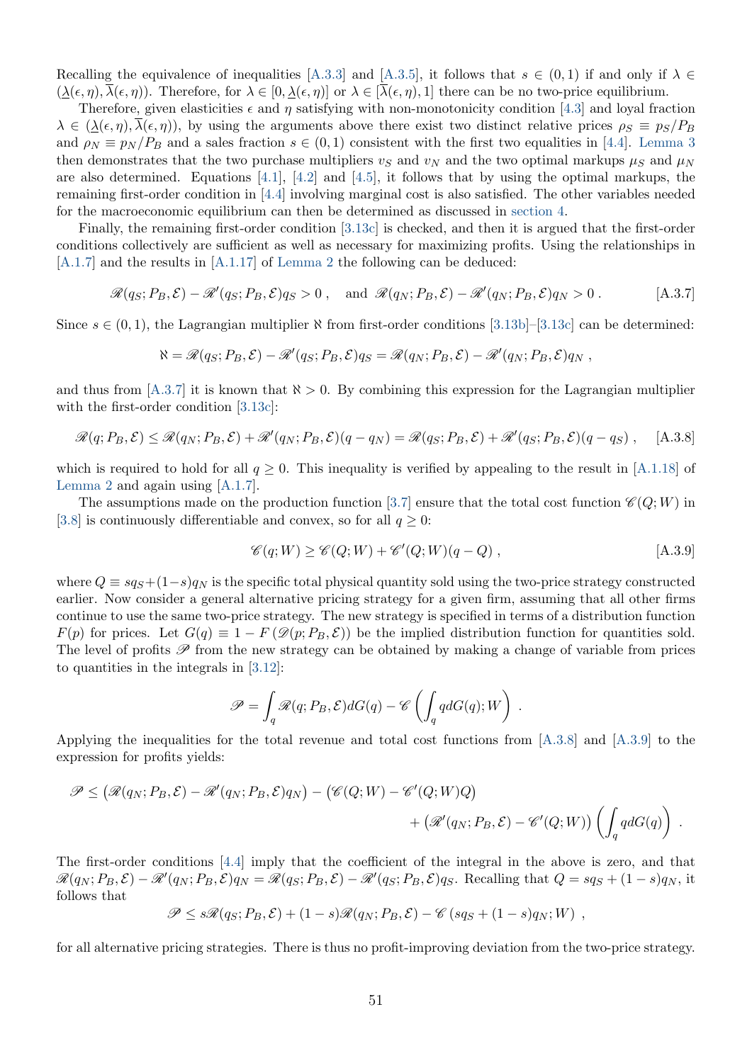Recalling the equivalence of inequalities [A.3.3] and [A.3.5], it follows that $s \in (0,1)$ if and only if $\lambda \in (\underline{\lambda}(\epsilon,\eta), \overline{\lambda}(\epsilon,\eta))$. Therefore, for $\lambda \in [0, \underline{\lambda}(\epsilon,\eta)]$ or $\lambda \in [\overline{\lambda}(\epsilon,\eta), 1]$ there can be no two-price equilibrium.

Therefore, given elasticities $\epsilon$ and $\eta$ satisfying with non-monotonicity condition [4.3] and loyal fraction $\lambda \in (\underline{\lambda}(\epsilon,\eta), \overline{\lambda}(\epsilon,\eta))$, by using the arguments above there exist two distinct relative prices $\rho_S \equiv p_S/P_B$ and $\rho_N \equiv p_N/P_B$ and a sales fraction $s \in (0,1)$ consistent with the first two equalities in [4.4]. Lemma 3 then demonstrates that the two purchase multipliers $v_S$ and $v_N$ and the two optimal markups $\mu_S$ and $\mu_N$ are also determined. Equations [4.1], [4.2] and [4.5], it follows that by using the optimal markups, the remaining first-order condition in [4.4] involving marginal cost is also satisfied. The other variables needed for the macroeconomic equilibrium can then be determined as discussed in section 4.

Finally, the remaining first-order condition [3.13c] is checked, and then it is argued that the first-order conditions collectively are sufficient as well as necessary for maximizing profits. Using the relationships in [A.1.7] and the results in [A.1.17] of Lemma 2 the following can be deduced:

$$\mathscr{R}(q_S; P_B, \mathcal{E}) - \mathscr{R}'(q_S; P_B, \mathcal{E})q_S > 0\,, \quad \text{and } \mathscr{R}(q_N; P_B, \mathcal{E}) - \mathscr{R}'(q_N; P_B, \mathcal{E})q_N > 0\,. \tag{A.3.7}$$

Since $s \in (0,1)$, the Lagrangian multiplier $\aleph$ from first-order conditions [3.13b]–[3.13c] can be determined:

$$\aleph = \mathscr{R}(q_S; P_B, \mathcal{E}) - \mathscr{R}'(q_S; P_B, \mathcal{E})q_S = \mathscr{R}(q_N; P_B, \mathcal{E}) - \mathscr{R}'(q_N; P_B, \mathcal{E})q_N\,,$$

and thus from [A.3.7] it is known that $\aleph > 0$. By combining this expression for the Lagrangian multiplier with the first-order condition [3.13c]:

$$\mathscr{R}(q; P_B, \mathcal{E}) \le \mathscr{R}(q_N; P_B, \mathcal{E}) + \mathscr{R}'(q_N; P_B, \mathcal{E})(q - q_N) = \mathscr{R}(q_S; P_B, \mathcal{E}) + \mathscr{R}'(q_S; P_B, \mathcal{E})(q - q_S)\,, \tag{A.3.8}$$

which is required to hold for all $q \ge 0$. This inequality is verified by appealing to the result in [A.1.18] of Lemma 2 and again using [A.1.7].

The assumptions made on the production function [3.7] ensure that the total cost function $\mathscr{C}(Q; W)$ in [3.8] is continuously differentiable and convex, so for all $q \ge 0$:

$$\mathscr{C}(q; W) \ge \mathscr{C}(Q; W) + \mathscr{C}'(Q; W)(q - Q)\,, \tag{A.3.9}$$

where $Q \equiv sq_S + (1-s)q_N$ is the specific total physical quantity sold using the two-price strategy constructed earlier. Now consider a general alternative pricing strategy for a given firm, assuming that all other firms continue to use the same two-price strategy. The new strategy is specified in terms of a distribution function $F(p)$ for prices. Let $G(q) \equiv 1 - F\left(\mathscr{D}(p; P_B, \mathcal{E})\right)$ be the implied distribution function for quantities sold. The level of profits $\mathscr{P}$ from the new strategy can be obtained by making a change of variable from prices to quantities in the integrals in [3.12]:

$$\mathscr{P} = \int_q \mathscr{R}(q; P_B, \mathcal{E})dG(q) - \mathscr{C}\left(\int_q q dG(q); W\right)\,.$$

Applying the inequalities for the total revenue and total cost functions from [A.3.8] and [A.3.9] to the expression for profits yields:

$$\mathscr{P} \le \left(\mathscr{R}(q_N; P_B, \mathcal{E}) - \mathscr{R}'(q_N; P_B, \mathcal{E})q_N\right) - \left(\mathscr{C}(Q; W) - \mathscr{C}'(Q; W)Q\right) \\ + \left(\mathscr{R}'(q_N; P_B, \mathcal{E}) - \mathscr{C}'(Q; W)\right)\left(\int_q q dG(q)\right)\,.$$

The first-order conditions [4.4] imply that the coefficient of the integral in the above is zero, and that $\mathscr{R}(q_N; P_B, \mathcal{E}) - \mathscr{R}'(q_N; P_B, \mathcal{E})q_N = \mathscr{R}(q_S; P_B, \mathcal{E}) - \mathscr{R}'(q_S; P_B, \mathcal{E})q_S$. Recalling that $Q = sq_S + (1-s)q_N$, it follows that

$$\mathscr{P} \le s\mathscr{R}(q_S; P_B, \mathcal{E}) + (1-s)\mathscr{R}(q_N; P_B, \mathcal{E}) - \mathscr{C}\left(sq_S + (1-s)q_N; W\right)\,,$$

for all alternative pricing strategies. There is thus no profit-improving deviation from the two-price strategy.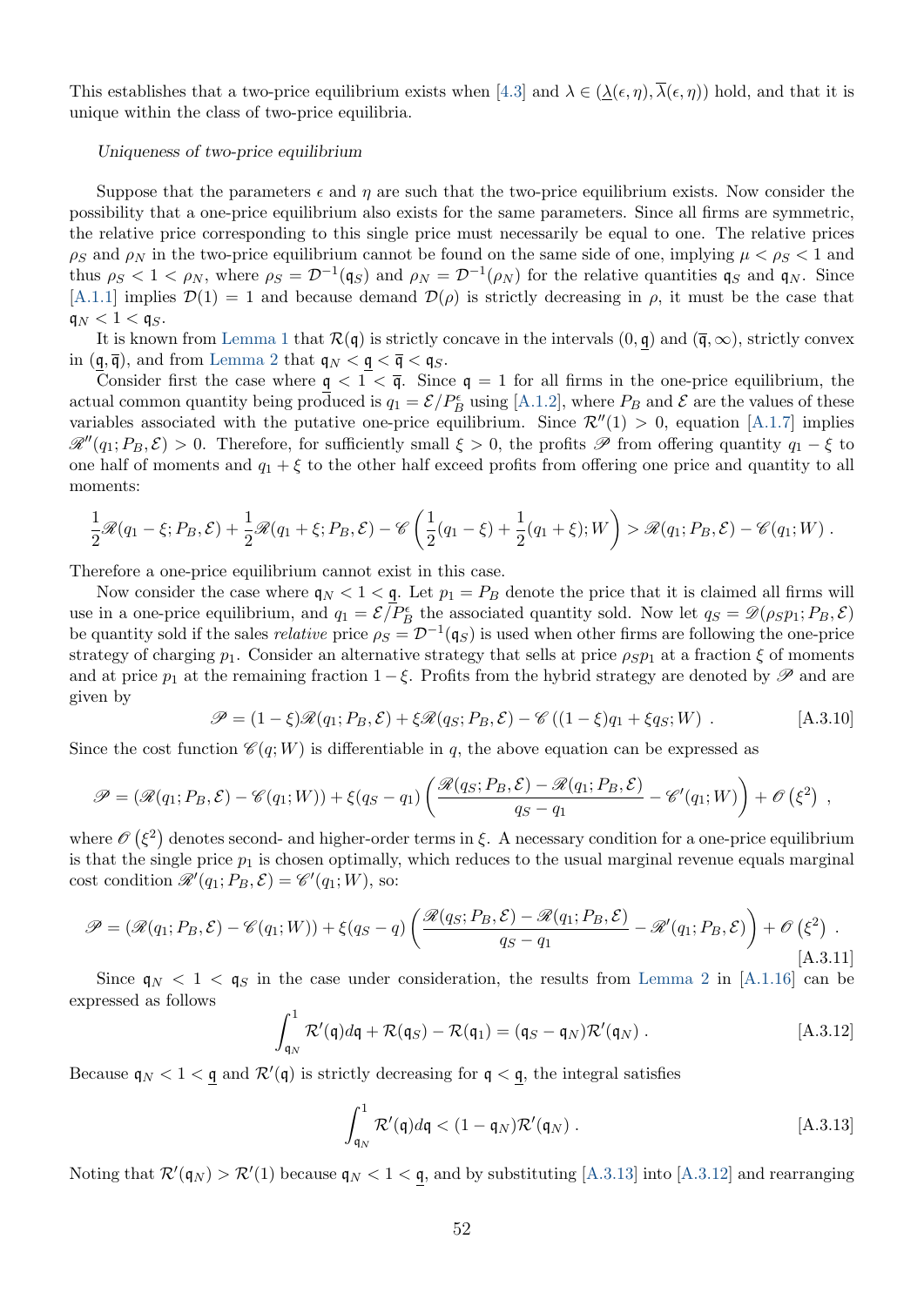This establishes that a two-price equilibrium exists when [4.3] and $\lambda \in (\underline{\lambda}(\epsilon,\eta), \overline{\lambda}(\epsilon,\eta))$ hold, and that it is unique within the class of two-price equilibria.

*Uniqueness of two-price equilibrium*

Suppose that the parameters $\epsilon$ and $\eta$ are such that the two-price equilibrium exists. Now consider the possibility that a one-price equilibrium also exists for the same parameters. Since all firms are symmetric, the relative price corresponding to this single price must necessarily be equal to one. The relative prices $\rho_S$ and $\rho_N$ in the two-price equilibrium cannot be found on the same side of one, implying $\mu < \rho_S < 1$ and thus $\rho_S < 1 < \rho_N$, where $\rho_S = \mathcal{D}^{-1}(\mathfrak{q}_S)$ and $\rho_N = \mathcal{D}^{-1}(\rho_N)$ for the relative quantities $\mathfrak{q}_S$ and $\mathfrak{q}_N$. Since [A.1.1] implies $\mathcal{D}(1) = 1$ and because demand $\mathcal{D}(\rho)$ is strictly decreasing in $\rho$, it must be the case that $\mathfrak{q}_N < 1 < \mathfrak{q}_S$.

It is known from Lemma 1 that $\mathcal{R}(\mathfrak{q})$ is strictly concave in the intervals $(0, \underline{\mathfrak{q}})$ and $(\overline{\mathfrak{q}}, \infty)$, strictly convex in $(\underline{\mathfrak{q}}, \overline{\mathfrak{q}})$, and from Lemma 2 that $\mathfrak{q}_N < \underline{\mathfrak{q}} < \overline{\mathfrak{q}} < \mathfrak{q}_S$.

Consider first the case where $\underline{\mathfrak{q}} < 1 < \overline{\mathfrak{q}}$. Since $\mathfrak{q} = 1$ for all firms in the one-price equilibrium, the actual common quantity being produced is $q_1 = \mathcal{E}/P_B^\epsilon$ using [A.1.2], where $P_B$ and $\mathcal{E}$ are the values of these variables associated with the putative one-price equilibrium. Since $\mathcal{R}''(1) > 0$, equation [A.1.7] implies $\mathscr{R}''(q_1; P_B, \mathcal{E}) > 0$. Therefore, for sufficiently small $\xi > 0$, the profits $\mathscr{P}$ from offering quantity $q_1 - \xi$ to one half of moments and $q_1 + \xi$ to the other half exceed profits from offering one price and quantity to all moments:

$$\frac{1}{2}\mathscr{R}(q_1 - \xi; P_B, \mathcal{E}) + \frac{1}{2}\mathscr{R}(q_1 + \xi; P_B, \mathcal{E}) - \mathscr{C}\left(\frac{1}{2}(q_1 - \xi) + \frac{1}{2}(q_1 + \xi); W\right) > \mathscr{R}(q_1; P_B, \mathcal{E}) - \mathscr{C}(q_1; W)\,.$$

Therefore a one-price equilibrium cannot exist in this case.

Now consider the case where $\mathfrak{q}_N < 1 < \underline{\mathfrak{q}}$. Let $p_1 = P_B$ denote the price that it is claimed all firms will use in a one-price equilibrium, and $q_1 = \mathcal{E}/P_B^\epsilon$ the associated quantity sold. Now let $q_S = \mathscr{D}(\rho_S p_1; P_B, \mathcal{E})$ be quantity sold if the sales *relative* price $\rho_S = \mathcal{D}^{-1}(\mathfrak{q}_S)$ is used when other firms are following the one-price strategy of charging $p_1$. Consider an alternative strategy that sells at price $\rho_S p_1$ at a fraction $\xi$ of moments and at price $p_1$ at the remaining fraction $1 - \xi$. Profits from the hybrid strategy are denoted by $\mathscr{P}$ and are given by

$$\mathscr{P} = (1 - \xi)\mathscr{R}(q_1; P_B, \mathcal{E}) + \xi\mathscr{R}(q_S; P_B, \mathcal{E}) - \mathscr{C}\left((1 - \xi)q_1 + \xi q_S; W\right)\,. \tag{A.3.10}$$

Since the cost function $\mathscr{C}(q; W)$ is differentiable in $q$, the above equation can be expressed as

$$\mathscr{P} = (\mathscr{R}(q_1; P_B, \mathcal{E}) - \mathscr{C}(q_1; W)) + \xi(q_S - q_1)\left(\frac{\mathscr{R}(q_S; P_B, \mathcal{E}) - \mathscr{R}(q_1; P_B, \mathcal{E})}{q_S - q_1} - \mathscr{C}'(q_1; W)\right) + \mathscr{O}\left(\xi^2\right)\,,$$

where $\mathscr{O}\left(\xi^2\right)$ denotes second- and higher-order terms in $\xi$. A necessary condition for a one-price equilibrium is that the single price $p_1$ is chosen optimally, which reduces to the usual marginal revenue equals marginal cost condition $\mathscr{R}'(q_1; P_B, \mathcal{E}) = \mathscr{C}'(q_1; W)$, so:

$$\mathscr{P} = (\mathscr{R}(q_1; P_B, \mathcal{E}) - \mathscr{C}(q_1; W)) + \xi(q_S - q)\left(\frac{\mathscr{R}(q_S; P_B, \mathcal{E}) - \mathscr{R}(q_1; P_B, \mathcal{E})}{q_S - q_1} - \mathscr{R}'(q_1; P_B, \mathcal{E})\right) + \mathscr{O}\left(\xi^2\right)\,. \tag{A.3.11}$$

Since $\mathfrak{q}_N < 1 < \mathfrak{q}_S$ in the case under consideration, the results from Lemma 2 in [A.1.16] can be expressed as follows

$$\int_{\mathfrak{q}_N}^{1} \mathcal{R}'(\mathfrak{q})d\mathfrak{q} + \mathcal{R}(\mathfrak{q}_S) - \mathcal{R}(\mathfrak{q}_1) = (\mathfrak{q}_S - \mathfrak{q}_N)\mathcal{R}'(\mathfrak{q}_N)\,. \tag{A.3.12}$$

Because $\mathfrak{q}_N < 1 < \underline{\mathfrak{q}}$ and $\mathcal{R}'(\mathfrak{q})$ is strictly decreasing for $\mathfrak{q} < \underline{\mathfrak{q}}$, the integral satisfies

$$\int_{\mathfrak{q}_N}^{1} \mathcal{R}'(\mathfrak{q})d\mathfrak{q} < (1 - \mathfrak{q}_N)\mathcal{R}'(\mathfrak{q}_N)\,. \tag{A.3.13}$$

Noting that $\mathcal{R}'(\mathfrak{q}_N) > \mathcal{R}'(1)$ because $\mathfrak{q}_N < 1 < \underline{\mathfrak{q}}$, and by substituting [A.3.13] into [A.3.12] and rearranging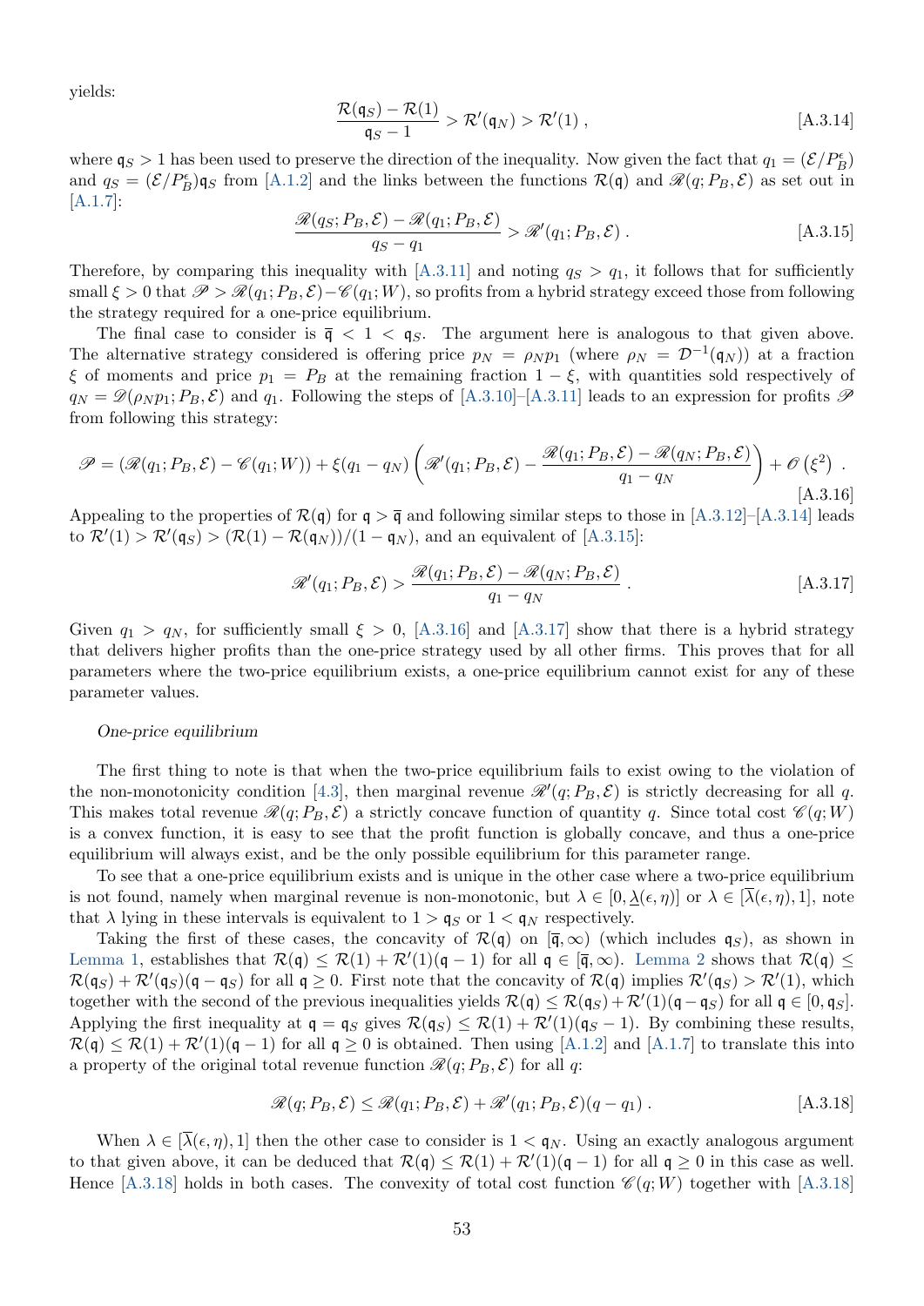yields:

$$\frac{\mathcal{R}(\mathfrak{q}_S)-\mathcal{R}(1)}{\mathfrak{q}_S-1} > \mathcal{R}'(\mathfrak{q}_N) > \mathcal{R}'(1)\ , \tag{A.3.14}$$

where $\mathfrak{q}_S > 1$ has been used to preserve the direction of the inequality. Now given the fact that $q_1 = (\mathcal{E}/P_B^\epsilon)$ and $q_S = (\mathcal{E}/P_B^\epsilon)\mathfrak{q}_S$ from [A.1.2] and the links between the functions $\mathcal{R}(\mathfrak{q})$ and $\mathscr{R}(q;P_B,\mathcal{E})$ as set out in [A.1.7]:

$$\frac{\mathscr{R}(q_S;P_B,\mathcal{E})-\mathscr{R}(q_1;P_B,\mathcal{E})}{q_S-q_1} > \mathscr{R}'(q_1;P_B,\mathcal{E})\ . \tag{A.3.15}$$

Therefore, by comparing this inequality with [A.3.11] and noting $q_S > q_1$, it follows that for sufficiently small $\xi > 0$ that $\mathscr{P} > \mathscr{R}(q_1;P_B,\mathcal{E}) - \mathscr{C}(q_1;W)$, so profits from a hybrid strategy exceed those from following the strategy required for a one-price equilibrium.

The final case to consider is $\overline{\mathfrak{q}} < 1 < \mathfrak{q}_S$. The argument here is analogous to that given above. The alternative strategy considered is offering price $p_N = \rho_N p_1$ (where $\rho_N = \mathcal{D}^{-1}(\mathfrak{q}_N)$) at a fraction $\xi$ of moments and price $p_1 = P_B$ at the remaining fraction $1-\xi$, with quantities sold respectively of $q_N = \mathscr{D}(\rho_N p_1; P_B,\mathcal{E})$ and $q_1$. Following the steps of [A.3.10]–[A.3.11] leads to an expression for profits $\mathscr{P}$ from following this strategy:

$$\mathscr{P} = (\mathscr{R}(q_1;P_B,\mathcal{E}) - \mathscr{C}(q_1;W)) + \xi(q_1-q_N)\left(\mathscr{R}'(q_1;P_B,\mathcal{E}) - \frac{\mathscr{R}(q_1;P_B,\mathcal{E})-\mathscr{R}(q_N;P_B,\mathcal{E})}{q_1-q_N}\right) + \mathscr{O}\left(\xi^2\right)\ . \tag{A.3.16}$$

Appealing to the properties of $\mathcal{R}(\mathfrak{q})$ for $\mathfrak{q} > \overline{\mathfrak{q}}$ and following similar steps to those in [A.3.12]–[A.3.14] leads to $\mathcal{R}'(1) > \mathcal{R}'(\mathfrak{q}_S) > (\mathcal{R}(1)-\mathcal{R}(\mathfrak{q}_N))/(1-\mathfrak{q}_N)$, and an equivalent of [A.3.15]:

$$\mathscr{R}'(q_1;P_B,\mathcal{E}) > \frac{\mathscr{R}(q_1;P_B,\mathcal{E})-\mathscr{R}(q_N;P_B,\mathcal{E})}{q_1-q_N}\ . \tag{A.3.17}$$

Given $q_1 > q_N$, for sufficiently small $\xi > 0$, [A.3.16] and [A.3.17] show that there is a hybrid strategy that delivers higher profits than the one-price strategy used by all other firms. This proves that for all parameters where the two-price equilibrium exists, a one-price equilibrium cannot exist for any of these parameter values.

*One-price equilibrium*

The first thing to note is that when the two-price equilibrium fails to exist owing to the violation of the non-monotonicity condition [4.3], then marginal revenue $\mathscr{R}'(q;P_B,\mathcal{E})$ is strictly decreasing for all $q$. This makes total revenue $\mathscr{R}(q;P_B,\mathcal{E})$ a strictly concave function of quantity $q$. Since total cost $\mathscr{C}(q;W)$ is a convex function, it is easy to see that the profit function is globally concave, and thus a one-price equilibrium will always exist, and be the only possible equilibrium for this parameter range.

To see that a one-price equilibrium exists and is unique in the other case where a two-price equilibrium is not found, namely when marginal revenue is non-monotonic, but $\lambda \in [0,\underline{\lambda}(\epsilon,\eta)]$ or $\lambda \in [\overline{\lambda}(\epsilon,\eta),1]$, note that $\lambda$ lying in these intervals is equivalent to $1 > \mathfrak{q}_S$ or $1 < \mathfrak{q}_N$ respectively.

Taking the first of these cases, the concavity of $\mathcal{R}(\mathfrak{q})$ on $[\overline{\mathfrak{q}},\infty)$ (which includes $\mathfrak{q}_S$), as shown in Lemma 1, establishes that $\mathcal{R}(\mathfrak{q}) \leq \mathcal{R}(1) + \mathcal{R}'(1)(\mathfrak{q}-1)$ for all $\mathfrak{q} \in [\overline{\mathfrak{q}},\infty)$. Lemma 2 shows that $\mathcal{R}(\mathfrak{q}) \leq \mathcal{R}(\mathfrak{q}_S) + \mathcal{R}'(\mathfrak{q}_S)(\mathfrak{q}-\mathfrak{q}_S)$ for all $\mathfrak{q} \geq 0$. First note that the concavity of $\mathcal{R}(\mathfrak{q})$ implies $\mathcal{R}'(\mathfrak{q}_S) > \mathcal{R}'(1)$, which together with the second of the previous inequalities yields $\mathcal{R}(\mathfrak{q}) \leq \mathcal{R}(\mathfrak{q}_S) + \mathcal{R}'(1)(\mathfrak{q}-\mathfrak{q}_S)$ for all $\mathfrak{q} \in [0,\mathfrak{q}_S]$. Applying the first inequality at $\mathfrak{q} = \mathfrak{q}_S$ gives $\mathcal{R}(\mathfrak{q}_S) \leq \mathcal{R}(1) + \mathcal{R}'(1)(\mathfrak{q}_S - 1)$. By combining these results, $\mathcal{R}(\mathfrak{q}) \leq \mathcal{R}(1) + \mathcal{R}'(1)(\mathfrak{q}-1)$ for all $\mathfrak{q} \geq 0$ is obtained. Then using [A.1.2] and [A.1.7] to translate this into a property of the original total revenue function $\mathscr{R}(q;P_B,\mathcal{E})$ for all $q$:

$$\mathscr{R}(q;P_B,\mathcal{E}) \leq \mathscr{R}(q_1;P_B,\mathcal{E}) + \mathscr{R}'(q_1;P_B,\mathcal{E})(q-q_1)\ . \tag{A.3.18}$$

When $\lambda \in [\overline{\lambda}(\epsilon,\eta),1]$ then the other case to consider is $1 < \mathfrak{q}_N$. Using an exactly analogous argument to that given above, it can be deduced that $\mathcal{R}(\mathfrak{q}) \leq \mathcal{R}(1) + \mathcal{R}'(1)(\mathfrak{q}-1)$ for all $\mathfrak{q} \geq 0$ in this case as well. Hence [A.3.18] holds in both cases. The convexity of total cost function $\mathscr{C}(q;W)$ together with [A.3.18]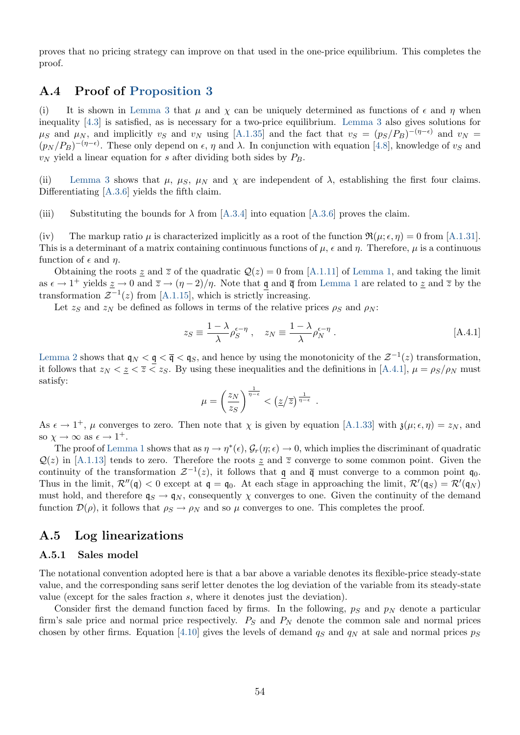proves that no pricing strategy can improve on that used in the one-price equilibrium. This completes the proof.

## A.4 Proof of Proposition 3

(i) It is shown in Lemma 3 that $\mu$ and $\chi$ can be uniquely determined as functions of $\epsilon$ and $\eta$ when inequality [4.3] is satisfied, as is necessary for a two-price equilibrium. Lemma 3 also gives solutions for $\mu_S$ and $\mu_N$, and implicitly $v_S$ and $v_N$ using [A.1.35] and the fact that $v_S = (p_S/P_B)^{-(\eta-\epsilon)}$ and $v_N = (p_N/P_B)^{-(\eta-\epsilon)}$. These only depend on $\epsilon$, $\eta$ and $\lambda$. In conjunction with equation [4.8], knowledge of $v_S$ and $v_N$ yield a linear equation for $s$ after dividing both sides by $P_B$.

(ii) Lemma 3 shows that $\mu$, $\mu_S$, $\mu_N$ and $\chi$ are independent of $\lambda$, establishing the first four claims. Differentiating [A.3.6] yields the fifth claim.

(iii) Substituting the bounds for $\lambda$ from [A.3.4] into equation [A.3.6] proves the claim.

(iv) The markup ratio $\mu$ is characterized implicitly as a root of the function $\mathfrak{R}(\mu;\epsilon,\eta) = 0$ from [A.1.31]. This is a determinant of a matrix containing continuous functions of $\mu$, $\epsilon$ and $\eta$. Therefore, $\mu$ is a continuous function of $\epsilon$ and $\eta$.

Obtaining the roots $\underline{z}$ and $\overline{z}$ of the quadratic $\mathcal{Q}(z) = 0$ from [A.1.11] of Lemma 1, and taking the limit as $\epsilon \to 1^+$ yields $\underline{z} \to 0$ and $\overline{z} \to (\eta-2)/\eta$. Note that $\underline{\mathfrak{q}}$ and $\overline{\mathfrak{q}}$ from Lemma 1 are related to $\underline{z}$ and $\overline{z}$ by the transformation $\mathcal{Z}^{-1}(z)$ from [A.1.15], which is strictly increasing.

Let $z_S$ and $z_N$ be defined as follows in terms of the relative prices $\rho_S$ and $\rho_N$:

$$z_S \equiv \frac{1-\lambda}{\lambda}\rho_S^{\epsilon-\eta}\ , \quad z_N \equiv \frac{1-\lambda}{\lambda}\rho_N^{\epsilon-\eta}\ . \qquad \text{[A.4.1]}$$

Lemma 2 shows that $\mathfrak{q}_N < \underline{\mathfrak{q}} < \overline{\mathfrak{q}} < \mathfrak{q}_S$, and hence by using the monotonicity of the $\mathcal{Z}^{-1}(z)$ transformation, it follows that $z_N < \underline{z} < \overline{z} < z_S$. By using these inequalities and the definitions in [A.4.1], $\mu = \rho_S/\rho_N$ must satisfy:

$$\mu = \left(\frac{z_N}{z_S}\right)^{\frac{1}{\eta-\epsilon}} < \left(\underline{z}/\overline{z}\right)^{\frac{1}{\eta-\epsilon}}\ .$$

As $\epsilon \to 1^+$, $\mu$ converges to zero. Then note that $\chi$ is given by equation [A.1.33] with $\mathfrak{z}(\mu;\epsilon,\eta) = z_N$, and so $\chi \to \infty$ as $\epsilon \to 1^+$.

The proof of Lemma 1 shows that as $\eta \to \eta^*(\epsilon)$, $\mathcal{G}_r(\eta;\epsilon) \to 0$, which implies the discriminant of quadratic $\mathcal{Q}(z)$ in [A.1.13] tends to zero. Therefore the roots $\underline{z}$ and $\overline{z}$ converge to some common point. Given the continuity of the transformation $\mathcal{Z}^{-1}(z)$, it follows that $\underline{\mathfrak{q}}$ and $\overline{\mathfrak{q}}$ must converge to a common point $\mathfrak{q}_0$. Thus in the limit, $\mathcal{R}''(\mathfrak{q}) < 0$ except at $\mathfrak{q} = \mathfrak{q}_0$. At each stage in approaching the limit, $\mathcal{R}'(\mathfrak{q}_S) = \mathcal{R}'(\mathfrak{q}_N)$ must hold, and therefore $\mathfrak{q}_S \to \mathfrak{q}_N$, consequently $\chi$ converges to one. Given the continuity of the demand function $\mathcal{D}(\rho)$, it follows that $\rho_S \to \rho_N$ and so $\mu$ converges to one. This completes the proof.

## A.5 Log linearizations

### A.5.1 Sales model

The notational convention adopted here is that a bar above a variable denotes its flexible-price steady-state value, and the corresponding sans serif letter denotes the log deviation of the variable from its steady-state value (except for the sales fraction $s$, where it denotes just the deviation).

Consider first the demand function faced by firms. In the following, $p_S$ and $p_N$ denote a particular firm's sale price and normal price respectively. $P_S$ and $P_N$ denote the common sale and normal prices chosen by other firms. Equation [4.10] gives the levels of demand $q_S$ and $q_N$ at sale and normal prices $p_S$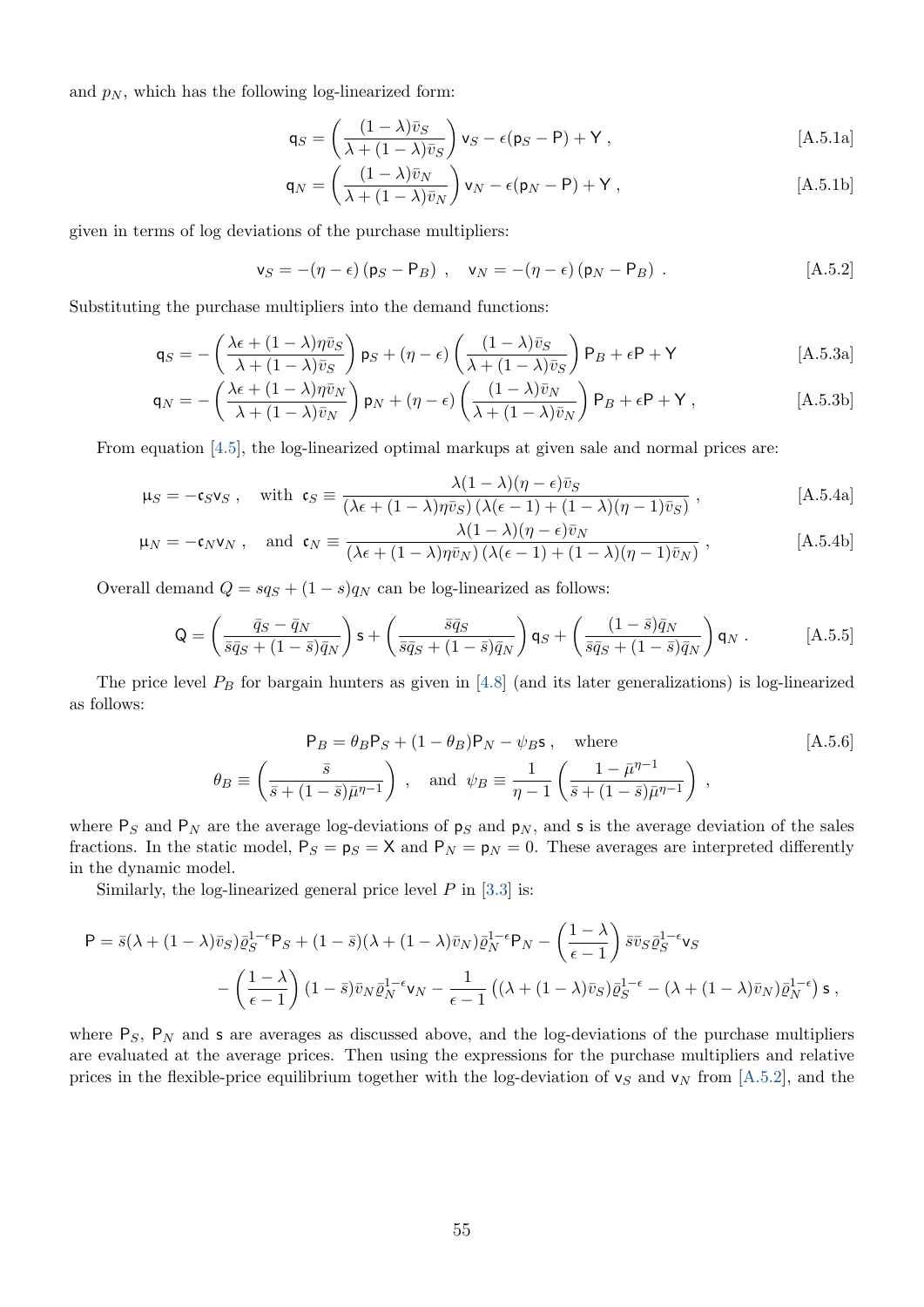and $p_N$, which has the following log-linearized form:

$$\mathsf{q}_S = \left(\frac{(1-\lambda)\bar{v}_S}{\lambda + (1-\lambda)\bar{v}_S}\right)\mathsf{v}_S - \epsilon(\mathsf{p}_S - \mathsf{P}) + \mathsf{Y} \,, \tag{A.5.1a}$$

$$\mathsf{q}_N = \left(\frac{(1-\lambda)\bar{v}_N}{\lambda + (1-\lambda)\bar{v}_N}\right)\mathsf{v}_N - \epsilon(\mathsf{p}_N - \mathsf{P}) + \mathsf{Y} \,, \tag{A.5.1b}$$

given in terms of log deviations of the purchase multipliers:

$$\mathsf{v}_S = -(\eta - \epsilon)\left(\mathsf{p}_S - \mathsf{P}_B\right) \,, \quad \mathsf{v}_N = -(\eta - \epsilon)\left(\mathsf{p}_N - \mathsf{P}_B\right) \,. \tag{A.5.2}$$

Substituting the purchase multipliers into the demand functions:

$$\mathsf{q}_S = -\left(\frac{\lambda\epsilon + (1-\lambda)\eta\bar{v}_S}{\lambda + (1-\lambda)\bar{v}_S}\right)\mathsf{p}_S + (\eta - \epsilon)\left(\frac{(1-\lambda)\bar{v}_S}{\lambda + (1-\lambda)\bar{v}_S}\right)\mathsf{P}_B + \epsilon\mathsf{P} + \mathsf{Y} \tag{A.5.3a}$$

$$\mathsf{q}_N = -\left(\frac{\lambda\epsilon + (1-\lambda)\eta\bar{v}_N}{\lambda + (1-\lambda)\bar{v}_N}\right)\mathsf{p}_N + (\eta - \epsilon)\left(\frac{(1-\lambda)\bar{v}_N}{\lambda + (1-\lambda)\bar{v}_N}\right)\mathsf{P}_B + \epsilon\mathsf{P} + \mathsf{Y} \,, \tag{A.5.3b}$$

From equation [4.5], the log-linearized optimal markups at given sale and normal prices are:

$$\mu_S = -\mathfrak{c}_S\mathsf{v}_S \,, \quad \text{with } \mathfrak{c}_S \equiv \frac{\lambda(1-\lambda)(\eta-\epsilon)\bar{v}_S}{\left(\lambda\epsilon + (1-\lambda)\eta\bar{v}_S\right)\left(\lambda(\epsilon-1) + (1-\lambda)(\eta-1)\bar{v}_S\right)} \,, \tag{A.5.4a}$$

$$\mu_N = -\mathfrak{c}_N\mathsf{v}_N \,, \quad \text{and } \mathfrak{c}_N \equiv \frac{\lambda(1-\lambda)(\eta-\epsilon)\bar{v}_N}{\left(\lambda\epsilon + (1-\lambda)\eta\bar{v}_N\right)\left(\lambda(\epsilon-1) + (1-\lambda)(\eta-1)\bar{v}_N\right)} \,, \tag{A.5.4b}$$

Overall demand $Q = sq_S + (1-s)q_N$ can be log-linearized as follows:

$$\mathsf{Q} = \left(\frac{\bar{q}_S - \bar{q}_N}{\bar{s}\bar{q}_S + (1-\bar{s})\bar{q}_N}\right)\mathsf{s} + \left(\frac{\bar{s}\bar{q}_S}{\bar{s}\bar{q}_S + (1-\bar{s})\bar{q}_N}\right)\mathsf{q}_S + \left(\frac{(1-\bar{s})\bar{q}_N}{\bar{s}\bar{q}_S + (1-\bar{s})\bar{q}_N}\right)\mathsf{q}_N \,. \tag{A.5.5}$$

The price level $P_B$ for bargain hunters as given in [4.8] (and its later generalizations) is log-linearized as follows:

$$\mathsf{P}_B = \theta_B\mathsf{P}_S + (1-\theta_B)\mathsf{P}_N - \psi_B\mathsf{s} \,, \quad \text{where} \tag{A.5.6}$$

$$\theta_B \equiv \left(\frac{\bar{s}}{\bar{s} + (1-\bar{s})\bar{\mu}^{\eta-1}}\right) \,, \quad \text{and } \psi_B \equiv \frac{1}{\eta-1}\left(\frac{1-\bar{\mu}^{\eta-1}}{\bar{s} + (1-\bar{s})\bar{\mu}^{\eta-1}}\right) \,,$$

where $\mathsf{P}_S$ and $\mathsf{P}_N$ are the average log-deviations of $\mathsf{p}_S$ and $\mathsf{p}_N$, and $\mathsf{s}$ is the average deviation of the sales fractions. In the static model, $\mathsf{P}_S = \mathsf{p}_S = \mathsf{X}$ and $\mathsf{P}_N = \mathsf{p}_N = 0$. These averages are interpreted differently in the dynamic model.

Similarly, the log-linearized general price level $P$ in [3.3] is:

$$\begin{aligned}\mathsf{P} = {} & \bar{s}(\lambda + (1-\lambda)\bar{v}_S)\bar{\varrho}_S^{1-\epsilon}\mathsf{P}_S + (1-\bar{s})(\lambda + (1-\lambda)\bar{v}_N)\bar{\varrho}_N^{1-\epsilon}\mathsf{P}_N - \left(\frac{1-\lambda}{\epsilon-1}\right)\bar{s}\bar{v}_S\bar{\varrho}_S^{1-\epsilon}\mathsf{v}_S \\ & - \left(\frac{1-\lambda}{\epsilon-1}\right)(1-\bar{s})\bar{v}_N\bar{\varrho}_N^{1-\epsilon}\mathsf{v}_N - \frac{1}{\epsilon-1}\left((\lambda + (1-\lambda)\bar{v}_S)\bar{\varrho}_S^{1-\epsilon} - (\lambda + (1-\lambda)\bar{v}_N)\bar{\varrho}_N^{1-\epsilon}\right)\mathsf{s} \,,\end{aligned}$$

where $\mathsf{P}_S$, $\mathsf{P}_N$ and $\mathsf{s}$ are averages as discussed above, and the log-deviations of the purchase multipliers are evaluated at the average prices. Then using the expressions for the purchase multipliers and relative prices in the flexible-price equilibrium together with the log-deviation of $\mathsf{v}_S$ and $\mathsf{v}_N$ from [A.5.2], and the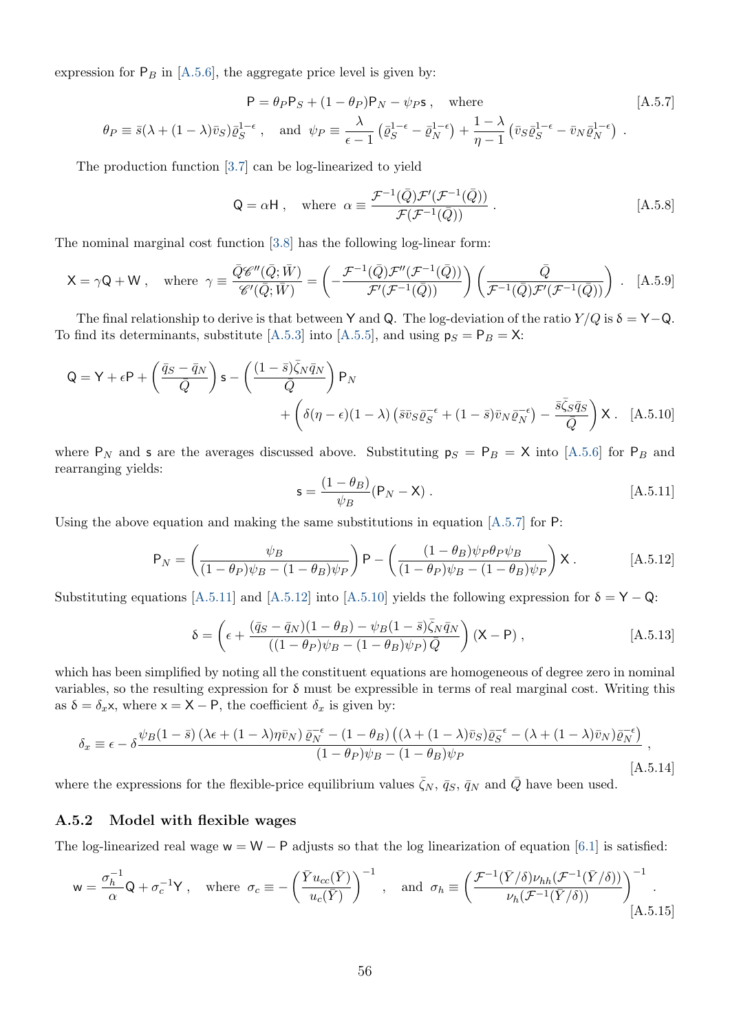expression for $\mathsf{P}_B$ in [A.5.6], the aggregate price level is given by:

$$\mathsf{P} = \theta_P \mathsf{P}_S + (1-\theta_P)\mathsf{P}_N - \psi_P \mathsf{s}\,, \quad \text{where} \tag{A.5.7}$$

$$\theta_P \equiv \bar{s}(\lambda + (1-\lambda)\bar{\upsilon}_S)\bar{\varrho}_S^{1-\epsilon}\,, \quad \text{and} \;\; \psi_P \equiv \frac{\lambda}{\epsilon - 1}\left(\bar{\varrho}_S^{1-\epsilon} - \bar{\varrho}_N^{1-\epsilon}\right) + \frac{1-\lambda}{\eta - 1}\left(\bar{\upsilon}_S\bar{\varrho}_S^{1-\epsilon} - \bar{\upsilon}_N\bar{\varrho}_N^{1-\epsilon}\right)\,.$$

The production function [3.7] can be log-linearized to yield

$$\mathsf{Q} = \alpha\mathsf{H}\,, \quad \text{where} \;\; \alpha \equiv \frac{\mathcal{F}^{-1}(\bar{Q})\mathcal{F}'(\mathcal{F}^{-1}(\bar{Q}))}{\mathcal{F}(\mathcal{F}^{-1}(\bar{Q}))}\,. \tag{A.5.8}$$

The nominal marginal cost function [3.8] has the following log-linear form:

$$\mathsf{X} = \gamma\mathsf{Q} + \mathsf{W}\,, \quad \text{where} \;\; \gamma \equiv \frac{\bar{Q}\mathscr{C}''(\bar{Q};\bar{W})}{\mathscr{C}'(\bar{Q};\bar{W})} = \left(-\frac{\mathcal{F}^{-1}(\bar{Q})\mathcal{F}''(\mathcal{F}^{-1}(\bar{Q}))}{\mathcal{F}'(\mathcal{F}^{-1}(\bar{Q}))}\right)\left(\frac{\bar{Q}}{\mathcal{F}^{-1}(\bar{Q})\mathcal{F}'(\mathcal{F}^{-1}(\bar{Q}))}\right)\,. \tag{A.5.9}$$

The final relationship to derive is that between $\mathsf{Y}$ and $\mathsf{Q}$. The log-deviation of the ratio $Y/Q$ is $\updelta = \mathsf{Y} - \mathsf{Q}$. To find its determinants, substitute [A.5.3] into [A.5.5], and using $\mathsf{p}_S = \mathsf{P}_B = \mathsf{X}$:

$$\mathsf{Q} = \mathsf{Y} + \epsilon\mathsf{P} + \left(\frac{\bar{q}_S - \bar{q}_N}{\bar{Q}}\right)\mathsf{s} - \left(\frac{(1-\bar{s})\bar{\zeta}_N\bar{q}_N}{\bar{Q}}\right)\mathsf{P}_N + \left(\delta(\eta-\epsilon)(1-\lambda)\left(\bar{s}\bar{\upsilon}_S\bar{\varrho}_S^{-\epsilon} + (1-\bar{s})\bar{\upsilon}_N\bar{\varrho}_N^{-\epsilon}\right) - \frac{\bar{s}\bar{\zeta}_S\bar{q}_S}{\bar{Q}}\right)\mathsf{X}\,. \tag{A.5.10}$$

where $\mathsf{P}_N$ and $\mathsf{s}$ are the averages discussed above. Substituting $\mathsf{p}_S = \mathsf{P}_B = \mathsf{X}$ into [A.5.6] for $\mathsf{P}_B$ and rearranging yields:

$$\mathsf{s} = \frac{(1-\theta_B)}{\psi_B}(\mathsf{P}_N - \mathsf{X})\,. \tag{A.5.11}$$

Using the above equation and making the same substitutions in equation [A.5.7] for $\mathsf{P}$:

$$\mathsf{P}_N = \left(\frac{\psi_B}{(1-\theta_P)\psi_B - (1-\theta_B)\psi_P}\right)\mathsf{P} - \left(\frac{(1-\theta_B)\psi_P\theta_P\psi_B}{(1-\theta_P)\psi_B - (1-\theta_B)\psi_P}\right)\mathsf{X}\,. \tag{A.5.12}$$

Substituting equations [A.5.11] and [A.5.12] into [A.5.10] yields the following expression for $\updelta = \mathsf{Y} - \mathsf{Q}$:

$$\updelta = \left(\epsilon + \frac{(\bar{q}_S - \bar{q}_N)(1-\theta_B) - \psi_B(1-\bar{s})\bar{\zeta}_N\bar{q}_N}{\left((1-\theta_P)\psi_B - (1-\theta_B)\psi_P\right)\bar{Q}}\right)(\mathsf{X} - \mathsf{P})\,, \tag{A.5.13}$$

which has been simplified by noting all the constituent equations are homogeneous of degree zero in nominal variables, so the resulting expression for $\updelta$ must be expressible in terms of real marginal cost. Writing this as $\updelta = \delta_x\mathsf{x}$, where $\mathsf{x} = \mathsf{X} - \mathsf{P}$, the coefficient $\delta_x$ is given by:

$$\delta_x \equiv \epsilon - \delta\frac{\psi_B(1-\bar{s})\left(\lambda\epsilon + (1-\lambda)\eta\bar{\upsilon}_N\right)\bar{\varrho}_N^{-\epsilon} - (1-\theta_B)\left((\lambda + (1-\lambda)\bar{\upsilon}_S)\bar{\varrho}_S^{-\epsilon} - (\lambda + (1-\lambda)\bar{\upsilon}_N)\bar{\varrho}_N^{-\epsilon}\right)}{(1-\theta_P)\psi_B - (1-\theta_B)\psi_P}\,, \tag{A.5.14}$$

where the expressions for the flexible-price equilibrium values $\bar{\zeta}_N$, $\bar{q}_S$, $\bar{q}_N$ and $\bar{Q}$ have been used.

### A.5.2 Model with flexible wages

The log-linearized real wage $\mathsf{w} = \mathsf{W} - \mathsf{P}$ adjusts so that the log linearization of equation [6.1] is satisfied:

$$\mathsf{w} = \frac{\sigma_h^{-1}}{\alpha}\mathsf{Q} + \sigma_c^{-1}\mathsf{Y}\,, \quad \text{where} \;\; \sigma_c \equiv -\left(\frac{\bar{Y}u_{cc}(\bar{Y})}{u_c(\bar{Y})}\right)^{-1}\,, \quad \text{and} \;\; \sigma_h \equiv \left(\frac{\mathcal{F}^{-1}(\bar{Y}/\delta)\nu_{hh}(\mathcal{F}^{-1}(\bar{Y}/\delta))}{\nu_h(\mathcal{F}^{-1}(\bar{Y}/\delta))}\right)^{-1}\,. \tag{A.5.15}$$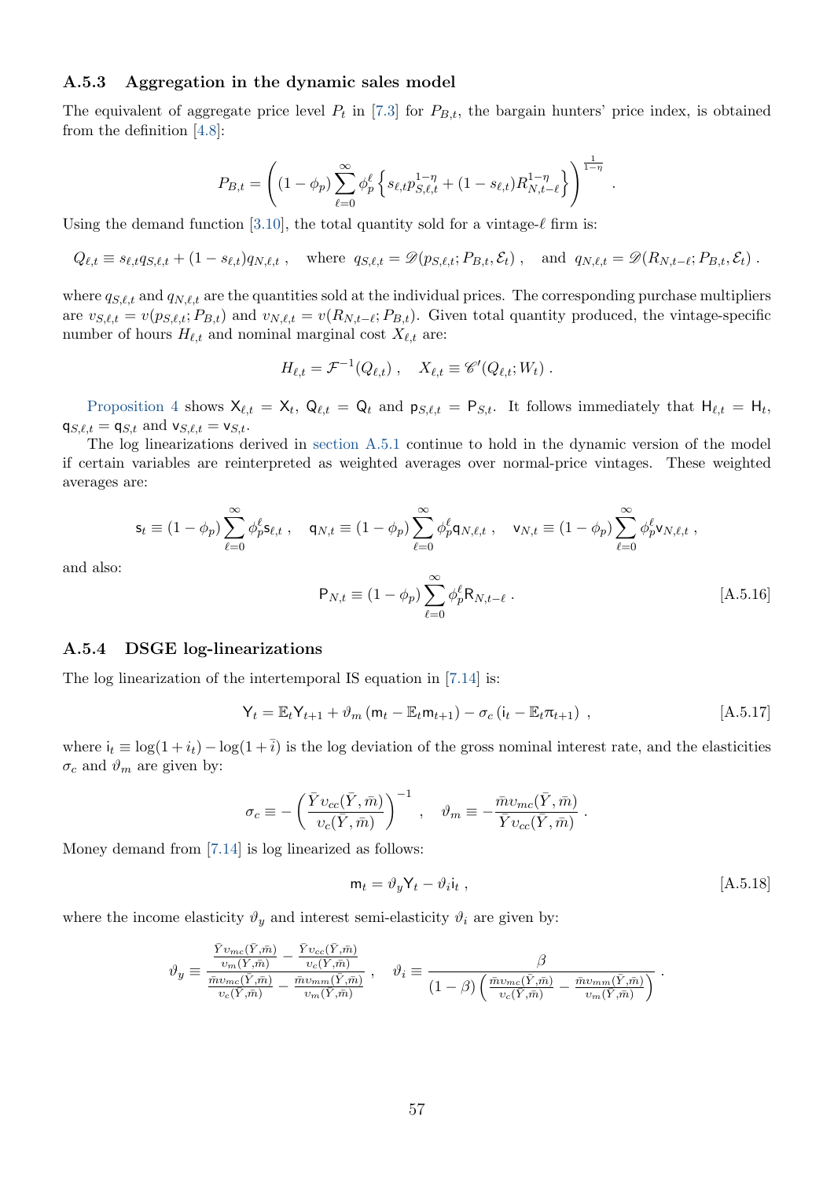### A.5.3 Aggregation in the dynamic sales model

The equivalent of aggregate price level $P_t$ in [7.3] for $P_{B,t}$, the bargain hunters' price index, is obtained from the definition [4.8]:

$$P_{B,t} = \left( (1-\phi_p) \sum_{\ell=0}^{\infty} \phi_p^{\ell} \left\{ s_{\ell,t} p_{S,\ell,t}^{1-\eta} + (1-s_{\ell,t}) R_{N,t-\ell}^{1-\eta} \right\} \right)^{\frac{1}{1-\eta}} .$$

Using the demand function [3.10], the total quantity sold for a vintage-$\ell$ firm is:

$$Q_{\ell,t} \equiv s_{\ell,t} q_{S,\ell,t} + (1-s_{\ell,t}) q_{N,\ell,t} , \quad \text{where } q_{S,\ell,t} = \mathscr{D}(p_{S,\ell,t}; P_{B,t}, \mathcal{E}_t) , \quad \text{and } q_{N,\ell,t} = \mathscr{D}(R_{N,t-\ell}; P_{B,t}, \mathcal{E}_t) .$$

where $q_{S,\ell,t}$ and $q_{N,\ell,t}$ are the quantities sold at the individual prices. The corresponding purchase multipliers are $v_{S,\ell,t} = v(p_{S,\ell,t}; P_{B,t})$ and $v_{N,\ell,t} = v(R_{N,t-\ell}; P_{B,t})$. Given total quantity produced, the vintage-specific number of hours $H_{\ell,t}$ and nominal marginal cost $X_{\ell,t}$ are:

$$H_{\ell,t} = \mathcal{F}^{-1}(Q_{\ell,t}) , \quad X_{\ell,t} \equiv \mathscr{C}'(Q_{\ell,t}; W_t) .$$

Proposition 4 shows $\mathsf{X}_{\ell,t} = \mathsf{X}_t$, $\mathsf{Q}_{\ell,t} = \mathsf{Q}_t$ and $\mathsf{p}_{S,\ell,t} = \mathsf{P}_{S,t}$. It follows immediately that $\mathsf{H}_{\ell,t} = \mathsf{H}_t$, $\mathsf{q}_{S,\ell,t} = \mathsf{q}_{S,t}$ and $\mathsf{v}_{S,\ell,t} = \mathsf{v}_{S,t}$.

The log linearizations derived in section A.5.1 continue to hold in the dynamic version of the model if certain variables are reinterpreted as weighted averages over normal-price vintages. These weighted averages are:

$$\mathsf{s}_t \equiv (1-\phi_p) \sum_{\ell=0}^{\infty} \phi_p^{\ell} \mathsf{s}_{\ell,t} , \quad \mathsf{q}_{N,t} \equiv (1-\phi_p) \sum_{\ell=0}^{\infty} \phi_p^{\ell} \mathsf{q}_{N,\ell,t} , \quad \mathsf{v}_{N,t} \equiv (1-\phi_p) \sum_{\ell=0}^{\infty} \phi_p^{\ell} \mathsf{v}_{N,\ell,t} ,$$

and also:

$$\mathsf{P}_{N,t} \equiv (1-\phi_p) \sum_{\ell=0}^{\infty} \phi_p^{\ell} \mathsf{R}_{N,t-\ell} . \tag{A.5.16}$$

### A.5.4 DSGE log-linearizations

The log linearization of the intertemporal IS equation in [7.14] is:

$$\mathsf{Y}_t = \mathbb{E}_t \mathsf{Y}_{t+1} + \vartheta_m \left( \mathsf{m}_t - \mathbb{E}_t \mathsf{m}_{t+1} \right) - \sigma_c \left( \mathsf{i}_t - \mathbb{E}_t \pi_{t+1} \right) , \tag{A.5.17}$$

where $\mathsf{i}_t \equiv \log(1+i_t) - \log(1+\bar{i})$ is the log deviation of the gross nominal interest rate, and the elasticities $\sigma_c$ and $\vartheta_m$ are given by:

$$\sigma_c \equiv -\left( \frac{\bar{Y} \upsilon_{cc}(\bar{Y}, \bar{m})}{\upsilon_c(\bar{Y}, \bar{m})} \right)^{-1} , \quad \vartheta_m \equiv -\frac{\bar{m} \upsilon_{mc}(\bar{Y}, \bar{m})}{\bar{Y} \upsilon_{cc}(\bar{Y}, \bar{m})} .$$

Money demand from [7.14] is log linearized as follows:

$$\mathsf{m}_t = \vartheta_y \mathsf{Y}_t - \vartheta_i \mathsf{i}_t , \tag{A.5.18}$$

where the income elasticity $\vartheta_y$ and interest semi-elasticity $\vartheta_i$ are given by:

$$\vartheta_y \equiv \frac{\frac{\bar{Y} \upsilon_{mc}(\bar{Y}, \bar{m})}{\upsilon_m(\bar{Y}, \bar{m})} - \frac{\bar{Y} \upsilon_{cc}(\bar{Y}, \bar{m})}{\upsilon_c(\bar{Y}, \bar{m})}}{\frac{\bar{m} \upsilon_{mc}(\bar{Y}, \bar{m})}{\upsilon_c(\bar{Y}, \bar{m})} - \frac{\bar{m} \upsilon_{mm}(\bar{Y}, \bar{m})}{\upsilon_m(\bar{Y}, \bar{m})}} , \quad \vartheta_i \equiv \frac{\beta}{(1-\beta) \left( \frac{\bar{m} \upsilon_{mc}(\bar{Y}, \bar{m})}{\upsilon_c(\bar{Y}, \bar{m})} - \frac{\bar{m} \upsilon_{mm}(\bar{Y}, \bar{m})}{\upsilon_m(\bar{Y}, \bar{m})} \right)} .$$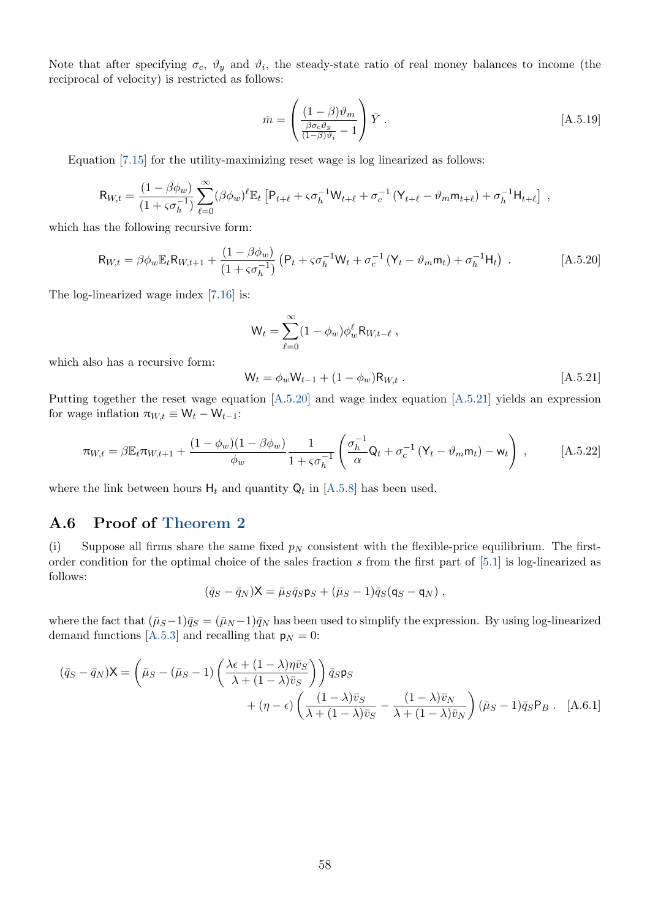Note that after specifying $\sigma_c$, $\vartheta_y$ and $\vartheta_i$, the steady-state ratio of real money balances to income (the reciprocal of velocity) is restricted as follows:

$$\bar{m} = \left( \frac{(1-\beta)\vartheta_m}{\frac{\beta \sigma_c \vartheta_y}{(1-\beta)\vartheta_i} - 1} \right) \bar{Y} \, . \tag{A.5.19}$$

Equation [7.15] for the utility-maximizing reset wage is log linearized as follows:

$$\mathsf{R}_{W,t} = \frac{(1-\beta\phi_w)}{(1+\varsigma\sigma_h^{-1})} \sum_{\ell=0}^{\infty} (\beta\phi_w)^\ell \mathbb{E}_t \left[ \mathsf{P}_{t+\ell} + \varsigma\sigma_h^{-1}\mathsf{W}_{t+\ell} + \sigma_c^{-1}\left(\mathsf{Y}_{t+\ell} - \vartheta_m \mathsf{m}_{t+\ell}\right) + \sigma_h^{-1}\mathsf{H}_{t+\ell} \right] \, ,$$

which has the following recursive form:

$$\mathsf{R}_{W,t} = \beta\phi_w \mathbb{E}_t \mathsf{R}_{W,t+1} + \frac{(1-\beta\phi_w)}{(1+\varsigma\sigma_h^{-1})} \left( \mathsf{P}_t + \varsigma\sigma_h^{-1}\mathsf{W}_t + \sigma_c^{-1}\left(\mathsf{Y}_t - \vartheta_m \mathsf{m}_t\right) + \sigma_h^{-1}\mathsf{H}_t \right) \, . \tag{A.5.20}$$

The log-linearized wage index [7.16] is:

$$\mathsf{W}_t = \sum_{\ell=0}^{\infty} (1-\phi_w)\phi_w^\ell \mathsf{R}_{W,t-\ell} \, ,$$

which also has a recursive form:

$$\mathsf{W}_t = \phi_w \mathsf{W}_{t-1} + (1-\phi_w)\mathsf{R}_{W,t} \, . \tag{A.5.21}$$

Putting together the reset wage equation [A.5.20] and wage index equation [A.5.21] yields an expression for wage inflation $\pi_{W,t} \equiv \mathsf{W}_t - \mathsf{W}_{t-1}$:

$$\pi_{W,t} = \beta \mathbb{E}_t \pi_{W,t+1} + \frac{(1-\phi_w)(1-\beta\phi_w)}{\phi_w} \frac{1}{1+\varsigma\sigma_h^{-1}} \left( \frac{\sigma_h^{-1}}{\alpha}\mathsf{Q}_t + \sigma_c^{-1}\left(\mathsf{Y}_t - \vartheta_m \mathsf{m}_t\right) - \mathsf{w}_t \right) \, , \tag{A.5.22}$$

where the link between hours $\mathsf{H}_t$ and quantity $\mathsf{Q}_t$ in [A.5.8] has been used.

## A.6 Proof of Theorem 2

(i) Suppose all firms share the same fixed $p_N$ consistent with the flexible-price equilibrium. The first-order condition for the optimal choice of the sales fraction $s$ from the first part of [5.1] is log-linearized as follows:

$$(\bar{q}_S - \bar{q}_N)\mathsf{X} = \bar{\mu}_S \bar{q}_S \mathsf{p}_S + (\bar{\mu}_S - 1)\bar{q}_S(\mathsf{q}_S - \mathsf{q}_N) \, ,$$

where the fact that $(\bar{\mu}_S - 1)\bar{q}_S = (\bar{\mu}_N - 1)\bar{q}_N$ has been used to simplify the expression. By using log-linearized demand functions [A.5.3] and recalling that $\mathsf{p}_N = 0$:

$$(\bar{q}_S - \bar{q}_N)\mathsf{X} = \left( \bar{\mu}_S - (\bar{\mu}_S - 1)\left( \frac{\lambda\epsilon + (1-\lambda)\eta\bar{v}_S}{\lambda + (1-\lambda)\bar{v}_S} \right) \right) \bar{q}_S \mathsf{p}_S$$
$$+ (\eta - \epsilon)\left( \frac{(1-\lambda)\bar{v}_S}{\lambda + (1-\lambda)\bar{v}_S} - \frac{(1-\lambda)\bar{v}_N}{\lambda + (1-\lambda)\bar{v}_N} \right)(\bar{\mu}_S - 1)\bar{q}_S \mathsf{P}_B \, . \tag{A.6.1}$$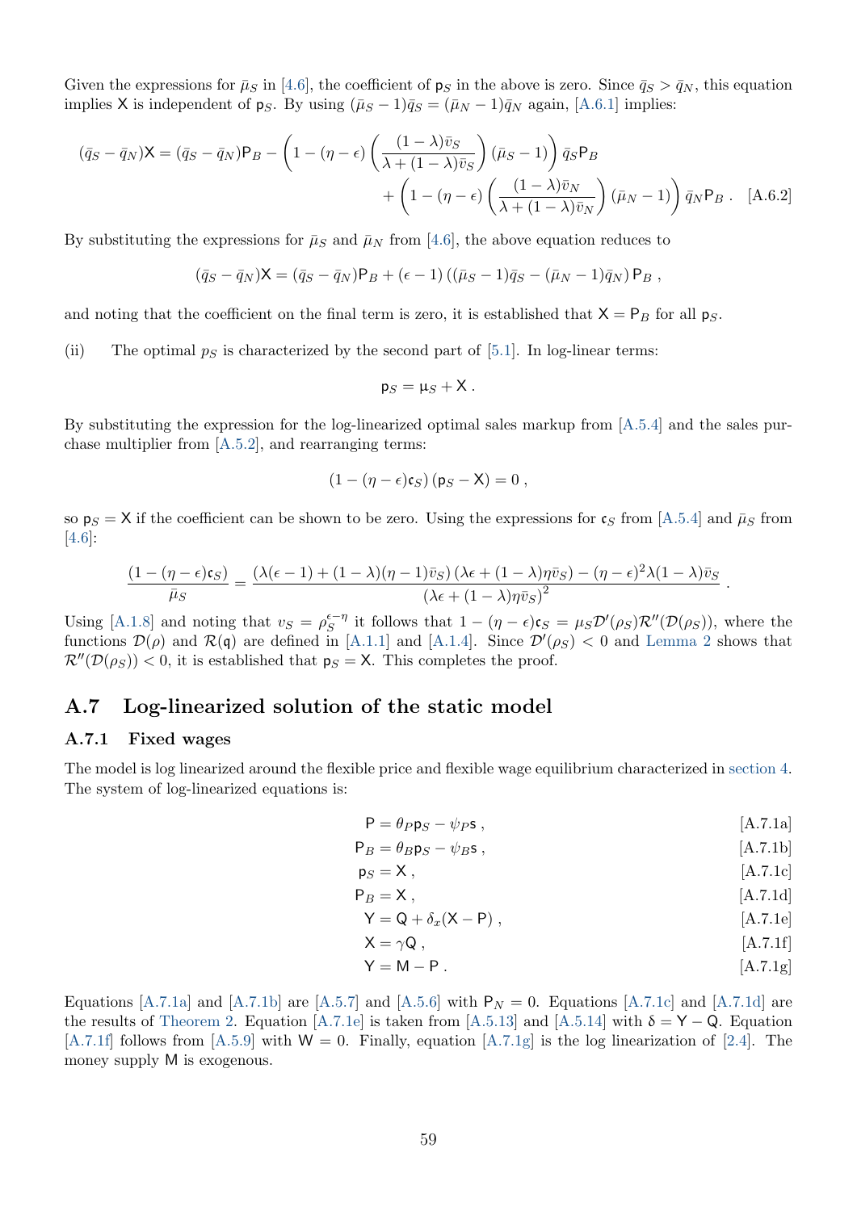Given the expressions for $\bar{\mu}_S$ in [4.6], the coefficient of $\mathsf{p}_S$ in the above is zero. Since $\bar{q}_S > \bar{q}_N$, this equation implies $\mathsf{X}$ is independent of $\mathsf{p}_S$. By using $(\bar{\mu}_S - 1)\bar{q}_S = (\bar{\mu}_N - 1)\bar{q}_N$ again, [A.6.1] implies:

$$(\bar{q}_S - \bar{q}_N)\mathsf{X} = (\bar{q}_S - \bar{q}_N)\mathsf{P}_B - \left(1 - (\eta - \epsilon)\left(\frac{(1-\lambda)\bar{v}_S}{\lambda + (1-\lambda)\bar{v}_S}\right)(\bar{\mu}_S - 1)\right)\bar{q}_S\mathsf{P}_B + \left(1 - (\eta - \epsilon)\left(\frac{(1-\lambda)\bar{v}_N}{\lambda + (1-\lambda)\bar{v}_N}\right)(\bar{\mu}_N - 1)\right)\bar{q}_N\mathsf{P}_B \,. \quad \text{[A.6.2]}$$

By substituting the expressions for $\bar{\mu}_S$ and $\bar{\mu}_N$ from [4.6], the above equation reduces to

$$(\bar{q}_S - \bar{q}_N)\mathsf{X} = (\bar{q}_S - \bar{q}_N)\mathsf{P}_B + (\epsilon - 1)\left((\bar{\mu}_S - 1)\bar{q}_S - (\bar{\mu}_N - 1)\bar{q}_N\right)\mathsf{P}_B \,,$$

and noting that the coefficient on the final term is zero, it is established that $\mathsf{X} = \mathsf{P}_B$ for all $\mathsf{p}_S$.

(ii) The optimal $p_S$ is characterized by the second part of [5.1]. In log-linear terms:

$$\mathsf{p}_S = \upmu_S + \mathsf{X} \,.$$

By substituting the expression for the log-linearized optimal sales markup from [A.5.4] and the sales purchase multiplier from [A.5.2], and rearranging terms:

$$\left(1 - (\eta - \epsilon)\mathfrak{c}_S\right)(\mathsf{p}_S - \mathsf{X}) = 0 \,,$$

so $\mathsf{p}_S = \mathsf{X}$ if the coefficient can be shown to be zero. Using the expressions for $\mathfrak{c}_S$ from [A.5.4] and $\bar{\mu}_S$ from [4.6]:

$$\frac{\left(1 - (\eta - \epsilon)\mathfrak{c}_S\right)}{\bar{\mu}_S} = \frac{\left(\lambda(\epsilon - 1) + (1-\lambda)(\eta - 1)\bar{v}_S\right)\left(\lambda\epsilon + (1-\lambda)\eta\bar{v}_S\right) - (\eta - \epsilon)^2\lambda(1-\lambda)\bar{v}_S}{\left(\lambda\epsilon + (1-\lambda)\eta\bar{v}_S\right)^2} \,.$$

Using [A.1.8] and noting that $v_S = \rho_S^{\epsilon - \eta}$ it follows that $1 - (\eta - \epsilon)\mathfrak{c}_S = \mu_S \mathcal{D}'(\rho_S)\mathcal{R}''(\mathcal{D}(\rho_S))$, where the functions $\mathcal{D}(\rho)$ and $\mathcal{R}(\mathfrak{q})$ are defined in [A.1.1] and [A.1.4]. Since $\mathcal{D}'(\rho_S) < 0$ and Lemma 2 shows that $\mathcal{R}''(\mathcal{D}(\rho_S)) < 0$, it is established that $\mathsf{p}_S = \mathsf{X}$. This completes the proof.

## A.7 Log-linearized solution of the static model

### A.7.1 Fixed wages

The model is log linearized around the flexible price and flexible wage equilibrium characterized in section 4. The system of log-linearized equations is:

$$\mathsf{P} = \theta_P \mathsf{p}_S - \psi_P \mathsf{s} \,, \quad \text{[A.7.1a]}$$

$$\mathsf{P}_B = \theta_B \mathsf{p}_S - \psi_B \mathsf{s} \,, \quad \text{[A.7.1b]}$$

$$\mathsf{p}_S = \mathsf{X} \,, \quad \text{[A.7.1c]}$$

$$\mathsf{P}_B = \mathsf{X} \,, \quad \text{[A.7.1d]}$$

$$\mathsf{Y} = \mathsf{Q} + \delta_x(\mathsf{X} - \mathsf{P}) \,, \quad \text{[A.7.1e]}$$

$$\mathsf{X} = \gamma\mathsf{Q} \,, \quad \text{[A.7.1f]}$$

$$\mathsf{Y} = \mathsf{M} - \mathsf{P} \,. \quad \text{[A.7.1g]}$$

Equations [A.7.1a] and [A.7.1b] are [A.5.7] and [A.5.6] with $\mathsf{P}_N = 0$. Equations [A.7.1c] and [A.7.1d] are the results of Theorem 2. Equation [A.7.1e] is taken from [A.5.13] and [A.5.14] with $\updelta = \mathsf{Y} - \mathsf{Q}$. Equation [A.7.1f] follows from [A.5.9] with $\mathsf{W} = 0$. Finally, equation [A.7.1g] is the log linearization of [2.4]. The money supply $\mathsf{M}$ is exogenous.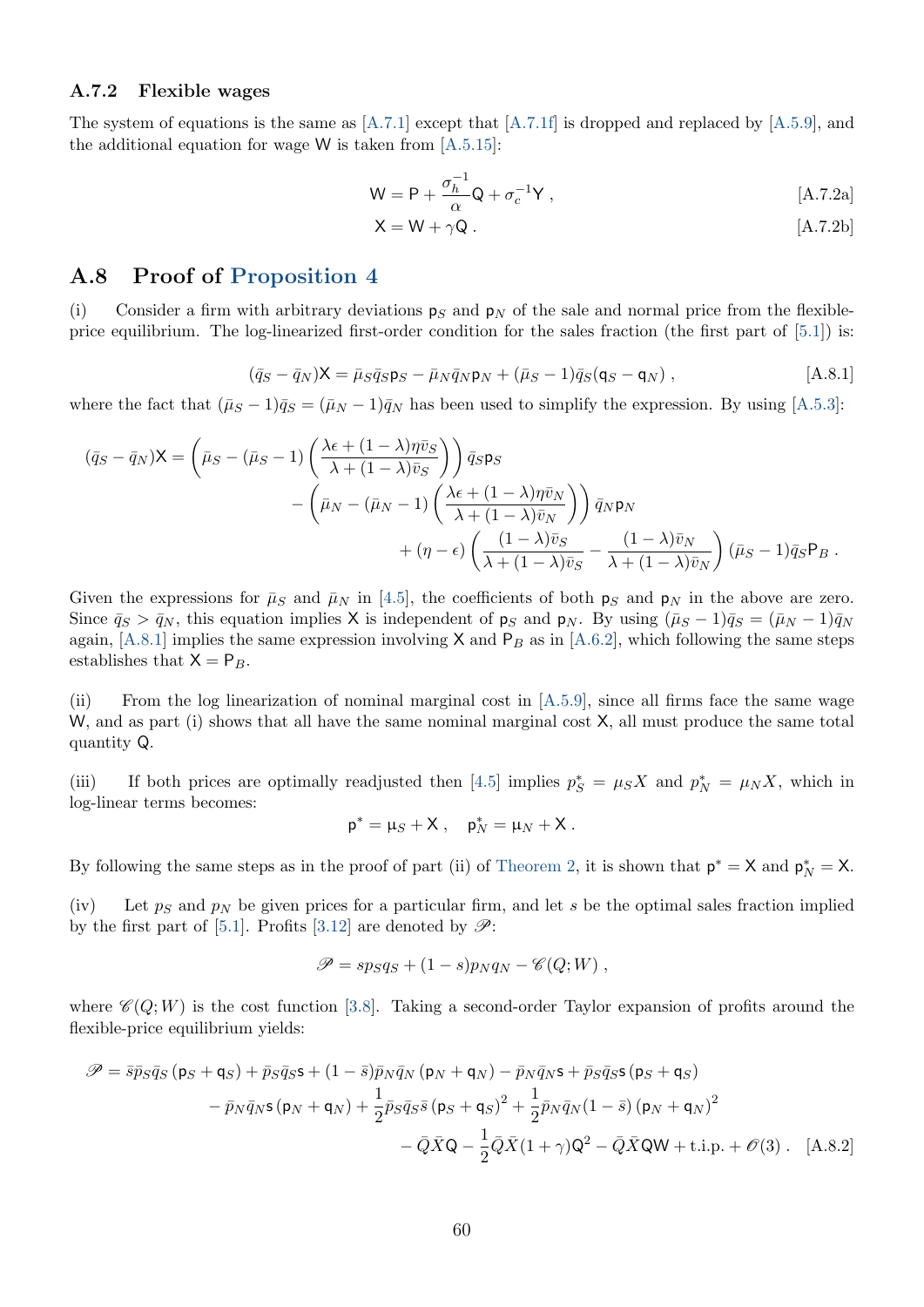### A.7.2 Flexible wages

The system of equations is the same as [A.7.1] except that [A.7.1f] is dropped and replaced by [A.5.9], and the additional equation for wage $\mathsf{W}$ is taken from [A.5.15]:

$$\mathsf{W} = \mathsf{P} + \frac{\sigma_h^{-1}}{\alpha}\mathsf{Q} + \sigma_c^{-1}\mathsf{Y}\,, \tag{A.7.2a}$$

$$\mathsf{X} = \mathsf{W} + \gamma\mathsf{Q}\,. \tag{A.7.2b}$$

## A.8 Proof of Proposition 4

(i) Consider a firm with arbitrary deviations $\mathsf{p}_S$ and $\mathsf{p}_N$ of the sale and normal price from the flexible-price equilibrium. The log-linearized first-order condition for the sales fraction (the first part of [5.1]) is:

$$(\bar{q}_S - \bar{q}_N)\mathsf{X} = \bar{\mu}_S\bar{q}_S\mathsf{p}_S - \bar{\mu}_N\bar{q}_N\mathsf{p}_N + (\bar{\mu}_S - 1)\bar{q}_S(\mathsf{q}_S - \mathsf{q}_N)\,, \tag{A.8.1}$$

where the fact that $(\bar{\mu}_S - 1)\bar{q}_S = (\bar{\mu}_N - 1)\bar{q}_N$ has been used to simplify the expression. By using [A.5.3]:

$$\begin{aligned}(\bar{q}_S - \bar{q}_N)\mathsf{X} = &\left(\bar{\mu}_S - (\bar{\mu}_S - 1)\left(\frac{\lambda\epsilon + (1-\lambda)\eta\bar{v}_S}{\lambda + (1-\lambda)\bar{v}_S}\right)\right)\bar{q}_S\mathsf{p}_S \\ &- \left(\bar{\mu}_N - (\bar{\mu}_N - 1)\left(\frac{\lambda\epsilon + (1-\lambda)\eta\bar{v}_N}{\lambda + (1-\lambda)\bar{v}_N}\right)\right)\bar{q}_N\mathsf{p}_N \\ &+ (\eta - \epsilon)\left(\frac{(1-\lambda)\bar{v}_S}{\lambda + (1-\lambda)\bar{v}_S} - \frac{(1-\lambda)\bar{v}_N}{\lambda + (1-\lambda)\bar{v}_N}\right)(\bar{\mu}_S - 1)\bar{q}_S\mathsf{P}_B\,.\end{aligned}$$

Given the expressions for $\bar{\mu}_S$ and $\bar{\mu}_N$ in [4.5], the coefficients of both $\mathsf{p}_S$ and $\mathsf{p}_N$ in the above are zero. Since $\bar{q}_S > \bar{q}_N$, this equation implies $\mathsf{X}$ is independent of $\mathsf{p}_S$ and $\mathsf{p}_N$. By using $(\bar{\mu}_S - 1)\bar{q}_S = (\bar{\mu}_N - 1)\bar{q}_N$ again, [A.8.1] implies the same expression involving $\mathsf{X}$ and $\mathsf{P}_B$ as in [A.6.2], which following the same steps establishes that $\mathsf{X} = \mathsf{P}_B$.

(ii) From the log linearization of nominal marginal cost in [A.5.9], since all firms face the same wage $\mathsf{W}$, and as part (i) shows that all have the same nominal marginal cost $\mathsf{X}$, all must produce the same total quantity $\mathsf{Q}$.

(iii) If both prices are optimally readjusted then [4.5] implies $p_S^* = \mu_S X$ and $p_N^* = \mu_N X$, which in log-linear terms becomes:

$$\mathsf{p}^* = \upmu_S + \mathsf{X}\,, \quad \mathsf{p}_N^* = \upmu_N + \mathsf{X}\,.$$

By following the same steps as in the proof of part (ii) of Theorem 2, it is shown that $\mathsf{p}^* = \mathsf{X}$ and $\mathsf{p}_N^* = \mathsf{X}$.

(iv) Let $p_S$ and $p_N$ be given prices for a particular firm, and let $s$ be the optimal sales fraction implied by the first part of [5.1]. Profits [3.12] are denoted by $\mathscr{P}$:

$$\mathscr{P} = sp_Sq_S + (1-s)p_Nq_N - \mathscr{C}(Q;W)\,,$$

where $\mathscr{C}(Q;W)$ is the cost function [3.8]. Taking a second-order Taylor expansion of profits around the flexible-price equilibrium yields:

$$\begin{aligned}\mathscr{P} = &\,\bar{s}\bar{p}_S\bar{q}_S(\mathsf{p}_S + \mathsf{q}_S) + \bar{p}_S\bar{q}_S\mathsf{s} + (1-\bar{s})\bar{p}_N\bar{q}_N(\mathsf{p}_N + \mathsf{q}_N) - \bar{p}_N\bar{q}_N\mathsf{s} + \bar{p}_S\bar{q}_S\mathsf{s}(\mathsf{p}_S + \mathsf{q}_S) \\ &- \bar{p}_N\bar{q}_N\mathsf{s}(\mathsf{p}_N + \mathsf{q}_N) + \frac{1}{2}\bar{p}_S\bar{q}_S\bar{s}(\mathsf{p}_S + \mathsf{q}_S)^2 + \frac{1}{2}\bar{p}_N\bar{q}_N(1-\bar{s})(\mathsf{p}_N + \mathsf{q}_N)^2 \\ &- \bar{Q}\bar{X}\mathsf{Q} - \frac{1}{2}\bar{Q}\bar{X}(1+\gamma)\mathsf{Q}^2 - \bar{Q}\bar{X}\mathsf{Q}\mathsf{W} + \text{t.i.p.} + \mathscr{O}(3)\,.\end{aligned} \tag{A.8.2}$$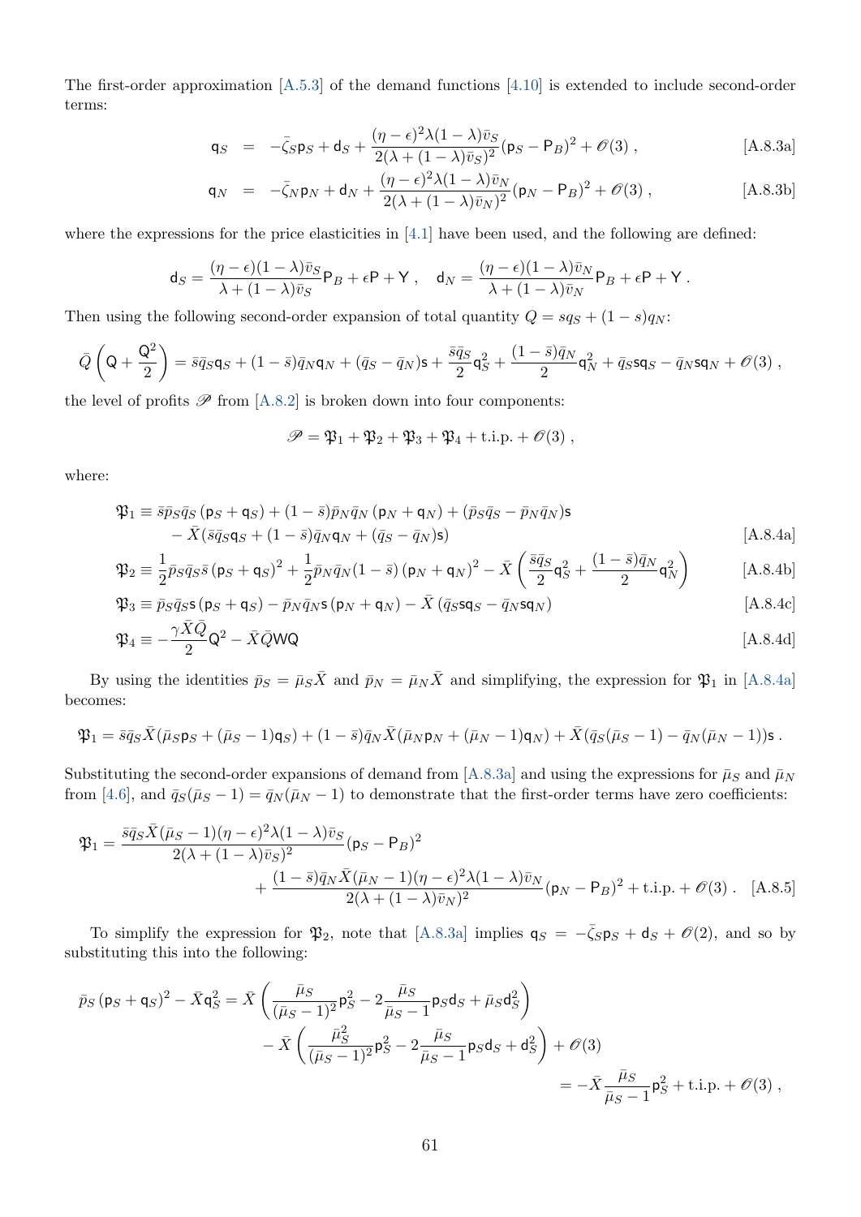The first-order approximation [A.5.3] of the demand functions [4.10] is extended to include second-order terms:

$$\mathsf{q}_S = -\bar{\zeta}_S \mathsf{p}_S + \mathsf{d}_S + \frac{(\eta-\epsilon)^2\lambda(1-\lambda)\bar{v}_S}{2(\lambda+(1-\lambda)\bar{v}_S)^2}(\mathsf{p}_S - \mathsf{P}_B)^2 + \mathscr{O}(3) \,, \tag{A.8.3a}$$

$$\mathsf{q}_N = -\bar{\zeta}_N \mathsf{p}_N + \mathsf{d}_N + \frac{(\eta-\epsilon)^2\lambda(1-\lambda)\bar{v}_N}{2(\lambda+(1-\lambda)\bar{v}_N)^2}(\mathsf{p}_N - \mathsf{P}_B)^2 + \mathscr{O}(3) \,, \tag{A.8.3b}$$

where the expressions for the price elasticities in [4.1] have been used, and the following are defined:

$$\mathsf{d}_S = \frac{(\eta-\epsilon)(1-\lambda)\bar{v}_S}{\lambda+(1-\lambda)\bar{v}_S}\mathsf{P}_B + \epsilon\mathsf{P} + \mathsf{Y} \,, \quad \mathsf{d}_N = \frac{(\eta-\epsilon)(1-\lambda)\bar{v}_N}{\lambda+(1-\lambda)\bar{v}_N}\mathsf{P}_B + \epsilon\mathsf{P} + \mathsf{Y} \,.$$

Then using the following second-order expansion of total quantity $Q = sq_S + (1-s)q_N$:

$$\bar{Q}\left(\mathsf{Q} + \frac{\mathsf{Q}^2}{2}\right) = \bar{s}\bar{q}_S\mathsf{q}_S + (1-\bar{s})\bar{q}_N\mathsf{q}_N + (\bar{q}_S - \bar{q}_N)\mathsf{s} + \frac{\bar{s}\bar{q}_S}{2}\mathsf{q}_S^2 + \frac{(1-\bar{s})\bar{q}_N}{2}\mathsf{q}_N^2 + \bar{q}_S\mathsf{s}\mathsf{q}_S - \bar{q}_N\mathsf{s}\mathsf{q}_N + \mathscr{O}(3) \,,$$

the level of profits $\mathscr{P}$ from [A.8.2] is broken down into four components:

$$\mathscr{P} = \mathfrak{P}_1 + \mathfrak{P}_2 + \mathfrak{P}_3 + \mathfrak{P}_4 + \text{t.i.p.} + \mathscr{O}(3) \,,$$

where:

$$\begin{aligned}\mathfrak{P}_1 \equiv\ & \bar{s}\bar{p}_S\bar{q}_S\left(\mathsf{p}_S + \mathsf{q}_S\right) + (1-\bar{s})\bar{p}_N\bar{q}_N\left(\mathsf{p}_N + \mathsf{q}_N\right) + (\bar{p}_S\bar{q}_S - \bar{p}_N\bar{q}_N)\mathsf{s} \\ & - \bar{X}(\bar{s}\bar{q}_S\mathsf{q}_S + (1-\bar{s})\bar{q}_N\mathsf{q}_N + (\bar{q}_S - \bar{q}_N)\mathsf{s})\end{aligned} \tag{A.8.4a}$$

$$\mathfrak{P}_2 \equiv \frac{1}{2}\bar{p}_S\bar{q}_S\bar{s}\left(\mathsf{p}_S + \mathsf{q}_S\right)^2 + \frac{1}{2}\bar{p}_N\bar{q}_N(1-\bar{s})\left(\mathsf{p}_N + \mathsf{q}_N\right)^2 - \bar{X}\left(\frac{\bar{s}\bar{q}_S}{2}\mathsf{q}_S^2 + \frac{(1-\bar{s})\bar{q}_N}{2}\mathsf{q}_N^2\right) \tag{A.8.4b}$$

$$\mathfrak{P}_3 \equiv \bar{p}_S\bar{q}_S\mathsf{s}\left(\mathsf{p}_S + \mathsf{q}_S\right) - \bar{p}_N\bar{q}_N\mathsf{s}\left(\mathsf{p}_N + \mathsf{q}_N\right) - \bar{X}\left(\bar{q}_S\mathsf{s}\mathsf{q}_S - \bar{q}_N\mathsf{s}\mathsf{q}_N\right) \tag{A.8.4c}$$

$$\mathfrak{P}_4 \equiv -\frac{\gamma\bar{X}\bar{Q}}{2}\mathsf{Q}^2 - \bar{X}\bar{Q}\mathsf{W}\mathsf{Q} \tag{A.8.4d}$$

By using the identities $\bar{p}_S = \bar{\mu}_S\bar{X}$ and $\bar{p}_N = \bar{\mu}_N\bar{X}$ and simplifying, the expression for $\mathfrak{P}_1$ in [A.8.4a] becomes:

$$\mathfrak{P}_1 = \bar{s}\bar{q}_S\bar{X}(\bar{\mu}_S\mathsf{p}_S + (\bar{\mu}_S - 1)\mathsf{q}_S) + (1-\bar{s})\bar{q}_N\bar{X}(\bar{\mu}_N\mathsf{p}_N + (\bar{\mu}_N - 1)\mathsf{q}_N) + \bar{X}(\bar{q}_S(\bar{\mu}_S - 1) - \bar{q}_N(\bar{\mu}_N - 1))\mathsf{s} \,.$$

Substituting the second-order expansions of demand from [A.8.3a] and using the expressions for $\bar{\mu}_S$ and $\bar{\mu}_N$ from [4.6], and $\bar{q}_S(\bar{\mu}_S - 1) = \bar{q}_N(\bar{\mu}_N - 1)$ to demonstrate that the first-order terms have zero coefficients:

$$\begin{aligned}\mathfrak{P}_1 = \ & \frac{\bar{s}\bar{q}_S\bar{X}(\bar{\mu}_S - 1)(\eta-\epsilon)^2\lambda(1-\lambda)\bar{v}_S}{2(\lambda+(1-\lambda)\bar{v}_S)^2}(\mathsf{p}_S - \mathsf{P}_B)^2 \\ & + \frac{(1-\bar{s})\bar{q}_N\bar{X}(\bar{\mu}_N - 1)(\eta-\epsilon)^2\lambda(1-\lambda)\bar{v}_N}{2(\lambda+(1-\lambda)\bar{v}_N)^2}(\mathsf{p}_N - \mathsf{P}_B)^2 + \text{t.i.p.} + \mathscr{O}(3) \,.\end{aligned} \tag{A.8.5}$$

To simplify the expression for $\mathfrak{P}_2$, note that [A.8.3a] implies $\mathsf{q}_S = -\bar{\zeta}_S\mathsf{p}_S + \mathsf{d}_S + \mathscr{O}(2)$, and so by substituting this into the following:

$$\begin{aligned}\bar{p}_S\left(\mathsf{p}_S + \mathsf{q}_S\right)^2 - \bar{X}\mathsf{q}_S^2 = \ & \bar{X}\left(\frac{\bar{\mu}_S}{(\bar{\mu}_S - 1)^2}\mathsf{p}_S^2 - 2\frac{\bar{\mu}_S}{\bar{\mu}_S - 1}\mathsf{p}_S\mathsf{d}_S + \bar{\mu}_S\mathsf{d}_S^2\right) \\ & - \bar{X}\left(\frac{\bar{\mu}_S^2}{(\bar{\mu}_S - 1)^2}\mathsf{p}_S^2 - 2\frac{\bar{\mu}_S}{\bar{\mu}_S - 1}\mathsf{p}_S\mathsf{d}_S + \mathsf{d}_S^2\right) + \mathscr{O}(3) \\ & = -\bar{X}\frac{\bar{\mu}_S}{\bar{\mu}_S - 1}\mathsf{p}_S^2 + \text{t.i.p.} + \mathscr{O}(3) \,,\end{aligned}$$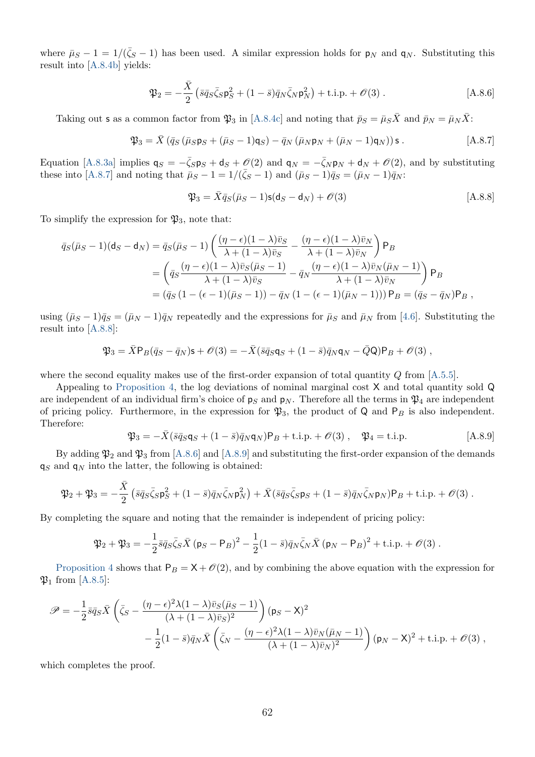where $\bar{\mu}_S - 1 = 1/(\bar{\zeta}_S - 1)$ has been used. A similar expression holds for $\mathsf{p}_N$ and $\mathsf{q}_N$. Substituting this result into [A.8.4b] yields:

$$\mathfrak{P}_2 = -\frac{\bar{X}}{2}\left(\bar{s}\bar{q}_S\bar{\zeta}_S\mathsf{p}_S^2 + (1-\bar{s})\bar{q}_N\bar{\zeta}_N\mathsf{p}_N^2\right) + \text{t.i.p.} + \mathscr{O}(3)\,. \tag{A.8.6}$$

Taking out $\mathsf{s}$ as a common factor from $\mathfrak{P}_3$ in [A.8.4c] and noting that $\bar{p}_S = \bar{\mu}_S\bar{X}$ and $\bar{p}_N = \bar{\mu}_N\bar{X}$:

$$\mathfrak{P}_3 = \bar{X}\left(\bar{q}_S\left(\bar{\mu}_S\mathsf{p}_S + (\bar{\mu}_S - 1)\mathsf{q}_S\right) - \bar{q}_N\left(\bar{\mu}_N\mathsf{p}_N + (\bar{\mu}_N - 1)\mathsf{q}_N\right)\right)\mathsf{s}\,. \tag{A.8.7}$$

Equation [A.8.3a] implies $\mathsf{q}_S = -\bar{\zeta}_S\mathsf{p}_S + \mathsf{d}_S + \mathscr{O}(2)$ and $\mathsf{q}_N = -\bar{\zeta}_N\mathsf{p}_N + \mathsf{d}_N + \mathscr{O}(2)$, and by substituting these into [A.8.7] and noting that $\bar{\mu}_S - 1 = 1/(\bar{\zeta}_S - 1)$ and $(\bar{\mu}_S - 1)\bar{q}_S = (\bar{\mu}_N - 1)\bar{q}_N$:

$$\mathfrak{P}_3 = \bar{X}\bar{q}_S(\bar{\mu}_S - 1)\mathsf{s}(\mathsf{d}_S - \mathsf{d}_N) + \mathscr{O}(3) \tag{A.8.8}$$

To simplify the expression for $\mathfrak{P}_3$, note that:

$$\begin{aligned}
\bar{q}_S(\bar{\mu}_S - 1)(\mathsf{d}_S - \mathsf{d}_N) &= \bar{q}_S(\bar{\mu}_S - 1)\left(\frac{(\eta-\epsilon)(1-\lambda)\bar{v}_S}{\lambda + (1-\lambda)\bar{v}_S} - \frac{(\eta-\epsilon)(1-\lambda)\bar{v}_N}{\lambda + (1-\lambda)\bar{v}_N}\right)\mathsf{P}_B \\
&= \left(\bar{q}_S\frac{(\eta-\epsilon)(1-\lambda)\bar{v}_S(\bar{\mu}_S - 1)}{\lambda + (1-\lambda)\bar{v}_S} - \bar{q}_N\frac{(\eta-\epsilon)(1-\lambda)\bar{v}_N(\bar{\mu}_N - 1)}{\lambda + (1-\lambda)\bar{v}_N}\right)\mathsf{P}_B \\
&= \left(\bar{q}_S\left(1 - (\epsilon - 1)(\bar{\mu}_S - 1)\right) - \bar{q}_N\left(1 - (\epsilon-1)(\bar{\mu}_N - 1)\right)\right)\mathsf{P}_B = (\bar{q}_S - \bar{q}_N)\mathsf{P}_B\,,
\end{aligned}$$

using $(\bar{\mu}_S - 1)\bar{q}_S = (\bar{\mu}_N - 1)\bar{q}_N$ repeatedly and the expressions for $\bar{\mu}_S$ and $\bar{\mu}_N$ from [4.6]. Substituting the result into [A.8.8]:

$$\mathfrak{P}_3 = \bar{X}\mathsf{P}_B(\bar{q}_S - \bar{q}_N)\mathsf{s} + \mathscr{O}(3) = -\bar{X}(\bar{s}\bar{q}_S\mathsf{q}_S + (1-\bar{s})\bar{q}_N\mathsf{q}_N - \bar{Q}\mathsf{Q})\mathsf{P}_B + \mathscr{O}(3)\,,$$

where the second equality makes use of the first-order expansion of total quantity $Q$ from [A.5.5].

Appealing to Proposition 4, the log deviations of nominal marginal cost $\mathsf{X}$ and total quantity sold $\mathsf{Q}$ are independent of an individual firm's choice of $\mathsf{p}_S$ and $\mathsf{p}_N$. Therefore all the terms in $\mathfrak{P}_4$ are independent of pricing policy. Furthermore, in the expression for $\mathfrak{P}_3$, the product of $\mathsf{Q}$ and $\mathsf{P}_B$ is also independent. Therefore:

$$\mathfrak{P}_3 = -\bar{X}(\bar{s}\bar{q}_S\mathsf{q}_S + (1-\bar{s})\bar{q}_N\mathsf{q}_N)\mathsf{P}_B + \text{t.i.p.} + \mathscr{O}(3)\,, \quad \mathfrak{P}_4 = \text{t.i.p.} \tag{A.8.9}$$

By adding $\mathfrak{P}_2$ and $\mathfrak{P}_3$ from [A.8.6] and [A.8.9] and substituting the first-order expansion of the demands $\mathsf{q}_S$ and $\mathsf{q}_N$ into the latter, the following is obtained:

$$\mathfrak{P}_2 + \mathfrak{P}_3 = -\frac{\bar{X}}{2}\left(\bar{s}\bar{q}_S\bar{\zeta}_S\mathsf{p}_S^2 + (1-\bar{s})\bar{q}_N\bar{\zeta}_N\mathsf{p}_N^2\right) + \bar{X}(\bar{s}\bar{q}_S\bar{\zeta}_S\mathsf{p}_S + (1-\bar{s})\bar{q}_N\bar{\zeta}_N\mathsf{p}_N)\mathsf{P}_B + \text{t.i.p.} + \mathscr{O}(3)\,.$$

By completing the square and noting that the remainder is independent of pricing policy:

$$\mathfrak{P}_2 + \mathfrak{P}_3 = -\frac{1}{2}\bar{s}\bar{q}_S\bar{\zeta}_S\bar{X}\left(\mathsf{p}_S - \mathsf{P}_B\right)^2 - \frac{1}{2}(1-\bar{s})\bar{q}_N\bar{\zeta}_N\bar{X}\left(\mathsf{p}_N - \mathsf{P}_B\right)^2 + \text{t.i.p.} + \mathscr{O}(3)\,.$$

Proposition 4 shows that $\mathsf{P}_B = \mathsf{X} + \mathscr{O}(2)$, and by combining the above equation with the expression for $\mathfrak{P}_1$ from [A.8.5]:

$$\begin{aligned}
\mathscr{P} = &-\frac{1}{2}\bar{s}\bar{q}_S\bar{X}\left(\bar{\zeta}_S - \frac{(\eta-\epsilon)^2\lambda(1-\lambda)\bar{v}_S(\bar{\mu}_S - 1)}{(\lambda + (1-\lambda)\bar{v}_S)^2}\right)(\mathsf{p}_S - \mathsf{X})^2 \\
&- \frac{1}{2}(1-\bar{s})\bar{q}_N\bar{X}\left(\bar{\zeta}_N - \frac{(\eta-\epsilon)^2\lambda(1-\lambda)\bar{v}_N(\bar{\mu}_N - 1)}{(\lambda + (1-\lambda)\bar{v}_N)^2}\right)(\mathsf{p}_N - \mathsf{X})^2 + \text{t.i.p.} + \mathscr{O}(3)\,,
\end{aligned}$$

which completes the proof.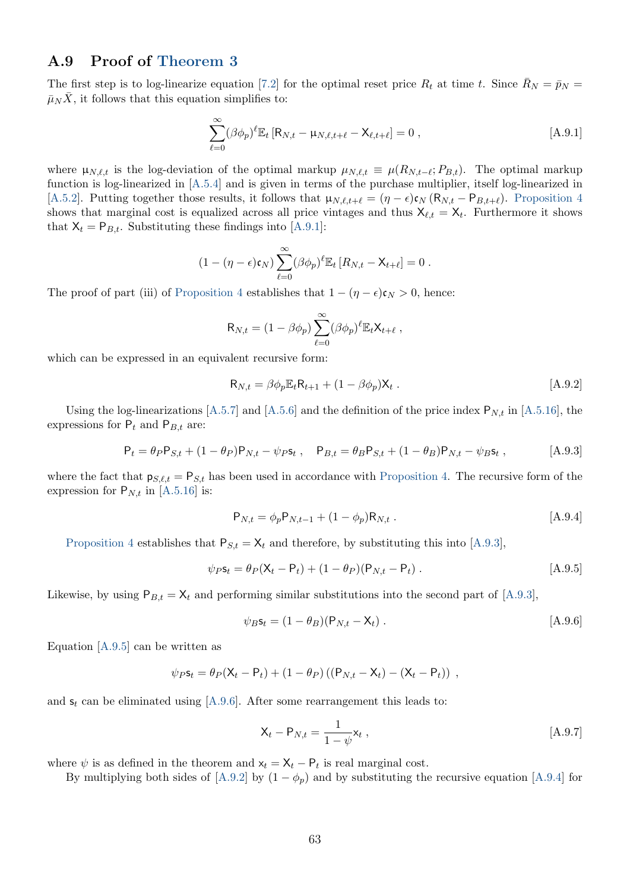## A.9 Proof of Theorem 3

The first step is to log-linearize equation [7.2] for the optimal reset price $R_t$ at time $t$. Since $\bar{R}_N = \bar{p}_N = \bar{\mu}_N \bar{X}$, it follows that this equation simplifies to:

$$\sum_{\ell=0}^{\infty} (\beta\phi_p)^\ell \mathbb{E}_t \left[\mathsf{R}_{N,t} - \mathsf{\mu}_{N,\ell,t+\ell} - \mathsf{X}_{\ell,t+\ell}\right] = 0 \,, \tag{A.9.1}$$

where $\mathsf{\mu}_{N,\ell,t}$ is the log-deviation of the optimal markup $\mu_{N,\ell,t} \equiv \mu(R_{N,t-\ell}; P_{B,t})$. The optimal markup function is log-linearized in [A.5.4] and is given in terms of the purchase multiplier, itself log-linearized in [A.5.2]. Putting together those results, it follows that $\mathsf{\mu}_{N,\ell,t+\ell} = (\eta - \epsilon)\mathfrak{c}_N \left(\mathsf{R}_{N,t} - \mathsf{P}_{B,t+\ell}\right)$. Proposition 4 shows that marginal cost is equalized across all price vintages and thus $\mathsf{X}_{\ell,t} = \mathsf{X}_t$. Furthermore it shows that $\mathsf{X}_t = \mathsf{P}_{B,t}$. Substituting these findings into [A.9.1]:

$$(1 - (\eta - \epsilon)\mathfrak{c}_N) \sum_{\ell=0}^{\infty} (\beta\phi_p)^\ell \mathbb{E}_t \left[R_{N,t} - \mathsf{X}_{t+\ell}\right] = 0 \,.$$

The proof of part (iii) of Proposition 4 establishes that $1 - (\eta - \epsilon)\mathfrak{c}_N > 0$, hence:

$$\mathsf{R}_{N,t} = (1 - \beta\phi_p) \sum_{\ell=0}^{\infty} (\beta\phi_p)^\ell \mathbb{E}_t \mathsf{X}_{t+\ell} \,,$$

which can be expressed in an equivalent recursive form:

$$\mathsf{R}_{N,t} = \beta\phi_p \mathbb{E}_t \mathsf{R}_{t+1} + (1 - \beta\phi_p)\mathsf{X}_t \,. \tag{A.9.2}$$

Using the log-linearizations [A.5.7] and [A.5.6] and the definition of the price index $\mathsf{P}_{N,t}$ in [A.5.16], the expressions for $\mathsf{P}_t$ and $\mathsf{P}_{B,t}$ are:

$$\mathsf{P}_t = \theta_P \mathsf{P}_{S,t} + (1 - \theta_P)\mathsf{P}_{N,t} - \psi_P \mathsf{s}_t \,, \quad \mathsf{P}_{B,t} = \theta_B \mathsf{P}_{S,t} + (1 - \theta_B)\mathsf{P}_{N,t} - \psi_B \mathsf{s}_t \,, \tag{A.9.3}$$

where the fact that $\mathsf{p}_{S,\ell,t} = \mathsf{P}_{S,t}$ has been used in accordance with Proposition 4. The recursive form of the expression for $\mathsf{P}_{N,t}$ in [A.5.16] is:

$$\mathsf{P}_{N,t} = \phi_p \mathsf{P}_{N,t-1} + (1 - \phi_p)\mathsf{R}_{N,t} \,. \tag{A.9.4}$$

Proposition 4 establishes that $\mathsf{P}_{S,t} = \mathsf{X}_t$ and therefore, by substituting this into [A.9.3],

$$\psi_P \mathsf{s}_t = \theta_P(\mathsf{X}_t - \mathsf{P}_t) + (1 - \theta_P)(\mathsf{P}_{N,t} - \mathsf{P}_t) \,. \tag{A.9.5}$$

Likewise, by using $\mathsf{P}_{B,t} = \mathsf{X}_t$ and performing similar substitutions into the second part of [A.9.3],

$$\psi_B \mathsf{s}_t = (1 - \theta_B)(\mathsf{P}_{N,t} - \mathsf{X}_t) \,. \tag{A.9.6}$$

Equation [A.9.5] can be written as

$$\psi_P \mathsf{s}_t = \theta_P(\mathsf{X}_t - \mathsf{P}_t) + (1 - \theta_P)\left((\mathsf{P}_{N,t} - \mathsf{X}_t) - (\mathsf{X}_t - \mathsf{P}_t)\right) \,,$$

and $\mathsf{s}_t$ can be eliminated using [A.9.6]. After some rearrangement this leads to:

$$\mathsf{X}_t - \mathsf{P}_{N,t} = \frac{1}{1 - \psi}\mathsf{x}_t \,, \tag{A.9.7}$$

where $\psi$ is as defined in the theorem and $\mathsf{x}_t = \mathsf{X}_t - \mathsf{P}_t$ is real marginal cost.

By multiplying both sides of [A.9.2] by $(1 - \phi_p)$ and by substituting the recursive equation [A.9.4] for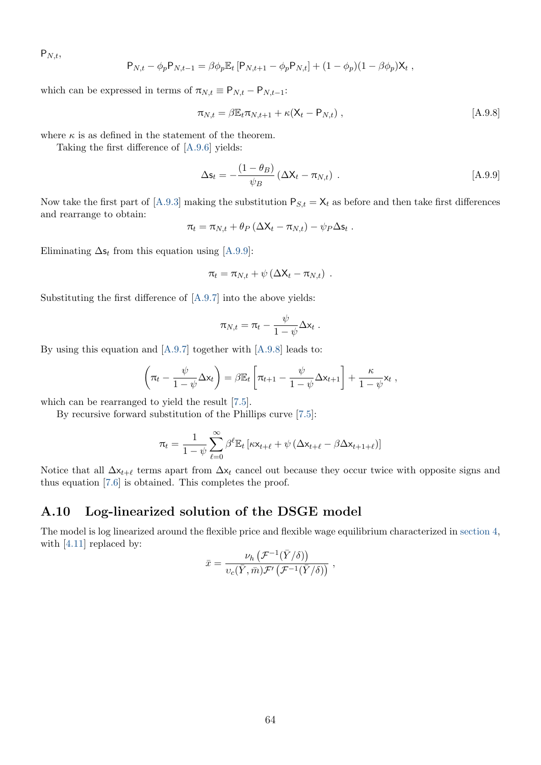$\mathsf{P}_{N,t}$,

$$\mathsf{P}_{N,t} - \phi_p \mathsf{P}_{N,t-1} = \beta \phi_p \mathbb{E}_t \left[\mathsf{P}_{N,t+1} - \phi_p \mathsf{P}_{N,t}\right] + (1-\phi_p)(1-\beta\phi_p)\mathsf{X}_t \ ,$$

which can be expressed in terms of $\pi_{N,t} \equiv \mathsf{P}_{N,t} - \mathsf{P}_{N,t-1}$:

$$\pi_{N,t} = \beta \mathbb{E}_t \pi_{N,t+1} + \kappa(\mathsf{X}_t - \mathsf{P}_{N,t}) \ , \qquad \text{[A.9.8]}$$

where $\kappa$ is as defined in the statement of the theorem.

Taking the first difference of [A.9.6] yields:

$$\Delta \mathsf{s}_t = -\frac{(1-\theta_B)}{\psi_B} \left(\Delta \mathsf{X}_t - \pi_{N,t}\right) \ . \qquad \text{[A.9.9]}$$

Now take the first part of [A.9.3] making the substitution $\mathsf{P}_{S,t} = \mathsf{X}_t$ as before and then take first differences and rearrange to obtain:

$$\pi_t = \pi_{N,t} + \theta_P \left(\Delta \mathsf{X}_t - \pi_{N,t}\right) - \psi_P \Delta \mathsf{s}_t \ .$$

Eliminating $\Delta \mathsf{s}_t$ from this equation using [A.9.9]:

$$\pi_t = \pi_{N,t} + \psi \left(\Delta \mathsf{X}_t - \pi_{N,t}\right) \ .$$

Substituting the first difference of [A.9.7] into the above yields:

$$\pi_{N,t} = \pi_t - \frac{\psi}{1-\psi} \Delta \mathsf{x}_t \ .$$

By using this equation and [A.9.7] together with [A.9.8] leads to:

$$\left(\pi_t - \frac{\psi}{1-\psi}\Delta \mathsf{x}_t\right) = \beta \mathbb{E}_t \left[\pi_{t+1} - \frac{\psi}{1-\psi}\Delta \mathsf{x}_{t+1}\right] + \frac{\kappa}{1-\psi}\mathsf{x}_t \ ,$$

which can be rearranged to yield the result [7.5].

By recursive forward substitution of the Phillips curve [7.5]:

$$\pi_t = \frac{1}{1-\psi} \sum_{\ell=0}^{\infty} \beta^\ell \mathbb{E}_t \left[\kappa \mathsf{x}_{t+\ell} + \psi \left(\Delta \mathsf{x}_{t+\ell} - \beta \Delta \mathsf{x}_{t+1+\ell}\right)\right]$$

Notice that all $\Delta \mathsf{x}_{t+\ell}$ terms apart from $\Delta \mathsf{x}_t$ cancel out because they occur twice with opposite signs and thus equation [7.6] is obtained. This completes the proof.

## A.10 Log-linearized solution of the DSGE model

The model is log linearized around the flexible price and flexible wage equilibrium characterized in section 4, with [4.11] replaced by:

$$\bar{x} = \frac{\nu_h\left(\mathcal{F}^{-1}(\bar{Y}/\delta)\right)}{\upsilon_c(\bar{Y}, \bar{m})\mathcal{F}'\left(\mathcal{F}^{-1}(\bar{Y}/\delta)\right)} \ ,$$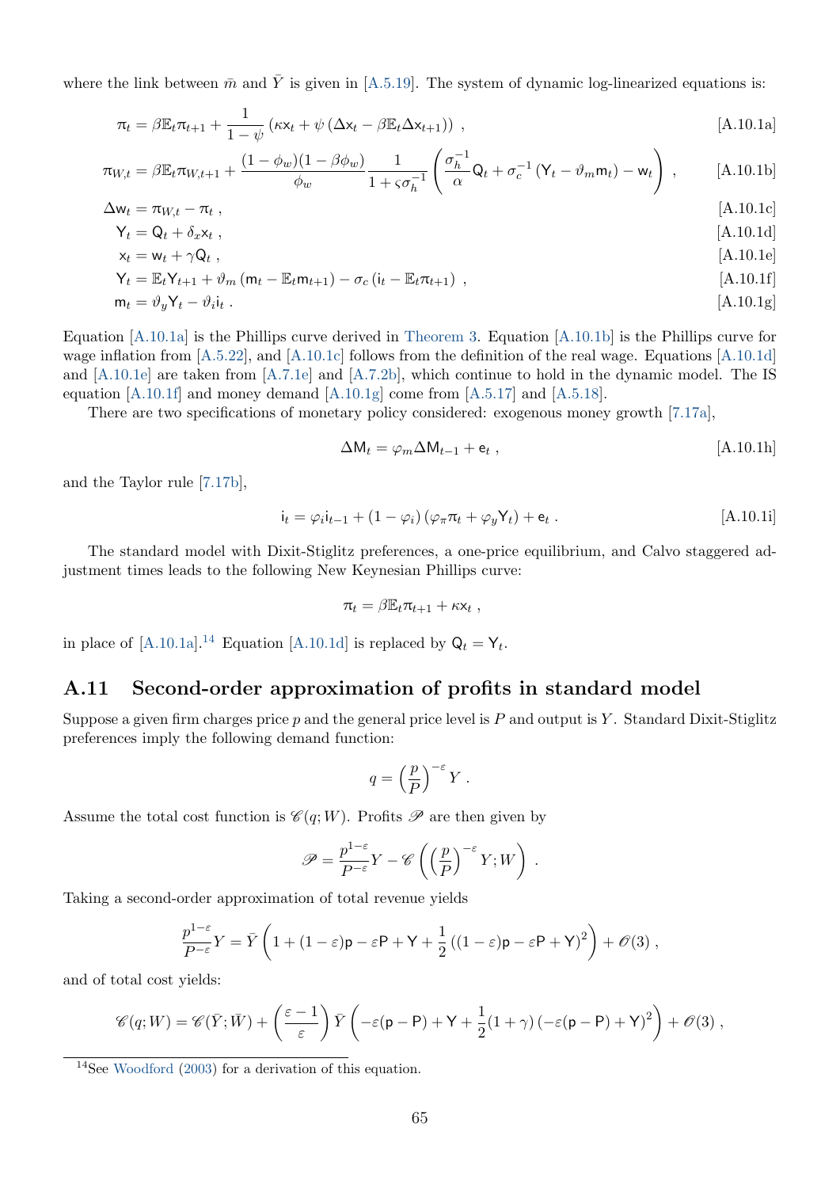where the link between $\bar{m}$ and $\bar{Y}$ is given in [A.5.19]. The system of dynamic log-linearized equations is:

$$\pi_t = \beta \mathbb{E}_t \pi_{t+1} + \frac{1}{1-\psi}\left(\kappa \mathsf{x}_t + \psi\left(\Delta \mathsf{x}_t - \beta \mathbb{E}_t \Delta \mathsf{x}_{t+1}\right)\right) , \tag{A.10.1a}$$

$$\pi_{W,t} = \beta \mathbb{E}_t \pi_{W,t+1} + \frac{(1-\phi_w)(1-\beta\phi_w)}{\phi_w}\frac{1}{1+\varsigma\sigma_h^{-1}}\left(\frac{\sigma_h^{-1}}{\alpha}\mathsf{Q}_t + \sigma_c^{-1}\left(\mathsf{Y}_t - \vartheta_m \mathsf{m}_t\right) - \mathsf{w}_t\right) , \tag{A.10.1b}$$

$$\Delta \mathsf{w}_t = \pi_{W,t} - \pi_t , \tag{A.10.1c}$$

$$\mathsf{Y}_t = \mathsf{Q}_t + \delta_x \mathsf{x}_t , \tag{A.10.1d}$$

$$\mathsf{x}_t = \mathsf{w}_t + \gamma \mathsf{Q}_t , \tag{A.10.1e}$$

$$\mathsf{Y}_t = \mathbb{E}_t \mathsf{Y}_{t+1} + \vartheta_m\left(\mathsf{m}_t - \mathbb{E}_t \mathsf{m}_{t+1}\right) - \sigma_c\left(\mathsf{i}_t - \mathbb{E}_t \pi_{t+1}\right) , \tag{A.10.1f}$$

$$\mathsf{m}_t = \vartheta_y \mathsf{Y}_t - \vartheta_i \mathsf{i}_t . \tag{A.10.1g}$$

Equation [A.10.1a] is the Phillips curve derived in Theorem 3. Equation [A.10.1b] is the Phillips curve for wage inflation from [A.5.22], and [A.10.1c] follows from the definition of the real wage. Equations [A.10.1d] and [A.10.1e] are taken from [A.7.1e] and [A.7.2b], which continue to hold in the dynamic model. The IS equation [A.10.1f] and money demand [A.10.1g] come from [A.5.17] and [A.5.18].

There are two specifications of monetary policy considered: exogenous money growth [7.17a],

$$\Delta \mathsf{M}_t = \varphi_m \Delta \mathsf{M}_{t-1} + \mathsf{e}_t , \tag{A.10.1h}$$

and the Taylor rule [7.17b],

$$\mathsf{i}_t = \varphi_i \mathsf{i}_{t-1} + (1-\varphi_i)\left(\varphi_\pi \pi_t + \varphi_y \mathsf{Y}_t\right) + \mathsf{e}_t . \tag{A.10.1i}$$

The standard model with Dixit-Stiglitz preferences, a one-price equilibrium, and Calvo staggered adjustment times leads to the following New Keynesian Phillips curve:

$$\pi_t = \beta \mathbb{E}_t \pi_{t+1} + \kappa \mathsf{x}_t ,$$

in place of [A.10.1a].[14] Equation [A.10.1d] is replaced by $\mathsf{Q}_t = \mathsf{Y}_t$.

## A.11 Second-order approximation of profits in standard model

Suppose a given firm charges price $p$ and the general price level is $P$ and output is $Y$. Standard Dixit-Stiglitz preferences imply the following demand function:

$$q = \left(\frac{p}{P}\right)^{-\varepsilon} Y .$$

Assume the total cost function is $\mathscr{C}(q; W)$. Profits $\mathscr{P}$ are then given by

$$\mathscr{P} = \frac{p^{1-\varepsilon}}{P^{-\varepsilon}} Y - \mathscr{C}\left(\left(\frac{p}{P}\right)^{-\varepsilon} Y; W\right) .$$

Taking a second-order approximation of total revenue yields

$$\frac{p^{1-\varepsilon}}{P^{-\varepsilon}} Y = \bar{Y}\left(1 + (1-\varepsilon)\mathsf{p} - \varepsilon \mathsf{P} + \mathsf{Y} + \frac{1}{2}\left((1-\varepsilon)\mathsf{p} - \varepsilon \mathsf{P} + \mathsf{Y}\right)^2\right) + \mathscr{O}(3) ,$$

and of total cost yields:

$$\mathscr{C}(q; W) = \mathscr{C}(\bar{Y}; \bar{W}) + \left(\frac{\varepsilon - 1}{\varepsilon}\right)\bar{Y}\left(-\varepsilon(\mathsf{p} - \mathsf{P}) + \mathsf{Y} + \frac{1}{2}(1+\gamma)\left(-\varepsilon(\mathsf{p} - \mathsf{P}) + \mathsf{Y}\right)^2\right) + \mathscr{O}(3) ,$$

[14] See Woodford (2003) for a derivation of this equation.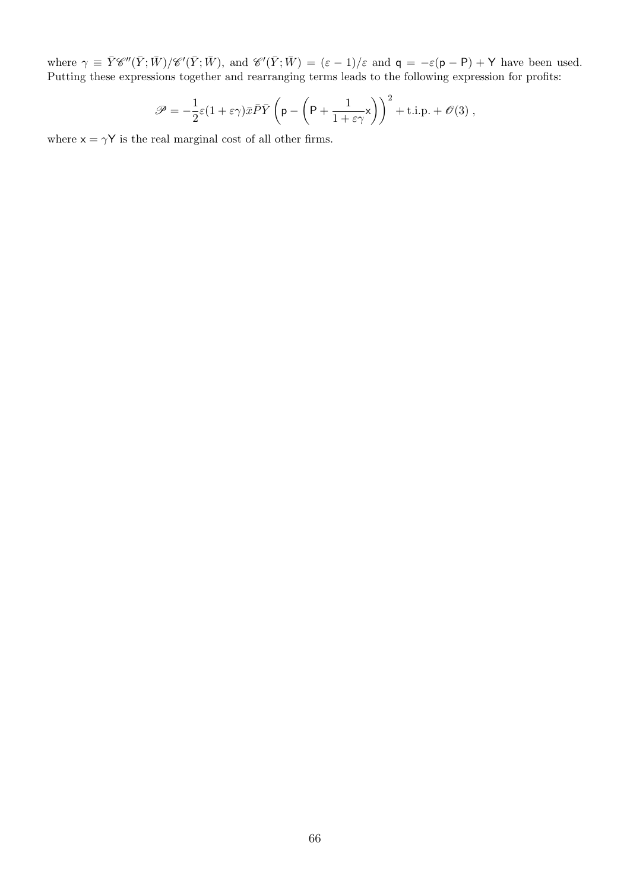where $\gamma \equiv \bar{Y}\mathscr{C}''(\bar{Y};\bar{W})/\mathscr{C}'(\bar{Y};\bar{W})$, and $\mathscr{C}'(\bar{Y};\bar{W}) = (\varepsilon - 1)/\varepsilon$ and $\mathsf{q} = -\varepsilon(\mathsf{p} - \mathsf{P}) + \mathsf{Y}$ have been used. Putting these expressions together and rearranging terms leads to the following expression for profits:

$$\mathscr{P} = -\frac{1}{2}\varepsilon(1+\varepsilon\gamma)\bar{x}\bar{P}\bar{Y}\left(\mathsf{p} - \left(\mathsf{P} + \frac{1}{1+\varepsilon\gamma}\mathsf{x}\right)\right)^2 + \text{t.i.p.} + \mathscr{O}(3)\,,$$

where $\mathsf{x} = \gamma\mathsf{Y}$ is the real marginal cost of all other firms.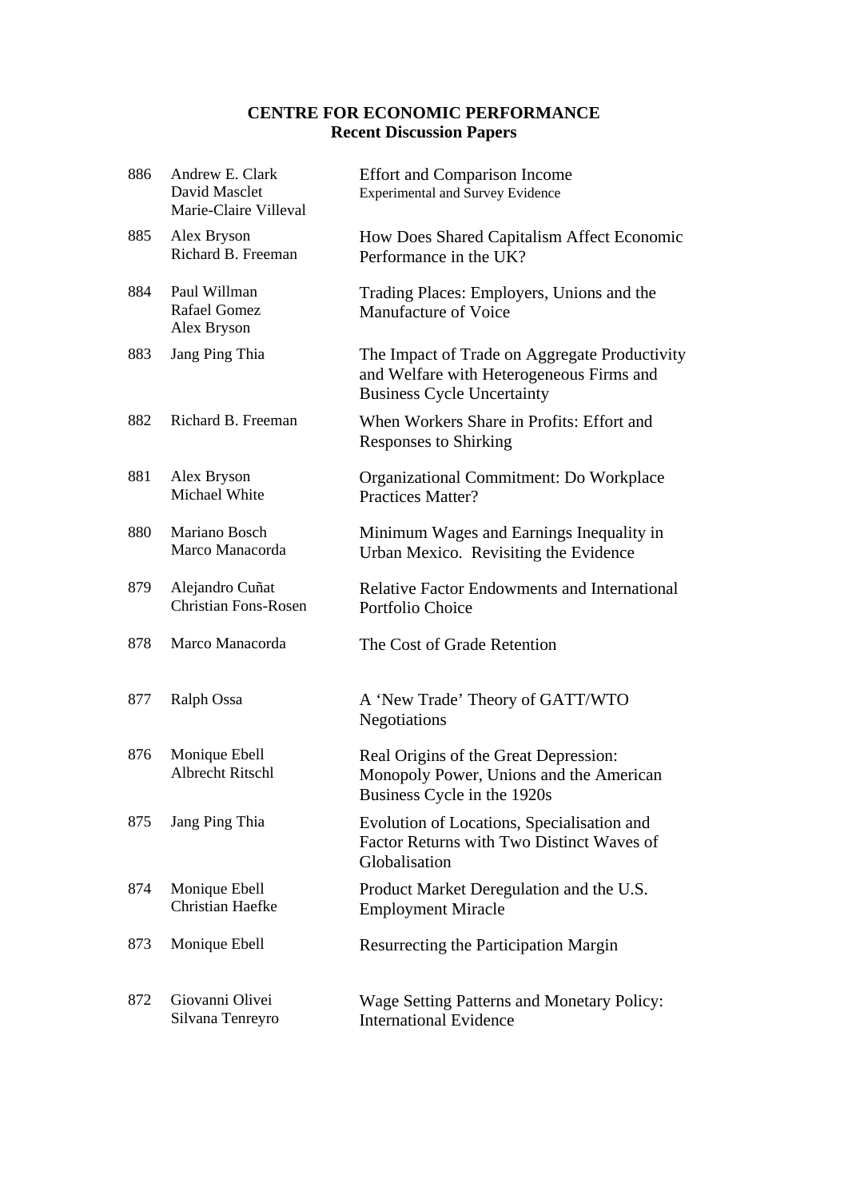**CENTRE FOR ECONOMIC PERFORMANCE**
**Recent Discussion Papers**

| | | |
|---|---|---|
| 886 | Andrew E. Clark<br>David Masclet<br>Marie-Claire Villeval | Effort and Comparison Income<br>Experimental and Survey Evidence |
| 885 | Alex Bryson<br>Richard B. Freeman | How Does Shared Capitalism Affect Economic Performance in the UK? |
| 884 | Paul Willman<br>Rafael Gomez<br>Alex Bryson | Trading Places: Employers, Unions and the Manufacture of Voice |
| 883 | Jang Ping Thia | The Impact of Trade on Aggregate Productivity and Welfare with Heterogeneous Firms and Business Cycle Uncertainty |
| 882 | Richard B. Freeman | When Workers Share in Profits: Effort and Responses to Shirking |
| 881 | Alex Bryson<br>Michael White | Organizational Commitment: Do Workplace Practices Matter? |
| 880 | Mariano Bosch<br>Marco Manacorda | Minimum Wages and Earnings Inequality in Urban Mexico. Revisiting the Evidence |
| 879 | Alejandro Cuñat<br>Christian Fons-Rosen | Relative Factor Endowments and International Portfolio Choice |
| 878 | Marco Manacorda | The Cost of Grade Retention |
| 877 | Ralph Ossa | A 'New Trade' Theory of GATT/WTO Negotiations |
| 876 | Monique Ebell<br>Albrecht Ritschl | Real Origins of the Great Depression: Monopoly Power, Unions and the American Business Cycle in the 1920s |
| 875 | Jang Ping Thia | Evolution of Locations, Specialisation and Factor Returns with Two Distinct Waves of Globalisation |
| 874 | Monique Ebell<br>Christian Haefke | Product Market Deregulation and the U.S. Employment Miracle |
| 873 | Monique Ebell | Resurrecting the Participation Margin |
| 872 | Giovanni Olivei<br>Silvana Tenreyro | Wage Setting Patterns and Monetary Policy: International Evidence |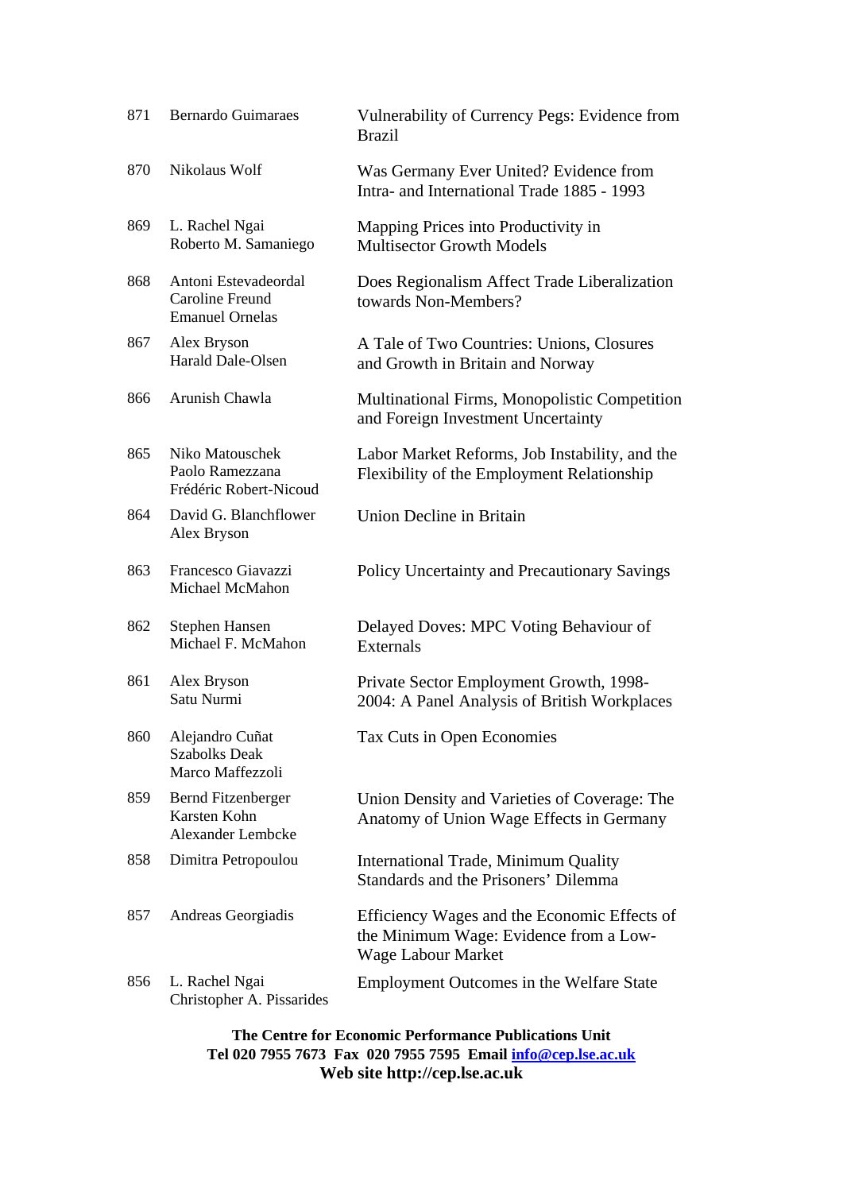| | | |
|---|---|---|
| 871 | Bernardo Guimaraes | Vulnerability of Currency Pegs: Evidence from Brazil |
| 870 | Nikolaus Wolf | Was Germany Ever United? Evidence from Intra- and International Trade 1885 - 1993 |
| 869 | L. Rachel Ngai<br>Roberto M. Samaniego | Mapping Prices into Productivity in Multisector Growth Models |
| 868 | Antoni Estevadeordal<br>Caroline Freund<br>Emanuel Ornelas | Does Regionalism Affect Trade Liberalization towards Non-Members? |
| 867 | Alex Bryson<br>Harald Dale-Olsen | A Tale of Two Countries: Unions, Closures and Growth in Britain and Norway |
| 866 | Arunish Chawla | Multinational Firms, Monopolistic Competition and Foreign Investment Uncertainty |
| 865 | Niko Matouschek<br>Paolo Ramezzana<br>Frédéric Robert-Nicoud | Labor Market Reforms, Job Instability, and the Flexibility of the Employment Relationship |
| 864 | David G. Blanchflower<br>Alex Bryson | Union Decline in Britain |
| 863 | Francesco Giavazzi<br>Michael McMahon | Policy Uncertainty and Precautionary Savings |
| 862 | Stephen Hansen<br>Michael F. McMahon | Delayed Doves: MPC Voting Behaviour of Externals |
| 861 | Alex Bryson<br>Satu Nurmi | Private Sector Employment Growth, 1998-2004: A Panel Analysis of British Workplaces |
| 860 | Alejandro Cuñat<br>Szabolks Deak<br>Marco Maffezzoli | Tax Cuts in Open Economies |
| 859 | Bernd Fitzenberger<br>Karsten Kohn<br>Alexander Lembcke | Union Density and Varieties of Coverage: The Anatomy of Union Wage Effects in Germany |
| 858 | Dimitra Petropoulou | International Trade, Minimum Quality Standards and the Prisoners' Dilemma |
| 857 | Andreas Georgiadis | Efficiency Wages and the Economic Effects of the Minimum Wage: Evidence from a Low-Wage Labour Market |
| 856 | L. Rachel Ngai<br>Christopher A. Pissarides | Employment Outcomes in the Welfare State |

**The Centre for Economic Performance Publications Unit**
**Tel 020 7955 7673 Fax 020 7955 7595 Email info@cep.lse.ac.uk**
**Web site http://cep.lse.ac.uk**